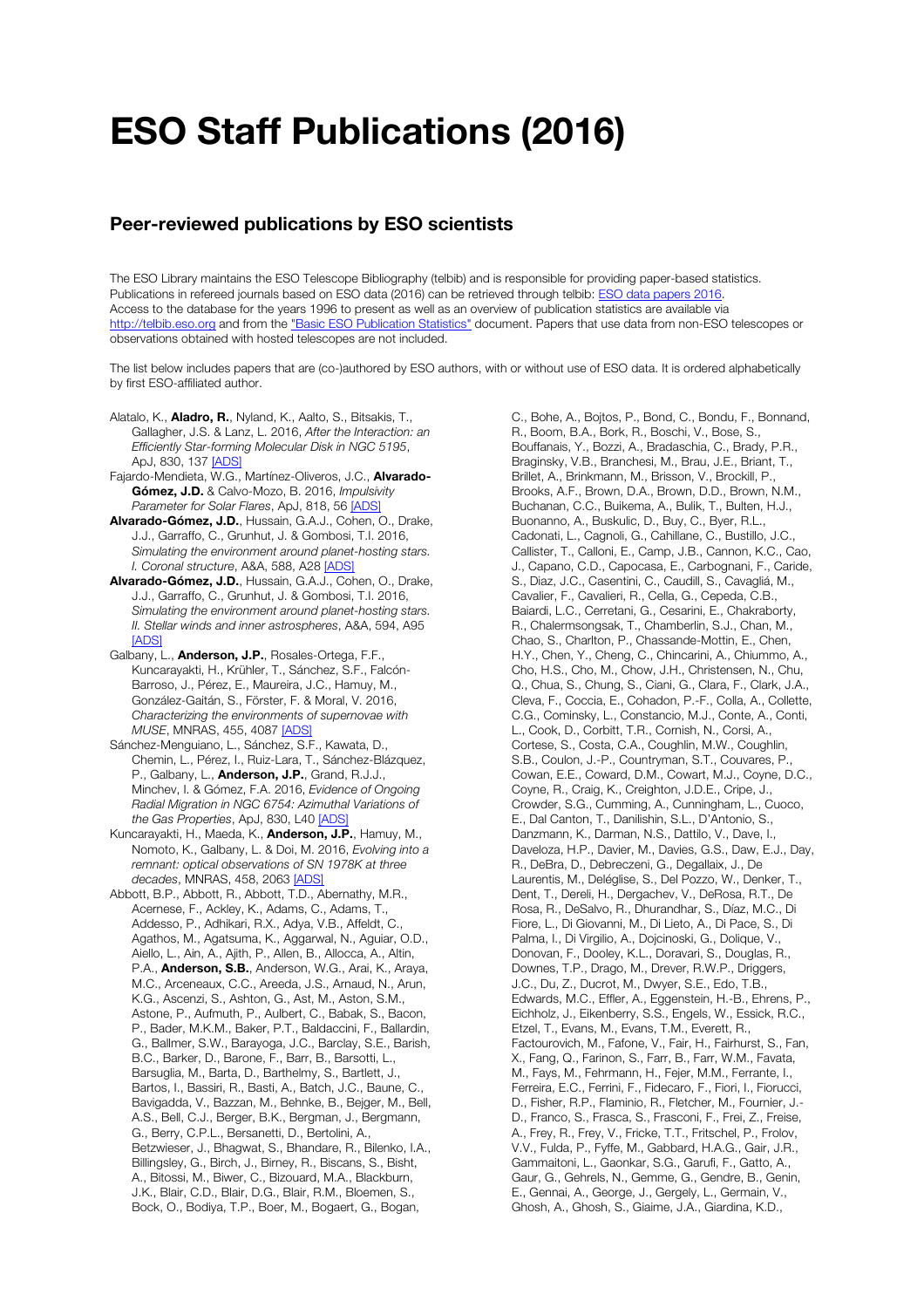# ESO Staff Publications (2016)

## Peer-reviewed publications by ESO scientists

The ESO Library maintains the ESO Telescope Bibliography (telbib) and is responsible for providing paper-based statistics. Publications in refereed journals based on ESO data (2016) can be retrieved through telbib: [ESO data papers 2016](). Access to the database for the years 1996 to present as well as an overview of publication statistics are available via [http://telbib.eso.org]() and from the ["Basic ESO Publication Statistics"]() document. Papers that use data from non-ESO telescopes or observations obtained with hosted telescopes are not included.

The list below includes papers that are (co-)authored by ESO authors, with or without use of ESO data. It is ordered alphabetically by first ESO-affiliated author.

Alatalo, K., **Aladro, R.**, Nyland, K., Aalto, S., Bitsakis, T., Gallagher, J.S. & Lanz, L. 2016, *After the Interaction: an Efficiently Star-forming Molecular Disk in NGC 5195*, ApJ, 830, 137 [ADS]

Fajardo-Mendieta, W.G., Martínez-Oliveros, J.C., **Alvarado-Gómez, J.D.** & Calvo-Mozo, B. 2016, *Impulsivity Parameter for Solar Flares*, ApJ, 818, 56 [ADS]

**Alvarado-Gómez, J.D.**, Hussain, G.A.J., Cohen, O., Drake, J.J., Garraffo, C., Grunhut, J. & Gombosi, T.I. 2016, *Simulating the environment around planet-hosting stars. I. Coronal structure*, A&A, 588, A28 [ADS]

**Alvarado-Gómez, J.D.**, Hussain, G.A.J., Cohen, O., Drake, J.J., Garraffo, C., Grunhut, J. & Gombosi, T.I. 2016, *Simulating the environment around planet-hosting stars. II. Stellar winds and inner astrospheres*, A&A, 594, A95 [ADS]

Galbany, L., **Anderson, J.P.**, Rosales-Ortega, F.F., Kuncarayakti, H., Krühler, T., Sánchez, S.F., Falcón-Barroso, J., Pérez, E., Maureira, J.C., Hamuy, M., González-Gaitán, S., Förster, F. & Moral, V. 2016, *Characterizing the environments of supernovae with MUSE*, MNRAS, 455, 4087 [ADS]

Sánchez-Menguiano, L., Sánchez, S.F., Kawata, D., Chemin, L., Pérez, I., Ruiz-Lara, T., Sánchez-Blázquez, P., Galbany, L., **Anderson, J.P.**, Grand, R.J.J., Minchev, I. & Gómez, F.A. 2016, *Evidence of Ongoing Radial Migration in NGC 6754: Azimuthal Variations of the Gas Properties*, ApJ, 830, L40 [ADS]

Kuncarayakti, H., Maeda, K., **Anderson, J.P.**, Hamuy, M., Nomoto, K., Galbany, L. & Doi, M. 2016, *Evolving into a remnant: optical observations of SN 1978K at three decades*, MNRAS, 458, 2063 [ADS]

Abbott, B.P., Abbott, R., Abbott, T.D., Abernathy, M.R., Acernese, F., Ackley, K., Adams, C., Adams, T., Addesso, P., Adhikari, R.X., Adya, V.B., Affeldt, C., Agathos, M., Agatsuma, K., Aggarwal, N., Aguiar, O.D., Aiello, L., Ain, A., Ajith, P., Allen, B., Allocca, A., Altin, P.A., **Anderson, S.B.**, Anderson, W.G., Arai, K., Araya, M.C., Arceneaux, C.C., Areeda, J.S., Arnaud, N., Arun, K.G., Ascenzi, S., Ashton, G., Ast, M., Aston, S.M., Astone, P., Aufmuth, P., Aulbert, C., Babak, S., Bacon, P., Bader, M.K.M., Baker, P.T., Baldaccini, F., Ballardin, G., Ballmer, S.W., Barayoga, J.C., Barclay, S.E., Barish, B.C., Barker, D., Barone, F., Barr, B., Barsotti, L., Barsuglia, M., Barta, D., Barthelmy, S., Bartlett, J., Bartos, I., Bassiri, R., Basti, A., Batch, J.C., Baune, C., Bavigadda, V., Bazzan, M., Behnke, B., Bejger, M., Bell, A.S., Bell, C.J., Berger, B.K., Bergman, J., Bergmann, G., Berry, C.P.L., Bersanetti, D., Bertolini, A., Betzwieser, J., Bhagwat, S., Bhandare, R., Bilenko, I.A., Billingsley, G., Birch, J., Birney, R., Biscans, S., Bisht, A., Bitossi, M., Biwer, C., Bizouard, M.A., Blackburn, J.K., Blair, C.D., Blair, D.G., Blair, R.M., Bloemen, S., Bock, O., Bodiya, T.P., Boer, M., Bogaert, G., Bogan, C., Bohe, A., Bojtos, P., Bond, C., Bondu, F., Bonnand, R., Boom, B.A., Bork, R., Boschi, V., Bose, S., Bouffanais, Y., Bozzi, A., Bradaschia, C., Brady, P.R., Braginsky, V.B., Branchesi, M., Brau, J.E., Briant, T., Brillet, A., Brinkmann, M., Brisson, V., Brockill, P., Brooks, A.F., Brown, D.A., Brown, D.D., Brown, N.M., Buchanan, C.C., Buikema, A., Bulik, T., Bulten, H.J., Buonanno, A., Buskulic, D., Buy, C., Byer, R.L., Cadonati, L., Cagnoli, G., Cahillane, C., Bustillo, J.C., Callister, T., Calloni, E., Camp, J.B., Cannon, K.C., Cao, J., Capano, C.D., Capocasa, E., Carbognani, F., Caride, S., Diaz, J.C., Casentini, C., Caudill, S., Cavagliá, M., Cavalier, F., Cavalieri, R., Cella, G., Cepeda, C.B., Baiardi, L.C., Cerretani, G., Cesarini, E., Chakraborty, R., Chalermsongsak, T., Chamberlin, S.J., Chan, M., Chao, S., Charlton, P., Chassande-Mottin, E., Chen, H.Y., Chen, Y., Cheng, C., Chincarini, A., Chiummo, A., Cho, H.S., Cho, M., Chow, J.H., Christensen, N., Chu, Q., Chua, S., Chung, S., Ciani, G., Clara, F., Clark, J.A., Cleva, F., Coccia, E., Cohadon, P.-F., Colla, A., Collette, C.G., Cominsky, L., Constancio, M.J., Conte, A., Conti, L., Cook, D., Corbitt, T.R., Cornish, N., Corsi, A., Cortese, S., Costa, C.A., Coughlin, M.W., Coughlin, S.B., Coulon, J.-P., Countryman, S.T., Couvares, P., Cowan, E.E., Coward, D.M., Cowart, M.J., Coyne, D.C., Coyne, R., Craig, K., Creighton, J.D.E., Cripe, J., Crowder, S.G., Cumming, A., Cunningham, L., Cuoco, E., Dal Canton, T., Danilishin, S.L., D'Antonio, S., Danzmann, K., Darman, N.S., Dattilo, V., Dave, I., Daveloza, H.P., Davier, M., Davies, G.S., Daw, E.J., Day, R., DeBra, D., Debreczeni, G., Degallaix, J., De Laurentis, M., Deléglise, S., Del Pozzo, W., Denker, T., Dent, T., Dereli, H., Dergachev, V., DeRosa, R.T., De Rosa, R., DeSalvo, R., Dhurandhar, S., Díaz, M.C., Di Fiore, L., Di Giovanni, M., Di Lieto, A., Di Pace, S., Di Palma, I., Di Virgilio, A., Dojcinoski, G., Dolique, V., Donovan, F., Dooley, K.L., Doravari, S., Douglas, R., Downes, T.P., Drago, M., Drever, R.W.P., Driggers, J.C., Du, Z., Ducrot, M., Dwyer, S.E., Edo, T.B., Edwards, M.C., Effler, A., Eggenstein, H.-B., Ehrens, P., Eichholz, J., Eikenberry, S.S., Engels, W., Essick, R.C., Etzel, T., Evans, M., Evans, T.M., Everett, R., Factourovich, M., Fafone, V., Fair, H., Fairhurst, S., Fan, X., Fang, Q., Farinon, S., Farr, B., Farr, W.M., Favata, M., Fays, M., Fehrmann, H., Fejer, M.M., Ferrante, I., Ferreira, E.C., Ferrini, F., Fidecaro, F., Fiori, I., Fiorucci, D., Fisher, R.P., Flaminio, R., Fletcher, M., Fournier, J.-D., Franco, S., Frasca, S., Frasconi, F., Frei, Z., Freise, A., Frey, R., Frey, V., Fricke, T.T., Fritschel, P., Frolov, V.V., Fulda, P., Fyffe, M., Gabbard, H.A.G., Gair, J.R., Gammaitoni, L., Gaonkar, S.G., Garufi, F., Gatto, A., Gaur, G., Gehrels, N., Gemme, G., Gendre, B., Genin, E., Gennai, A., George, J., Gergely, L., Germain, V., Ghosh, A., Ghosh, S., Giaime, J.A., Giardina, K.D.,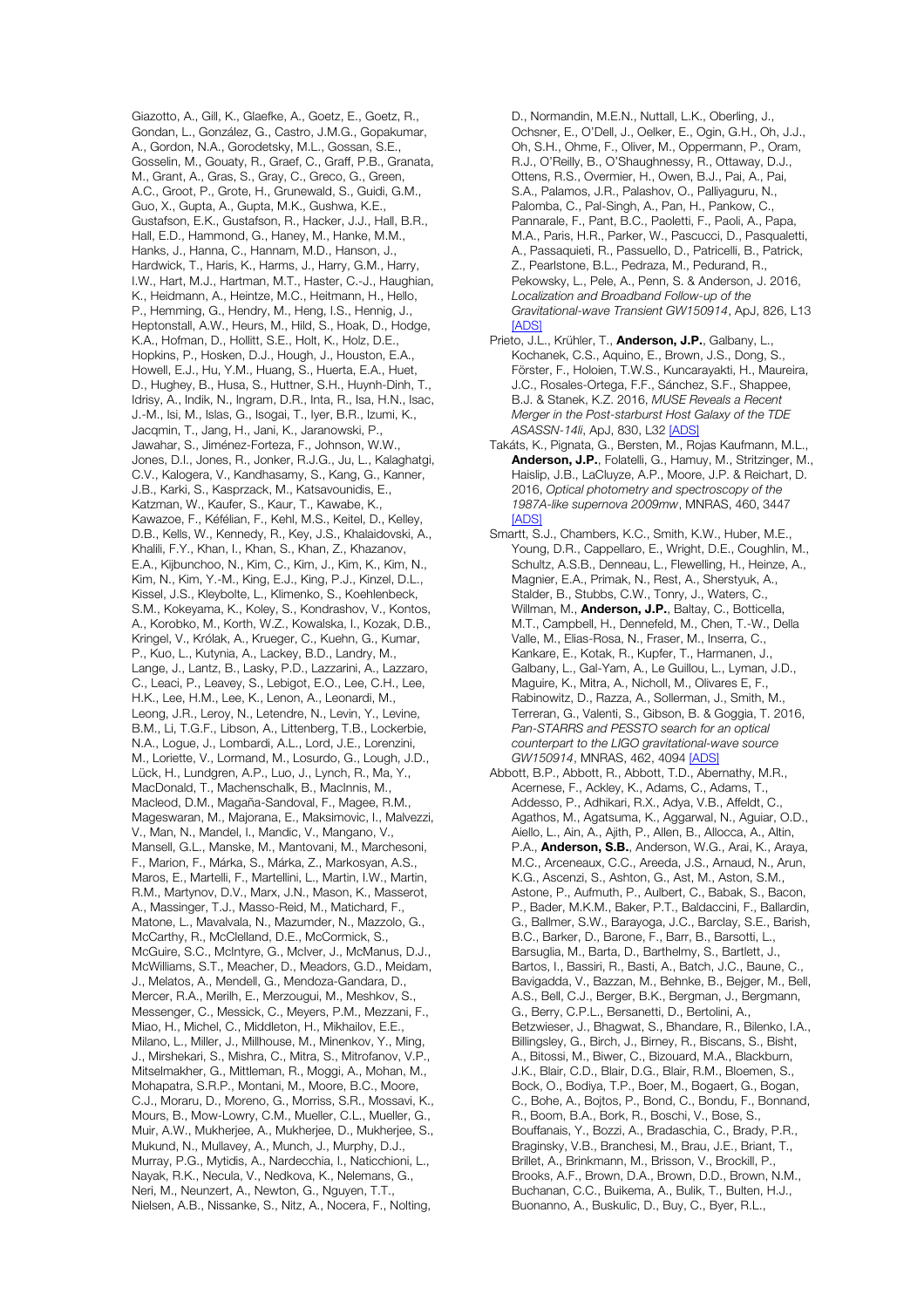Giazotto, A., Gill, K., Glaefke, A., Goetz, E., Goetz, R., Gondan, L., González, G., Castro, J.M.G., Gopakumar, A., Gordon, N.A., Gorodetsky, M.L., Gossan, S.E., Gosselin, M., Gouaty, R., Graef, C., Graff, P.B., Granata, M., Grant, A., Gras, S., Gray, C., Greco, G., Green, A.C., Groot, P., Grote, H., Grunewald, S., Guidi, G.M., Guo, X., Gupta, A., Gupta, M.K., Gushwa, K.E., Gustafson, E.K., Gustafson, R., Hacker, J.J., Hall, B.R., Hall, E.D., Hammond, G., Haney, M., Hanke, M.M., Hanks, J., Hanna, C., Hannam, M.D., Hanson, J., Hardwick, T., Haris, K., Harms, J., Harry, G.M., Harry, I.W., Hart, M.J., Hartman, M.T., Haster, C.-J., Haughian, K., Heidmann, A., Heintze, M.C., Heitmann, H., Hello, P., Hemming, G., Hendry, M., Heng, I.S., Hennig, J., Heptonstall, A.W., Heurs, M., Hild, S., Hoak, D., Hodge, K.A., Hofman, D., Hollitt, S.E., Holt, K., Holz, D.E., Hopkins, P., Hosken, D.J., Hough, J., Houston, E.A., Howell, E.J., Hu, Y.M., Huang, S., Huerta, E.A., Huet, D., Hughey, B., Husa, S., Huttner, S.H., Huynh-Dinh, T., Idrisy, A., Indik, N., Ingram, D.R., Inta, R., Isa, H.N., Isac, J.-M., Isi, M., Islas, G., Isogai, T., Iyer, B.R., Izumi, K., Jacqmin, T., Jang, H., Jani, K., Jaranowski, P., Jawahar, S., Jiménez-Forteza, F., Johnson, W.W., Jones, D.I., Jones, R., Jonker, R.J.G., Ju, L., Kalaghatgi, C.V., Kalogera, V., Kandhasamy, S., Kang, G., Kanner, J.B., Karki, S., Kasprzack, M., Katsavounidis, E., Katzman, W., Kaufer, S., Kaur, T., Kawabe, K., Kawazoe, F., Kéfélian, F., Kehl, M.S., Keitel, D., Kelley, D.B., Kells, W., Kennedy, R., Key, J.S., Khalaidovski, A., Khalili, F.Y., Khan, I., Khan, S., Khan, Z., Khazanov, E.A., Kijbunchoo, N., Kim, C., Kim, J., Kim, K., Kim, N., Kim, N., Kim, Y.-M., King, E.J., King, P.J., Kinzel, D.L., Kissel, J.S., Kleybolte, L., Klimenko, S., Koehlenbeck, S.M., Kokeyama, K., Koley, S., Kondrashov, V., Kontos, A., Korobko, M., Korth, W.Z., Kowalska, I., Kozak, D.B., Kringel, V., Królak, A., Krueger, C., Kuehn, G., Kumar, P., Kuo, L., Kutynia, A., Lackey, B.D., Landry, M., Lange, J., Lantz, B., Lasky, P.D., Lazzarini, A., Lazzaro, C., Leaci, P., Leavey, S., Lebigot, E.O., Lee, C.H., Lee, H.K., Lee, H.M., Lee, K., Lenon, A., Leonardi, M., Leong, J.R., Leroy, N., Letendre, N., Levin, Y., Levine, B.M., Li, T.G.F., Libson, A., Littenberg, T.B., Lockerbie, N.A., Logue, J., Lombardi, A.L., Lord, J.E., Lorenzini, M., Loriette, V., Lormand, M., Losurdo, G., Lough, J.D., Lück, H., Lundgren, A.P., Luo, J., Lynch, R., Ma, Y., MacDonald, T., Machenschalk, B., MacInnis, M., Macleod, D.M., Magaña-Sandoval, F., Magee, R.M., Mageswaran, M., Majorana, E., Maksimovic, I., Malvezzi, V., Man, N., Mandel, I., Mandic, V., Mangano, V., Mansell, G.L., Manske, M., Mantovani, M., Marchesoni, F., Marion, F., Márka, S., Márka, Z., Markosyan, A.S., Maros, E., Martelli, F., Martellini, L., Martin, I.W., Martin, R.M., Martynov, D.V., Marx, J.N., Mason, K., Masserot, A., Massinger, T.J., Masso-Reid, M., Matichard, F., Matone, L., Mavalvala, N., Mazumder, N., Mazzolo, G., McCarthy, R., McClelland, D.E., McCormick, S., McGuire, S.C., McIntyre, G., McIver, J., McManus, D.J., McWilliams, S.T., Meacher, D., Meadors, G.D., Meidam, J., Melatos, A., Mendell, G., Mendoza-Gandara, D., Mercer, R.A., Merilh, E., Merzougui, M., Meshkov, S., Messenger, C., Messick, C., Meyers, P.M., Mezzani, F., Miao, H., Michel, C., Middleton, H., Mikhailov, E.E., Milano, L., Miller, J., Millhouse, M., Minenkov, Y., Ming, J., Mirshekari, S., Mishra, C., Mitra, S., Mitrofanov, V.P., Mitselmakher, G., Mittleman, R., Moggi, A., Mohan, M., Mohapatra, S.R.P., Montani, M., Moore, B.C., Moore, C.J., Moraru, D., Moreno, G., Morriss, S.R., Mossavi, K., Mours, B., Mow-Lowry, C.M., Mueller, C.L., Mueller, G., Muir, A.W., Mukherjee, A., Mukherjee, D., Mukherjee, S., Mukund, N., Mullavey, A., Munch, J., Murphy, D.J., Murray, P.G., Mytidis, A., Nardecchia, I., Naticchioni, L., Nayak, R.K., Necula, V., Nedkova, K., Nelemans, G., Neri, M., Neunzert, A., Newton, G., Nguyen, T.T., Nielsen, A.B., Nissanke, S., Nitz, A., Nocera, F., Nolting, D., Normandin, M.E.N., Nuttall, L.K., Oberling, J., Ochsner, E., O'Dell, J., Oelker, E., Ogin, G.H., Oh, J.J., Oh, S.H., Ohme, F., Oliver, M., Oppermann, P., Oram, R.J., O'Reilly, B., O'Shaughnessy, R., Ottaway, D.J., Ottens, R.S., Overmier, H., Owen, B.J., Pai, A., Pai, S.A., Palamos, J.R., Palashov, O., Palliyaguru, N., Palomba, C., Pal-Singh, A., Pan, H., Pankow, C., Pannarale, F., Pant, B.C., Paoletti, F., Paoli, A., Papa, M.A., Paris, H.R., Parker, W., Pascucci, D., Pasqualetti, A., Passaquieti, R., Passuello, D., Patricelli, B., Patrick, Z., Pearlstone, B.L., Pedraza, M., Pedurand, R., Pekowsky, L., Pele, A., Penn, S. & Anderson, J. 2016, *Localization and Broadband Follow-up of the Gravitational-wave Transient GW150914*, ApJ, 826, L13 [ADS]

Prieto, J.L., Krühler, T., **Anderson, J.P.**, Galbany, L., Kochanek, C.S., Aquino, E., Brown, J.S., Dong, S., Förster, F., Holoien, T.W.S., Kuncarayakti, H., Maureira, J.C., Rosales-Ortega, F.F., Sánchez, S.F., Shappee, B.J. & Stanek, K.Z. 2016, *MUSE Reveals a Recent Merger in the Post-starburst Host Galaxy of the TDE ASASSN-14li*, ApJ, 830, L32 [ADS]

Takáts, K., Pignata, G., Bersten, M., Rojas Kaufmann, M.L., **Anderson, J.P.**, Folatelli, G., Hamuy, M., Stritzinger, M., Haislip, J.B., LaCluyze, A.P., Moore, J.P. & Reichart, D. 2016, *Optical photometry and spectroscopy of the 1987A-like supernova 2009mw*, MNRAS, 460, 3447 [ADS]

Smartt, S.J., Chambers, K.C., Smith, K.W., Huber, M.E., Young, D.R., Cappellaro, E., Wright, D.E., Coughlin, M., Schultz, A.S.B., Denneau, L., Flewelling, H., Heinze, A., Magnier, E.A., Primak, N., Rest, A., Sherstyuk, A., Stalder, B., Stubbs, C.W., Tonry, J., Waters, C., Willman, M., **Anderson, J.P.**, Baltay, C., Botticella, M.T., Campbell, H., Dennefeld, M., Chen, T.-W., Della Valle, M., Elias-Rosa, N., Fraser, M., Inserra, C., Kankare, E., Kotak, R., Kupfer, T., Harmanen, J., Galbany, L., Gal-Yam, A., Le Guillou, L., Lyman, J.D., Maguire, K., Mitra, A., Nicholl, M., Olivares E, F., Rabinowitz, D., Razza, A., Sollerman, J., Smith, M., Terreran, G., Valenti, S., Gibson, B. & Goggia, T. 2016, *Pan-STARRS and PESSTO search for an optical counterpart to the LIGO gravitational-wave source GW150914*, MNRAS, 462, 4094 [ADS]

Abbott, B.P., Abbott, R., Abbott, T.D., Abernathy, M.R., Acernese, F., Ackley, K., Adams, C., Adams, T., Addesso, P., Adhikari, R.X., Adya, V.B., Affeldt, C., Agathos, M., Agatsuma, K., Aggarwal, N., Aguiar, O.D., Aiello, L., Ain, A., Ajith, P., Allen, B., Allocca, A., Altin, P.A., **Anderson, S.B.**, Anderson, W.G., Arai, K., Araya, M.C., Arceneaux, C.C., Areeda, J.S., Arnaud, N., Arun, K.G., Ascenzi, S., Ashton, G., Ast, M., Aston, S.M., Astone, P., Aufmuth, P., Aulbert, C., Babak, S., Bacon, P., Bader, M.K.M., Baker, P.T., Baldaccini, F., Ballardin, G., Ballmer, S.W., Barayoga, J.C., Barclay, S.E., Barish, B.C., Barker, D., Barone, F., Barr, B., Barsotti, L., Barsuglia, M., Barta, D., Barthelmy, S., Bartlett, J., Bartos, I., Bassiri, R., Basti, A., Batch, J.C., Baune, C., Bavigadda, V., Bazzan, M., Behnke, B., Bejger, M., Bell, A.S., Bell, C.J., Berger, B.K., Bergman, J., Bergmann, G., Berry, C.P.L., Bersanetti, D., Bertolini, A., Betzwieser, J., Bhagwat, S., Bhandare, R., Bilenko, I.A., Billingsley, G., Birch, J., Birney, R., Biscans, S., Bisht, A., Bitossi, M., Biwer, C., Bizouard, M.A., Blackburn, J.K., Blair, C.D., Blair, D.G., Blair, R.M., Bloemen, S., Bock, O., Bodiya, T.P., Boer, M., Bogaert, G., Bogan, C., Bohe, A., Bojtos, P., Bond, C., Bondu, F., Bonnand, R., Boom, B.A., Bork, R., Boschi, V., Bose, S., Bouffanais, Y., Bozzi, A., Bradaschia, C., Brady, P.R., Braginsky, V.B., Branchesi, M., Brau, J.E., Briant, T., Brillet, A., Brinkmann, M., Brisson, V., Brockill, P., Brooks, A.F., Brown, D.A., Brown, D.D., Brown, N.M., Buchanan, C.C., Buikema, A., Bulik, T., Bulten, H.J., Buonanno, A., Buskulic, D., Buy, C., Byer, R.L.,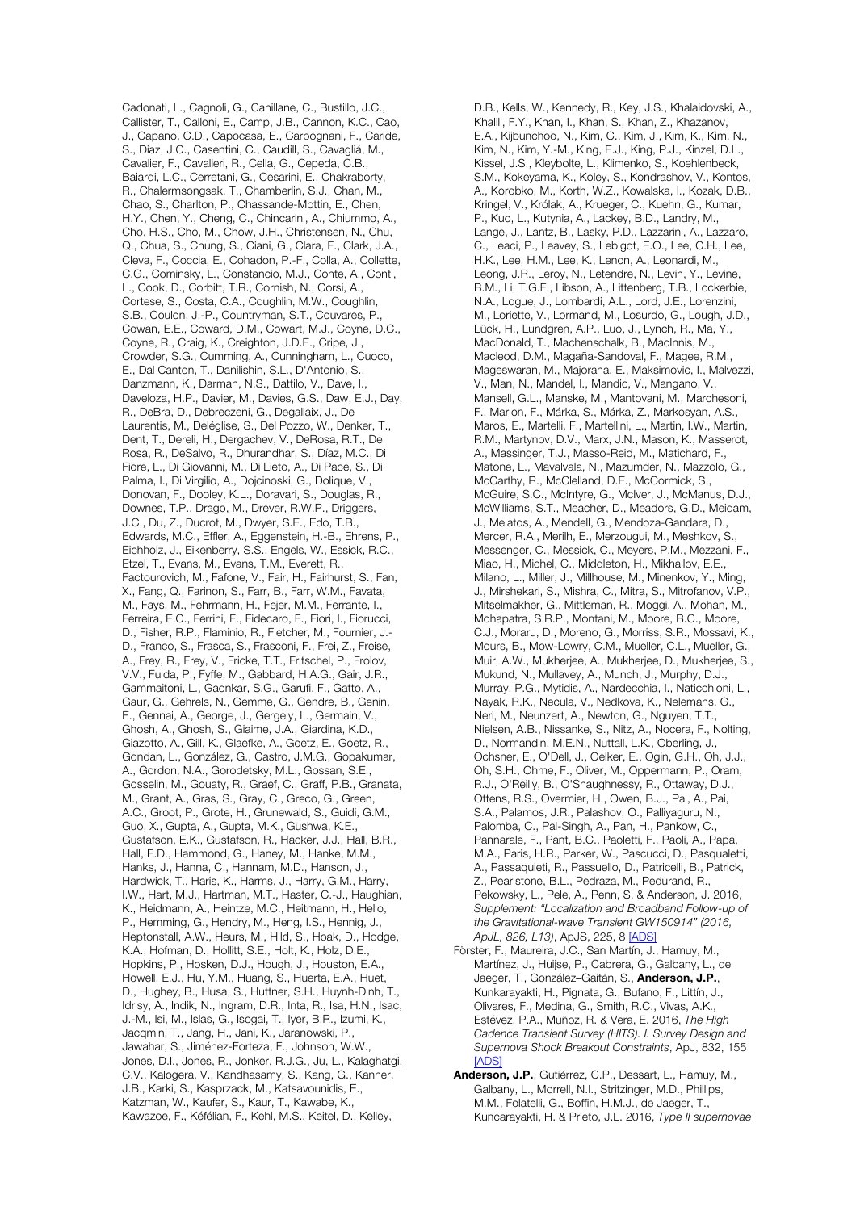Cadonati, L., Cagnoli, G., Cahillane, C., Bustillo, J.C., Callister, T., Calloni, E., Camp, J.B., Cannon, K.C., Cao, J., Capano, C.D., Capocasa, E., Carbognani, F., Caride, S., Diaz, J.C., Casentini, C., Caudill, S., Cavagliá, M., Cavalier, F., Cavalieri, R., Cella, G., Cepeda, C.B., Baiardi, L.C., Cerretani, G., Cesarini, E., Chakraborty, R., Chalermsongsak, T., Chamberlin, S.J., Chan, M., Chao, S., Charlton, P., Chassande-Mottin, E., Chen, H.Y., Chen, Y., Cheng, C., Chincarini, A., Chiummo, A., Cho, H.S., Cho, M., Chow, J.H., Christensen, N., Chu, Q., Chua, S., Chung, S., Ciani, G., Clara, F., Clark, J.A., Cleva, F., Coccia, E., Cohadon, P.-F., Colla, A., Collette, C.G., Cominsky, L., Constancio, M.J., Conte, A., Conti, L., Cook, D., Corbitt, T.R., Cornish, N., Corsi, A., Cortese, S., Costa, C.A., Coughlin, M.W., Coughlin, S.B., Coulon, J.-P., Countryman, S.T., Couvares, P., Cowan, E.E., Coward, D.M., Cowart, M.J., Coyne, D.C., Coyne, R., Craig, K., Creighton, J.D.E., Cripe, J., Crowder, S.G., Cumming, A., Cunningham, L., Cuoco, E., Dal Canton, T., Danilishin, S.L., D'Antonio, S., Danzmann, K., Darman, N.S., Dattilo, V., Dave, I., Daveloza, H.P., Davier, M., Davies, G.S., Daw, E.J., Day, R., DeBra, D., Debreczeni, G., Degallaix, J., De Laurentis, M., Deléglise, S., Del Pozzo, W., Denker, T., Dent, T., Dereli, H., Dergachev, V., DeRosa, R.T., De Rosa, R., DeSalvo, R., Dhurandhar, S., Díaz, M.C., Di Fiore, L., Di Giovanni, M., Di Lieto, A., Di Pace, S., Di Palma, I., Di Virgilio, A., Dojcinoski, G., Dolique, V., Donovan, F., Dooley, K.L., Doravari, S., Douglas, R., Downes, T.P., Drago, M., Drever, R.W.P., Driggers, J.C., Du, Z., Ducrot, M., Dwyer, S.E., Edo, T.B., Edwards, M.C., Effler, A., Eggenstein, H.-B., Ehrens, P., Eichholz, J., Eikenberry, S.S., Engels, W., Essick, R.C., Etzel, T., Evans, M., Evans, T.M., Everett, R., Factourovich, M., Fafone, V., Fair, H., Fairhurst, S., Fan, X., Fang, Q., Farinon, S., Farr, B., Farr, W.M., Favata, M., Fays, M., Fehrmann, H., Fejer, M.M., Ferrante, I., Ferreira, E.C., Ferrini, F., Fidecaro, F., Fiori, I., Fiorucci, D., Fisher, R.P., Flaminio, R., Fletcher, M., Fournier, J.-D., Franco, S., Frasca, S., Frasconi, F., Frei, Z., Freise, A., Frey, R., Frey, V., Fricke, T.T., Fritschel, P., Frolov, V.V., Fulda, P., Fyffe, M., Gabbard, H.A.G., Gair, J.R., Gammaitoni, L., Gaonkar, S.G., Garufi, F., Gatto, A., Gaur, G., Gehrels, N., Gemme, G., Gendre, B., Genin, E., Gennai, A., George, J., Gergely, L., Germain, V., Ghosh, A., Ghosh, S., Giaime, J.A., Giardina, K.D., Giazotto, A., Gill, K., Glaefke, A., Goetz, E., Goetz, R., Gondan, L., González, G., Castro, J.M.G., Gopakumar, A., Gordon, N.A., Gorodetsky, M.L., Gossan, S.E., Gosselin, M., Gouaty, R., Graef, C., Graff, P.B., Granata, M., Grant, A., Gras, S., Gray, C., Greco, G., Green, A.C., Groot, P., Grote, H., Grunewald, S., Guidi, G.M., Guo, X., Gupta, A., Gupta, M.K., Gushwa, K.E., Gustafson, E.K., Gustafson, R., Hacker, J.J., Hall, B.R., Hall, E.D., Hammond, G., Haney, M., Hanke, M.M., Hanks, J., Hanna, C., Hannam, M.D., Hanson, J., Hardwick, T., Haris, K., Harms, J., Harry, G.M., Harry, I.W., Hart, M.J., Hartman, M.T., Haster, C.-J., Haughian, K., Heidmann, A., Heintze, M.C., Heitmann, H., Hello, P., Hemming, G., Hendry, M., Heng, I.S., Hennig, J., Heptonstall, A.W., Heurs, M., Hild, S., Hoak, D., Hodge, K.A., Hofman, D., Hollitt, S.E., Holt, K., Holz, D.E., Hopkins, P., Hosken, D.J., Hough, J., Houston, E.A., Howell, E.J., Hu, Y.M., Huang, S., Huerta, E.A., Huet, D., Hughey, B., Husa, S., Huttner, S.H., Huynh-Dinh, T., Idrisy, A., Indik, N., Ingram, D.R., Inta, R., Isa, H.N., Isac, J.-M., Isi, M., Islas, G., Isogai, T., Iyer, B.R., Izumi, K., Jacqmin, T., Jang, H., Jani, K., Jaranowski, P., Jawahar, S., Jiménez-Forteza, F., Johnson, W.W., Jones, D.I., Jones, R., Jonker, R.J.G., Ju, L., Kalaghatgi, C.V., Kalogera, V., Kandhasamy, S., Kang, G., Kanner, J.B., Karki, S., Kasprzack, M., Katsavounidis, E., Katzman, W., Kaufer, S., Kaur, T., Kawabe, K., Kawazoe, F., Kéfélian, F., Kehl, M.S., Keitel, D., Kelley, D.B., Kells, W., Kennedy, R., Key, J.S., Khalaidovski, A., Khalili, F.Y., Khan, I., Khan, S., Khan, Z., Khazanov, E.A., Kijbunchoo, N., Kim, C., Kim, J., Kim, K., Kim, N., Kim, N., Kim, Y.-M., King, E.J., King, P.J., Kinzel, D.L., Kissel, J.S., Kleybolte, L., Klimenko, S., Koehlenbeck, S.M., Kokeyama, K., Koley, S., Kondrashov, V., Kontos, A., Korobko, M., Korth, W.Z., Kowalska, I., Kozak, D.B., Kringel, V., Królak, A., Krueger, C., Kuehn, G., Kumar, P., Kuo, L., Kutynia, A., Lackey, B.D., Landry, M., Lange, J., Lantz, B., Lasky, P.D., Lazzarini, A., Lazzaro, C., Leaci, P., Leavey, S., Lebigot, E.O., Lee, C.H., Lee, H.K., Lee, H.M., Lee, K., Lenon, A., Leonardi, M., Leong, J.R., Leroy, N., Letendre, N., Levin, Y., Levine, B.M., Li, T.G.F., Libson, A., Littenberg, T.B., Lockerbie, N.A., Logue, J., Lombardi, A.L., Lord, J.E., Lorenzini, M., Loriette, V., Lormand, M., Losurdo, G., Lough, J.D., Lück, H., Lundgren, A.P., Luo, J., Lynch, R., Ma, Y., MacDonald, T., Machenschalk, B., MacInnis, M., Macleod, D.M., Magaña-Sandoval, F., Magee, R.M., Mageswaran, M., Majorana, E., Maksimovic, I., Malvezzi, V., Man, N., Mandel, I., Mandic, V., Mangano, V., Mansell, G.L., Manske, M., Mantovani, M., Marchesoni, F., Marion, F., Márka, S., Márka, Z., Markosyan, A.S., Maros, E., Martelli, F., Martellini, L., Martin, I.W., Martin, R.M., Martynov, D.V., Marx, J.N., Mason, K., Masserot, A., Massinger, T.J., Masso-Reid, M., Matichard, F., Matone, L., Mavalvala, N., Mazumder, N., Mazzolo, G., McCarthy, R., McClelland, D.E., McCormick, S., McGuire, S.C., McIntyre, G., McIver, J., McManus, D.J., McWilliams, S.T., Meacher, D., Meadors, G.D., Meidam, J., Melatos, A., Mendell, G., Mendoza-Gandara, D., Mercer, R.A., Merilh, E., Merzougui, M., Meshkov, S., Messenger, C., Messick, C., Meyers, P.M., Mezzani, F., Miao, H., Michel, C., Middleton, H., Mikhailov, E.E., Milano, L., Miller, J., Millhouse, M., Minenkov, Y., Ming, J., Mirshekari, S., Mishra, C., Mitra, S., Mitrofanov, V.P., Mitselmakher, G., Mittleman, R., Moggi, A., Mohan, M., Mohapatra, S.R.P., Montani, M., Moore, B.C., Moore, C.J., Moraru, D., Moreno, G., Morriss, S.R., Mossavi, K., Mours, B., Mow-Lowry, C.M., Mueller, C.L., Mueller, G., Muir, A.W., Mukherjee, A., Mukherjee, D., Mukherjee, S., Mukund, N., Mullavey, A., Munch, J., Murphy, D.J., Murray, P.G., Mytidis, A., Nardecchia, I., Naticchioni, L., Nayak, R.K., Necula, V., Nedkova, K., Nelemans, G., Neri, M., Neunzert, A., Newton, G., Nguyen, T.T., Nielsen, A.B., Nissanke, S., Nitz, A., Nocera, F., Nolting, D., Normandin, M.E.N., Nuttall, L.K., Oberling, J., Ochsner, E., O'Dell, J., Oelker, E., Ogin, G.H., Oh, J.J., Oh, S.H., Ohme, F., Oliver, M., Oppermann, P., Oram, R.J., O'Reilly, B., O'Shaughnessy, R., Ottaway, D.J., Ottens, R.S., Overmier, H., Owen, B.J., Pai, A., Pai, S.A., Palamos, J.R., Palashov, O., Palliyaguru, N., Palomba, C., Pal-Singh, A., Pan, H., Pankow, C., Pannarale, F., Pant, B.C., Paoletti, F., Paoli, A., Papa, M.A., Paris, H.R., Parker, W., Pascucci, D., Pasqualetti, A., Passaquieti, R., Passuello, D., Patricelli, B., Patrick, Z., Pearlstone, B.L., Pedraza, M., Pedurand, R., Pekowsky, L., Pele, A., Penn, S. & Anderson, J. 2016, *Supplement: "Localization and Broadband Follow-up of the Gravitational-wave Transient GW150914" (2016, ApJL, 826, L13)*, ApJS, 225, 8 [ADS]

- Förster, F., Maureira, J.C., San Martín, J., Hamuy, M., Martínez, J., Huijse, P., Cabrera, G., Galbany, L., de Jaeger, T., González–Gaitán, S., **Anderson, J.P.**, Kunkarayakti, H., Pignata, G., Bufano, F., Littín, J., Olivares, F., Medina, G., Smith, R.C., Vivas, A.K., Estévez, P.A., Muñoz, R. & Vera, E. 2016, *The High Cadence Transient Survey (HITS). I. Survey Design and Supernova Shock Breakout Constraints*, ApJ, 832, 155 [ADS]
- **Anderson, J.P.**, Gutiérrez, C.P., Dessart, L., Hamuy, M., Galbany, L., Morrell, N.I., Stritzinger, M.D., Phillips, M.M., Folatelli, G., Boffin, H.M.J., de Jaeger, T., Kuncarayakti, H. & Prieto, J.L. 2016, *Type II supernovae*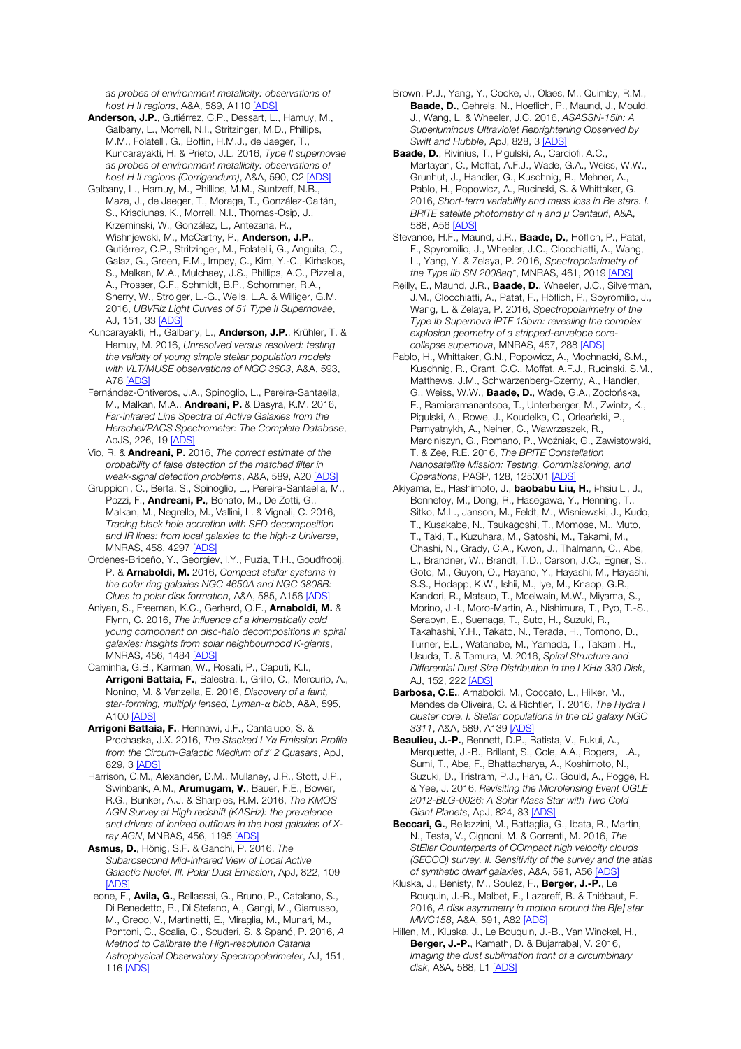*as probes of environment metallicity: observations of host H II regions*, A&A, 589, A110 [ADS]

**Anderson, J.P.**, Gutiérrez, C.P., Dessart, L., Hamuy, M., Galbany, L., Morrell, N.I., Stritzinger, M.D., Phillips, M.M., Folatelli, G., Boffin, H.M.J., de Jaeger, T., Kuncarayakti, H. & Prieto, J.L. 2016, *Type II supernovae as probes of environment metallicity: observations of host H II regions (Corrigendum)*, A&A, 590, C2 [ADS]

Galbany, L., Hamuy, M., Phillips, M.M., Suntzeff, N.B., Maza, J., de Jaeger, T., Moraga, T., González-Gaitán, S., Krisciunas, K., Morrell, N.I., Thomas-Osip, J., Krzeminski, W., González, L., Antezana, R., Wishnjewski, M., McCarthy, P., **Anderson, J.P.**, Gutiérrez, C.P., Stritzinger, M., Folatelli, G., Anguita, C., Galaz, G., Green, E.M., Impey, C., Kim, Y.-C., Kirhakos, S., Malkan, M.A., Mulchaey, J.S., Phillips, A.C., Pizzella, A., Prosser, C.F., Schmidt, B.P., Schommer, R.A., Sherry, W., Strolger, L.-G., Wells, L.A. & Williger, G.M. 2016, *UBVRIz Light Curves of 51 Type II Supernovae*, AJ, 151, 33 [ADS]

Kuncarayakti, H., Galbany, L., **Anderson, J.P.**, Krühler, T. & Hamuy, M. 2016, *Unresolved versus resolved: testing the validity of young simple stellar population models with VLT/MUSE observations of NGC 3603*, A&A, 593, A78 [ADS]

Fernández-Ontiveros, J.A., Spinoglio, L., Pereira-Santaella, M., Malkan, M.A., **Andreani, P.** & Dasyra, K.M. 2016, *Far-infrared Line Spectra of Active Galaxies from the Herschel/PACS Spectrometer: The Complete Database*, ApJS, 226, 19 [ADS]

Vio, R. & **Andreani, P.** 2016, *The correct estimate of the probability of false detection of the matched filter in weak-signal detection problems*, A&A, 589, A20 [ADS]

Gruppioni, C., Berta, S., Spinoglio, L., Pereira-Santaella, M., Pozzi, F., **Andreani, P.**, Bonato, M., De Zotti, G., Malkan, M., Negrello, M., Vallini, L. & Vignali, C. 2016, *Tracing black hole accretion with SED decomposition and IR lines: from local galaxies to the high-z Universe*, MNRAS, 458, 4297 [ADS]

Ordenes-Briceño, Y., Georgiev, I.Y., Puzia, T.H., Goudfrooij, P. & **Arnaboldi, M.** 2016, *Compact stellar systems in the polar ring galaxies NGC 4650A and NGC 3808B: Clues to polar disk formation*, A&A, 585, A156 [ADS]

Aniyan, S., Freeman, K.C., Gerhard, O.E., **Arnaboldi, M.** & Flynn, C. 2016, *The influence of a kinematically cold young component on disc-halo decompositions in spiral galaxies: insights from solar neighbourhood K-giants*, MNRAS, 456, 1484 [ADS]

Caminha, G.B., Karman, W., Rosati, P., Caputi, K.I., **Arrigoni Battaia, F.**, Balestra, I., Grillo, C., Mercurio, A., Nonino, M. & Vanzella, E. 2016, *Discovery of a faint, star-forming, multiply lensed, Lyman-α blob*, A&A, 595, A100 [ADS]

**Arrigoni Battaia, F.**, Hennawi, J.F., Cantalupo, S. & Prochaska, J.X. 2016, *The Stacked LYα Emission Profile from the Circum-Galactic Medium of z˜ 2 Quasars*, ApJ, 829, 3 [ADS]

Harrison, C.M., Alexander, D.M., Mullaney, J.R., Stott, J.P., Swinbank, A.M., **Arumugam, V.**, Bauer, F.E., Bower, R.G., Bunker, A.J. & Sharples, R.M. 2016, *The KMOS AGN Survey at High redshift (KASHz): the prevalence and drivers of ionized outflows in the host galaxies of X-ray AGN*, MNRAS, 456, 1195 [ADS]

**Asmus, D.**, Hönig, S.F. & Gandhi, P. 2016, *The Subarcsecond Mid-infrared View of Local Active Galactic Nuclei. III. Polar Dust Emission*, ApJ, 822, 109 [ADS]

Leone, F., **Avila, G.**, Bellassai, G., Bruno, P., Catalano, S., Di Benedetto, R., Di Stefano, A., Gangi, M., Giarrusso, M., Greco, V., Martinetti, E., Miraglia, M., Munari, M., Pontoni, C., Scalia, C., Scuderi, S. & Spanó, P. 2016, *A Method to Calibrate the High-resolution Catania Astrophysical Observatory Spectropolarimeter*, AJ, 151, 116 [ADS]

Brown, P.J., Yang, Y., Cooke, J., Olaes, M., Quimby, R.M., **Baade, D.**, Gehrels, N., Hoeflich, P., Maund, J., Mould, J., Wang, L. & Wheeler, J.C. 2016, *ASASSN-15lh: A Superluminous Ultraviolet Rebrightening Observed by Swift and Hubble*, ApJ, 828, 3 [ADS]

**Baade, D.**, Rivinius, T., Pigulski, A., Carciofi, A.C., Martayan, C., Moffat, A.F.J., Wade, G.A., Weiss, W.W., Grunhut, J., Handler, G., Kuschnig, R., Mehner, A., Pablo, H., Popowicz, A., Rucinski, S. & Whittaker, G. 2016, *Short-term variability and mass loss in Be stars. I. BRITE satellite photometry of η and μ Centauri*, A&A, 588, A56 [ADS]

Stevance, H.F., Maund, J.R., **Baade, D.**, Höflich, P., Patat, F., Spyromilio, J., Wheeler, J.C., Clocchiatti, A., Wang, L., Yang, Y. & Zelaya, P. 2016, *Spectropolarimetry of the Type IIb SN 2008aq\**, MNRAS, 461, 2019 [ADS]

Reilly, E., Maund, J.R., **Baade, D.**, Wheeler, J.C., Silverman, J.M., Clocchiatti, A., Patat, F., Höflich, P., Spyromilio, J., Wang, L. & Zelaya, P. 2016, *Spectropolarimetry of the Type Ib Supernova iPTF 13bvn: revealing the complex explosion geometry of a stripped-envelope core-collapse supernova*, MNRAS, 457, 288 [ADS]

Pablo, H., Whittaker, G.N., Popowicz, A., Mochnacki, S.M., Kuschnig, R., Grant, C.C., Moffat, A.F.J., Rucinski, S.M., Matthews, J.M., Schwarzenberg-Czerny, A., Handler, G., Weiss, W.W., **Baade, D.**, Wade, G.A., Zocłońska, E., Ramiaramanantsoa, T., Unterberger, M., Zwintz, K., Pigulski, A., Rowe, J., Koudelka, O., Orleański, P., Pamyatnykh, A., Neiner, C., Wawrzaszek, R., Marciniszyn, G., Romano, P., Woźniak, G., Zawistowski, T. & Zee, R.E. 2016, *The BRITE Constellation Nanosatellite Mission: Testing, Commissioning, and Operations*, PASP, 128, 125001 [ADS]

Akiyama, E., Hashimoto, J., **baobabu Liu, H.**, i-hsiu Li, J., Bonnefoy, M., Dong, R., Hasegawa, Y., Henning, T., Sitko, M.L., Janson, M., Feldt, M., Wisniewski, J., Kudo, T., Kusakabe, N., Tsukagoshi, T., Momose, M., Muto, T., Taki, T., Kuzuhara, M., Satoshi, M., Takami, M., Ohashi, N., Grady, C.A., Kwon, J., Thalmann, C., Abe, L., Brandner, W., Brandt, T.D., Carson, J.C., Egner, S., Goto, M., Guyon, O., Hayano, Y., Hayashi, M., Hayashi, S.S., Hodapp, K.W., Ishii, M., Iye, M., Knapp, G.R., Kandori, R., Matsuo, T., Mcelwain, M.W., Miyama, S., Morino, J.-I., Moro-Martin, A., Nishimura, T., Pyo, T.-S., Serabyn, E., Suenaga, T., Suto, H., Suzuki, R., Takahashi, Y.H., Takato, N., Terada, H., Tomono, D., Turner, E.L., Watanabe, M., Yamada, T., Takami, H., Usuda, T. & Tamura, M. 2016, *Spiral Structure and Differential Dust Size Distribution in the LKHα 330 Disk*, AJ, 152, 222 [ADS]

**Barbosa, C.E.**, Arnaboldi, M., Coccato, L., Hilker, M., Mendes de Oliveira, C. & Richtler, T. 2016, *The Hydra I cluster core. I. Stellar populations in the cD galaxy NGC 3311*, A&A, 589, A139 [ADS]

**Beaulieu, J.-P.**, Bennett, D.P., Batista, V., Fukui, A., Marquette, J.-B., Brillant, S., Cole, A.A., Rogers, L.A., Sumi, T., Abe, F., Bhattacharya, A., Koshimoto, N., Suzuki, D., Tristram, P.J., Han, C., Gould, A., Pogge, R. & Yee, J. 2016, *Revisiting the Microlensing Event OGLE 2012-BLG-0026: A Solar Mass Star with Two Cold Giant Planets*, ApJ, 824, 83 [ADS]

**Beccari, G.**, Bellazzini, M., Battaglia, G., Ibata, R., Martin, N., Testa, V., Cignoni, M. & Correnti, M. 2016, *The StEllar Counterparts of COmpact high velocity clouds (SECCO) survey. II. Sensitivity of the survey and the atlas of synthetic dwarf galaxies*, A&A, 591, A56 [ADS]

Kluska, J., Benisty, M., Soulez, F., **Berger, J.-P.**, Le Bouquin, J.-B., Malbet, F., Lazareff, B. & Thiébaut, E. 2016, *A disk asymmetry in motion around the B[e] star MWC158*, A&A, 591, A82 [ADS]

Hillen, M., Kluska, J., Le Bouquin, J.-B., Van Winckel, H., **Berger, J.-P.**, Kamath, D. & Bujarrabal, V. 2016, *Imaging the dust sublimation front of a circumbinary disk*, A&A, 588, L1 [ADS]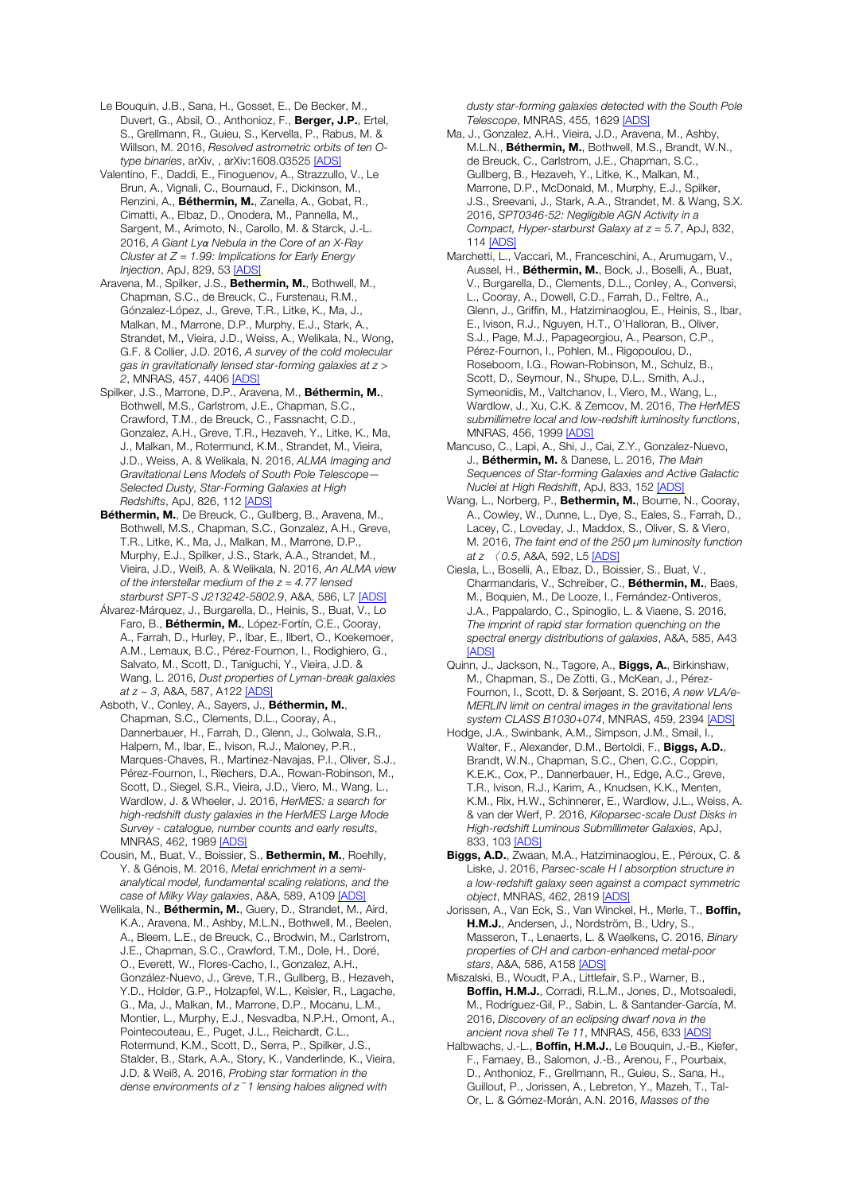Le Bouquin, J.B., Sana, H., Gosset, E., De Becker, M., Duvert, G., Absil, O., Anthonioz, F., **Berger, J.P.**, Ertel, S., Grellmann, R., Guieu, S., Kervella, P., Rabus, M. & Willson, M. 2016, *Resolved astrometric orbits of ten O-type binaries*, arXiv, , arXiv:1608.03525 [ADS]

Valentino, F., Daddi, E., Finoguenov, A., Strazzullo, V., Le Brun, A., Vignali, C., Bournaud, F., Dickinson, M., Renzini, A., **Béthermin, M.**, Zanella, A., Gobat, R., Cimatti, A., Elbaz, D., Onodera, M., Pannella, M., Sargent, M., Arimoto, N., Carollo, M. & Starck, J.-L. 2016, *A Giant Lyα Nebula in the Core of an X-Ray Cluster at Z = 1.99: Implications for Early Energy Injection*, ApJ, 829, 53 [ADS]

Aravena, M., Spilker, J.S., **Bethermin, M.**, Bothwell, M., Chapman, S.C., de Breuck, C., Furstenau, R.M., Gónzalez-López, J., Greve, T.R., Litke, K., Ma, J., Malkan, M., Marrone, D.P., Murphy, E.J., Stark, A., Strandet, M., Vieira, J.D., Weiss, A., Welikala, N., Wong, G.F. & Collier, J.D. 2016, *A survey of the cold molecular gas in gravitationally lensed star-forming galaxies at z > 2*, MNRAS, 457, 4406 [ADS]

Spilker, J.S., Marrone, D.P., Aravena, M., **Béthermin, M.**, Bothwell, M.S., Carlstrom, J.E., Chapman, S.C., Crawford, T.M., de Breuck, C., Fassnacht, C.D., Gonzalez, A.H., Greve, T.R., Hezaveh, Y., Litke, K., Ma, J., Malkan, M., Rotermund, K.M., Strandet, M., Vieira, J.D., Weiss, A. & Welikala, N. 2016, *ALMA Imaging and Gravitational Lens Models of South Pole Telescope—Selected Dusty, Star-Forming Galaxies at High Redshifts*, ApJ, 826, 112 [ADS]

**Béthermin, M.**, De Breuck, C., Gullberg, B., Aravena, M., Bothwell, M.S., Chapman, S.C., Gonzalez, A.H., Greve, T.R., Litke, K., Ma, J., Malkan, M., Marrone, D.P., Murphy, E.J., Spilker, J.S., Stark, A.A., Strandet, M., Vieira, J.D., Weiß, A. & Welikala, N. 2016, *An ALMA view of the interstellar medium of the z = 4.77 lensed starburst SPT-S J213242-5802.9*, A&A, 586, L7 [ADS]

Álvarez-Márquez, J., Burgarella, D., Heinis, S., Buat, V., Lo Faro, B., **Béthermin, M.**, López-Fortín, C.E., Cooray, A., Farrah, D., Hurley, P., Ibar, E., Ilbert, O., Koekemoer, A.M., Lemaux, B.C., Pérez-Fournon, I., Rodighiero, G., Salvato, M., Scott, D., Taniguchi, Y., Vieira, J.D. & Wang, L. 2016, *Dust properties of Lyman-break galaxies at z ~ 3*, A&A, 587, A122 [ADS]

Asboth, V., Conley, A., Sayers, J., **Béthermin, M.**, Chapman, S.C., Clements, D.L., Cooray, A., Dannerbauer, H., Farrah, D., Glenn, J., Golwala, S.R., Halpern, M., Ibar, E., Ivison, R.J., Maloney, P.R., Marques-Chaves, R., Martinez-Navajas, P.I., Oliver, S.J., Pérez-Fournon, I., Riechers, D.A., Rowan-Robinson, M., Scott, D., Siegel, S.R., Vieira, J.D., Viero, M., Wang, L., Wardlow, J. & Wheeler, J. 2016, *HerMES: a search for high-redshift dusty galaxies in the HerMES Large Mode Survey - catalogue, number counts and early results*, MNRAS, 462, 1989 [ADS]

Cousin, M., Buat, V., Boissier, S., **Bethermin, M.**, Roehlly, Y. & Génois, M. 2016, *Metal enrichment in a semi-analytical model, fundamental scaling relations, and the case of Milky Way galaxies*, A&A, 589, A109 [ADS]

Welikala, N., **Béthermin, M.**, Guery, D., Strandet, M., Aird, K.A., Aravena, M., Ashby, M.L.N., Bothwell, M., Beelen, A., Bleem, L.E., de Breuck, C., Brodwin, M., Carlstrom, J.E., Chapman, S.C., Crawford, T.M., Dole, H., Doré, O., Everett, W., Flores-Cacho, I., Gonzalez, A.H., González-Nuevo, J., Greve, T.R., Gullberg, B., Hezaveh, Y.D., Holder, G.P., Holzapfel, W.L., Keisler, R., Lagache, G., Ma, J., Malkan, M., Marrone, D.P., Mocanu, L.M., Montier, L., Murphy, E.J., Nesvadba, N.P.H., Omont, A., Pointecouteau, E., Puget, J.L., Reichardt, C.L., Rotermund, K.M., Scott, D., Serra, P., Spilker, J.S., Stalder, B., Stark, A.A., Story, K., Vanderlinde, K., Vieira, J.D. & Weiß, A. 2016, *Probing star formation in the dense environments of z ˜ 1 lensing haloes aligned with dusty star-forming galaxies detected with the South Pole Telescope*, MNRAS, 455, 1629 [ADS]

Ma, J., Gonzalez, A.H., Vieira, J.D., Aravena, M., Ashby, M.L.N., **Béthermin, M.**, Bothwell, M.S., Brandt, W.N., de Breuck, C., Carlstrom, J.E., Chapman, S.C., Gullberg, B., Hezaveh, Y., Litke, K., Malkan, M., Marrone, D.P., McDonald, M., Murphy, E.J., Spilker, J.S., Sreevani, J., Stark, A.A., Strandet, M. & Wang, S.X. 2016, *SPT0346-52: Negligible AGN Activity in a Compact, Hyper-starburst Galaxy at z = 5.7*, ApJ, 832, 114 [ADS]

Marchetti, L., Vaccari, M., Franceschini, A., Arumugam, V., Aussel, H., **Béthermin, M.**, Bock, J., Boselli, A., Buat, V., Burgarella, D., Clements, D.L., Conley, A., Conversi, L., Cooray, A., Dowell, C.D., Farrah, D., Feltre, A., Glenn, J., Griffin, M., Hatziminaoglou, E., Heinis, S., Ibar, E., Ivison, R.J., Nguyen, H.T., O'Halloran, B., Oliver, S.J., Page, M.J., Papageorgiou, A., Pearson, C.P., Pérez-Fournon, I., Pohlen, M., Rigopoulou, D., Roseboom, I.G., Rowan-Robinson, M., Schulz, B., Scott, D., Seymour, N., Shupe, D.L., Smith, A.J., Symeonidis, M., Valtchanov, I., Viero, M., Wang, L., Wardlow, J., Xu, C.K. & Zemcov, M. 2016, *The HerMES submillimetre local and low-redshift luminosity functions*, MNRAS, 456, 1999 [ADS]

Mancuso, C., Lapi, A., Shi, J., Cai, Z.Y., Gonzalez-Nuevo, J., **Béthermin, M.** & Danese, L. 2016, *The Main Sequences of Star-forming Galaxies and Active Galactic Nuclei at High Redshift*, ApJ, 833, 152 [ADS]

Wang, L., Norberg, P., **Bethermin, M.**, Bourne, N., Cooray, A., Cowley, W., Dunne, L., Dye, S., Eales, S., Farrah, D., Lacey, C., Loveday, J., Maddox, S., Oliver, S. & Viero, M. 2016, *The faint end of the 250 μm luminosity function at z 〈 0.5*, A&A, 592, L5 [ADS]

Ciesla, L., Boselli, A., Elbaz, D., Boissier, S., Buat, V., Charmandaris, V., Schreiber, C., **Béthermin, M.**, Baes, M., Boquien, M., De Looze, I., Fernández-Ontiveros, J.A., Pappalardo, C., Spinoglio, L. & Viaene, S. 2016, *The imprint of rapid star formation quenching on the spectral energy distributions of galaxies*, A&A, 585, A43 [ADS]

Quinn, J., Jackson, N., Tagore, A., **Biggs, A.**, Birkinshaw, M., Chapman, S., De Zotti, G., McKean, J., Pérez-Fournon, I., Scott, D. & Serjeant, S. 2016, *A new VLA/e-MERLIN limit on central images in the gravitational lens system CLASS B1030+074*, MNRAS, 459, 2394 [ADS]

Hodge, J.A., Swinbank, A.M., Simpson, J.M., Smail, I., Walter, F., Alexander, D.M., Bertoldi, F., **Biggs, A.D.**, Brandt, W.N., Chapman, S.C., Chen, C.C., Coppin, K.E.K., Cox, P., Dannerbauer, H., Edge, A.C., Greve, T.R., Ivison, R.J., Karim, A., Knudsen, K.K., Menten, K.M., Rix, H.W., Schinnerer, E., Wardlow, J.L., Weiss, A. & van der Werf, P. 2016, *Kiloparsec-scale Dust Disks in High-redshift Luminous Submillimeter Galaxies*, ApJ, 833, 103 [ADS]

**Biggs, A.D.**, Zwaan, M.A., Hatziminaoglou, E., Péroux, C. & Liske, J. 2016, *Parsec-scale H I absorption structure in a low-redshift galaxy seen against a compact symmetric object*, MNRAS, 462, 2819 [ADS]

Jorissen, A., Van Eck, S., Van Winckel, H., Merle, T., **Boffin, H.M.J.**, Andersen, J., Nordström, B., Udry, S., Masseron, T., Lenaerts, L. & Waelkens, C. 2016, *Binary properties of CH and carbon-enhanced metal-poor stars*, A&A, 586, A158 [ADS]

Miszalski, B., Woudt, P.A., Littlefair, S.P., Warner, B., **Boffin, H.M.J.**, Corradi, R.L.M., Jones, D., Motsoaledi, M., Rodríguez-Gil, P., Sabin, L. & Santander-García, M. 2016, *Discovery of an eclipsing dwarf nova in the ancient nova shell Te 11*, MNRAS, 456, 633 [ADS]

Halbwachs, J.-L., **Boffin, H.M.J.**, Le Bouquin, J.-B., Kiefer, F., Famaey, B., Salomon, J.-B., Arenou, F., Pourbaix, D., Anthonioz, F., Grellmann, R., Guieu, S., Sana, H., Guillout, P., Jorissen, A., Lebreton, Y., Mazeh, T., Tal-Or, L. & Gómez-Morán, A.N. 2016, *Masses of the*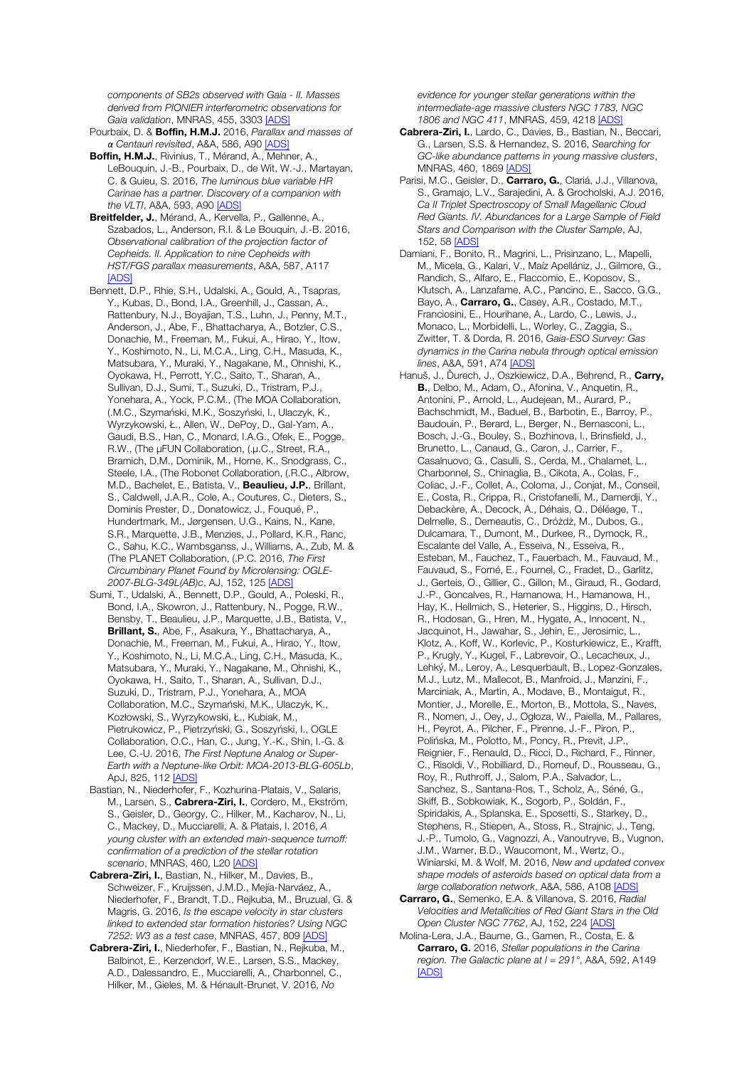*components of SB2s observed with Gaia - II. Masses derived from PIONIER interferometric observations for Gaia validation*, MNRAS, 455, 3303 [ADS]

Pourbaix, D. & **Boffin, H.M.J.** 2016, *Parallax and masses of α Centauri revisited*, A&A, 586, A90 [ADS]

**Boffin, H.M.J.**, Rivinius, T., Mérand, A., Mehner, A., LeBouquin, J.-B., Pourbaix, D., de Wit, W.-J., Martayan, C. & Guieu, S. 2016, *The luminous blue variable HR Carinae has a partner. Discovery of a companion with the VLTI*, A&A, 593, A90 [ADS]

**Breitfelder, J.**, Mérand, A., Kervella, P., Gallenne, A., Szabados, L., Anderson, R.I. & Le Bouquin, J.-B. 2016, *Observational calibration of the projection factor of Cepheids. II. Application to nine Cepheids with HST/FGS parallax measurements*, A&A, 587, A117 [ADS]

Bennett, D.P., Rhie, S.H., Udalski, A., Gould, A., Tsapras, Y., Kubas, D., Bond, I.A., Greenhill, J., Cassan, A., Rattenbury, N.J., Boyajian, T.S., Luhn, J., Penny, M.T., Anderson, J., Abe, F., Bhattacharya, A., Botzler, C.S., Donachie, M., Freeman, M., Fukui, A., Hirao, Y., Itow, Y., Koshimoto, N., Li, M.C.A., Ling, C.H., Masuda, K., Matsubara, Y., Muraki, Y., Nagakane, M., Ohnishi, K., Oyokawa, H., Perrott, Y.C., Saito, T., Sharan, A., Sullivan, D.J., Sumi, T., Suzuki, D., Tristram, P.J., Yonehara, A., Yock, P.C.M., (The MOA Collaboration, (.M.C., Szymański, M.K., Soszyński, I., Ulaczyk, K., Wyrzykowski, Ł., Allen, W., DePoy, D., Gal-Yam, A., Gaudi, B.S., Han, C., Monard, I.A.G., Ofek, E., Pogge, R.W., (The μFUN Collaboration, (.μ.C., Street, R.A., Bramich, D.M., Dominik, M., Horne, K., Snodgrass, C., Steele, I.A., (The Robonet Collaboration, (.R.C., Albrow, M.D., Bachelet, E., Batista, V., **Beaulieu, J.P.**, Brillant, S., Caldwell, J.A.R., Cole, A., Coutures, C., Dieters, S., Dominis Prester, D., Donatowicz, J., Fouqué, P., Hundertmark, M., Jørgensen, U.G., Kains, N., Kane, S.R., Marquette, J.B., Menzies, J., Pollard, K.R., Ranc, C., Sahu, K.C., Wambsganss, J., Williams, A., Zub, M. & (The PLANET Collaboration, (.P.C. 2016, *The First Circumbinary Planet Found by Microlensing: OGLE-2007-BLG-349L(AB)c*, AJ, 152, 125 [ADS]

Sumi, T., Udalski, A., Bennett, D.P., Gould, A., Poleski, R., Bond, I.A., Skowron, J., Rattenbury, N., Pogge, R.W., Bensby, T., Beaulieu, J.P., Marquette, J.B., Batista, V., **Brillant, S.**, Abe, F., Asakura, Y., Bhattacharya, A., Donachie, M., Freeman, M., Fukui, A., Hirao, Y., Itow, Y., Koshimoto, N., Li, M.C.A., Ling, C.H., Masuda, K., Matsubara, Y., Muraki, Y., Nagakane, M., Ohnishi, K., Oyokawa, H., Saito, T., Sharan, A., Sullivan, D.J., Suzuki, D., Tristram, P.J., Yonehara, A., MOA Collaboration, M.C., Szymański, M.K., Ulaczyk, K., Kozłowski, S., Wyrzykowski, Ł., Kubiak, M., Pietrukowicz, P., Pietrzyński, G., Soszyński, I., OGLE Collaboration, O.C., Han, C., Jung, Y.-K., Shin, I.-G. & Lee, C.-U. 2016, *The First Neptune Analog or Super-Earth with a Neptune-like Orbit: MOA-2013-BLG-605Lb*, ApJ, 825, 112 [ADS]

Bastian, N., Niederhofer, F., Kozhurina-Platais, V., Salaris, M., Larsen, S., **Cabrera-Ziri, I.**, Cordero, M., Ekström, S., Geisler, D., Georgy, C., Hilker, M., Kacharov, N., Li, C., Mackey, D., Mucciarelli, A. & Platais, I. 2016, *A young cluster with an extended main-sequence turnoff: confirmation of a prediction of the stellar rotation scenario*, MNRAS, 460, L20 [ADS]

**Cabrera-Ziri, I.**, Bastian, N., Hilker, M., Davies, B., Schweizer, F., Kruijssen, J.M.D., Mejía-Narváez, A., Niederhofer, F., Brandt, T.D., Rejkuba, M., Bruzual, G. & Magris, G. 2016, *Is the escape velocity in star clusters linked to extended star formation histories? Using NGC 7252: W3 as a test case*, MNRAS, 457, 809 [ADS]

**Cabrera-Ziri, I.**, Niederhofer, F., Bastian, N., Rejkuba, M., Balbinot, E., Kerzendorf, W.E., Larsen, S.S., Mackey, A.D., Dalessandro, E., Mucciarelli, A., Charbonnel, C., Hilker, M., Gieles, M. & Hénault-Brunet, V. 2016, *No evidence for younger stellar generations within the intermediate-age massive clusters NGC 1783, NGC 1806 and NGC 411*, MNRAS, 459, 4218 [ADS]

**Cabrera-Ziri, I.**, Lardo, C., Davies, B., Bastian, N., Beccari, G., Larsen, S.S. & Hernandez, S. 2016, *Searching for GC-like abundance patterns in young massive clusters*, MNRAS, 460, 1869 [ADS]

Parisi, M.C., Geisler, D., **Carraro, G.**, Clariá, J.J., Villanova, S., Gramajo, L.V., Sarajedini, A. & Grocholski, A.J. 2016, *Ca II Triplet Spectroscopy of Small Magellanic Cloud Red Giants. IV. Abundances for a Large Sample of Field Stars and Comparison with the Cluster Sample*, AJ, 152, 58 [ADS]

Damiani, F., Bonito, R., Magrini, L., Prisinzano, L., Mapelli, M., Micela, G., Kalari, V., Maíz Apellániz, J., Gilmore, G., Randich, S., Alfaro, E., Flaccomio, E., Koposov, S., Klutsch, A., Lanzafame, A.C., Pancino, E., Sacco, G.G., Bayo, A., **Carraro, G.**, Casey, A.R., Costado, M.T., Franciosini, E., Hourihane, A., Lardo, C., Lewis, J., Monaco, L., Morbidelli, L., Worley, C., Zaggia, S., Zwitter, T. & Dorda, R. 2016, *Gaia-ESO Survey: Gas dynamics in the Carina nebula through optical emission lines*, A&A, 591, A74 [ADS]

Hanuš, J., Ďurech, J., Oszkiewicz, D.A., Behrend, R., **Carry, B.**, Delbo, M., Adam, O., Afonina, V., Anquetin, R., Antonini, P., Arnold, L., Audejean, M., Aurard, P., Bachschmidt, M., Baduel, B., Barbotin, E., Barroy, P., Baudouin, P., Berard, L., Berger, N., Bernasconi, L., Bosch, J.-G., Bouley, S., Bozhinova, I., Brinsfield, J., Brunetto, L., Canaud, G., Caron, J., Carrier, F., Casalnuovo, G., Casulli, S., Cerda, M., Chalamet, L., Charbonnel, S., Chinaglia, B., Cikota, A., Colas, F., Coliac, J.-F., Collet, A., Coloma, J., Conjat, M., Conseil, E., Costa, R., Crippa, R., Cristofanelli, M., Damerdji, Y., Debackère, A., Decock, A., Déhais, Q., Déléage, T., Delmelle, S., Demeautis, C., Dróżdż, M., Dubos, G., Dulcamara, T., Dumont, M., Durkee, R., Dymock, R., Escalante del Valle, A., Esseiva, N., Esseiva, R., Esteban, M., Fauchez, T., Fauerbach, M., Fauvaud, M., Fauvaud, S., Forné, E., Fournel, C., Fradet, D., Garlitz, J., Gerteis, O., Gillier, C., Gillon, M., Giraud, R., Godard, J.-P., Goncalves, R., Hamanowa, H., Hamanowa, H., Hay, K., Hellmich, S., Heterier, S., Higgins, D., Hirsch, R., Hodosan, G., Hren, M., Hygate, A., Innocent, N., Jacquinot, H., Jawahar, S., Jehin, E., Jerosimic, L., Klotz, A., Koff, W., Korlevic, P., Kosturkiewicz, E., Krafft, P., Krugly, Y., Kugel, F., Labrevoir, O., Lecacheux, J., Lehký, M., Leroy, A., Lesquerbault, B., Lopez-Gonzales, M.J., Lutz, M., Mallecot, B., Manfroid, J., Manzini, F., Marciniak, A., Martin, A., Modave, B., Montaigut, R., Montier, J., Morelle, E., Morton, B., Mottola, S., Naves, R., Nomen, J., Oey, J., Ogłoza, W., Paiella, M., Pallares, H., Peyrot, A., Pilcher, F., Pirenne, J.-F., Piron, P., Polińska, M., Polotto, M., Poncy, R., Previt, J.P., Reignier, F., Renauld, D., Ricci, D., Richard, F., Rinner, C., Risoldi, V., Robilliard, D., Romeuf, D., Rousseau, G., Roy, R., Ruthroff, J., Salom, P.A., Salvador, L., Sanchez, S., Santana-Ros, T., Scholz, A., Séné, G., Skiff, B., Sobkowiak, K., Sogorb, P., Soldán, F., Spiridakis, A., Splanska, E., Sposetti, S., Starkey, D., Stephens, R., Stiepen, A., Stoss, R., Strajnic, J., Teng, J.-P., Tumolo, G., Vagnozzi, A., Vanoutryve, B., Vugnon, J.M., Warner, B.D., Waucomont, M., Wertz, O., Winiarski, M. & Wolf, M. 2016, *New and updated convex shape models of asteroids based on optical data from a large collaboration network*, A&A, 586, A108 [ADS]

**Carraro, G.**, Semenko, E.A. & Villanova, S. 2016, *Radial Velocities and Metallicities of Red Giant Stars in the Old Open Cluster NGC 7762*, AJ, 152, 224 [ADS]

Molina-Lera, J.A., Baume, G., Gamen, R., Costa, E. & **Carraro, G.** 2016, *Stellar populations in the Carina region. The Galactic plane at l = 291°*, A&A, 592, A149 [ADS]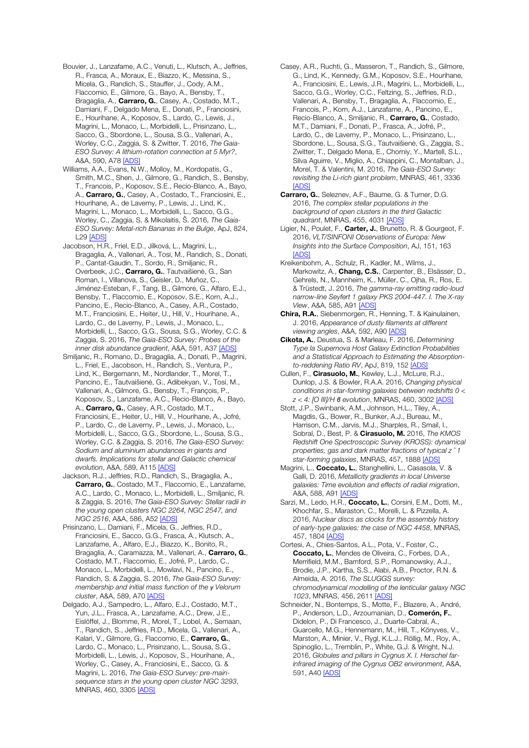Bouvier, J., Lanzafame, A.C., Venuti, L., Klutsch, A., Jeffries, R., Frasca, A., Moraux, E., Biazzo, K., Messina, S., Micela, G., Randich, S., Stauffer, J., Cody, A.M., Flaccomio, E., Gilmore, G., Bayo, A., Bensby, T., Bragaglia, A., **Carraro, G.**, Casey, A., Costado, M.T., Damiani, F., Delgado Mena, E., Donati, P., Franciosini, E., Hourihane, A., Koposov, S., Lardo, C., Lewis, J., Magrini, L., Monaco, L., Morbidelli, L., Prisinzano, L., Sacco, G., Sbordone, L., Sousa, S.G., Vallenari, A., Worley, C.C., Zaggia, S. & Zwitter, T. 2016, *The Gaia-ESO Survey: A lithium-rotation connection at 5 Myr?*, A&A, 590, A78 [ADS]

Williams, A.A., Evans, N.W., Molloy, M., Kordopatis, G., Smith, M.C., Shen, J., Gilmore, G., Randich, S., Bensby, T., Francois, P., Koposov, S.E., Recio-Blanco, A., Bayo, A., **Carraro, G.**, Casey, A., Costado, T., Franciosini, E., Hourihane, A., de Laverny, P., Lewis, J., Lind, K., Magrini, L., Monaco, L., Morbidelli, L., Sacco, G.G., Worley, C., Zaggia, S. & Mikolaitis, Š. 2016, *The Gaia-ESO Survey: Metal-rich Bananas in the Bulge*, ApJ, 824, L29 [ADS]

Jacobson, H.R., Friel, E.D., Jílková, L., Magrini, L., Bragaglia, A., Vallenari, A., Tosi, M., Randich, S., Donati, P., Cantat-Gaudin, T., Sordo, R., Smiljanic, R., Overbeek, J.C., **Carraro, G.**, Tautvaišienė, G., San Roman, I., Villanova, S., Geisler, D., Muñoz, C., Jiménez-Esteban, F., Tang, B., Gilmore, G., Alfaro, E.J., Bensby, T., Flaccomio, E., Koposov, S.E., Korn, A.J., Pancino, E., Recio-Blanco, A., Casey, A.R., Costado, M.T., Franciosini, E., Heiter, U., Hill, V., Hourihane, A., Lardo, C., de Laverny, P., Lewis, J., Monaco, L., Morbidelli, L., Sacco, G.G., Sousa, S.G., Worley, C.C. & Zaggia, S. 2016, *The Gaia-ESO Survey: Probes of the inner disk abundance gradient*, A&A, 591, A37 [ADS]

Smiljanic, R., Romano, D., Bragaglia, A., Donati, P., Magrini, L., Friel, E., Jacobson, H., Randich, S., Ventura, P., Lind, K., Bergemann, M., Nordlander, T., Morel, T., Pancino, E., Tautvaišienė, G., Adibekyan, V., Tosi, M., Vallenari, A., Gilmore, G., Bensby, T., François, P., Koposov, S., Lanzafame, A.C., Recio-Blanco, A., Bayo, A., **Carraro, G.**, Casey, A.R., Costado, M.T., Franciosini, E., Heiter, U., Hill, V., Hourihane, A., Jofré, P., Lardo, C., de Laverny, P., Lewis, J., Monaco, L., Morbidelli, L., Sacco, G.G., Sbordone, L., Sousa, S.G., Worley, C.C. & Zaggia, S. 2016, *The Gaia-ESO Survey: Sodium and aluminium abundances in giants and dwarfs. Implications for stellar and Galactic chemical evolution*, A&A, 589, A115 [ADS]

Jackson, R.J., Jeffries, R.D., Randich, S., Bragaglia, A., **Carraro, G.**, Costado, M.T., Flaccomio, E., Lanzafame, A.C., Lardo, C., Monaco, L., Morbidelli, L., Smiljanic, R. & Zaggia, S. 2016, *The Gaia-ESO Survey: Stellar radii in the young open clusters NGC 2264, NGC 2547, and NGC 2516*, A&A, 586, A52 [ADS]

Prisinzano, L., Damiani, F., Micela, G., Jeffries, R.D., Franciosini, E., Sacco, G.G., Frasca, A., Klutsch, A., Lanzafame, A., Alfaro, E.J., Biazzo, K., Bonito, R., Bragaglia, A., Caramazza, M., Vallenari, A., **Carraro, G.**, Costado, M.T., Flaccomio, E., Jofré, P., Lardo, C., Monaco, L., Morbidelli, L., Mowlavi, N., Pancino, E., Randich, S. & Zaggia, S. 2016, *The Gaia-ESO Survey: membership and initial mass function of the γ Velorum cluster*, A&A, 589, A70 [ADS]

Delgado, A.J., Sampedro, L., Alfaro, E.J., Costado, M.T., Yun, J.L., Frasca, A., Lanzafame, A.C., Drew, J.E., Eislöffel, J., Blomme, R., Morel, T., Lobel, A., Semaan, T., Randich, S., Jeffries, R.D., Micela, G., Vallenari, A., Kalari, V., Gilmore, G., Flaccomio, E., **Carraro, G.**, Lardo, C., Monaco, L., Prisinzano, L., Sousa, S.G., Morbidelli, L., Lewis, J., Koposov, S., Hourihane, A., Worley, C., Casey, A., Franciosini, E., Sacco, G. & Magrini, L. 2016, *The Gaia-ESO Survey: pre-main-sequence stars in the young open cluster NGC 3293*, MNRAS, 460, 3305 [ADS]

Casey, A.R., Ruchti, G., Masseron, T., Randich, S., Gilmore, G., Lind, K., Kennedy, G.M., Koposov, S.E., Hourihane, A., Franciosini, E., Lewis, J.R., Magrini, L., Morbidelli, L., Sacco, G.G., Worley, C.C., Feltzing, S., Jeffries, R.D., Vallenari, A., Bensby, T., Bragaglia, A., Flaccomio, E., Francois, P., Korn, A.J., Lanzafame, A., Pancino, E., Recio-Blanco, A., Smiljanic, R., **Carraro, G.**, Costado, M.T., Damiani, F., Donati, P., Frasca, A., Jofré, P., Lardo, C., de Laverny, P., Monaco, L., Prisinzano, L., Sbordone, L., Sousa, S.G., Tautvaišienė, G., Zaggia, S., Zwitter, T., Delgado Mena, E., Chorniy, Y., Martell, S.L., Silva Aguirre, V., Miglio, A., Chiappini, C., Montalban, J., Morel, T. & Valentini, M. 2016, *The Gaia-ESO Survey: revisiting the Li-rich giant problem*, MNRAS, 461, 3336 [ADS]

**Carraro, G.**, Seleznev, A.F., Baume, G. & Turner, D.G. 2016, *The complex stellar populations in the background of open clusters in the third Galactic quadrant*, MNRAS, 455, 4031 [ADS]

Ligier, N., Poulet, F., **Carter, J.**, Brunetto, R. & Gourgeot, F. 2016, *VLT/SINFONI Observations of Europa: New Insights into the Surface Composition*, AJ, 151, 163 [ADS]

Kreikenbohm, A., Schulz, R., Kadler, M., Wilms, J., Markowitz, A., **Chang, C.S.**, Carpenter, B., Elsässer, D., Gehrels, N., Mannheim, K., Müller, C., Ojha, R., Ros, E. & Trüstedt, J. 2016, *The gamma-ray emitting radio-loud narrow-line Seyfert 1 galaxy PKS 2004-447. I. The X-ray View*, A&A, 585, A91 [ADS]

**Chira, R.A.**, Siebenmorgen, R., Henning, T. & Kainulainen, J. 2016, *Appearance of dusty filaments at different viewing angles*, A&A, 592, A90 [ADS]

**Cikota, A.**, Deustua, S. & Marleau, F. 2016, *Determining Type Ia Supernova Host Galaxy Extinction Probabilities and a Statistical Approach to Estimating the Absorption-to-reddening Ratio RV*, ApJ, 819, 152 [ADS]

Cullen, F., **Cirasuolo, M.**, Kewley, L.J., McLure, R.J., Dunlop, J.S. & Bowler, R.A.A. 2016, *Changing physical conditions in star-forming galaxies between redshifts 0 < z < 4: [O III]/H β evolution*, MNRAS, 460, 3002 [ADS]

Stott, J.P., Swinbank, A.M., Johnson, H.L., Tiley, A., Magdis, G., Bower, R., Bunker, A.J., Bureau, M., Harrison, C.M., Jarvis, M.J., Sharples, R., Smail, I., Sobral, D., Best, P. & **Cirasuolo, M.** 2016, *The KMOS Redshift One Spectroscopic Survey (KROSS): dynamical properties, gas and dark matter fractions of typical z ~ 1 star-forming galaxies*, MNRAS, 457, 1888 [ADS]

Magrini, L., **Coccato, L.**, Stanghellini, L., Casasola, V. & Galli, D. 2016, *Metallicity gradients in local Universe galaxies: Time evolution and effects of radial migration*, A&A, 588, A91 [ADS]

Sarzi, M., Ledo, H.R., **Coccato, L.**, Corsini, E.M., Dotti, M., Khochfar, S., Maraston, C., Morelli, L. & Pizzella, A. 2016, *Nuclear discs as clocks for the assembly history of early-type galaxies: the case of NGC 4458*, MNRAS, 457, 1804 [ADS]

Cortesi, A., Chies-Santos, A.L., Pota, V., Foster, C., **Coccato, L.**, Mendes de Oliveira, C., Forbes, D.A., Merrifield, M.M., Bamford, S.P., Romanowsky, A.J., Brodie, J.P., Kartha, S.S., Alabi, A.B., Proctor, R.N. & Almeida, A. 2016, *The SLUGGS survey: chromodynamical modelling of the lenticular galaxy NGC 1023*, MNRAS, 456, 2611 [ADS]

Schneider, N., Bontemps, S., Motte, F., Blazere, A., André, P., Anderson, L.D., Arzoumanian, D., **Comerón, F.**, Didelon, P., Di Francesco, J., Duarte-Cabral, A., Guarcello, M.G., Hennemann, M., Hill, T., Könyves, V., Marston, A., Minier, V., Rygl, K.L.J., Röllig, M., Roy, A., Spinoglio, L., Tremblin, P., White, G.J. & Wright, N.J. 2016, *Globules and pillars in Cygnus X. I. Herschel far-infrared imaging of the Cygnus OB2 environment*, A&A, 591, A40 [ADS]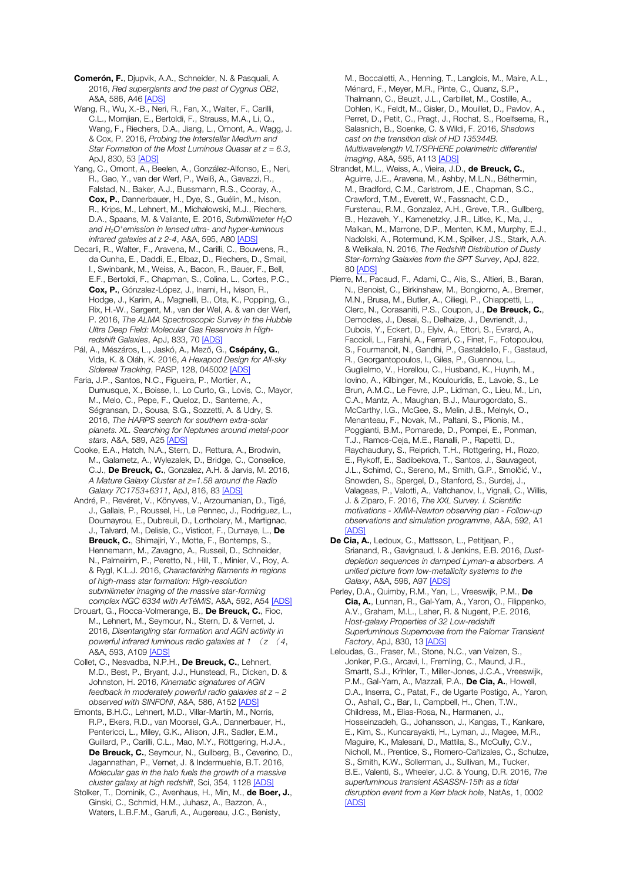**Comerón, F.**, Djupvik, A.A., Schneider, N. & Pasquali, A. 2016, *Red supergiants and the past of Cygnus OB2*, A&A, 586, A46 [ADS]

Wang, R., Wu, X.-B., Neri, R., Fan, X., Walter, F., Carilli, C.L., Momjian, E., Bertoldi, F., Strauss, M.A., Li, Q., Wang, F., Riechers, D.A., Jiang, L., Omont, A., Wagg, J. & Cox, P. 2016, *Probing the Interstellar Medium and Star Formation of the Most Luminous Quasar at z = 6.3*, ApJ, 830, 53 [ADS]

Yang, C., Omont, A., Beelen, A., González-Alfonso, E., Neri, R., Gao, Y., van der Werf, P., Weiß, A., Gavazzi, R., Falstad, N., Baker, A.J., Bussmann, R.S., Cooray, A., **Cox, P.**, Dannerbauer, H., Dye, S., Guélin, M., Ivison, R., Krips, M., Lehnert, M., Michałowski, M.J., Riechers, D.A., Spaans, M. & Valiante, E. 2016, *Submillimeter $H_2O$ and $H_2O^+$ emission in lensed ultra- and hyper-luminous infrared galaxies at z 2-4*, A&A, 595, A80 [ADS]

Decarli, R., Walter, F., Aravena, M., Carilli, C., Bouwens, R., da Cunha, E., Daddi, E., Elbaz, D., Riechers, D., Smail, I., Swinbank, M., Weiss, A., Bacon, R., Bauer, F., Bell, E.F., Bertoldi, F., Chapman, S., Colina, L., Cortes, P.C., **Cox, P.**, Gónzalez-López, J., Inami, H., Ivison, R., Hodge, J., Karim, A., Magnelli, B., Ota, K., Popping, G., Rix, H.-W., Sargent, M., van der Wel, A. & van der Werf, P. 2016, *The ALMA Spectroscopic Survey in the Hubble Ultra Deep Field: Molecular Gas Reservoirs in High-redshift Galaxies*, ApJ, 833, 70 [ADS]

Pál, A., Mészáros, L., Jaskó, A., Mező, G., **Csépány, G.**, Vida, K. & Oláh, K. 2016, *A Hexapod Design for All-sky Sidereal Tracking*, PASP, 128, 045002 [ADS]

Faria, J.P., Santos, N.C., Figueira, P., Mortier, A., Dumusque, X., Boisse, I., Lo Curto, G., Lovis, C., Mayor, M., Melo, C., Pepe, F., Queloz, D., Santerne, A., Ségransan, D., Sousa, S.G., Sozzetti, A. & Udry, S. 2016, *The HARPS search for southern extra-solar planets. XL. Searching for Neptunes around metal-poor stars*, A&A, 589, A25 [ADS]

Cooke, E.A., Hatch, N.A., Stern, D., Rettura, A., Brodwin, M., Galametz, A., Wylezalek, D., Bridge, C., Conselice, C.J., **De Breuck, C.**, Gonzalez, A.H. & Jarvis, M. 2016, *A Mature Galaxy Cluster at z=1.58 around the Radio Galaxy 7C1753+6311*, ApJ, 816, 83 [ADS]

André, P., Revéret, V., Könyves, V., Arzoumanian, D., Tigé, J., Gallais, P., Roussel, H., Le Pennec, J., Rodriguez, L., Doumayrou, E., Dubreuil, D., Lortholary, M., Martignac, J., Talvard, M., Delisle, C., Visticot, F., Dumaye, L., **De Breuck, C.**, Shimajiri, Y., Motte, F., Bontemps, S., Hennemann, M., Zavagno, A., Russeil, D., Schneider, N., Palmeirim, P., Peretto, N., Hill, T., Minier, V., Roy, A. & Rygl, K.L.J. 2016, *Characterizing filaments in regions of high-mass star formation: High-resolution submillimeter imaging of the massive star-forming complex NGC 6334 with ArTéMiS*, A&A, 592, A54 [ADS]

Drouart, G., Rocca-Volmerange, B., **De Breuck, C.**, Fioc, M., Lehnert, M., Seymour, N., Stern, D. & Vernet, J. 2016, *Disentangling star formation and AGN activity in powerful infrared luminous radio galaxies at 1 < z < 4*, A&A, 593, A109 [ADS]

Collet, C., Nesvadba, N.P.H., **De Breuck, C.**, Lehnert, M.D., Best, P., Bryant, J.J., Hunstead, R., Dicken, D. & Johnston, H. 2016, *Kinematic signatures of AGN feedback in moderately powerful radio galaxies at z ~ 2 observed with SINFONI*, A&A, 586, A152 [ADS]

Emonts, B.H.C., Lehnert, M.D., Villar-Martín, M., Norris, R.P., Ekers, R.D., van Moorsel, G.A., Dannerbauer, H., Pentericci, L., Miley, G.K., Allison, J.R., Sadler, E.M., Guillard, P., Carilli, C.L., Mao, M.Y., Röttgering, H.J.A., **De Breuck, C.**, Seymour, N., Gullberg, B., Ceverino, D., Jagannathan, P., Vernet, J. & Indermuehle, B.T. 2016, *Molecular gas in the halo fuels the growth of a massive cluster galaxy at high redshift*, Sci, 354, 1128 [ADS]

Stolker, T., Dominik, C., Avenhaus, H., Min, M., **de Boer, J.**, Ginski, C., Schmid, H.M., Juhasz, A., Bazzon, A., Waters, L.B.F.M., Garufi, A., Augereau, J.C., Benisty, M., Boccaletti, A., Henning, T., Langlois, M., Maire, A.L., Ménard, F., Meyer, M.R., Pinte, C., Quanz, S.P., Thalmann, C., Beuzit, J.L., Carbillet, M., Costille, A., Dohlen, K., Feldt, M., Gisler, D., Mouillet, D., Pavlov, A., Perret, D., Petit, C., Pragt, J., Rochat, S., Roelfsema, R., Salasnich, B., Soenke, C. & Wildi, F. 2016, *Shadows cast on the transition disk of HD 135344B. Multiwavelength VLT/SPHERE polarimetric differential imaging*, A&A, 595, A113 [ADS]

Strandet, M.L., Weiss, A., Vieira, J.D., **de Breuck, C.**, Aguirre, J.E., Aravena, M., Ashby, M.L.N., Béthermin, M., Bradford, C.M., Carlstrom, J.E., Chapman, S.C., Crawford, T.M., Everett, W., Fassnacht, C.D., Furstenau, R.M., Gonzalez, A.H., Greve, T.R., Gullberg, B., Hezaveh, Y., Kamenetzky, J.R., Litke, K., Ma, J., Malkan, M., Marrone, D.P., Menten, K.M., Murphy, E.J., Nadolski, A., Rotermund, K.M., Spilker, J.S., Stark, A.A. & Welikala, N. 2016, *The Redshift Distribution of Dusty Star-forming Galaxies from the SPT Survey*, ApJ, 822, 80 [ADS]

Pierre, M., Pacaud, F., Adami, C., Alis, S., Altieri, B., Baran, N., Benoist, C., Birkinshaw, M., Bongiorno, A., Bremer, M.N., Brusa, M., Butler, A., Ciliegi, P., Chiappetti, L., Clerc, N., Corasaniti, P.S., Coupon, J., **De Breuck, C.**, Democles, J., Desai, S., Delhaize, J., Devriendt, J., Dubois, Y., Eckert, D., Elyiv, A., Ettori, S., Evrard, A., Faccioli, L., Farahi, A., Ferrari, C., Finet, F., Fotopoulou, S., Fourmanoit, N., Gandhi, P., Gastaldello, F., Gastaud, R., Georgantopoulos, I., Giles, P., Guennou, L., Guglielmo, V., Horellou, C., Husband, K., Huynh, M., Iovino, A., Kilbinger, M., Koulouridis, E., Lavoie, S., Le Brun, A.M.C., Le Fevre, J.P., Lidman, C., Lieu, M., Lin, C.A., Mantz, A., Maughan, B.J., Maurogordato, S., McCarthy, I.G., McGee, S., Melin, J.B., Melnyk, O., Menanteau, F., Novak, M., Paltani, S., Plionis, M., Poggianti, B.M., Pomarede, D., Pompei, E., Ponman, T.J., Ramos-Ceja, M.E., Ranalli, P., Rapetti, D., Raychaudury, S., Reiprich, T.H., Rottgering, H., Rozo, E., Rykoff, E., Sadibekova, T., Santos, J., Sauvageot, J.L., Schimd, C., Sereno, M., Smith, G.P., Smolčić, V., Snowden, S., Spergel, D., Stanford, S., Surdej, J., Valageas, P., Valotti, A., Valtchanov, I., Vignali, C., Willis, J. & Ziparo, F. 2016, *The XXL Survey. I. Scientific motivations - XMM-Newton observing plan - Follow-up observations and simulation programme*, A&A, 592, A1 [ADS]

**De Cia, A.**, Ledoux, C., Mattsson, L., Petitjean, P., Srianand, R., Gavignaud, I. & Jenkins, E.B. 2016, *Dust-depletion sequences in damped Lyman-α absorbers. A unified picture from low-metallicity systems to the Galaxy*, A&A, 596, A97 [ADS]

Perley, D.A., Quimby, R.M., Yan, L., Vreeswijk, P.M., **De Cia, A.**, Lunnan, R., Gal-Yam, A., Yaron, O., Filippenko, A.V., Graham, M.L., Laher, R. & Nugent, P.E. 2016, *Host-galaxy Properties of 32 Low-redshift Superluminous Supernovae from the Palomar Transient Factory*, ApJ, 830, 13 [ADS]

Leloudas, G., Fraser, M., Stone, N.C., van Velzen, S., Jonker, P.G., Arcavi, I., Fremling, C., Maund, J.R., Smartt, S.J., Krìhler, T., Miller-Jones, J.C.A., Vreeswijk, P.M., Gal-Yam, A., Mazzali, P.A., **De Cia, A.**, Howell, D.A., Inserra, C., Patat, F., de Ugarte Postigo, A., Yaron, O., Ashall, C., Bar, I., Campbell, H., Chen, T.W., Childress, M., Elias-Rosa, N., Harmanen, J., Hosseinzadeh, G., Johansson, J., Kangas, T., Kankare, E., Kim, S., Kuncarayakti, H., Lyman, J., Magee, M.R., Maguire, K., Malesani, D., Mattila, S., McCully, C.V., Nicholl, M., Prentice, S., Romero-Cañizales, C., Schulze, S., Smith, K.W., Sollerman, J., Sullivan, M., Tucker, B.E., Valenti, S., Wheeler, J.C. & Young, D.R. 2016, *The superluminous transient ASASSN-15lh as a tidal disruption event from a Kerr black hole*, NatAs, 1, 0002 [ADS]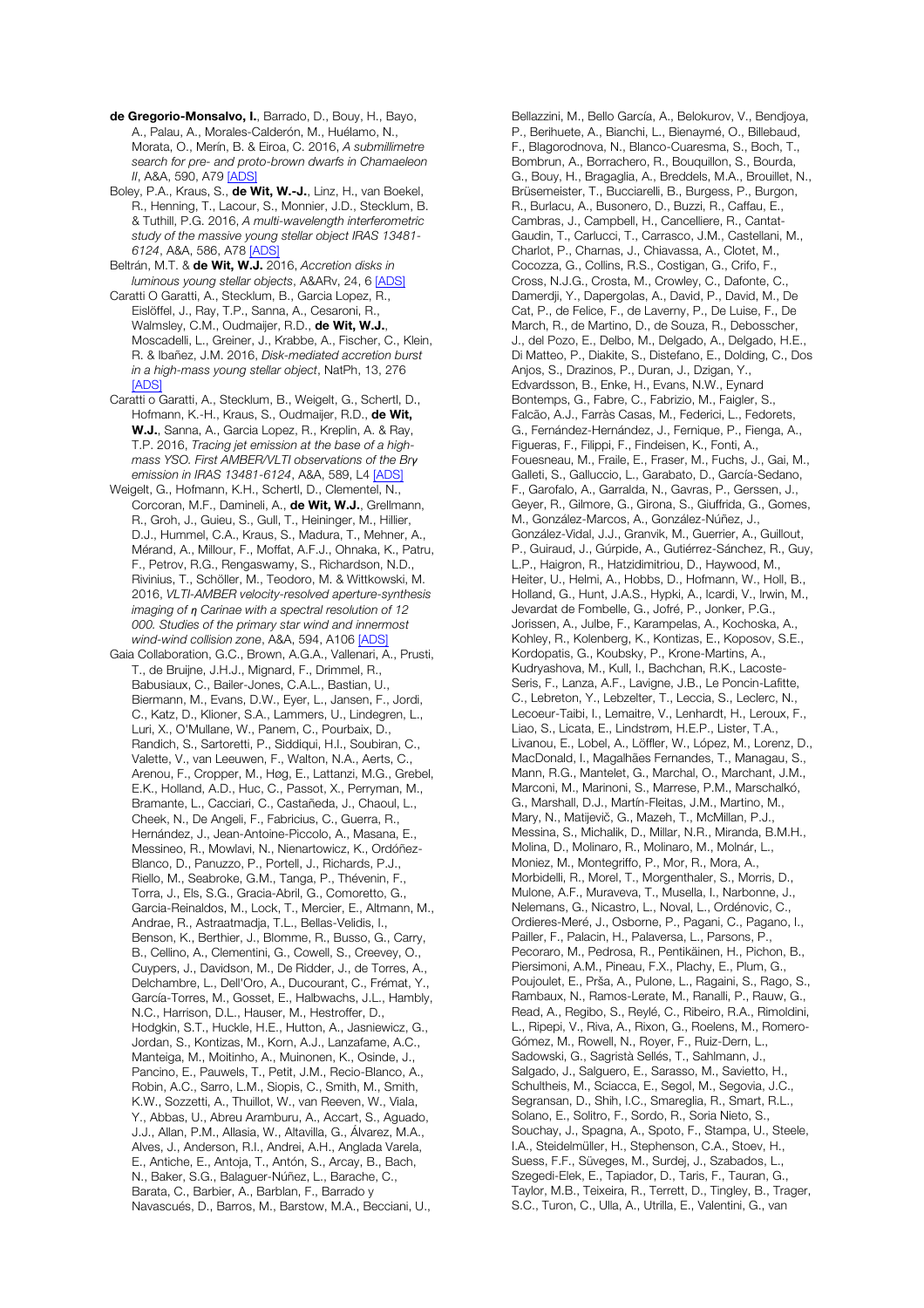**de Gregorio-Monsalvo, I.**, Barrado, D., Bouy, H., Bayo, A., Palau, A., Morales-Calderón, M., Huélamo, N., Morata, O., Merín, B. & Eiroa, C. 2016, *A submillimetre search for pre- and proto-brown dwarfs in Chamaeleon II*, A&A, 590, A79 [ADS]

Boley, P.A., Kraus, S., **de Wit, W.-J.**, Linz, H., van Boekel, R., Henning, T., Lacour, S., Monnier, J.D., Stecklum, B. & Tuthill, P.G. 2016, *A multi-wavelength interferometric study of the massive young stellar object IRAS 13481-6124*, A&A, 586, A78 [ADS]

Beltrán, M.T. & **de Wit, W.J.** 2016, *Accretion disks in luminous young stellar objects*, A&ARv, 24, 6 [ADS]

Caratti O Garatti, A., Stecklum, B., Garcia Lopez, R., Eislöffel, J., Ray, T.P., Sanna, A., Cesaroni, R., Walmsley, C.M., Oudmaijer, R.D., **de Wit, W.J.**, Moscadelli, L., Greiner, J., Krabbe, A., Fischer, C., Klein, R. & Ibañez, J.M. 2016, *Disk-mediated accretion burst in a high-mass young stellar object*, NatPh, 13, 276 [ADS]

Caratti o Garatti, A., Stecklum, B., Weigelt, G., Schertl, D., Hofmann, K.-H., Kraus, S., Oudmaijer, R.D., **de Wit, W.J.**, Sanna, A., Garcia Lopez, R., Kreplin, A. & Ray, T.P. 2016, *Tracing jet emission at the base of a high-mass YSO. First AMBER/VLTI observations of the Brγ emission in IRAS 13481-6124*, A&A, 589, L4 [ADS]

Weigelt, G., Hofmann, K.H., Schertl, D., Clementel, N., Corcoran, M.F., Damineli, A., **de Wit, W.J.**, Grellmann, R., Groh, J., Guieu, S., Gull, T., Heininger, M., Hillier, D.J., Hummel, C.A., Kraus, S., Madura, T., Mehner, A., Mérand, A., Millour, F., Moffat, A.F.J., Ohnaka, K., Patru, F., Petrov, R.G., Rengaswamy, S., Richardson, N.D., Rivinius, T., Schöller, M., Teodoro, M. & Wittkowski, M. 2016, *VLTI-AMBER velocity-resolved aperture-synthesis imaging of η Carinae with a spectral resolution of 12 000. Studies of the primary star wind and innermost wind-wind collision zone*, A&A, 594, A106 [ADS]

Gaia Collaboration, G.C., Brown, A.G.A., Vallenari, A., Prusti, T., de Bruijne, J.H.J., Mignard, F., Drimmel, R., Babusiaux, C., Bailer-Jones, C.A.L., Bastian, U., Biermann, M., Evans, D.W., Eyer, L., Jansen, F., Jordi, C., Katz, D., Klioner, S.A., Lammers, U., Lindegren, L., Luri, X., O'Mullane, W., Panem, C., Pourbaix, D., Randich, S., Sartoretti, P., Siddiqui, H.I., Soubiran, C., Valette, V., van Leeuwen, F., Walton, N.A., Aerts, C., Arenou, F., Cropper, M., Høg, E., Lattanzi, M.G., Grebel, E.K., Holland, A.D., Huc, C., Passot, X., Perryman, M., Bramante, L., Cacciari, C., Castañeda, J., Chaoul, L., Cheek, N., De Angeli, F., Fabricius, C., Guerra, R., Hernández, J., Jean-Antoine-Piccolo, A., Masana, E., Messineo, R., Mowlavi, N., Nienartowicz, K., Ordóñez-Blanco, D., Panuzzo, P., Portell, J., Richards, P.J., Riello, M., Seabroke, G.M., Tanga, P., Thévenin, F., Torra, J., Els, S.G., Gracia-Abril, G., Comoretto, G., Garcia-Reinaldos, M., Lock, T., Mercier, E., Altmann, M., Andrae, R., Astraatmadja, T.L., Bellas-Velidis, I., Benson, K., Berthier, J., Blomme, R., Busso, G., Carry, B., Cellino, A., Clementini, G., Cowell, S., Creevey, O., Cuypers, J., Davidson, M., De Ridder, J., de Torres, A., Delchambre, L., Dell'Oro, A., Ducourant, C., Frémat, Y., García-Torres, M., Gosset, E., Halbwachs, J.L., Hambly, N.C., Harrison, D.L., Hauser, M., Hestroffer, D., Hodgkin, S.T., Huckle, H.E., Hutton, A., Jasniewicz, G., Jordan, S., Kontizas, M., Korn, A.J., Lanzafame, A.C., Manteiga, M., Moitinho, A., Muinonen, K., Osinde, J., Pancino, E., Pauwels, T., Petit, J.M., Recio-Blanco, A., Robin, A.C., Sarro, L.M., Siopis, C., Smith, M., Smith, K.W., Sozzetti, A., Thuillot, W., van Reeven, W., Viala, Y., Abbas, U., Abreu Aramburu, A., Accart, S., Aguado, J.J., Allan, P.M., Allasia, W., Altavilla, G., Álvarez, M.A., Alves, J., Anderson, R.I., Andrei, A.H., Anglada Varela, E., Antiche, E., Antoja, T., Antón, S., Arcay, B., Bach, N., Baker, S.G., Balaguer-Núñez, L., Barache, C., Barata, C., Barbier, A., Barblan, F., Barrado y Navascués, D., Barros, M., Barstow, M.A., Becciani, U., Bellazzini, M., Bello García, A., Belokurov, V., Bendjoya, P., Berihuete, A., Bianchi, L., Bienaymé, O., Billebaud, F., Blagorodnova, N., Blanco-Cuaresma, S., Boch, T., Bombrun, A., Borrachero, R., Bouquillon, S., Bourda, G., Bouy, H., Bragaglia, A., Breddels, M.A., Brouillet, N., Brüsemeister, T., Bucciarelli, B., Burgess, P., Burgon, R., Burlacu, A., Busonero, D., Buzzi, R., Caffau, E., Cambras, J., Campbell, H., Cancelliere, R., Cantat-Gaudin, T., Carlucci, T., Carrasco, J.M., Castellani, M., Charlot, P., Charnas, J., Chiavassa, A., Clotet, M., Cocozza, G., Collins, R.S., Costigan, G., Crifo, F., Cross, N.J.G., Crosta, M., Crowley, C., Dafonte, C., Damerdji, Y., Dapergolas, A., David, P., David, M., De Cat, P., de Felice, F., de Laverny, P., De Luise, F., De March, R., de Martino, D., de Souza, R., Debosscher, J., del Pozo, E., Delbo, M., Delgado, A., Delgado, H.E., Di Matteo, P., Diakite, S., Distefano, E., Dolding, C., Dos Anjos, S., Drazinos, P., Duran, J., Dzigan, Y., Edvardsson, B., Enke, H., Evans, N.W., Eynard Bontemps, G., Fabre, C., Fabrizio, M., Faigler, S., Falcão, A.J., Farràs Casas, M., Federici, L., Fedorets, G., Fernández-Hernández, J., Fernique, P., Fienga, A., Figueras, F., Filippi, F., Findeisen, K., Fonti, A., Fouesneau, M., Fraile, E., Fraser, M., Fuchs, J., Gai, M., Galleti, S., Galluccio, L., Garabato, D., García-Sedano, F., Garofalo, A., Garralda, N., Gavras, P., Gerssen, J., Geyer, R., Gilmore, G., Girona, S., Giuffrida, G., Gomes, M., González-Marcos, A., González-Núñez, J., González-Vidal, J.J., Granvik, M., Guerrier, A., Guillout, P., Guiraud, J., Gúrpide, A., Gutiérrez-Sánchez, R., Guy, L.P., Haigron, R., Hatzidimitriou, D., Haywood, M., Heiter, U., Helmi, A., Hobbs, D., Hofmann, W., Holl, B., Holland, G., Hunt, J.A.S., Hypki, A., Icardi, V., Irwin, M., Jevardat de Fombelle, G., Jofré, P., Jonker, P.G., Jorissen, A., Julbe, F., Karampelas, A., Kochoska, A., Kohley, R., Kolenberg, K., Kontizas, E., Koposov, S.E., Kordopatis, G., Koubsky, P., Krone-Martins, A., Kudryashova, M., Kull, I., Bachchan, R.K., Lacoste-Seris, F., Lanza, A.F., Lavigne, J.B., Le Poncin-Lafitte, C., Lebreton, Y., Lebzelter, T., Leccia, S., Leclerc, N., Lecoeur-Taibi, I., Lemaitre, V., Lenhardt, H., Leroux, F., Liao, S., Licata, E., Lindstrøm, H.E.P., Lister, T.A., Livanou, E., Lobel, A., Löffler, W., López, M., Lorenz, D., MacDonald, I., Magalhães Fernandes, T., Managau, S., Mann, R.G., Mantelet, G., Marchal, O., Marchant, J.M., Marconi, M., Marinoni, S., Marrese, P.M., Marschalkó, G., Marshall, D.J., Martín-Fleitas, J.M., Martino, M., Mary, N., Matijevič, G., Mazeh, T., McMillan, P.J., Messina, S., Michalik, D., Millar, N.R., Miranda, B.M.H., Molina, D., Molinaro, R., Molinaro, M., Molnár, L., Moniez, M., Montegriffo, P., Mor, R., Mora, A., Morbidelli, R., Morel, T., Morgenthaler, S., Morris, D., Mulone, A.F., Muraveva, T., Musella, I., Narbonne, J., Nelemans, G., Nicastro, L., Noval, L., Ordénovic, C., Ordieres-Meré, J., Osborne, P., Pagani, C., Pagano, I., Pailler, F., Palacin, H., Palaversa, L., Parsons, P., Pecoraro, M., Pedrosa, R., Pentikäinen, H., Pichon, B., Piersimoni, A.M., Pineau, F.X., Plachy, E., Plum, G., Poujoulet, E., Prša, A., Pulone, L., Ragaini, S., Rago, S., Rambaux, N., Ramos-Lerate, M., Ranalli, P., Rauw, G., Read, A., Regibo, S., Reylé, C., Ribeiro, R.A., Rimoldini, L., Ripepi, V., Riva, A., Rixon, G., Roelens, M., Romero-Gómez, M., Rowell, N., Royer, F., Ruiz-Dern, L., Sadowski, G., Sagristà Sellés, T., Sahlmann, J., Salgado, J., Salguero, E., Sarasso, M., Savietto, H., Schultheis, M., Sciacca, E., Segol, M., Segovia, J.C., Segransan, D., Shih, I.C., Smareglia, R., Smart, R.L., Solano, E., Solitro, F., Sordo, R., Soria Nieto, S., Souchay, J., Spagna, A., Spoto, F., Stampa, U., Steele, I.A., Steidelmüller, H., Stephenson, C.A., Stoev, H., Suess, F.F., Süveges, M., Surdej, J., Szabados, L., Szegedi-Elek, E., Tapiador, D., Taris, F., Tauran, G., Taylor, M.B., Teixeira, R., Terrett, D., Tingley, B., Trager, S.C., Turon, C., Ulla, A., Utrilla, E., Valentini, G., van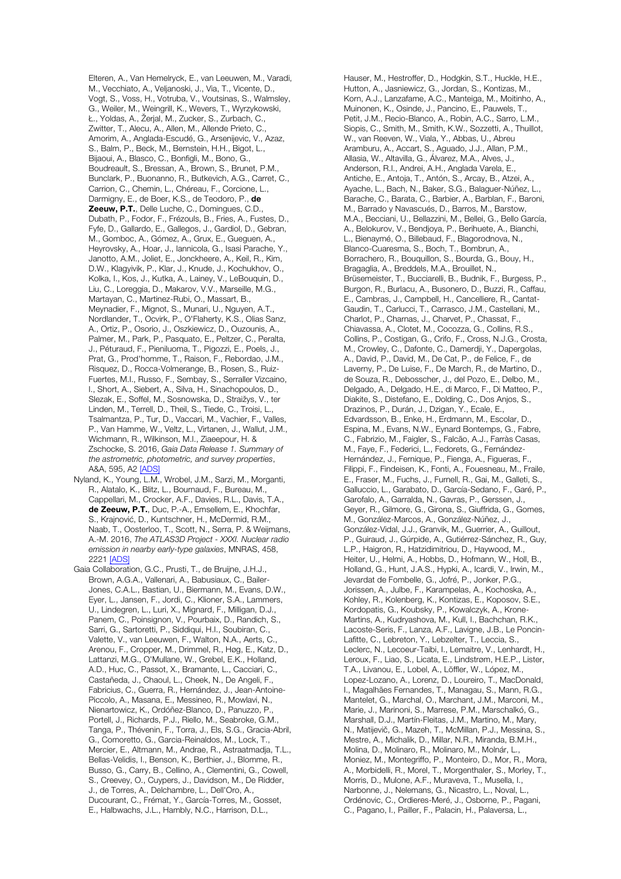Elteren, A., Van Hemelryck, E., van Leeuwen, M., Varadi, M., Vecchiato, A., Veljanoski, J., Via, T., Vicente, D., Vogt, S., Voss, H., Votruba, V., Voutsinas, S., Walmsley, G., Weiler, M., Weingrill, K., Wevers, T., Wyrzykowski, Ł., Yoldas, A., Žerjal, M., Zucker, S., Zurbach, C., Zwitter, T., Alecu, A., Allen, M., Allende Prieto, C., Amorim, A., Anglada-Escudé, G., Arsenijevic, V., Azaz, S., Balm, P., Beck, M., Bernstein, H.H., Bigot, L., Bijaoui, A., Blasco, C., Bonfigli, M., Bono, G., Boudreault, S., Bressan, A., Brown, S., Brunet, P.M., Bunclark, P., Buonanno, R., Butkevich, A.G., Carret, C., Carrion, C., Chemin, L., Chéreau, F., Corcione, L., Darmigny, E., de Boer, K.S., de Teodoro, P., **de Zeeuw, P.T.**, Delle Luche, C., Domingues, C.D., Dubath, P., Fodor, F., Frézouls, B., Fries, A., Fustes, D., Fyfe, D., Gallardo, E., Gallegos, J., Gardiol, D., Gebran, M., Gomboc, A., Gómez, A., Grux, E., Gueguen, A., Heyrovsky, A., Hoar, J., Iannicola, G., Isasi Parache, Y., Janotto, A.M., Joliet, E., Jonckheere, A., Keil, R., Kim, D.W., Klagyivik, P., Klar, J., Knude, J., Kochukhov, O., Kolka, I., Kos, J., Kutka, A., Lainey, V., LeBouquin, D., Liu, C., Loreggia, D., Makarov, V.V., Marseille, M.G., Martayan, C., Martinez-Rubi, O., Massart, B., Meynadier, F., Mignot, S., Munari, U., Nguyen, A.T., Nordlander, T., Ocvirk, P., O'Flaherty, K.S., Olias Sanz, A., Ortiz, P., Osorio, J., Oszkiewicz, D., Ouzounis, A., Palmer, M., Park, P., Pasquato, E., Peltzer, C., Peralta, J., Péturaud, F., Pieniluoma, T., Pigozzi, E., Poels, J., Prat, G., Prod'homme, T., Raison, F., Rebordao, J.M., Risquez, D., Rocca-Volmerange, B., Rosen, S., Ruiz-Fuertes, M.I., Russo, F., Sembay, S., Serraller Vizcaino, I., Short, A., Siebert, A., Silva, H., Sinachopoulos, D., Slezak, E., Soffel, M., Sosnowska, D., Straižys, V., ter Linden, M., Terrell, D., Theil, S., Tiede, C., Troisi, L., Tsalmantza, P., Tur, D., Vaccari, M., Vachier, F., Valles, P., Van Hamme, W., Veltz, L., Virtanen, J., Wallut, J.M., Wichmann, R., Wilkinson, M.I., Ziaeepour, H. & Zschocke, S. 2016, *Gaia Data Release 1. Summary of the astrometric, photometric, and survey properties*, A&A, 595, A2 [ADS]

Nyland, K., Young, L.M., Wrobel, J.M., Sarzi, M., Morganti, R., Alatalo, K., Blitz, L., Bournaud, F., Bureau, M., Cappellari, M., Crocker, A.F., Davies, R.L., Davis, T.A., **de Zeeuw, P.T.**, Duc, P.-A., Emsellem, E., Khochfar, S., Krajnović, D., Kuntschner, H., McDermid, R.M., Naab, T., Oosterloo, T., Scott, N., Serra, P. & Weijmans, A.-M. 2016, *The ATLAS3D Project - XXXI. Nuclear radio emission in nearby early-type galaxies*, MNRAS, 458, 2221 [ADS]

Gaia Collaboration, G.C., Prusti, T., de Bruijne, J.H.J., Brown, A.G.A., Vallenari, A., Babusiaux, C., Bailer-Jones, C.A.L., Bastian, U., Biermann, M., Evans, D.W., Eyer, L., Jansen, F., Jordi, C., Klioner, S.A., Lammers, U., Lindegren, L., Luri, X., Mignard, F., Milligan, D.J., Panem, C., Poinsignon, V., Pourbaix, D., Randich, S., Sarri, G., Sartoretti, P., Siddiqui, H.I., Soubiran, C., Valette, V., van Leeuwen, F., Walton, N.A., Aerts, C., Arenou, F., Cropper, M., Drimmel, R., Høg, E., Katz, D., Lattanzi, M.G., O'Mullane, W., Grebel, E.K., Holland, A.D., Huc, C., Passot, X., Bramante, L., Cacciari, C., Castañeda, J., Chaoul, L., Cheek, N., De Angeli, F., Fabricius, C., Guerra, R., Hernández, J., Jean-Antoine-Piccolo, A., Masana, E., Messineo, R., Mowlavi, N., Nienartowicz, K., Ordóñez-Blanco, D., Panuzzo, P., Portell, J., Richards, P.J., Riello, M., Seabroke, G.M., Tanga, P., Thévenin, F., Torra, J., Els, S.G., Gracia-Abril, G., Comoretto, G., Garcia-Reinaldos, M., Lock, T., Mercier, E., Altmann, M., Andrae, R., Astraatmadja, T.L., Bellas-Velidis, I., Benson, K., Berthier, J., Blomme, R., Busso, G., Carry, B., Cellino, A., Clementini, G., Cowell, S., Creevey, O., Cuypers, J., Davidson, M., De Ridder, J., de Torres, A., Delchambre, L., Dell'Oro, A., Ducourant, C., Frémat, Y., García-Torres, M., Gosset, E., Halbwachs, J.L., Hambly, N.C., Harrison, D.L., Hauser, M., Hestroffer, D., Hodgkin, S.T., Huckle, H.E., Hutton, A., Jasniewicz, G., Jordan, S., Kontizas, M., Korn, A.J., Lanzafame, A.C., Manteiga, M., Moitinho, A., Muinonen, K., Osinde, J., Pancino, E., Pauwels, T., Petit, J.M., Recio-Blanco, A., Robin, A.C., Sarro, L.M., Siopis, C., Smith, M., Smith, K.W., Sozzetti, A., Thuillot, W., van Reeven, W., Viala, Y., Abbas, U., Abreu Aramburu, A., Accart, S., Aguado, J.J., Allan, P.M., Allasia, W., Altavilla, G., Álvarez, M.A., Alves, J., Anderson, R.I., Andrei, A.H., Anglada Varela, E., Antiche, E., Antoja, T., Antón, S., Arcay, B., Atzei, A., Ayache, L., Bach, N., Baker, S.G., Balaguer-Núñez, L., Barache, C., Barata, C., Barbier, A., Barblan, F., Baroni, M., Barrado y Navascués, D., Barros, M., Barstow, M.A., Becciani, U., Bellazzini, M., Bellei, G., Bello García, A., Belokurov, V., Bendjoya, P., Berihuete, A., Bianchi, L., Bienaymé, O., Billebaud, F., Blagorodnova, N., Blanco-Cuaresma, S., Boch, T., Bombrun, A., Borrachero, R., Bouquillon, S., Bourda, G., Bouy, H., Bragaglia, A., Breddels, M.A., Brouillet, N., Brüsemeister, T., Bucciarelli, B., Budnik, F., Burgess, P., Burgon, R., Burlacu, A., Busonero, D., Buzzi, R., Caffau, E., Cambras, J., Campbell, H., Cancelliere, R., Cantat-Gaudin, T., Carlucci, T., Carrasco, J.M., Castellani, M., Charlot, P., Charnas, J., Charvet, P., Chassat, F., Chiavassa, A., Clotet, M., Cocozza, G., Collins, R.S., Collins, P., Costigan, G., Crifo, F., Cross, N.J.G., Crosta, M., Crowley, C., Dafonte, C., Damerdji, Y., Dapergolas, A., David, P., David, M., De Cat, P., de Felice, F., de Laverny, P., De Luise, F., De March, R., de Martino, D., de Souza, R., Debosscher, J., del Pozo, E., Delbo, M., Delgado, A., Delgado, H.E., di Marco, F., Di Matteo, P., Diakite, S., Distefano, E., Dolding, C., Dos Anjos, S., Drazinos, P., Durán, J., Dzigan, Y., Ecale, E., Edvardsson, B., Enke, H., Erdmann, M., Escolar, D., Espina, M., Evans, N.W., Eynard Bontemps, G., Fabre, C., Fabrizio, M., Faigler, S., Falcão, A.J., Farràs Casas, M., Faye, F., Federici, L., Fedorets, G., Fernández-Hernández, J., Fernique, P., Fienga, A., Figueras, F., Filippi, F., Findeisen, K., Fonti, A., Fouesneau, M., Fraile, E., Fraser, M., Fuchs, J., Furnell, R., Gai, M., Galleti, S., Galluccio, L., Garabato, D., García-Sedano, F., Garé, P., Garofalo, A., Garralda, N., Gavras, P., Gerssen, J., Geyer, R., Gilmore, G., Girona, S., Giuffrida, G., Gomes, M., González-Marcos, A., González-Núñez, J., González-Vidal, J.J., Granvik, M., Guerrier, A., Guillout, P., Guiraud, J., Gúrpide, A., Gutiérrez-Sánchez, R., Guy, L.P., Haigron, R., Hatzidimitriou, D., Haywood, M., Heiter, U., Helmi, A., Hobbs, D., Hofmann, W., Holl, B., Holland, G., Hunt, J.A.S., Hypki, A., Icardi, V., Irwin, M., Jevardat de Fombelle, G., Jofré, P., Jonker, P.G., Jorissen, A., Julbe, F., Karampelas, A., Kochoska, A., Kohley, R., Kolenberg, K., Kontizas, E., Koposov, S.E., Kordopatis, G., Koubsky, P., Kowalczyk, A., Krone-Martins, A., Kudryashova, M., Kull, I., Bachchan, R.K., Lacoste-Seris, F., Lanza, A.F., Lavigne, J.B., Le Poncin-Lafitte, C., Lebreton, Y., Lebzelter, T., Leccia, S., Leclerc, N., Lecoeur-Taibi, I., Lemaitre, V., Lenhardt, H., Leroux, F., Liao, S., Licata, E., Lindstrøm, H.E.P., Lister, T.A., Livanou, E., Lobel, A., Löffler, W., López, M., Lopez-Lozano, A., Lorenz, D., Loureiro, T., MacDonald, I., Magalhães Fernandes, T., Managau, S., Mann, R.G., Mantelet, G., Marchal, O., Marchant, J.M., Marconi, M., Marie, J., Marinoni, S., Marrese, P.M., Marschalkó, G., Marshall, D.J., Martín-Fleitas, J.M., Martino, M., Mary, N., Matijevič, G., Mazeh, T., McMillan, P.J., Messina, S., Mestre, A., Michalik, D., Millar, N.R., Miranda, B.M.H., Molina, D., Molinaro, R., Molinaro, M., Molnár, L., Moniez, M., Montegriffo, P., Monteiro, D., Mor, R., Mora, A., Morbidelli, R., Morel, T., Morgenthaler, S., Morley, T., Morris, D., Mulone, A.F., Muraveva, T., Musella, I., Narbonne, J., Nelemans, G., Nicastro, L., Noval, L., Ordénovic, C., Ordieres-Meré, J., Osborne, P., Pagani, C., Pagano, I., Pailler, F., Palacin, H., Palaversa, L.,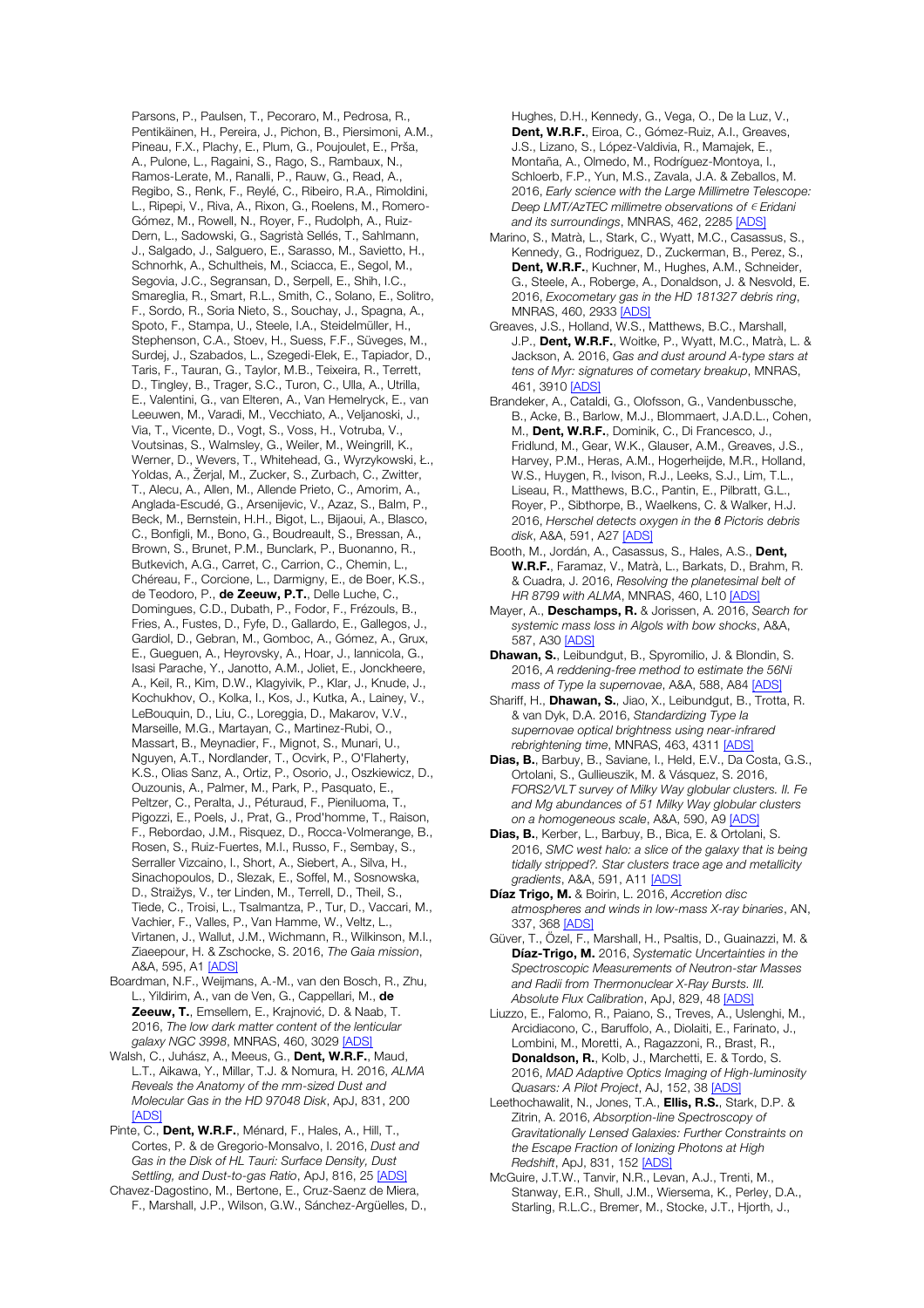Parsons, P., Paulsen, T., Pecoraro, M., Pedrosa, R., Pentikäinen, H., Pereira, J., Pichon, B., Piersimoni, A.M., Pineau, F.X., Plachy, E., Plum, G., Poujoulet, E., Prša, A., Pulone, L., Ragaini, S., Rago, S., Rambaux, N., Ramos-Lerate, M., Ranalli, P., Rauw, G., Read, A., Regibo, S., Renk, F., Reylé, C., Ribeiro, R.A., Rimoldini, L., Ripepi, V., Riva, A., Rixon, G., Roelens, M., Romero-Gómez, M., Rowell, N., Royer, F., Rudolph, A., Ruiz-Dern, L., Sadowski, G., Sagristà Sellés, T., Sahlmann, J., Salgado, J., Salguero, E., Sarasso, M., Savietto, H., Schnorhk, A., Schultheis, M., Sciacca, E., Segol, M., Segovia, J.C., Segransan, D., Serpell, E., Shih, I.C., Smareglia, R., Smart, R.L., Smith, C., Solano, E., Solitro, F., Sordo, R., Soria Nieto, S., Souchay, J., Spagna, A., Spoto, F., Stampa, U., Steele, I.A., Steidelmüller, H., Stephenson, C.A., Stoev, H., Suess, F.F., Süveges, M., Surdej, J., Szabados, L., Szegedi-Elek, E., Tapiador, D., Taris, F., Tauran, G., Taylor, M.B., Teixeira, R., Terrett, D., Tingley, B., Trager, S.C., Turon, C., Ulla, A., Utrilla, E., Valentini, G., van Elteren, A., Van Hemelryck, E., van Leeuwen, M., Varadi, M., Vecchiato, A., Veljanoski, J., Via, T., Vicente, D., Vogt, S., Voss, H., Votruba, V., Voutsinas, S., Walmsley, G., Weiler, M., Weingrill, K., Werner, D., Wevers, T., Whitehead, G., Wyrzykowski, Ł., Yoldas, A., Žerjal, M., Zucker, S., Zurbach, C., Zwitter, T., Alecu, A., Allen, M., Allende Prieto, C., Amorim, A., Anglada-Escudé, G., Arsenijevic, V., Azaz, S., Balm, P., Beck, M., Bernstein, H.H., Bigot, L., Bijaoui, A., Blasco, C., Bonfigli, M., Bono, G., Boudreault, S., Bressan, A., Brown, S., Brunet, P.M., Bunclark, P., Buonanno, R., Butkevich, A.G., Carret, C., Carrion, C., Chemin, L., Chéreau, F., Corcione, L., Darmigny, E., de Boer, K.S., de Teodoro, P., **de Zeeuw, P.T.**, Delle Luche, C., Domingues, C.D., Dubath, P., Fodor, F., Frézouls, B., Fries, A., Fustes, D., Fyfe, D., Gallardo, E., Gallegos, J., Gardiol, D., Gebran, M., Gomboc, A., Gómez, A., Grux, E., Gueguen, A., Heyrovsky, A., Hoar, J., Iannicola, G., Isasi Parache, Y., Janotto, A.M., Joliet, E., Jonckheere, A., Keil, R., Kim, D.W., Klagyivik, P., Klar, J., Knude, J., Kochukhov, O., Kolka, I., Kos, J., Kutka, A., Lainey, V., LeBouquin, D., Liu, C., Loreggia, D., Makarov, V.V., Marseille, M.G., Martayan, C., Martinez-Rubi, O., Massart, B., Meynadier, F., Mignot, S., Munari, U., Nguyen, A.T., Nordlander, T., Ocvirk, P., O'Flaherty, K.S., Olias Sanz, A., Ortiz, P., Osorio, J., Oszkiewicz, D., Ouzounis, A., Palmer, M., Park, P., Pasquato, E., Peltzer, C., Peralta, J., Péturaud, F., Pieniluoma, T., Pigozzi, E., Poels, J., Prat, G., Prod'homme, T., Raison, F., Rebordao, J.M., Risquez, D., Rocca-Volmerange, B., Rosen, S., Ruiz-Fuertes, M.I., Russo, F., Sembay, S., Serraller Vizcaino, I., Short, A., Siebert, A., Silva, H., Sinachopoulos, D., Slezak, E., Soffel, M., Sosnowska, D., Straižys, V., ter Linden, M., Terrell, D., Theil, S., Tiede, C., Troisi, L., Tsalmantza, P., Tur, D., Vaccari, M., Vachier, F., Valles, P., Van Hamme, W., Veltz, L., Virtanen, J., Wallut, J.M., Wichmann, R., Wilkinson, M.I., Ziaeepour, H. & Zschocke, S. 2016, *The Gaia mission*, A&A, 595, A1 [ADS]

Boardman, N.F., Weijmans, A.-M., van den Bosch, R., Zhu, L., Yildirim, A., van de Ven, G., Cappellari, M., **de Zeeuw, T.**, Emsellem, E., Krajnović, D. & Naab, T. 2016, *The low dark matter content of the lenticular galaxy NGC 3998*, MNRAS, 460, 3029 [ADS]

Walsh, C., Juhász, A., Meeus, G., **Dent, W.R.F.**, Maud, L.T., Aikawa, Y., Millar, T.J. & Nomura, H. 2016, *ALMA Reveals the Anatomy of the mm-sized Dust and Molecular Gas in the HD 97048 Disk*, ApJ, 831, 200 [ADS]

Pinte, C., **Dent, W.R.F.**, Ménard, F., Hales, A., Hill, T., Cortes, P. & de Gregorio-Monsalvo, I. 2016, *Dust and Gas in the Disk of HL Tauri: Surface Density, Dust Settling, and Dust-to-gas Ratio*, ApJ, 816, 25 [ADS]

Chavez-Dagostino, M., Bertone, E., Cruz-Saenz de Miera, F., Marshall, J.P., Wilson, G.W., Sánchez-Argüelles, D., Hughes, D.H., Kennedy, G., Vega, O., De la Luz, V., **Dent, W.R.F.**, Eiroa, C., Gómez-Ruiz, A.I., Greaves, J.S., Lizano, S., López-Valdivia, R., Mamajek, E., Montaña, A., Olmedo, M., Rodríguez-Montoya, I., Schloerb, F.P., Yun, M.S., Zavala, J.A. & Zeballos, M. 2016, *Early science with the Large Millimetre Telescope: Deep LMT/AzTEC millimetre observations of ϵ Eridani and its surroundings*, MNRAS, 462, 2285 [ADS]

Marino, S., Matrà, L., Stark, C., Wyatt, M.C., Casassus, S., Kennedy, G., Rodriguez, D., Zuckerman, B., Perez, S., **Dent, W.R.F.**, Kuchner, M., Hughes, A.M., Schneider, G., Steele, A., Roberge, A., Donaldson, J. & Nesvold, E. 2016, *Exocometary gas in the HD 181327 debris ring*, MNRAS, 460, 2933 [ADS]

Greaves, J.S., Holland, W.S., Matthews, B.C., Marshall, J.P., **Dent, W.R.F.**, Woitke, P., Wyatt, M.C., Matrà, L. & Jackson, A. 2016, *Gas and dust around A-type stars at tens of Myr: signatures of cometary breakup*, MNRAS, 461, 3910 [ADS]

Brandeker, A., Cataldi, G., Olofsson, G., Vandenbussche, B., Acke, B., Barlow, M.J., Blommaert, J.A.D.L., Cohen, M., **Dent, W.R.F.**, Dominik, C., Di Francesco, J., Fridlund, M., Gear, W.K., Glauser, A.M., Greaves, J.S., Harvey, P.M., Heras, A.M., Hogerheijde, M.R., Holland, W.S., Huygen, R., Ivison, R.J., Leeks, S.J., Lim, T.L., Liseau, R., Matthews, B.C., Pantin, E., Pilbratt, G.L., Royer, P., Sibthorpe, B., Waelkens, C. & Walker, H.J. 2016, *Herschel detects oxygen in the β Pictoris debris disk*, A&A, 591, A27 [ADS]

Booth, M., Jordán, A., Casassus, S., Hales, A.S., **Dent, W.R.F.**, Faramaz, V., Matrà, L., Barkats, D., Brahm, R. & Cuadra, J. 2016, *Resolving the planetesimal belt of HR 8799 with ALMA*, MNRAS, 460, L10 [ADS]

Mayer, A., **Deschamps, R.** & Jorissen, A. 2016, *Search for systemic mass loss in Algols with bow shocks*, A&A, 587, A30 [ADS]

**Dhawan, S.**, Leibundgut, B., Spyromilio, J. & Blondin, S. 2016, *A reddening-free method to estimate the 56Ni mass of Type Ia supernovae*, A&A, 588, A84 [ADS]

Shariff, H., **Dhawan, S.**, Jiao, X., Leibundgut, B., Trotta, R. & van Dyk, D.A. 2016, *Standardizing Type Ia supernovae optical brightness using near-infrared rebrightening time*, MNRAS, 463, 4311 [ADS]

**Dias, B.**, Barbuy, B., Saviane, I., Held, E.V., Da Costa, G.S., Ortolani, S., Gullieuszik, M. & Vásquez, S. 2016, *FORS2/VLT survey of Milky Way globular clusters. II. Fe and Mg abundances of 51 Milky Way globular clusters on a homogeneous scale*, A&A, 590, A9 [ADS]

**Dias, B.**, Kerber, L., Barbuy, B., Bica, E. & Ortolani, S. 2016, *SMC west halo: a slice of the galaxy that is being tidally stripped?. Star clusters trace age and metallicity gradients*, A&A, 591, A11 [ADS]

**Díaz Trigo, M.** & Boirin, L. 2016, *Accretion disc atmospheres and winds in low-mass X-ray binaries*, AN, 337, 368 [ADS]

Güver, T., Özel, F., Marshall, H., Psaltis, D., Guainazzi, M. & **Díaz-Trigo, M.** 2016, *Systematic Uncertainties in the Spectroscopic Measurements of Neutron-star Masses and Radii from Thermonuclear X-Ray Bursts. III. Absolute Flux Calibration*, ApJ, 829, 48 [ADS]

Liuzzo, E., Falomo, R., Paiano, S., Treves, A., Uslenghi, M., Arcidiacono, C., Baruffolo, A., Diolaiti, E., Farinato, J., Lombini, M., Moretti, A., Ragazzoni, R., Brast, R., **Donaldson, R.**, Kolb, J., Marchetti, E. & Tordo, S. 2016, *MAD Adaptive Optics Imaging of High-luminosity Quasars: A Pilot Project*, AJ, 152, 38 [ADS]

Leethochawalit, N., Jones, T.A., **Ellis, R.S.**, Stark, D.P. & Zitrin, A. 2016, *Absorption-line Spectroscopy of Gravitationally Lensed Galaxies: Further Constraints on the Escape Fraction of Ionizing Photons at High Redshift*, ApJ, 831, 152 [ADS]

McGuire, J.T.W., Tanvir, N.R., Levan, A.J., Trenti, M., Stanway, E.R., Shull, J.M., Wiersema, K., Perley, D.A., Starling, R.L.C., Bremer, M., Stocke, J.T., Hjorth, J.,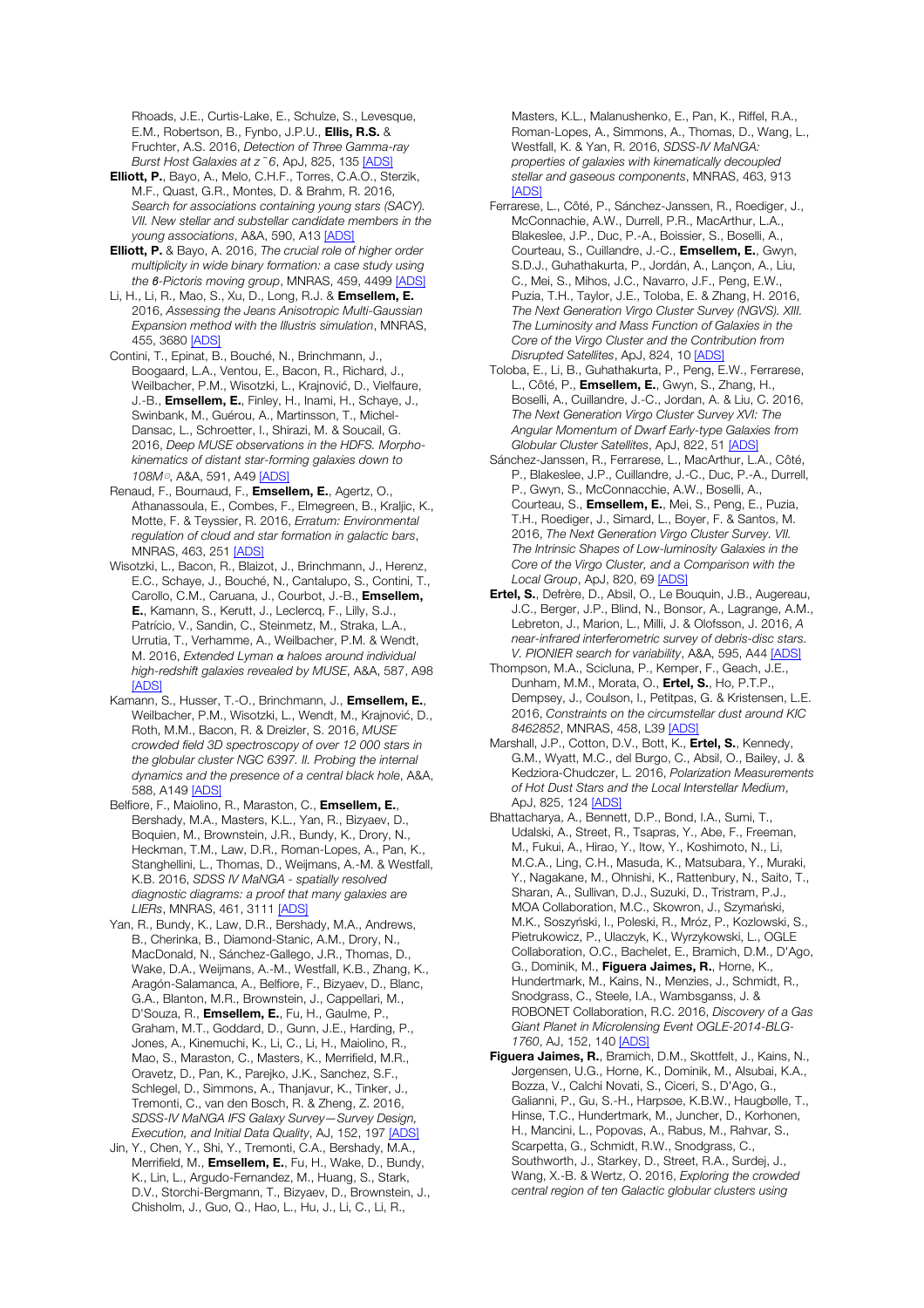Rhoads, J.E., Curtis-Lake, E., Schulze, S., Levesque, E.M., Robertson, B., Fynbo, J.P.U., **Ellis, R.S.** & Fruchter, A.S. 2016, *Detection of Three Gamma-ray Burst Host Galaxies at z ~ 6*, ApJ, 825, 135 [ADS]

**Elliott, P.**, Bayo, A., Melo, C.H.F., Torres, C.A.O., Sterzik, M.F., Quast, G.R., Montes, D. & Brahm, R. 2016, *Search for associations containing young stars (SACY). VII. New stellar and substellar candidate members in the young associations*, A&A, 590, A13 [ADS]

**Elliott, P.** & Bayo, A. 2016, *The crucial role of higher order multiplicity in wide binary formation: a case study using the β-Pictoris moving group*, MNRAS, 459, 4499 [ADS]

Li, H., Li, R., Mao, S., Xu, D., Long, R.J. & **Emsellem, E.** 2016, *Assessing the Jeans Anisotropic Multi-Gaussian Expansion method with the Illustris simulation*, MNRAS, 455, 3680 [ADS]

Contini, T., Epinat, B., Bouché, N., Brinchmann, J., Boogaard, L.A., Ventou, E., Bacon, R., Richard, J., Weilbacher, P.M., Wisotzki, L., Krajnović, D., Vielfaure, J.-B., **Emsellem, E.**, Finley, H., Inami, H., Schaye, J., Swinbank, M., Guérou, A., Martinsson, T., Michel-Dansac, L., Schroetter, I., Shirazi, M. & Soucail, G. 2016, *Deep MUSE observations in the HDFS. Morpho-kinematics of distant star-forming galaxies down to 108M⊙*, A&A, 591, A49 [ADS]

Renaud, F., Bournaud, F., **Emsellem, E.**, Agertz, O., Athanassoula, E., Combes, F., Elmegreen, B., Kraljic, K., Motte, F. & Teyssier, R. 2016, *Erratum: Environmental regulation of cloud and star formation in galactic bars*, MNRAS, 463, 251 [ADS]

Wisotzki, L., Bacon, R., Blaizot, J., Brinchmann, J., Herenz, E.C., Schaye, J., Bouché, N., Cantalupo, S., Contini, T., Carollo, C.M., Caruana, J., Courbot, J.-B., **Emsellem, E.**, Kamann, S., Kerutt, J., Leclercq, F., Lilly, S.J., Patrício, V., Sandin, C., Steinmetz, M., Straka, L.A., Urrutia, T., Verhamme, A., Weilbacher, P.M. & Wendt, M. 2016, *Extended Lyman α haloes around individual high-redshift galaxies revealed by MUSE*, A&A, 587, A98 [ADS]

Kamann, S., Husser, T.-O., Brinchmann, J., **Emsellem, E.**, Weilbacher, P.M., Wisotzki, L., Wendt, M., Krajnović, D., Roth, M.M., Bacon, R. & Dreizler, S. 2016, *MUSE crowded field 3D spectroscopy of over 12 000 stars in the globular cluster NGC 6397. II. Probing the internal dynamics and the presence of a central black hole*, A&A, 588, A149 [ADS]

Belfiore, F., Maiolino, R., Maraston, C., **Emsellem, E.**, Bershady, M.A., Masters, K.L., Yan, R., Bizyaev, D., Boquien, M., Brownstein, J.R., Bundy, K., Drory, N., Heckman, T.M., Law, D.R., Roman-Lopes, A., Pan, K., Stanghellini, L., Thomas, D., Weijmans, A.-M. & Westfall, K.B. 2016, *SDSS IV MaNGA - spatially resolved diagnostic diagrams: a proof that many galaxies are LIERs*, MNRAS, 461, 3111 [ADS]

Yan, R., Bundy, K., Law, D.R., Bershady, M.A., Andrews, B., Cherinka, B., Diamond-Stanic, A.M., Drory, N., MacDonald, N., Sánchez-Gallego, J.R., Thomas, D., Wake, D.A., Weijmans, A.-M., Westfall, K.B., Zhang, K., Aragón-Salamanca, A., Belfiore, F., Bizyaev, D., Blanc, G.A., Blanton, M.R., Brownstein, J., Cappellari, M., D'Souza, R., **Emsellem, E.**, Fu, H., Gaulme, P., Graham, M.T., Goddard, D., Gunn, J.E., Harding, P., Jones, A., Kinemuchi, K., Li, C., Li, H., Maiolino, R., Mao, S., Maraston, C., Masters, K., Merrifield, M.R., Oravetz, D., Pan, K., Parejko, J.K., Sanchez, S.F., Schlegel, D., Simmons, A., Thanjavur, K., Tinker, J., Tremonti, C., van den Bosch, R. & Zheng, Z. 2016, *SDSS-IV MaNGA IFS Galaxy Survey—Survey Design, Execution, and Initial Data Quality*, AJ, 152, 197 [ADS]

Jin, Y., Chen, Y., Shi, Y., Tremonti, C.A., Bershady, M.A., Merrifield, M., **Emsellem, E.**, Fu, H., Wake, D., Bundy, K., Lin, L., Argudo-Fernandez, M., Huang, S., Stark, D.V., Storchi-Bergmann, T., Bizyaev, D., Brownstein, J., Chisholm, J., Guo, Q., Hao, L., Hu, J., Li, C., Li, R., Masters, K.L., Malanushenko, E., Pan, K., Riffel, R.A., Roman-Lopes, A., Simmons, A., Thomas, D., Wang, L., Westfall, K. & Yan, R. 2016, *SDSS-IV MaNGA: properties of galaxies with kinematically decoupled stellar and gaseous components*, MNRAS, 463, 913 [ADS]

Ferrarese, L., Côté, P., Sánchez-Janssen, R., Roediger, J., McConnachie, A.W., Durrell, P.R., MacArthur, L.A., Blakeslee, J.P., Duc, P.-A., Boissier, S., Boselli, A., Courteau, S., Cuillandre, J.-C., **Emsellem, E.**, Gwyn, S.D.J., Guhathakurta, P., Jordán, A., Lançon, A., Liu, C., Mei, S., Mihos, J.C., Navarro, J.F., Peng, E.W., Puzia, T.H., Taylor, J.E., Toloba, E. & Zhang, H. 2016, *The Next Generation Virgo Cluster Survey (NGVS). XIII. The Luminosity and Mass Function of Galaxies in the Core of the Virgo Cluster and the Contribution from Disrupted Satellites*, ApJ, 824, 10 [ADS]

Toloba, E., Li, B., Guhathakurta, P., Peng, E.W., Ferrarese, L., Côté, P., **Emsellem, E.**, Gwyn, S., Zhang, H., Boselli, A., Cuillandre, J.-C., Jordan, A. & Liu, C. 2016, *The Next Generation Virgo Cluster Survey XVI: The Angular Momentum of Dwarf Early-type Galaxies from Globular Cluster Satellites*, ApJ, 822, 51 [ADS]

Sánchez-Janssen, R., Ferrarese, L., MacArthur, L.A., Côté, P., Blakeslee, J.P., Cuillandre, J.-C., Duc, P.-A., Durrell, P., Gwyn, S., McConnachie, A.W., Boselli, A., Courteau, S., **Emsellem, E.**, Mei, S., Peng, E., Puzia, T.H., Roediger, J., Simard, L., Boyer, F. & Santos, M. 2016, *The Next Generation Virgo Cluster Survey. VII. The Intrinsic Shapes of Low-luminosity Galaxies in the Core of the Virgo Cluster, and a Comparison with the Local Group*, ApJ, 820, 69 [ADS]

**Ertel, S.**, Defrère, D., Absil, O., Le Bouquin, J.B., Augereau, J.C., Berger, J.P., Blind, N., Bonsor, A., Lagrange, A.M., Lebreton, J., Marion, L., Milli, J. & Olofsson, J. 2016, *A near-infrared interferometric survey of debris-disc stars. V. PIONIER search for variability*, A&A, 595, A44 [ADS]

Thompson, M.A., Scicluna, P., Kemper, F., Geach, J.E., Dunham, M.M., Morata, O., **Ertel, S.**, Ho, P.T.P., Dempsey, J., Coulson, I., Petitpas, G. & Kristensen, L.E. 2016, *Constraints on the circumstellar dust around KIC 8462852*, MNRAS, 458, L39 [ADS]

Marshall, J.P., Cotton, D.V., Bott, K., **Ertel, S.**, Kennedy, G.M., Wyatt, M.C., del Burgo, C., Absil, O., Bailey, J. & Kedziora-Chudczer, L. 2016, *Polarization Measurements of Hot Dust Stars and the Local Interstellar Medium*, ApJ, 825, 124 [ADS]

Bhattacharya, A., Bennett, D.P., Bond, I.A., Sumi, T., Udalski, A., Street, R., Tsapras, Y., Abe, F., Freeman, M., Fukui, A., Hirao, Y., Itow, Y., Koshimoto, N., Li, M.C.A., Ling, C.H., Masuda, K., Matsubara, Y., Muraki, Y., Nagakane, M., Ohnishi, K., Rattenbury, N., Saito, T., Sharan, A., Sullivan, D.J., Suzuki, D., Tristram, P.J., MOA Collaboration, M.C., Skowron, J., Szymański, M.K., Soszyński, I., Poleski, R., Mróz, P., Kozlowski, S., Pietrukowicz, P., Ulaczyk, K., Wyrzykowski, L., OGLE Collaboration, O.C., Bachelet, E., Bramich, D.M., D'Ago, G., Dominik, M., **Figuera Jaimes, R.**, Horne, K., Hundertmark, M., Kains, N., Menzies, J., Schmidt, R., Snodgrass, C., Steele, I.A., Wambsganss, J. & ROBONET Collaboration, R.C. 2016, *Discovery of a Gas Giant Planet in Microlensing Event OGLE-2014-BLG-1760*, AJ, 152, 140 [ADS]

**Figuera Jaimes, R.**, Bramich, D.M., Skottfelt, J., Kains, N., Jørgensen, U.G., Horne, K., Dominik, M., Alsubai, K.A., Bozza, V., Calchi Novati, S., Ciceri, S., D'Ago, G., Galianni, P., Gu, S.-H., Harpsøe, K.B.W., Haugbølle, T., Hinse, T.C., Hundertmark, M., Juncher, D., Korhonen, H., Mancini, L., Popovas, A., Rabus, M., Rahvar, S., Scarpetta, G., Schmidt, R.W., Snodgrass, C., Southworth, J., Starkey, D., Street, R.A., Surdej, J., Wang, X.-B. & Wertz, O. 2016, *Exploring the crowded central region of ten Galactic globular clusters using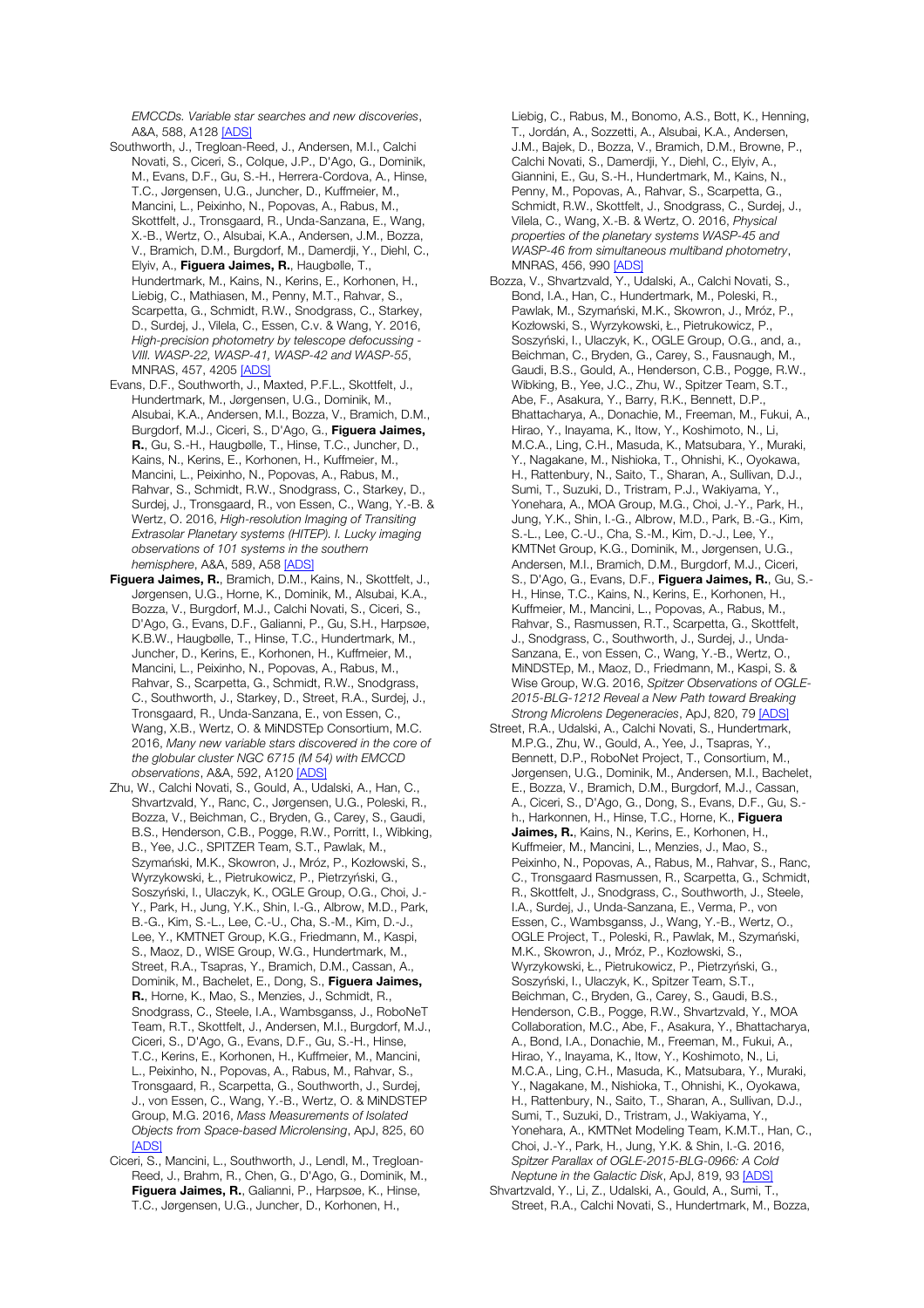*EMCCDs. Variable star searches and new discoveries*, A&A, 588, A128 [ADS]

Southworth, J., Tregloan-Reed, J., Andersen, M.I., Calchi Novati, S., Ciceri, S., Colque, J.P., D'Ago, G., Dominik, M., Evans, D.F., Gu, S.-H., Herrera-Cordova, A., Hinse, T.C., Jørgensen, U.G., Juncher, D., Kuffmeier, M., Mancini, L., Peixinho, N., Popovas, A., Rabus, M., Skottfelt, J., Tronsgaard, R., Unda-Sanzana, E., Wang, X.-B., Wertz, O., Alsubai, K.A., Andersen, J.M., Bozza, V., Bramich, D.M., Burgdorf, M., Damerdji, Y., Diehl, C., Elyiv, A., **Figuera Jaimes, R.**, Haugbølle, T., Hundertmark, M., Kains, N., Kerins, E., Korhonen, H., Liebig, C., Mathiasen, M., Penny, M.T., Rahvar, S., Scarpetta, G., Schmidt, R.W., Snodgrass, C., Starkey, D., Surdej, J., Vilela, C., Essen, C.v. & Wang, Y. 2016, *High-precision photometry by telescope defocussing - VIII. WASP-22, WASP-41, WASP-42 and WASP-55*, MNRAS, 457, 4205 [ADS]

Evans, D.F., Southworth, J., Maxted, P.F.L., Skottfelt, J., Hundertmark, M., Jørgensen, U.G., Dominik, M., Alsubai, K.A., Andersen, M.I., Bozza, V., Bramich, D.M., Burgdorf, M.J., Ciceri, S., D'Ago, G., **Figuera Jaimes, R.**, Gu, S.-H., Haugbølle, T., Hinse, T.C., Juncher, D., Kains, N., Kerins, E., Korhonen, H., Kuffmeier, M., Mancini, L., Peixinho, N., Popovas, A., Rabus, M., Rahvar, S., Schmidt, R.W., Snodgrass, C., Starkey, D., Surdej, J., Tronsgaard, R., von Essen, C., Wang, Y.-B. & Wertz, O. 2016, *High-resolution Imaging of Transiting Extrasolar Planetary systems (HITEP). I. Lucky imaging observations of 101 systems in the southern hemisphere*, A&A, 589, A58 [ADS]

**Figuera Jaimes, R.**, Bramich, D.M., Kains, N., Skottfelt, J., Jørgensen, U.G., Horne, K., Dominik, M., Alsubai, K.A., Bozza, V., Burgdorf, M.J., Calchi Novati, S., Ciceri, S., D'Ago, G., Evans, D.F., Galianni, P., Gu, S.H., Harpsøe, K.B.W., Haugbølle, T., Hinse, T.C., Hundertmark, M., Juncher, D., Kerins, E., Korhonen, H., Kuffmeier, M., Mancini, L., Peixinho, N., Popovas, A., Rabus, M., Rahvar, S., Scarpetta, G., Schmidt, R.W., Snodgrass, C., Southworth, J., Starkey, D., Street, R.A., Surdej, J., Tronsgaard, R., Unda-Sanzana, E., von Essen, C., Wang, X.B., Wertz, O. & MiNDSTEp Consortium, M.C. 2016, *Many new variable stars discovered in the core of the globular cluster NGC 6715 (M 54) with EMCCD observations*, A&A, 592, A120 [ADS]

Zhu, W., Calchi Novati, S., Gould, A., Udalski, A., Han, C., Shvartzvald, Y., Ranc, C., Jørgensen, U.G., Poleski, R., Bozza, V., Beichman, C., Bryden, G., Carey, S., Gaudi, B.S., Henderson, C.B., Pogge, R.W., Porritt, I., Wibking, B., Yee, J.C., SPITZER Team, S.T., Pawlak, M., Szymański, M.K., Skowron, J., Mróz, P., Kozłowski, S., Wyrzykowski, Ł., Pietrukowicz, P., Pietrzyński, G., Soszyński, I., Ulaczyk, K., OGLE Group, O.G., Choi, J.-Y., Park, H., Jung, Y.K., Shin, I.-G., Albrow, M.D., Park, B.-G., Kim, S.-L., Lee, C.-U., Cha, S.-M., Kim, D.-J., Lee, Y., KMTNET Group, K.G., Friedmann, M., Kaspi, S., Maoz, D., WISE Group, W.G., Hundertmark, M., Street, R.A., Tsapras, Y., Bramich, D.M., Cassan, A., Dominik, M., Bachelet, E., Dong, S., **Figuera Jaimes, R.**, Horne, K., Mao, S., Menzies, J., Schmidt, R., Snodgrass, C., Steele, I.A., Wambsganss, J., RoboNeT Team, R.T., Skottfelt, J., Andersen, M.I., Burgdorf, M.J., Ciceri, S., D'Ago, G., Evans, D.F., Gu, S.-H., Hinse, T.C., Kerins, E., Korhonen, H., Kuffmeier, M., Mancini, L., Peixinho, N., Popovas, A., Rabus, M., Rahvar, S., Tronsgaard, R., Scarpetta, G., Southworth, J., Surdej, J., von Essen, C., Wang, Y.-B., Wertz, O. & MiNDSTEP Group, M.G. 2016, *Mass Measurements of Isolated Objects from Space-based Microlensing*, ApJ, 825, 60 [ADS]

Ciceri, S., Mancini, L., Southworth, J., Lendl, M., Tregloan-Reed, J., Brahm, R., Chen, G., D'Ago, G., Dominik, M., **Figuera Jaimes, R.**, Galianni, P., Harpsøe, K., Hinse, T.C., Jørgensen, U.G., Juncher, D., Korhonen, H., Liebig, C., Rabus, M., Bonomo, A.S., Bott, K., Henning, T., Jordán, A., Sozzetti, A., Alsubai, K.A., Andersen, J.M., Bajek, D., Bozza, V., Bramich, D.M., Browne, P., Calchi Novati, S., Damerdji, Y., Diehl, C., Elyiv, A., Giannini, E., Gu, S.-H., Hundertmark, M., Kains, N., Penny, M., Popovas, A., Rahvar, S., Scarpetta, G., Schmidt, R.W., Skottfelt, J., Snodgrass, C., Surdej, J., Vilela, C., Wang, X.-B. & Wertz, O. 2016, *Physical properties of the planetary systems WASP-45 and WASP-46 from simultaneous multiband photometry*, MNRAS, 456, 990 [ADS]

Bozza, V., Shvartzvald, Y., Udalski, A., Calchi Novati, S., Bond, I.A., Han, C., Hundertmark, M., Poleski, R., Pawlak, M., Szymański, M.K., Skowron, J., Mróz, P., Kozłowski, S., Wyrzykowski, Ł., Pietrukowicz, P., Soszyński, I., Ulaczyk, K., OGLE Group, O.G., and, a., Beichman, C., Bryden, G., Carey, S., Fausnaugh, M., Gaudi, B.S., Gould, A., Henderson, C.B., Pogge, R.W., Wibking, B., Yee, J.C., Zhu, W., Spitzer Team, S.T., Abe, F., Asakura, Y., Barry, R.K., Bennett, D.P., Bhattacharya, A., Donachie, M., Freeman, M., Fukui, A., Hirao, Y., Inayama, K., Itow, Y., Koshimoto, N., Li, M.C.A., Ling, C.H., Masuda, K., Matsubara, Y., Muraki, Y., Nagakane, M., Nishioka, T., Ohnishi, K., Oyokawa, H., Rattenbury, N., Saito, T., Sharan, A., Sullivan, D.J., Sumi, T., Suzuki, D., Tristram, P.J., Wakiyama, Y., Yonehara, A., MOA Group, M.G., Choi, J.-Y., Park, H., Jung, Y.K., Shin, I.-G., Albrow, M.D., Park, B.-G., Kim, S.-L., Lee, C.-U., Cha, S.-M., Kim, D.-J., Lee, Y., KMTNet Group, K.G., Dominik, M., Jørgensen, U.G., Andersen, M.I., Bramich, D.M., Burgdorf, M.J., Ciceri, S., D'Ago, G., Evans, D.F., **Figuera Jaimes, R.**, Gu, S.-H., Hinse, T.C., Kains, N., Kerins, E., Korhonen, H., Kuffmeier, M., Mancini, L., Popovas, A., Rabus, M., Rahvar, S., Rasmussen, R.T., Scarpetta, G., Skottfelt, J., Snodgrass, C., Southworth, J., Surdej, J., Unda-Sanzana, E., von Essen, C., Wang, Y.-B., Wertz, O., MiNDSTEp, M., Maoz, D., Friedmann, M., Kaspi, S. & Wise Group, W.G. 2016, *Spitzer Observations of OGLE-2015-BLG-1212 Reveal a New Path toward Breaking Strong Microlens Degeneracies*, ApJ, 820, 79 [ADS]

Street, R.A., Udalski, A., Calchi Novati, S., Hundertmark, M.P.G., Zhu, W., Gould, A., Yee, J., Tsapras, Y., Bennett, D.P., RoboNet Project, T., Consortium, M., Jørgensen, U.G., Dominik, M., Andersen, M.I., Bachelet, E., Bozza, V., Bramich, D.M., Burgdorf, M.J., Cassan, A., Ciceri, S., D'Ago, G., Dong, S., Evans, D.F., Gu, S.-h., Harkonnen, H., Hinse, T.C., Horne, K., **Figuera Jaimes, R.**, Kains, N., Kerins, E., Korhonen, H., Kuffmeier, M., Mancini, L., Menzies, J., Mao, S., Peixinho, N., Popovas, A., Rabus, M., Rahvar, S., Ranc, C., Tronsgaard Rasmussen, R., Scarpetta, G., Schmidt, R., Skottfelt, J., Snodgrass, C., Southworth, J., Steele, I.A., Surdej, J., Unda-Sanzana, E., Verma, P., von Essen, C., Wambsganss, J., Wang, Y.-B., Wertz, O., OGLE Project, T., Poleski, R., Pawlak, M., Szymański, M.K., Skowron, J., Mróz, P., Kozłowski, S., Wyrzykowski, Ł., Pietrukowicz, P., Pietrzyński, G., Soszyński, I., Ulaczyk, K., Spitzer Team, S.T., Beichman, C., Bryden, G., Carey, S., Gaudi, B.S., Henderson, C.B., Pogge, R.W., Shvartzvald, Y., MOA Collaboration, M.C., Abe, F., Asakura, Y., Bhattacharya, A., Bond, I.A., Donachie, M., Freeman, M., Fukui, A., Hirao, Y., Inayama, K., Itow, Y., Koshimoto, N., Li, M.C.A., Ling, C.H., Masuda, K., Matsubara, Y., Muraki, Y., Nagakane, M., Nishioka, T., Ohnishi, K., Oyokawa, H., Rattenbury, N., Saito, T., Sharan, A., Sullivan, D.J., Sumi, T., Suzuki, D., Tristram, J., Wakiyama, Y., Yonehara, A., KMTNet Modeling Team, K.M.T., Han, C., Choi, J.-Y., Park, H., Jung, Y.K. & Shin, I.-G. 2016, *Spitzer Parallax of OGLE-2015-BLG-0966: A Cold Neptune in the Galactic Disk*, ApJ, 819, 93 [ADS]

Shvartzvald, Y., Li, Z., Udalski, A., Gould, A., Sumi, T., Street, R.A., Calchi Novati, S., Hundertmark, M., Bozza,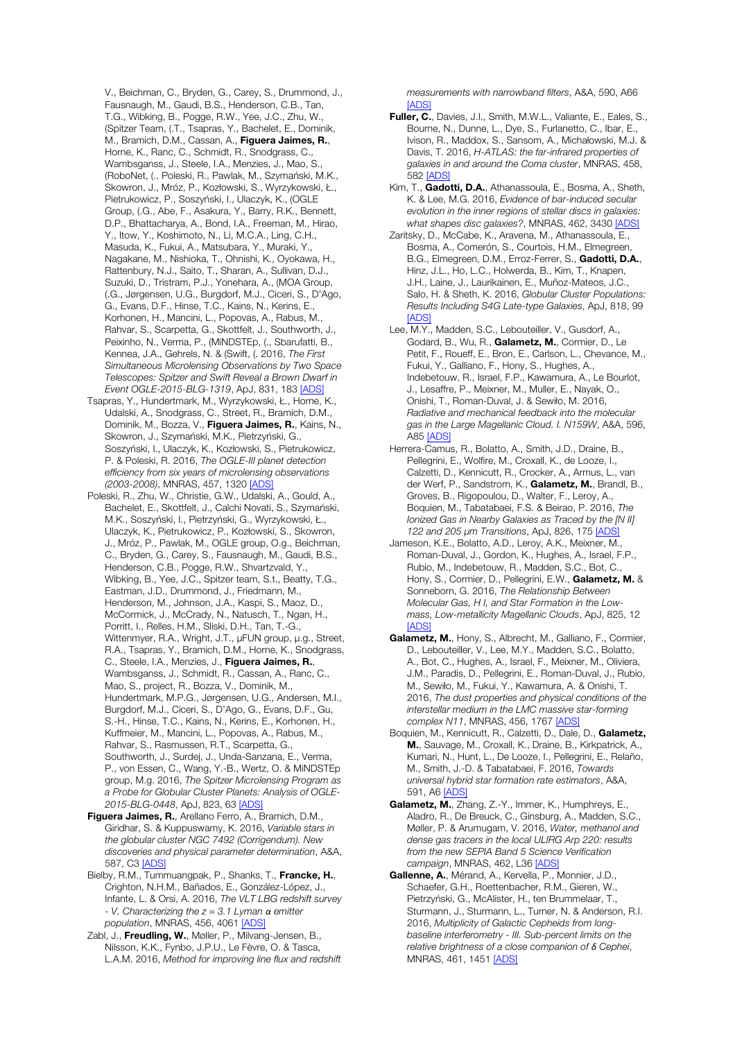V., Beichman, C., Bryden, G., Carey, S., Drummond, J., Fausnaugh, M., Gaudi, B.S., Henderson, C.B., Tan, T.G., Wibking, B., Pogge, R.W., Yee, J.C., Zhu, W., (Spitzer Team, (.T., Tsapras, Y., Bachelet, E., Dominik, M., Bramich, D.M., Cassan, A., **Figuera Jaimes, R.**, Horne, K., Ranc, C., Schmidt, R., Snodgrass, C., Wambsganss, J., Steele, I.A., Menzies, J., Mao, S., (RoboNet, (., Poleski, R., Pawlak, M., Szymański, M.K., Skowron, J., Mróz, P., Kozłowski, S., Wyrzykowski, Ł., Pietrukowicz, P., Soszyński, I., Ulaczyk, K., (OGLE Group, (.G., Abe, F., Asakura, Y., Barry, R.K., Bennett, D.P., Bhattacharya, A., Bond, I.A., Freeman, M., Hirao, Y., Itow, Y., Koshimoto, N., Li, M.C.A., Ling, C.H., Masuda, K., Fukui, A., Matsubara, Y., Muraki, Y., Nagakane, M., Nishioka, T., Ohnishi, K., Oyokawa, H., Rattenbury, N.J., Saito, T., Sharan, A., Sullivan, D.J., Suzuki, D., Tristram, P.J., Yonehara, A., (MOA Group, (.G., Jørgensen, U.G., Burgdorf, M.J., Ciceri, S., D'Ago, G., Evans, D.F., Hinse, T.C., Kains, N., Kerins, E., Korhonen, H., Mancini, L., Popovas, A., Rabus, M., Rahvar, S., Scarpetta, G., Skottfelt, J., Southworth, J., Peixinho, N., Verma, P., (MiNDSTEp, (., Sbarufatti, B., Kennea, J.A., Gehrels, N. & (Swift, (. 2016, *The First Simultaneous Microlensing Observations by Two Space Telescopes: Spitzer and Swift Reveal a Brown Dwarf in Event OGLE-2015-BLG-1319*, ApJ, 831, 183 [ADS]

Tsapras, Y., Hundertmark, M., Wyrzykowski, Ł., Horne, K., Udalski, A., Snodgrass, C., Street, R., Bramich, D.M., Dominik, M., Bozza, V., **Figuera Jaimes, R.**, Kains, N., Skowron, J., Szymański, M.K., Pietrzyński, G., Soszyński, I., Ulaczyk, K., Kozłowski, S., Pietrukowicz, P. & Poleski, R. 2016, *The OGLE-III planet detection efficiency from six years of microlensing observations (2003-2008)*, MNRAS, 457, 1320 [ADS]

Poleski, R., Zhu, W., Christie, G.W., Udalski, A., Gould, A., Bachelet, E., Skottfelt, J., Calchi Novati, S., Szymański, M.K., Soszyński, I., Pietrzyński, G., Wyrzykowski, Ł., Ulaczyk, K., Pietrukowicz, P., Kozłowski, S., Skowron, J., Mróz, P., Pawlak, M., OGLE group, O.g., Beichman, C., Bryden, G., Carey, S., Fausnaugh, M., Gaudi, B.S., Henderson, C.B., Pogge, R.W., Shvartzvald, Y., Wibking, B., Yee, J.C., Spitzer team, S.t., Beatty, T.G., Eastman, J.D., Drummond, J., Friedmann, M., Henderson, M., Johnson, J.A., Kaspi, S., Maoz, D., McCormick, J., McCrady, N., Natusch, T., Ngan, H., Porritt, I., Relles, H.M., Sliski, D.H., Tan, T.-G., Wittenmyer, R.A., Wright, J.T., μFUN group, μ.g., Street, R.A., Tsapras, Y., Bramich, D.M., Horne, K., Snodgrass, C., Steele, I.A., Menzies, J., **Figuera Jaimes, R.**, Wambsganss, J., Schmidt, R., Cassan, A., Ranc, C., Mao, S., project, R., Bozza, V., Dominik, M., Hundertmark, M.P.G., Jørgensen, U.G., Andersen, M.I., Burgdorf, M.J., Ciceri, S., D'Ago, G., Evans, D.F., Gu, S.-H., Hinse, T.C., Kains, N., Kerins, E., Korhonen, H., Kuffmeier, M., Mancini, L., Popovas, A., Rabus, M., Rahvar, S., Rasmussen, R.T., Scarpetta, G., Southworth, J., Surdej, J., Unda-Sanzana, E., Verma, P., von Essen, C., Wang, Y.-B., Wertz, O. & MiNDSTEp group, M.g. 2016, *The Spitzer Microlensing Program as a Probe for Globular Cluster Planets: Analysis of OGLE-2015-BLG-0448*, ApJ, 823, 63 [ADS]

**Figuera Jaimes, R.**, Arellano Ferro, A., Bramich, D.M., Giridhar, S. & Kuppuswamy, K. 2016, *Variable stars in the globular cluster NGC 7492 (Corrigendum). New discoveries and physical parameter determination*, A&A, 587, C3 [ADS]

Bielby, R.M., Tummuangpak, P., Shanks, T., **Francke, H.**, Crighton, N.H.M., Bañados, E., González-López, J., Infante, L. & Orsi, A. 2016, *The VLT LBG redshift survey - V. Characterizing the z = 3.1 Lyman α emitter population*, MNRAS, 456, 4061 [ADS]

Zabl, J., **Freudling, W.**, Møller, P., Milvang-Jensen, B., Nilsson, K.K., Fynbo, J.P.U., Le Fèvre, O. & Tasca, L.A.M. 2016, *Method for improving line flux and redshift measurements with narrowband filters*, A&A, 590, A66 [ADS]

**Fuller, C.**, Davies, J.I., Smith, M.W.L., Valiante, E., Eales, S., Bourne, N., Dunne, L., Dye, S., Furlanetto, C., Ibar, E., Ivison, R., Maddox, S., Sansom, A., Michałowski, M.J. & Davis, T. 2016, *H-ATLAS: the far-infrared properties of galaxies in and around the Coma cluster*, MNRAS, 458, 582 [ADS]

Kim, T., **Gadotti, D.A.**, Athanassoula, E., Bosma, A., Sheth, K. & Lee, M.G. 2016, *Evidence of bar-induced secular evolution in the inner regions of stellar discs in galaxies: what shapes disc galaxies?*, MNRAS, 462, 3430 [ADS]

Zaritsky, D., McCabe, K., Aravena, M., Athanassoula, E., Bosma, A., Comerón, S., Courtois, H.M., Elmegreen, B.G., Elmegreen, D.M., Erroz-Ferrer, S., **Gadotti, D.A.**, Hinz, J.L., Ho, L.C., Holwerda, B., Kim, T., Knapen, J.H., Laine, J., Laurikainen, E., Muñoz-Mateos, J.C., Salo, H. & Sheth, K. 2016, *Globular Cluster Populations: Results Including S4G Late-type Galaxies*, ApJ, 818, 99 [ADS]

Lee, M.Y., Madden, S.C., Lebouteiller, V., Gusdorf, A., Godard, B., Wu, R., **Galametz, M.**, Cormier, D., Le Petit, F., Roueff, E., Bron, E., Carlson, L., Chevance, M., Fukui, Y., Galliano, F., Hony, S., Hughes, A., Indebetouw, R., Israel, F.P., Kawamura, A., Le Bourlot, J., Lesaffre, P., Meixner, M., Muller, E., Nayak, O., Onishi, T., Roman-Duval, J. & Sewiło, M. 2016, *Radiative and mechanical feedback into the molecular gas in the Large Magellanic Cloud. I. N159W*, A&A, 596, A85 [ADS]

Herrera-Camus, R., Bolatto, A., Smith, J.D., Draine, B., Pellegrini, E., Wolfire, M., Croxall, K., de Looze, I., Calzetti, D., Kennicutt, R., Crocker, A., Armus, L., van der Werf, P., Sandstrom, K., **Galametz, M.**, Brandl, B., Groves, B., Rigopoulou, D., Walter, F., Leroy, A., Boquien, M., Tabatabaei, F.S. & Beirao, P. 2016, *The Ionized Gas in Nearby Galaxies as Traced by the [N II] 122 and 205 μm Transitions*, ApJ, 826, 175 [ADS]

Jameson, K.E., Bolatto, A.D., Leroy, A.K., Meixner, M., Roman-Duval, J., Gordon, K., Hughes, A., Israel, F.P., Rubio, M., Indebetouw, R., Madden, S.C., Bot, C., Hony, S., Cormier, D., Pellegrini, E.W., **Galametz, M.** & Sonneborn, G. 2016, *The Relationship Between Molecular Gas, H I, and Star Formation in the Low-mass, Low-metallicity Magellanic Clouds*, ApJ, 825, 12 [ADS]

**Galametz, M.**, Hony, S., Albrecht, M., Galliano, F., Cormier, D., Lebouteiller, V., Lee, M.Y., Madden, S.C., Bolatto, A., Bot, C., Hughes, A., Israel, F., Meixner, M., Oliviera, J.M., Paradis, D., Pellegrini, E., Roman-Duval, J., Rubio, M., Sewiło, M., Fukui, Y., Kawamura, A. & Onishi, T. 2016, *The dust properties and physical conditions of the interstellar medium in the LMC massive star-forming complex N11*, MNRAS, 456, 1767 [ADS]

Boquien, M., Kennicutt, R., Calzetti, D., Dale, D., **Galametz, M.**, Sauvage, M., Croxall, K., Draine, B., Kirkpatrick, A., Kumari, N., Hunt, L., De Looze, I., Pellegrini, E., Relaño, M., Smith, J.-D. & Tabatabaei, F. 2016, *Towards universal hybrid star formation rate estimators*, A&A, 591, A6 [ADS]

**Galametz, M.**, Zhang, Z.-Y., Immer, K., Humphreys, E., Aladro, R., De Breuck, C., Ginsburg, A., Madden, S.C., Møller, P. & Arumugam, V. 2016, *Water, methanol and dense gas tracers in the local ULIRG Arp 220: results from the new SEPIA Band 5 Science Verification campaign*, MNRAS, 462, L36 [ADS]

**Gallenne, A.**, Mérand, A., Kervella, P., Monnier, J.D., Schaefer, G.H., Roettenbacher, R.M., Gieren, W., Pietrzyński, G., McAlister, H., ten Brummelaar, T., Sturmann, J., Sturmann, L., Turner, N. & Anderson, R.I. 2016, *Multiplicity of Galactic Cepheids from long-baseline interferometry - III. Sub-percent limits on the relative brightness of a close companion of δ Cephei*, MNRAS, 461, 1451 [ADS]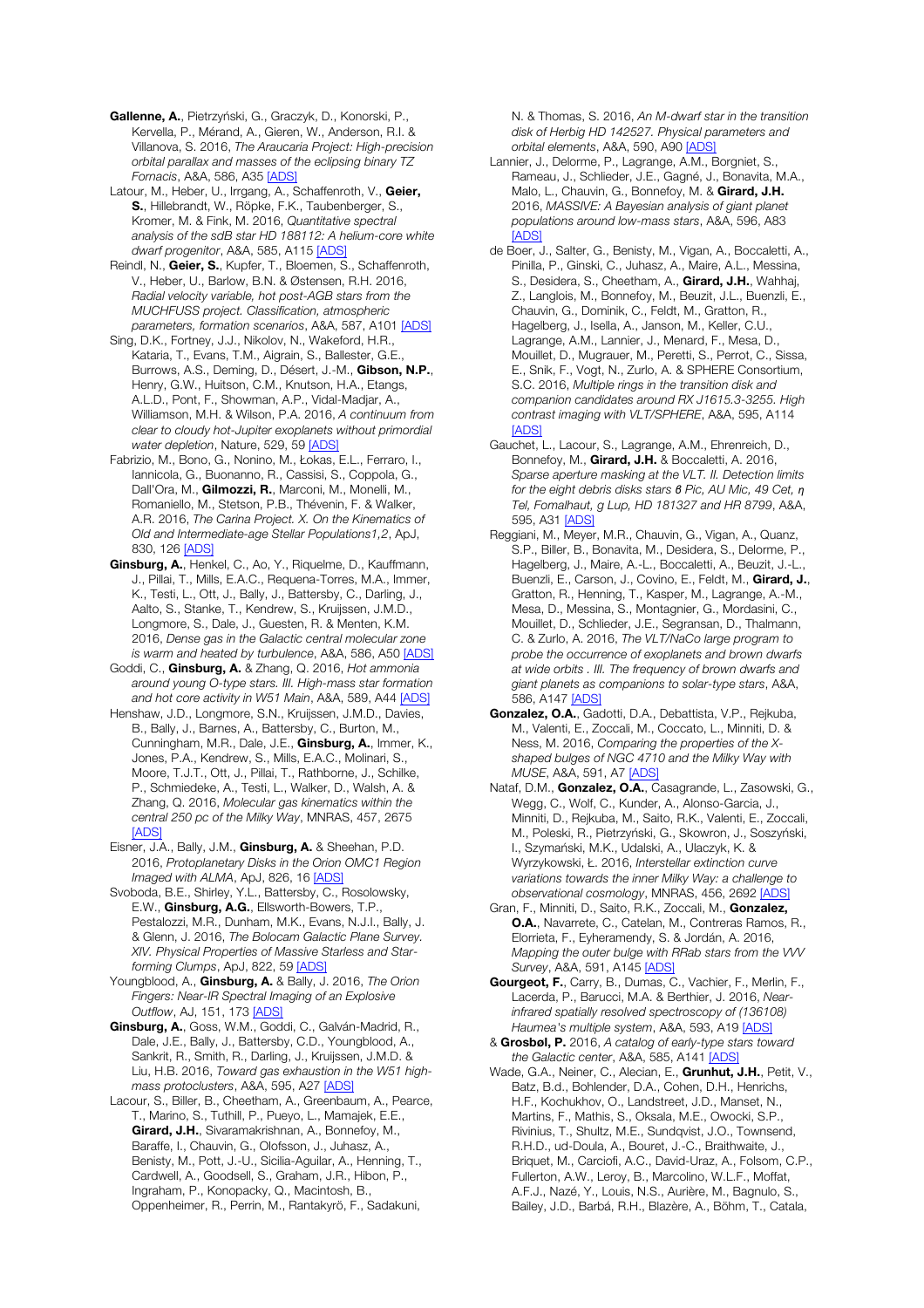**Gallenne, A.**, Pietrzyński, G., Graczyk, D., Konorski, P., Kervella, P., Mérand, A., Gieren, W., Anderson, R.I. & Villanova, S. 2016, *The Araucaria Project: High-precision orbital parallax and masses of the eclipsing binary TZ Fornacis*, A&A, 586, A35 [ADS]

Latour, M., Heber, U., Irrgang, A., Schaffenroth, V., **Geier, S.**, Hillebrandt, W., Röpke, F.K., Taubenberger, S., Kromer, M. & Fink, M. 2016, *Quantitative spectral analysis of the sdB star HD 188112: A helium-core white dwarf progenitor*, A&A, 585, A115 [ADS]

Reindl, N., **Geier, S.**, Kupfer, T., Bloemen, S., Schaffenroth, V., Heber, U., Barlow, B.N. & Østensen, R.H. 2016, *Radial velocity variable, hot post-AGB stars from the MUCHFUSS project. Classification, atmospheric parameters, formation scenarios*, A&A, 587, A101 [ADS]

Sing, D.K., Fortney, J.J., Nikolov, N., Wakeford, H.R., Kataria, T., Evans, T.M., Aigrain, S., Ballester, G.E., Burrows, A.S., Deming, D., Désert, J.-M., **Gibson, N.P.**, Henry, G.W., Huitson, C.M., Knutson, H.A., Etangs, A.L.D., Pont, F., Showman, A.P., Vidal-Madjar, A., Williamson, M.H. & Wilson, P.A. 2016, *A continuum from clear to cloudy hot-Jupiter exoplanets without primordial water depletion*, Nature, 529, 59 [ADS]

Fabrizio, M., Bono, G., Nonino, M., Łokas, E.L., Ferraro, I., Iannicola, G., Buonanno, R., Cassisi, S., Coppola, G., Dall'Ora, M., **Gilmozzi, R.**, Marconi, M., Monelli, M., Romaniello, M., Stetson, P.B., Thévenin, F. & Walker, A.R. 2016, *The Carina Project. X. On the Kinematics of Old and Intermediate-age Stellar Populations1,2*, ApJ, 830, 126 [ADS]

**Ginsburg, A.**, Henkel, C., Ao, Y., Riquelme, D., Kauffmann, J., Pillai, T., Mills, E.A.C., Requena-Torres, M.A., Immer, K., Testi, L., Ott, J., Bally, J., Battersby, C., Darling, J., Aalto, S., Stanke, T., Kendrew, S., Kruijssen, J.M.D., Longmore, S., Dale, J., Guesten, R. & Menten, K.M. 2016, *Dense gas in the Galactic central molecular zone is warm and heated by turbulence*, A&A, 586, A50 [ADS]

Goddi, C., **Ginsburg, A.** & Zhang, Q. 2016, *Hot ammonia around young O-type stars. III. High-mass star formation and hot core activity in W51 Main*, A&A, 589, A44 [ADS]

Henshaw, J.D., Longmore, S.N., Kruijssen, J.M.D., Davies, B., Bally, J., Barnes, A., Battersby, C., Burton, M., Cunningham, M.R., Dale, J.E., **Ginsburg, A.**, Immer, K., Jones, P.A., Kendrew, S., Mills, E.A.C., Molinari, S., Moore, T.J.T., Ott, J., Pillai, T., Rathborne, J., Schilke, P., Schmiedeke, A., Testi, L., Walker, D., Walsh, A. & Zhang, Q. 2016, *Molecular gas kinematics within the central 250 pc of the Milky Way*, MNRAS, 457, 2675 [ADS]

Eisner, J.A., Bally, J.M., **Ginsburg, A.** & Sheehan, P.D. 2016, *Protoplanetary Disks in the Orion OMC1 Region Imaged with ALMA*, ApJ, 826, 16 [ADS]

Svoboda, B.E., Shirley, Y.L., Battersby, C., Rosolowsky, E.W., **Ginsburg, A.G.**, Ellsworth-Bowers, T.P., Pestalozzi, M.R., Dunham, M.K., Evans, N.J.I., Bally, J. & Glenn, J. 2016, *The Bolocam Galactic Plane Survey. XIV. Physical Properties of Massive Starless and Star-forming Clumps*, ApJ, 822, 59 [ADS]

Youngblood, A., **Ginsburg, A.** & Bally, J. 2016, *The Orion Fingers: Near-IR Spectral Imaging of an Explosive Outflow*, AJ, 151, 173 [ADS]

**Ginsburg, A.**, Goss, W.M., Goddi, C., Galván-Madrid, R., Dale, J.E., Bally, J., Battersby, C.D., Youngblood, A., Sankrit, R., Smith, R., Darling, J., Kruijssen, J.M.D. & Liu, H.B. 2016, *Toward gas exhaustion in the W51 high-mass protoclusters*, A&A, 595, A27 [ADS]

Lacour, S., Biller, B., Cheetham, A., Greenbaum, A., Pearce, T., Marino, S., Tuthill, P., Pueyo, L., Mamajek, E.E., **Girard, J.H.**, Sivaramakrishnan, A., Bonnefoy, M., Baraffe, I., Chauvin, G., Olofsson, J., Juhasz, A., Benisty, M., Pott, J.-U., Sicilia-Aguilar, A., Henning, T., Cardwell, A., Goodsell, S., Graham, J.R., Hibon, P., Ingraham, P., Konopacky, Q., Macintosh, B., Oppenheimer, R., Perrin, M., Rantakyrö, F., Sadakuni, N. & Thomas, S. 2016, *An M-dwarf star in the transition disk of Herbig HD 142527. Physical parameters and orbital elements*, A&A, 590, A90 [ADS]

Lannier, J., Delorme, P., Lagrange, A.M., Borgniet, S., Rameau, J., Schlieder, J.E., Gagné, J., Bonavita, M.A., Malo, L., Chauvin, G., Bonnefoy, M. & **Girard, J.H.** 2016, *MASSIVE: A Bayesian analysis of giant planet populations around low-mass stars*, A&A, 596, A83 [ADS]

de Boer, J., Salter, G., Benisty, M., Vigan, A., Boccaletti, A., Pinilla, P., Ginski, C., Juhasz, A., Maire, A.L., Messina, S., Desidera, S., Cheetham, A., **Girard, J.H.**, Wahhaj, Z., Langlois, M., Bonnefoy, M., Beuzit, J.L., Buenzli, E., Chauvin, G., Dominik, C., Feldt, M., Gratton, R., Hagelberg, J., Isella, A., Janson, M., Keller, C.U., Lagrange, A.M., Lannier, J., Menard, F., Mesa, D., Mouillet, D., Mugrauer, M., Peretti, S., Perrot, C., Sissa, E., Snik, F., Vogt, N., Zurlo, A. & SPHERE Consortium, S.C. 2016, *Multiple rings in the transition disk and companion candidates around RX J1615.3-3255. High contrast imaging with VLT/SPHERE*, A&A, 595, A114 [ADS]

Gauchet, L., Lacour, S., Lagrange, A.M., Ehrenreich, D., Bonnefoy, M., **Girard, J.H.** & Boccaletti, A. 2016, *Sparse aperture masking at the VLT. II. Detection limits for the eight debris disks stars β Pic, AU Mic, 49 Cet, η Tel, Fomalhaut, g Lup, HD 181327 and HR 8799*, A&A, 595, A31 [ADS]

Reggiani, M., Meyer, M.R., Chauvin, G., Vigan, A., Quanz, S.P., Biller, B., Bonavita, M., Desidera, S., Delorme, P., Hagelberg, J., Maire, A.-L., Boccaletti, A., Beuzit, J.-L., Buenzli, E., Carson, J., Covino, E., Feldt, M., **Girard, J.**, Gratton, R., Henning, T., Kasper, M., Lagrange, A.-M., Mesa, D., Messina, S., Montagnier, G., Mordasini, C., Mouillet, D., Schlieder, J.E., Segransan, D., Thalmann, C. & Zurlo, A. 2016, *The VLT/NaCo large program to probe the occurrence of exoplanets and brown dwarfs at wide orbits . III. The frequency of brown dwarfs and giant planets as companions to solar-type stars*, A&A, 586, A147 [ADS]

**Gonzalez, O.A.**, Gadotti, D.A., Debattista, V.P., Rejkuba, M., Valenti, E., Zoccali, M., Coccato, L., Minniti, D. & Ness, M. 2016, *Comparing the properties of the X-shaped bulges of NGC 4710 and the Milky Way with MUSE*, A&A, 591, A7 [ADS]

Nataf, D.M., **Gonzalez, O.A.**, Casagrande, L., Zasowski, G., Wegg, C., Wolf, C., Kunder, A., Alonso-Garcia, J., Minniti, D., Rejkuba, M., Saito, R.K., Valenti, E., Zoccali, M., Poleski, R., Pietrzyński, G., Skowron, J., Soszyński, I., Szymański, M.K., Udalski, A., Ulaczyk, K. & Wyrzykowski, Ł. 2016, *Interstellar extinction curve variations towards the inner Milky Way: a challenge to observational cosmology*, MNRAS, 456, 2692 [ADS]

Gran, F., Minniti, D., Saito, R.K., Zoccali, M., **Gonzalez, O.A.**, Navarrete, C., Catelan, M., Contreras Ramos, R., Elorrieta, F., Eyheramendy, S. & Jordán, A. 2016, *Mapping the outer bulge with RRab stars from the VVV Survey*, A&A, 591, A145 [ADS]

**Gourgeot, F.**, Carry, B., Dumas, C., Vachier, F., Merlin, F., Lacerda, P., Barucci, M.A. & Berthier, J. 2016, *Near-infrared spatially resolved spectroscopy of (136108) Haumea's multiple system*, A&A, 593, A19 [ADS]

& **Grosbøl, P.** 2016, *A catalog of early-type stars toward the Galactic center*, A&A, 585, A141 [ADS]

Wade, G.A., Neiner, C., Alecian, E., **Grunhut, J.H.**, Petit, V., Batz, B.d., Bohlender, D.A., Cohen, D.H., Henrichs, H.F., Kochukhov, O., Landstreet, J.D., Manset, N., Martins, F., Mathis, S., Oksala, M.E., Owocki, S.P., Rivinius, T., Shultz, M.E., Sundqvist, J.O., Townsend, R.H.D., ud-Doula, A., Bouret, J.-C., Braithwaite, J., Briquet, M., Carciofi, A.C., David-Uraz, A., Folsom, C.P., Fullerton, A.W., Leroy, B., Marcolino, W.L.F., Moffat, A.F.J., Nazé, Y., Louis, N.S., Aurière, M., Bagnulo, S., Bailey, J.D., Barbá, R.H., Blazère, A., Böhm, T., Catala,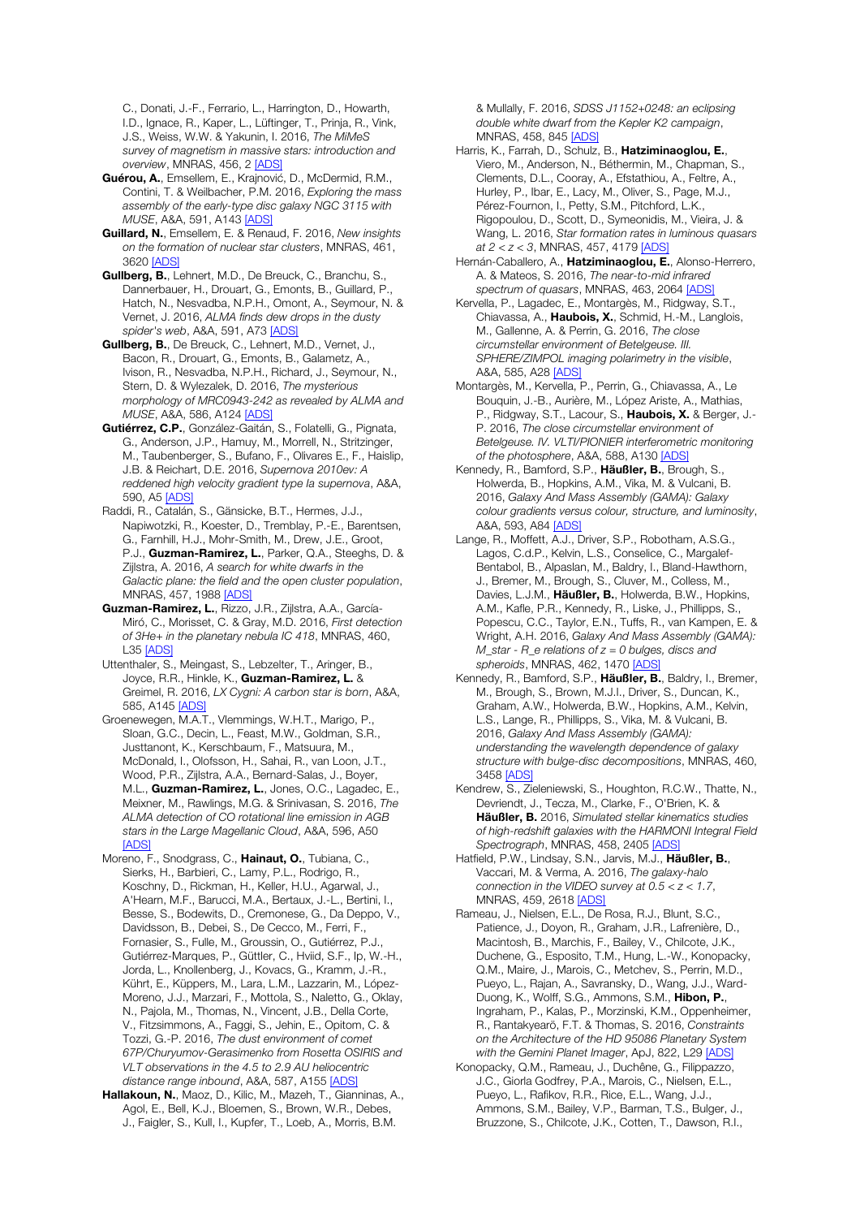C., Donati, J.-F., Ferrario, L., Harrington, D., Howarth, I.D., Ignace, R., Kaper, L., Lüftinger, T., Prinja, R., Vink, J.S., Weiss, W.W. & Yakunin, I. 2016, *The MiMeS survey of magnetism in massive stars: introduction and overview*, MNRAS, 456, 2 [ADS]

**Guérou, A.**, Emsellem, E., Krajnović, D., McDermid, R.M., Contini, T. & Weilbacher, P.M. 2016, *Exploring the mass assembly of the early-type disc galaxy NGC 3115 with MUSE*, A&A, 591, A143 [ADS]

**Guillard, N.**, Emsellem, E. & Renaud, F. 2016, *New insights on the formation of nuclear star clusters*, MNRAS, 461, 3620 [ADS]

**Gullberg, B.**, Lehnert, M.D., De Breuck, C., Branchu, S., Dannerbauer, H., Drouart, G., Emonts, B., Guillard, P., Hatch, N., Nesvadba, N.P.H., Omont, A., Seymour, N. & Vernet, J. 2016, *ALMA finds dew drops in the dusty spider's web*, A&A, 591, A73 [ADS]

**Gullberg, B.**, De Breuck, C., Lehnert, M.D., Vernet, J., Bacon, R., Drouart, G., Emonts, B., Galametz, A., Ivison, R., Nesvadba, N.P.H., Richard, J., Seymour, N., Stern, D. & Wylezalek, D. 2016, *The mysterious morphology of MRC0943-242 as revealed by ALMA and MUSE*, A&A, 586, A124 [ADS]

**Gutiérrez, C.P.**, González-Gaitán, S., Folatelli, G., Pignata, G., Anderson, J.P., Hamuy, M., Morrell, N., Stritzinger, M., Taubenberger, S., Bufano, F., Olivares E., F., Haislip, J.B. & Reichart, D.E. 2016, *Supernova 2010ev: A reddened high velocity gradient type Ia supernova*, A&A, 590, A5 [ADS]

Raddi, R., Catalán, S., Gänsicke, B.T., Hermes, J.J., Napiwotzki, R., Koester, D., Tremblay, P.-E., Barentsen, G., Farnhill, H.J., Mohr-Smith, M., Drew, J.E., Groot, P.J., **Guzman-Ramirez, L.**, Parker, Q.A., Steeghs, D. & Zijlstra, A. 2016, *A search for white dwarfs in the Galactic plane: the field and the open cluster population*, MNRAS, 457, 1988 [ADS]

**Guzman-Ramirez, L.**, Rizzo, J.R., Zijlstra, A.A., García-Miró, C., Morisset, C. & Gray, M.D. 2016, *First detection of 3He+ in the planetary nebula IC 418*, MNRAS, 460, L35 [ADS]

Uttenthaler, S., Meingast, S., Lebzelter, T., Aringer, B., Joyce, R.R., Hinkle, K., **Guzman-Ramirez, L.** & Greimel, R. 2016, *LX Cygni: A carbon star is born*, A&A, 585, A145 [ADS]

Groenewegen, M.A.T., Vlemmings, W.H.T., Marigo, P., Sloan, G.C., Decin, L., Feast, M.W., Goldman, S.R., Justtanont, K., Kerschbaum, F., Matsuura, M., McDonald, I., Olofsson, H., Sahai, R., van Loon, J.T., Wood, P.R., Zijlstra, A.A., Bernard-Salas, J., Boyer, M.L., **Guzman-Ramirez, L.**, Jones, O.C., Lagadec, E., Meixner, M., Rawlings, M.G. & Srinivasan, S. 2016, *The ALMA detection of CO rotational line emission in AGB stars in the Large Magellanic Cloud*, A&A, 596, A50 [ADS]

Moreno, F., Snodgrass, C., **Hainaut, O.**, Tubiana, C., Sierks, H., Barbieri, C., Lamy, P.L., Rodrigo, R., Koschny, D., Rickman, H., Keller, H.U., Agarwal, J., A'Hearn, M.F., Barucci, M.A., Bertaux, J.-L., Bertini, I., Besse, S., Bodewits, D., Cremonese, G., Da Deppo, V., Davidsson, B., Debei, S., De Cecco, M., Ferri, F., Fornasier, S., Fulle, M., Groussin, O., Gutiérrez, P.J., Gutiérrez-Marques, P., Güttler, C., Hviid, S.F., Ip, W.-H., Jorda, L., Knollenberg, J., Kovacs, G., Kramm, J.-R., Kührt, E., Küppers, M., Lara, L.M., Lazzarin, M., López-Moreno, J.J., Marzari, F., Mottola, S., Naletto, G., Oklay, N., Pajola, M., Thomas, N., Vincent, J.B., Della Corte, V., Fitzsimmons, A., Faggi, S., Jehin, E., Opitom, C. & Tozzi, G.-P. 2016, *The dust environment of comet 67P/Churyumov-Gerasimenko from Rosetta OSIRIS and VLT observations in the 4.5 to 2.9 AU heliocentric distance range inbound*, A&A, 587, A155 [ADS]

**Hallakoun, N.**, Maoz, D., Kilic, M., Mazeh, T., Gianninas, A., Agol, E., Bell, K.J., Bloemen, S., Brown, W.R., Debes, J., Faigler, S., Kull, I., Kupfer, T., Loeb, A., Morris, B.M. & Mullally, F. 2016, *SDSS J1152+0248: an eclipsing double white dwarf from the Kepler K2 campaign*, MNRAS, 458, 845 [ADS]

Harris, K., Farrah, D., Schulz, B., **Hatziminaoglou, E.**, Viero, M., Anderson, N., Béthermin, M., Chapman, S., Clements, D.L., Cooray, A., Efstathiou, A., Feltre, A., Hurley, P., Ibar, E., Lacy, M., Oliver, S., Page, M.J., Pérez-Fournon, I., Petty, S.M., Pitchford, L.K., Rigopoulou, D., Scott, D., Symeonidis, M., Vieira, J. & Wang, L. 2016, *Star formation rates in luminous quasars at 2 < z < 3*, MNRAS, 457, 4179 [ADS]

Hernán-Caballero, A., **Hatziminaoglou, E.**, Alonso-Herrero, A. & Mateos, S. 2016, *The near-to-mid infrared spectrum of quasars*, MNRAS, 463, 2064 [ADS]

Kervella, P., Lagadec, E., Montargès, M., Ridgway, S.T., Chiavassa, A., **Haubois, X.**, Schmid, H.-M., Langlois, M., Gallenne, A. & Perrin, G. 2016, *The close circumstellar environment of Betelgeuse. III. SPHERE/ZIMPOL imaging polarimetry in the visible*, A&A, 585, A28 [ADS]

Montargès, M., Kervella, P., Perrin, G., Chiavassa, A., Le Bouquin, J.-B., Aurière, M., López Ariste, A., Mathias, P., Ridgway, S.T., Lacour, S., **Haubois, X.** & Berger, J.-P. 2016, *The close circumstellar environment of Betelgeuse. IV. VLTI/PIONIER interferometric monitoring of the photosphere*, A&A, 588, A130 [ADS]

Kennedy, R., Bamford, S.P., **Häußler, B.**, Brough, S., Holwerda, B., Hopkins, A.M., Vika, M. & Vulcani, B. 2016, *Galaxy And Mass Assembly (GAMA): Galaxy colour gradients versus colour, structure, and luminosity*, A&A, 593, A84 [ADS]

Lange, R., Moffett, A.J., Driver, S.P., Robotham, A.S.G., Lagos, C.d.P., Kelvin, L.S., Conselice, C., Margalef-Bentabol, B., Alpaslan, M., Baldry, I., Bland-Hawthorn, J., Bremer, M., Brough, S., Cluver, M., Colless, M., Davies, L.J.M., **Häußler, B.**, Holwerda, B.W., Hopkins, A.M., Kafle, P.R., Kennedy, R., Liske, J., Phillipps, S., Popescu, C.C., Taylor, E.N., Tuffs, R., van Kampen, E. & Wright, A.H. 2016, *Galaxy And Mass Assembly (GAMA): M_star - R_e relations of z = 0 bulges, discs and spheroids*, MNRAS, 462, 1470 [ADS]

Kennedy, R., Bamford, S.P., **Häußler, B.**, Baldry, I., Bremer, M., Brough, S., Brown, M.J.I., Driver, S., Duncan, K., Graham, A.W., Holwerda, B.W., Hopkins, A.M., Kelvin, L.S., Lange, R., Phillipps, S., Vika, M. & Vulcani, B. 2016, *Galaxy And Mass Assembly (GAMA): understanding the wavelength dependence of galaxy structure with bulge-disc decompositions*, MNRAS, 460, 3458 [ADS]

Kendrew, S., Zieleniewski, S., Houghton, R.C.W., Thatte, N., Devriendt, J., Tecza, M., Clarke, F., O'Brien, K. & **Häußler, B.** 2016, *Simulated stellar kinematics studies of high-redshift galaxies with the HARMONI Integral Field Spectrograph*, MNRAS, 458, 2405 [ADS]

Hatfield, P.W., Lindsay, S.N., Jarvis, M.J., **Häußler, B.**, Vaccari, M. & Verma, A. 2016, *The galaxy-halo connection in the VIDEO survey at 0.5 < z < 1.7*, MNRAS, 459, 2618 [ADS]

Rameau, J., Nielsen, E.L., De Rosa, R.J., Blunt, S.C., Patience, J., Doyon, R., Graham, J.R., Lafrenière, D., Macintosh, B., Marchis, F., Bailey, V., Chilcote, J.K., Duchene, G., Esposito, T.M., Hung, L.-W., Konopacky, Q.M., Maire, J., Marois, C., Metchev, S., Perrin, M.D., Pueyo, L., Rajan, A., Savransky, D., Wang, J.J., Ward-Duong, K., Wolff, S.G., Ammons, S.M., **Hibon, P.**, Ingraham, P., Kalas, P., Morzinski, K.M., Oppenheimer, R., Rantakyearö, F.T. & Thomas, S. 2016, *Constraints on the Architecture of the HD 95086 Planetary System with the Gemini Planet Imager*, ApJ, 822, L29 [ADS]

Konopacky, Q.M., Rameau, J., Duchêne, G., Filippazzo, J.C., Giorla Godfrey, P.A., Marois, C., Nielsen, E.L., Pueyo, L., Rafikov, R.R., Rice, E.L., Wang, J.J., Ammons, S.M., Bailey, V.P., Barman, T.S., Bulger, J., Bruzzone, S., Chilcote, J.K., Cotten, T., Dawson, R.I.,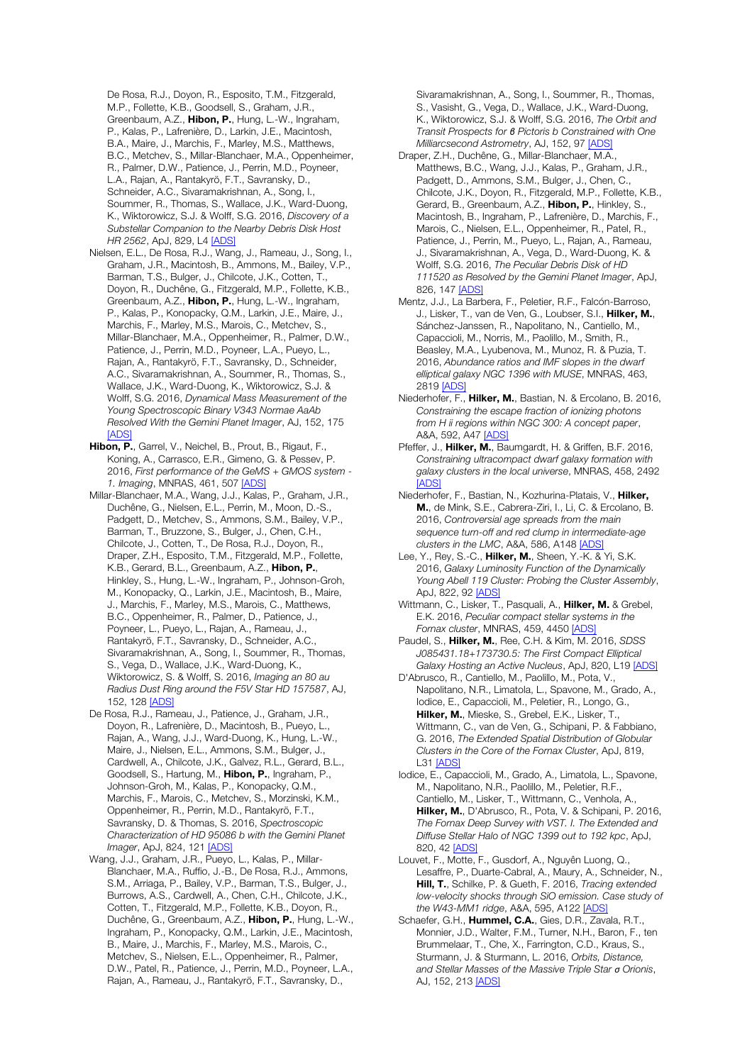De Rosa, R.J., Doyon, R., Esposito, T.M., Fitzgerald, M.P., Follette, K.B., Goodsell, S., Graham, J.R., Greenbaum, A.Z., **Hibon, P.**, Hung, L.-W., Ingraham, P., Kalas, P., Lafrenière, D., Larkin, J.E., Macintosh, B.A., Maire, J., Marchis, F., Marley, M.S., Matthews, B.C., Metchev, S., Millar-Blanchaer, M.A., Oppenheimer, R., Palmer, D.W., Patience, J., Perrin, M.D., Poyneer, L.A., Rajan, A., Rantakyrö, F.T., Savransky, D., Schneider, A.C., Sivaramakrishnan, A., Song, I., Soummer, R., Thomas, S., Wallace, J.K., Ward-Duong, K., Wiktorowicz, S.J. & Wolff, S.G. 2016, *Discovery of a Substellar Companion to the Nearby Debris Disk Host HR 2562*, ApJ, 829, L4 [ADS]

Nielsen, E.L., De Rosa, R.J., Wang, J., Rameau, J., Song, I., Graham, J.R., Macintosh, B., Ammons, M., Bailey, V.P., Barman, T.S., Bulger, J., Chilcote, J.K., Cotten, T., Doyon, R., Duchêne, G., Fitzgerald, M.P., Follette, K.B., Greenbaum, A.Z., **Hibon, P.**, Hung, L.-W., Ingraham, P., Kalas, P., Konopacky, Q.M., Larkin, J.E., Maire, J., Marchis, F., Marley, M.S., Marois, C., Metchev, S., Millar-Blanchaer, M.A., Oppenheimer, R., Palmer, D.W., Patience, J., Perrin, M.D., Poyneer, L.A., Pueyo, L., Rajan, A., Rantakyrö, F.T., Savransky, D., Schneider, A.C., Sivaramakrishnan, A., Soummer, R., Thomas, S., Wallace, J.K., Ward-Duong, K., Wiktorowicz, S.J. & Wolff, S.G. 2016, *Dynamical Mass Measurement of the Young Spectroscopic Binary V343 Normae AaAb Resolved With the Gemini Planet Imager*, AJ, 152, 175 [ADS]

**Hibon, P.**, Garrel, V., Neichel, B., Prout, B., Rigaut, F., Koning, A., Carrasco, E.R., Gimeno, G. & Pessev, P. 2016, *First performance of the GeMS + GMOS system - 1. Imaging*, MNRAS, 461, 507 [ADS]

Millar-Blanchaer, M.A., Wang, J.J., Kalas, P., Graham, J.R., Duchêne, G., Nielsen, E.L., Perrin, M., Moon, D.-S., Padgett, D., Metchev, S., Ammons, S.M., Bailey, V.P., Barman, T., Bruzzone, S., Bulger, J., Chen, C.H., Chilcote, J., Cotten, T., De Rosa, R.J., Doyon, R., Draper, Z.H., Esposito, T.M., Fitzgerald, M.P., Follette, K.B., Gerard, B.L., Greenbaum, A.Z., **Hibon, P.**, Hinkley, S., Hung, L.-W., Ingraham, P., Johnson-Groh, M., Konopacky, Q., Larkin, J.E., Macintosh, B., Maire, J., Marchis, F., Marley, M.S., Marois, C., Matthews, B.C., Oppenheimer, R., Palmer, D., Patience, J., Poyneer, L., Pueyo, L., Rajan, A., Rameau, J., Rantakyrö, F.T., Savransky, D., Schneider, A.C., Sivaramakrishnan, A., Song, I., Soummer, R., Thomas, S., Vega, D., Wallace, J.K., Ward-Duong, K., Wiktorowicz, S. & Wolff, S. 2016, *Imaging an 80 au Radius Dust Ring around the F5V Star HD 157587*, AJ, 152, 128 [ADS]

De Rosa, R.J., Rameau, J., Patience, J., Graham, J.R., Doyon, R., Lafrenière, D., Macintosh, B., Pueyo, L., Rajan, A., Wang, J.J., Ward-Duong, K., Hung, L.-W., Maire, J., Nielsen, E.L., Ammons, S.M., Bulger, J., Cardwell, A., Chilcote, J.K., Galvez, R.L., Gerard, B.L., Goodsell, S., Hartung, M., **Hibon, P.**, Ingraham, P., Johnson-Groh, M., Kalas, P., Konopacky, Q.M., Marchis, F., Marois, C., Metchev, S., Morzinski, K.M., Oppenheimer, R., Perrin, M.D., Rantakyrö, F.T., Savransky, D. & Thomas, S. 2016, *Spectroscopic Characterization of HD 95086 b with the Gemini Planet Imager*, ApJ, 824, 121 [ADS]

Wang, J.J., Graham, J.R., Pueyo, L., Kalas, P., Millar-Blanchaer, M.A., Ruffio, J.-B., De Rosa, R.J., Ammons, S.M., Arriaga, P., Bailey, V.P., Barman, T.S., Bulger, J., Burrows, A.S., Cardwell, A., Chen, C.H., Chilcote, J.K., Cotten, T., Fitzgerald, M.P., Follette, K.B., Doyon, R., Duchêne, G., Greenbaum, A.Z., **Hibon, P.**, Hung, L.-W., Ingraham, P., Konopacky, Q.M., Larkin, J.E., Macintosh, B., Maire, J., Marchis, F., Marley, M.S., Marois, C., Metchev, S., Nielsen, E.L., Oppenheimer, R., Palmer, D.W., Patel, R., Patience, J., Perrin, M.D., Poyneer, L.A., Rajan, A., Rameau, J., Rantakyrö, F.T., Savransky, D., Sivaramakrishnan, A., Song, I., Soummer, R., Thomas, S., Vasisht, G., Vega, D., Wallace, J.K., Ward-Duong, K., Wiktorowicz, S.J. & Wolff, S.G. 2016, *The Orbit and Transit Prospects for β Pictoris b Constrained with One Milliarcsecond Astrometry*, AJ, 152, 97 [ADS]

Draper, Z.H., Duchêne, G., Millar-Blanchaer, M.A., Matthews, B.C., Wang, J.J., Kalas, P., Graham, J.R., Padgett, D., Ammons, S.M., Bulger, J., Chen, C., Chilcote, J.K., Doyon, R., Fitzgerald, M.P., Follette, K.B., Gerard, B., Greenbaum, A.Z., **Hibon, P.**, Hinkley, S., Macintosh, B., Ingraham, P., Lafrenière, D., Marchis, F., Marois, C., Nielsen, E.L., Oppenheimer, R., Patel, R., Patience, J., Perrin, M., Pueyo, L., Rajan, A., Rameau, J., Sivaramakrishnan, A., Vega, D., Ward-Duong, K. & Wolff, S.G. 2016, *The Peculiar Debris Disk of HD 111520 as Resolved by the Gemini Planet Imager*, ApJ, 826, 147 [ADS]

Mentz, J.J., La Barbera, F., Peletier, R.F., Falcón-Barroso, J., Lisker, T., van de Ven, G., Loubser, S.I., **Hilker, M.**, Sánchez-Janssen, R., Napolitano, N., Cantiello, M., Capaccioli, M., Norris, M., Paolillo, M., Smith, R., Beasley, M.A., Lyubenova, M., Munoz, R. & Puzia, T. 2016, *Abundance ratios and IMF slopes in the dwarf elliptical galaxy NGC 1396 with MUSE*, MNRAS, 463, 2819 [ADS]

Niederhofer, F., **Hilker, M.**, Bastian, N. & Ercolano, B. 2016, *Constraining the escape fraction of ionizing photons from H ii regions within NGC 300: A concept paper*, A&A, 592, A47 [ADS]

Pfeffer, J., **Hilker, M.**, Baumgardt, H. & Griffen, B.F. 2016, *Constraining ultracompact dwarf galaxy formation with galaxy clusters in the local universe*, MNRAS, 458, 2492 [ADS]

Niederhofer, F., Bastian, N., Kozhurina-Platais, V., **Hilker, M.**, de Mink, S.E., Cabrera-Ziri, I., Li, C. & Ercolano, B. 2016, *Controversial age spreads from the main sequence turn-off and red clump in intermediate-age clusters in the LMC*, A&A, 586, A148 [ADS]

Lee, Y., Rey, S.-C., **Hilker, M.**, Sheen, Y.-K. & Yi, S.K. 2016, *Galaxy Luminosity Function of the Dynamically Young Abell 119 Cluster: Probing the Cluster Assembly*, ApJ, 822, 92 [ADS]

Wittmann, C., Lisker, T., Pasquali, A., **Hilker, M.** & Grebel, E.K. 2016, *Peculiar compact stellar systems in the Fornax cluster*, MNRAS, 459, 4450 [ADS]

Paudel, S., **Hilker, M.**, Ree, C.H. & Kim, M. 2016, *SDSS J085431.18+173730.5: The First Compact Elliptical Galaxy Hosting an Active Nucleus*, ApJ, 820, L19 [ADS]

D'Abrusco, R., Cantiello, M., Paolillo, M., Pota, V., Napolitano, N.R., Limatola, L., Spavone, M., Grado, A., Iodice, E., Capaccioli, M., Peletier, R., Longo, G., **Hilker, M.**, Mieske, S., Grebel, E.K., Lisker, T., Wittmann, C., van de Ven, G., Schipani, P. & Fabbiano, G. 2016, *The Extended Spatial Distribution of Globular Clusters in the Core of the Fornax Cluster*, ApJ, 819, L31 [ADS]

Iodice, E., Capaccioli, M., Grado, A., Limatola, L., Spavone, M., Napolitano, N.R., Paolillo, M., Peletier, R.F., Cantiello, M., Lisker, T., Wittmann, C., Venhola, A., **Hilker, M.**, D'Abrusco, R., Pota, V. & Schipani, P. 2016, *The Fornax Deep Survey with VST. I. The Extended and Diffuse Stellar Halo of NGC 1399 out to 192 kpc*, ApJ, 820, 42 [ADS]

Louvet, F., Motte, F., Gusdorf, A., Nguyên Luong, Q., Lesaffre, P., Duarte-Cabral, A., Maury, A., Schneider, N., **Hill, T.**, Schilke, P. & Gueth, F. 2016, *Tracing extended low-velocity shocks through SiO emission. Case study of the W43-MM1 ridge*, A&A, 595, A122 [ADS]

Schaefer, G.H., **Hummel, C.A.**, Gies, D.R., Zavala, R.T., Monnier, J.D., Walter, F.M., Turner, N.H., Baron, F., ten Brummelaar, T., Che, X., Farrington, C.D., Kraus, S., Sturmann, J. & Sturmann, L. 2016, *Orbits, Distance, and Stellar Masses of the Massive Triple Star σ Orionis*, AJ, 152, 213 [ADS]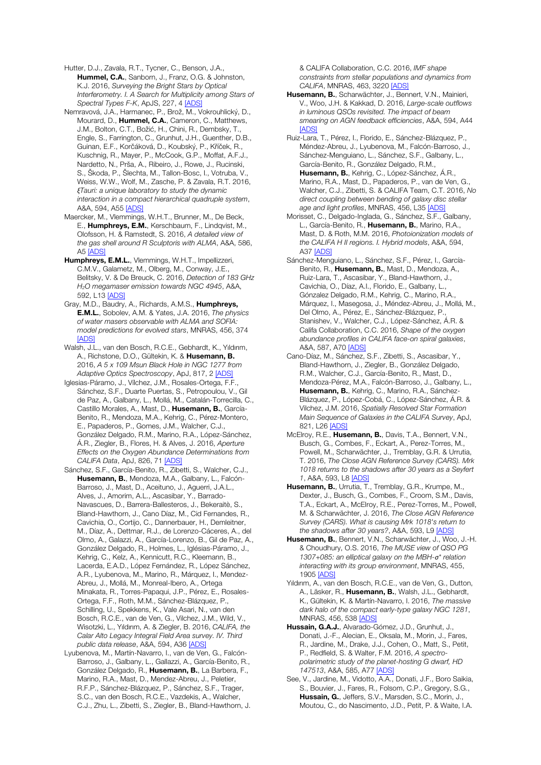Hutter, D.J., Zavala, R.T., Tycner, C., Benson, J.A., **Hummel, C.A.**, Sanborn, J., Franz, O.G. & Johnston, K.J. 2016, *Surveying the Bright Stars by Optical Interferometry. I. A Search for Multiplicity among Stars of Spectral Types F-K*, ApJS, 227, 4 [ADS]

Nemravová, J.A., Harmanec, P., Brož, M., Vokrouhlický, D., Mourard, D., **Hummel, C.A.**, Cameron, C., Matthews, J.M., Bolton, C.T., Božić, H., Chini, R., Dembsky, T., Engle, S., Farrington, C., Grunhut, J.H., Guenther, D.B., Guinan, E.F., Korčáková, D., Koubský, P., Kříček, R., Kuschnig, R., Mayer, P., McCook, G.P., Moffat, A.F.J., Nardetto, N., Prša, A., Ribeiro, J., Rowe, J., Rucinski, S., Škoda, P., Šlechta, M., Tallon-Bosc, I., Votruba, V., Weiss, W.W., Wolf, M., Zasche, P. & Zavala, R.T. 2016, *ξTauri: a unique laboratory to study the dynamic interaction in a compact hierarchical quadruple system*, A&A, 594, A55 [ADS]

Maercker, M., Vlemmings, W.H.T., Brunner, M., De Beck, E., **Humphreys, E.M.**, Kerschbaum, F., Lindqvist, M., Olofsson, H. & Ramstedt, S. 2016, *A detailed view of the gas shell around R Sculptoris with ALMA*, A&A, 586, A5 [ADS]

**Humphreys, E.M.L.**, Vlemmings, W.H.T., Impellizzeri, C.M.V., Galametz, M., Olberg, M., Conway, J.E., Belitsky, V. & De Breuck, C. 2016, *Detection of 183 GHz $H_2O$ megamaser emission towards NGC 4945*, A&A, 592, L13 [ADS]

Gray, M.D., Baudry, A., Richards, A.M.S., **Humphreys, E.M.L.**, Sobolev, A.M. & Yates, J.A. 2016, *The physics of water masers observable with ALMA and SOFIA: model predictions for evolved stars*, MNRAS, 456, 374 [ADS]

Walsh, J.L., van den Bosch, R.C.E., Gebhardt, K., Yıldırım, A., Richstone, D.O., Gültekin, K. & **Husemann, B.** 2016, *A 5 x 109 Msun Black Hole in NGC 1277 from Adaptive Optics Spectroscopy*, ApJ, 817, 2 [ADS]

Iglesias-Páramo, J., Vílchez, J.M., Rosales-Ortega, F.F., Sánchez, S.F., Duarte Puertas, S., Petropoulou, V., Gil de Paz, A., Galbany, L., Mollá, M., Catalán-Torrecilla, C., Castillo Morales, A., Mast, D., **Husemann, B.**, García-Benito, R., Mendoza, M.A., Kehrig, C., Pérez-Montero, E., Papaderos, P., Gomes, J.M., Walcher, C.J., González Delgado, R.M., Marino, R.A., López-Sánchez, Á.R., Ziegler, B., Flores, H. & Alves, J. 2016, *Aperture Effects on the Oxygen Abundance Determinations from CALIFA Data*, ApJ, 826, 71 [ADS]

Sánchez, S.F., García-Benito, R., Zibetti, S., Walcher, C.J., **Husemann, B.**, Mendoza, M.A., Galbany, L., Falcón-Barroso, J., Mast, D., Aceituno, J., Aguerri, J.A.L., Alves, J., Amorim, A.L., Ascasibar, Y., Barrado-Navascues, D., Barrera-Ballesteros, J., Bekeraitè, S., Bland-Hawthorn, J., Cano Díaz, M., Cid Fernandes, R., Cavichia, O., Cortijo, C., Dannerbauer, H., Demleitner, M., Díaz, A., Dettmar, R.J., de Lorenzo-Cáceres, A., del Olmo, A., Galazzi, A., García-Lorenzo, B., Gil de Paz, A., González Delgado, R., Holmes, L., Iglésias-Páramo, J., Kehrig, C., Kelz, A., Kennicutt, R.C., Kleemann, B., Lacerda, E.A.D., López Fernández, R., López Sánchez, A.R., Lyubenova, M., Marino, R., Márquez, I., Mendez-Abreu, J., Mollá, M., Monreal-Ibero, A., Ortega Minakata, R., Torres-Papaqui, J.P., Pérez, E., Rosales-Ortega, F.F., Roth, M.M., Sánchez-Blázquez, P., Schilling, U., Spekkens, K., Vale Asari, N., van den Bosch, R.C.E., van de Ven, G., Vilchez, J.M., Wild, V., Wisotzki, L., Yıldırım, A. & Ziegler, B. 2016, *CALIFA, the Calar Alto Legacy Integral Field Area survey. IV. Third public data release*, A&A, 594, A36 [ADS]

Lyubenova, M., Martín-Navarro, I., van de Ven, G., Falcón-Barroso, J., Galbany, L., Gallazzi, A., García-Benito, R., González Delgado, R., **Husemann, B.**, La Barbera, F., Marino, R.A., Mast, D., Mendez-Abreu, J., Peletier, R.F.P., Sánchez-Blázquez, P., Sánchez, S.F., Trager, S.C., van den Bosch, R.C.E., Vazdekis, A., Walcher, C.J., Zhu, L., Zibetti, S., Ziegler, B., Bland-Hawthorn, J. & CALIFA Collaboration, C.C. 2016, *IMF shape constraints from stellar populations and dynamics from CALIFA*, MNRAS, 463, 3220 [ADS]

**Husemann, B.**, Scharwächter, J., Bennert, V.N., Mainieri, V., Woo, J.H. & Kakkad, D. 2016, *Large-scale outflows in luminous QSOs revisited. The impact of beam smearing on AGN feedback efficiencies*, A&A, 594, A44 [ADS]

Ruiz-Lara, T., Pérez, I., Florido, E., Sánchez-Blázquez, P., Méndez-Abreu, J., Lyubenova, M., Falcón-Barroso, J., Sánchez-Menguiano, L., Sánchez, S.F., Galbany, L., García-Benito, R., González Delgado, R.M., **Husemann, B.**, Kehrig, C., López-Sánchez, Á.R., Marino, R.A., Mast, D., Papaderos, P., van de Ven, G., Walcher, C.J., Zibetti, S. & CALIFA Team, C.T. 2016, *No direct coupling between bending of galaxy disc stellar age and light profiles*, MNRAS, 456, L35 [ADS]

Morisset, C., Delgado-Inglada, G., Sánchez, S.F., Galbany, L., García-Benito, R., **Husemann, B.**, Marino, R.A., Mast, D. & Roth, M.M. 2016, *Photoionization models of the CALIFA H II regions. I. Hybrid models*, A&A, 594, A37 [ADS]

Sánchez-Menguiano, L., Sánchez, S.F., Pérez, I., García-Benito, R., **Husemann, B.**, Mast, D., Mendoza, A., Ruiz-Lara, T., Ascasibar, Y., Bland-Hawthorn, J., Cavichia, O., Díaz, A.I., Florido, E., Galbany, L., Gónzalez Delgado, R.M., Kehrig, C., Marino, R.A., Márquez, I., Masegosa, J., Méndez-Abreu, J., Mollá, M., Del Olmo, A., Pérez, E., Sánchez-Blázquez, P., Stanishev, V., Walcher, C.J., López-Sánchez, Á.R. & Califa Collaboration, C.C. 2016, *Shape of the oxygen abundance profiles in CALIFA face-on spiral galaxies*, A&A, 587, A70 [ADS]

Cano-Díaz, M., Sánchez, S.F., Zibetti, S., Ascasibar, Y., Bland-Hawthorn, J., Ziegler, B., González Delgado, R.M., Walcher, C.J., García-Benito, R., Mast, D., Mendoza-Pérez, M.A., Falcón-Barroso, J., Galbany, L., **Husemann, B.**, Kehrig, C., Marino, R.A., Sánchez-Blázquez, P., López-Cobá, C., López-Sánchez, Á.R. & Vilchez, J.M. 2016, *Spatially Resolved Star Formation Main Sequence of Galaxies in the CALIFA Survey*, ApJ, 821, L26 [ADS]

McElroy, R.E., **Husemann, B.**, Davis, T.A., Bennert, V.N., Busch, G., Combes, F., Eckart, A., Perez-Torres, M., Powell, M., Scharwächter, J., Tremblay, G.R. & Urrutia, T. 2016, *The Close AGN Reference Survey (CARS). Mrk 1018 returns to the shadows after 30 years as a Seyfert 1*, A&A, 593, L8 [ADS]

**Husemann, B.**, Urrutia, T., Tremblay, G.R., Krumpe, M., Dexter, J., Busch, G., Combes, F., Croom, S.M., Davis, T.A., Eckart, A., McElroy, R.E., Perez-Torres, M., Powell, M. & Scharwächter, J. 2016, *The Close AGN Reference Survey (CARS). What is causing Mrk 1018's return to the shadows after 30 years?*, A&A, 593, L9 [ADS]

**Husemann, B.**, Bennert, V.N., Scharwächter, J., Woo, J.-H. & Choudhury, O.S. 2016, *The MUSE view of QSO PG 1307+085: an elliptical galaxy on the MBH-σ* relation interacting with its group environment*, MNRAS, 455, 1905 [ADS]

Yıldırım, A., van den Bosch, R.C.E., van de Ven, G., Dutton, A., Läsker, R., **Husemann, B.**, Walsh, J.L., Gebhardt, K., Gültekin, K. & Martín-Navarro, I. 2016, *The massive dark halo of the compact early-type galaxy NGC 1281*, MNRAS, 456, 538 [ADS]

**Hussain, G.A.J.**, Alvarado-Gómez, J.D., Grunhut, J., Donati, J.-F., Alecian, E., Oksala, M., Morin, J., Fares, R., Jardine, M., Drake, J.J., Cohen, O., Matt, S., Petit, P., Redfield, S. & Walter, F.M. 2016, *A spectro-polarimetric study of the planet-hosting G dwarf, HD 147513*, A&A, 585, A77 [ADS]

See, V., Jardine, M., Vidotto, A.A., Donati, J.F., Boro Saikia, S., Bouvier, J., Fares, R., Folsom, C.P., Gregory, S.G., **Hussain, G.**, Jeffers, S.V., Marsden, S.C., Morin, J., Moutou, C., do Nascimento, J.D., Petit, P. & Waite, I.A.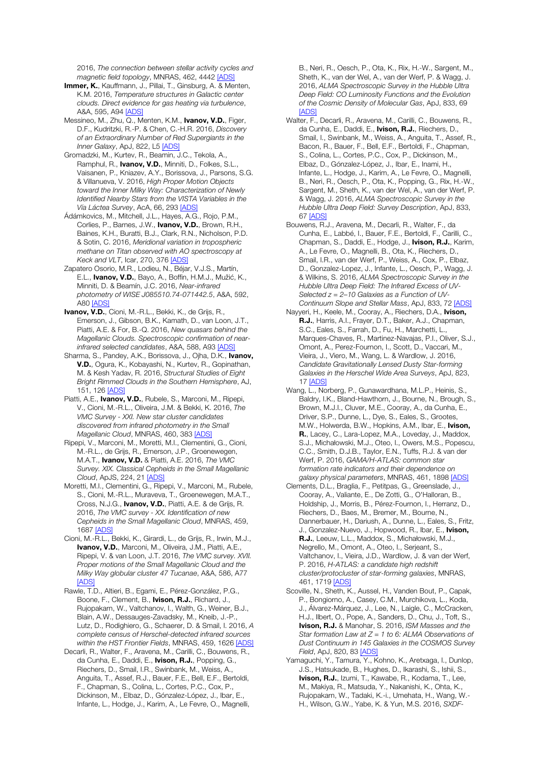2016, *The connection between stellar activity cycles and magnetic field topology*, MNRAS, 462, 4442 [ADS]

**Immer, K.**, Kauffmann, J., Pillai, T., Ginsburg, A. & Menten, K.M. 2016, *Temperature structures in Galactic center clouds. Direct evidence for gas heating via turbulence*, A&A, 595, A94 [ADS]

Messineo, M., Zhu, Q., Menten, K.M., **Ivanov, V.D.**, Figer, D.F., Kudritzki, R.-P. & Chen, C.-H.R. 2016, *Discovery of an Extraordinary Number of Red Supergiants in the Inner Galaxy*, ApJ, 822, L5 [ADS]

Gromadzki, M., Kurtev, R., Beamin, J.C., Tekola, A., Ramphul, R., **Ivanov, V.D.**, Minniti, D., Folkes, S.L., Vaisanen, P., Kniazev, A.Y., Borissova, J., Parsons, S.G. & Villanueva, V. 2016, *High Proper Motion Objects toward the Inner Milky Way: Characterization of Newly Identified Nearby Stars from the VISTA Variables in the Vía Láctea Survey*, AcA, 66, 293 [ADS]

Ádámkovics, M., Mitchell, J.L., Hayes, A.G., Rojo, P.M., Corlies, P., Barnes, J.W., **Ivanov, V.D.**, Brown, R.H., Baines, K.H., Buratti, B.J., Clark, R.N., Nicholson, P.D. & Sotin, C. 2016, *Meridional variation in tropospheric methane on Titan observed with AO spectroscopy at Keck and VLT*, Icar, 270, 376 [ADS]

Zapatero Osorio, M.R., Lodieu, N., Béjar, V.J.S., Martín, E.L., **Ivanov, V.D.**, Bayo, A., Boffin, H.M.J., Mužić, K., Minniti, D. & Beamin, J.C. 2016, *Near-infrared photometry of WISE J085510.74-071442.5*, A&A, 592, A80 [ADS]

**Ivanov, V.D.**, Cioni, M.-R.L., Bekki, K., de Grijs, R., Emerson, J., Gibson, B.K., Kamath, D., van Loon, J.T., Piatti, A.E. & For, B.-Q. 2016, *New quasars behind the Magellanic Clouds. Spectroscopic confirmation of near-infrared selected candidates*, A&A, 588, A93 [ADS]

Sharma, S., Pandey, A.K., Borissova, J., Ojha, D.K., **Ivanov, V.D.**, Ogura, K., Kobayashi, N., Kurtev, R., Gopinathan, M. & Kesh Yadav, R. 2016, *Structural Studies of Eight Bright Rimmed Clouds in the Southern Hemisphere*, AJ, 151, 126 [ADS]

Piatti, A.E., **Ivanov, V.D.**, Rubele, S., Marconi, M., Ripepi, V., Cioni, M.-R.L., Oliveira, J.M. & Bekki, K. 2016, *The VMC Survey - XXI. New star cluster candidates discovered from infrared photometry in the Small Magellanic Cloud*, MNRAS, 460, 383 [ADS]

Ripepi, V., Marconi, M., Moretti, M.I., Clementini, G., Cioni, M.-R.L., de Grijs, R., Emerson, J.P., Groenewegen, M.A.T., **Ivanov, V.D.** & Piatti, A.E. 2016, *The VMC Survey. XIX. Classical Cepheids in the Small Magellanic Cloud*, ApJS, 224, 21 [ADS]

Moretti, M.I., Clementini, G., Ripepi, V., Marconi, M., Rubele, S., Cioni, M.-R.L., Muraveva, T., Groenewegen, M.A.T., Cross, N.J.G., **Ivanov, V.D.**, Piatti, A.E. & de Grijs, R. 2016, *The VMC survey - XX. Identification of new Cepheids in the Small Magellanic Cloud*, MNRAS, 459, 1687 [ADS]

Cioni, M.-R.L., Bekki, K., Girardi, L., de Grijs, R., Irwin, M.J., **Ivanov, V.D.**, Marconi, M., Oliveira, J.M., Piatti, A.E., Ripepi, V. & van Loon, J.T. 2016, *The VMC survey. XVII. Proper motions of the Small Magellanic Cloud and the Milky Way globular cluster 47 Tucanae*, A&A, 586, A77 [ADS]

Rawle, T.D., Altieri, B., Egami, E., Pérez-González, P.G., Boone, F., Clement, B., **Ivison, R.J.**, Richard, J., Rujopakarn, W., Valtchanov, I., Walth, G., Weiner, B.J., Blain, A.W., Dessauges-Zavadsky, M., Kneib, J.-P., Lutz, D., Rodighiero, G., Schaerer, D. & Smail, I. 2016, *A complete census of Herschel-detected infrared sources within the HST Frontier Fields*, MNRAS, 459, 1626 [ADS]

Decarli, R., Walter, F., Aravena, M., Carilli, C., Bouwens, R., da Cunha, E., Daddi, E., **Ivison, R.J.**, Popping, G., Riechers, D., Smail, I.R., Swinbank, M., Weiss, A., Anguita, T., Assef, R.J., Bauer, F.E., Bell, E.F., Bertoldi, F., Chapman, S., Colina, L., Cortes, P.C., Cox, P., Dickinson, M., Elbaz, D., Gónzalez-López, J., Ibar, E., Infante, L., Hodge, J., Karim, A., Le Fevre, O., Magnelli, B., Neri, R., Oesch, P., Ota, K., Rix, H.-W., Sargent, M., Sheth, K., van der Wel, A., van der Werf, P. & Wagg, J. 2016, *ALMA Spectroscopic Survey in the Hubble Ultra Deep Field: CO Luminosity Functions and the Evolution of the Cosmic Density of Molecular Gas*, ApJ, 833, 69 [ADS]

Walter, F., Decarli, R., Aravena, M., Carilli, C., Bouwens, R., da Cunha, E., Daddi, E., **Ivison, R.J.**, Riechers, D., Smail, I., Swinbank, M., Weiss, A., Anguita, T., Assef, R., Bacon, R., Bauer, F., Bell, E.F., Bertoldi, F., Chapman, S., Colina, L., Cortes, P.C., Cox, P., Dickinson, M., Elbaz, D., Gónzalez-López, J., Ibar, E., Inami, H., Infante, L., Hodge, J., Karim, A., Le Fevre, O., Magnelli, B., Neri, R., Oesch, P., Ota, K., Popping, G., Rix, H.-W., Sargent, M., Sheth, K., van der Wel, A., van der Werf, P. & Wagg, J. 2016, *ALMA Spectroscopic Survey in the Hubble Ultra Deep Field: Survey Description*, ApJ, 833, 67 [ADS]

Bouwens, R.J., Aravena, M., Decarli, R., Walter, F., da Cunha, E., Labbé, I., Bauer, F.E., Bertoldi, F., Carilli, C., Chapman, S., Daddi, E., Hodge, J., **Ivison, R.J.**, Karim, A., Le Fevre, O., Magnelli, B., Ota, K., Riechers, D., Smail, I.R., van der Werf, P., Weiss, A., Cox, P., Elbaz, D., Gonzalez-Lopez, J., Infante, L., Oesch, P., Wagg, J. & Wilkins, S. 2016, *ALMA Spectroscopic Survey in the Hubble Ultra Deep Field: The Infrared Excess of UV-Selected $z = 2$–$10$ Galaxies as a Function of UV-Continuum Slope and Stellar Mass*, ApJ, 833, 72 [ADS]

Nayyeri, H., Keele, M., Cooray, A., Riechers, D.A., **Ivison, R.J.**, Harris, A.I., Frayer, D.T., Baker, A.J., Chapman, S.C., Eales, S., Farrah, D., Fu, H., Marchetti, L., Marques-Chaves, R., Martinez-Navajas, P.I., Oliver, S.J., Omont, A., Perez-Fournon, I., Scott, D., Vaccari, M., Vieira, J., Viero, M., Wang, L. & Wardlow, J. 2016, *Candidate Gravitationally Lensed Dusty Star-forming Galaxies in the Herschel Wide Area Surveys*, ApJ, 823, 17 [ADS]

Wang, L., Norberg, P., Gunawardhana, M.L.P., Heinis, S., Baldry, I.K., Bland-Hawthorn, J., Bourne, N., Brough, S., Brown, M.J.I., Cluver, M.E., Cooray, A., da Cunha, E., Driver, S.P., Dunne, L., Dye, S., Eales, S., Grootes, M.W., Holwerda, B.W., Hopkins, A.M., Ibar, E., **Ivison, R.**, Lacey, C., Lara-Lopez, M.A., Loveday, J., Maddox, S.J., Michałowski, M.J., Oteo, I., Owers, M.S., Popescu, C.C., Smith, D.J.B., Taylor, E.N., Tuffs, R.J. & van der Werf, P. 2016, *GAMA/H-ATLAS: common star formation rate indicators and their dependence on galaxy physical parameters*, MNRAS, 461, 1898 [ADS]

Clements, D.L., Braglia, F., Petitpas, G., Greenslade, J., Cooray, A., Valiante, E., De Zotti, G., O'Halloran, B., Holdship, J., Morris, B., Pérez-Fournon, I., Herranz, D., Riechers, D., Baes, M., Bremer, M., Bourne, N., Dannerbauer, H., Dariush, A., Dunne, L., Eales, S., Fritz, J., Gonzalez-Nuevo, J., Hopwood, R., Ibar, E., **Ivison, R.J.**, Leeuw, L.L., Maddox, S., Michałowski, M.J., Negrello, M., Omont, A., Oteo, I., Serjeant, S., Valtchanov, I., Vieira, J.D., Wardlow, J. & van der Werf, P. 2016, *H-ATLAS: a candidate high redshift cluster/protocluster of star-forming galaxies*, MNRAS, 461, 1719 [ADS]

Scoville, N., Sheth, K., Aussel, H., Vanden Bout, P., Capak, P., Bongiorno, A., Casey, C.M., Murchikova, L., Koda, J., Álvarez-Márquez, J., Lee, N., Laigle, C., McCracken, H.J., Ilbert, O., Pope, A., Sanders, D., Chu, J., Toft, S., **Ivison, R.J.** & Manohar, S. 2016, *ISM Masses and the Star formation Law at Z = 1 to 6: ALMA Observations of Dust Continuum in 145 Galaxies in the COSMOS Survey Field*, ApJ, 820, 83 [ADS]

Yamaguchi, Y., Tamura, Y., Kohno, K., Aretxaga, I., Dunlop, J.S., Hatsukade, B., Hughes, D., Ikarashi, S., Ishii, S., **Ivison, R.J.**, Izumi, T., Kawabe, R., Kodama, T., Lee, M., Makiya, R., Matsuda, Y., Nakanishi, K., Ohta, K., Rujopakarn, W., Tadaki, K.-i., Umehata, H., Wang, W.-H., Wilson, G.W., Yabe, K. & Yun, M.S. 2016, *SXDF-*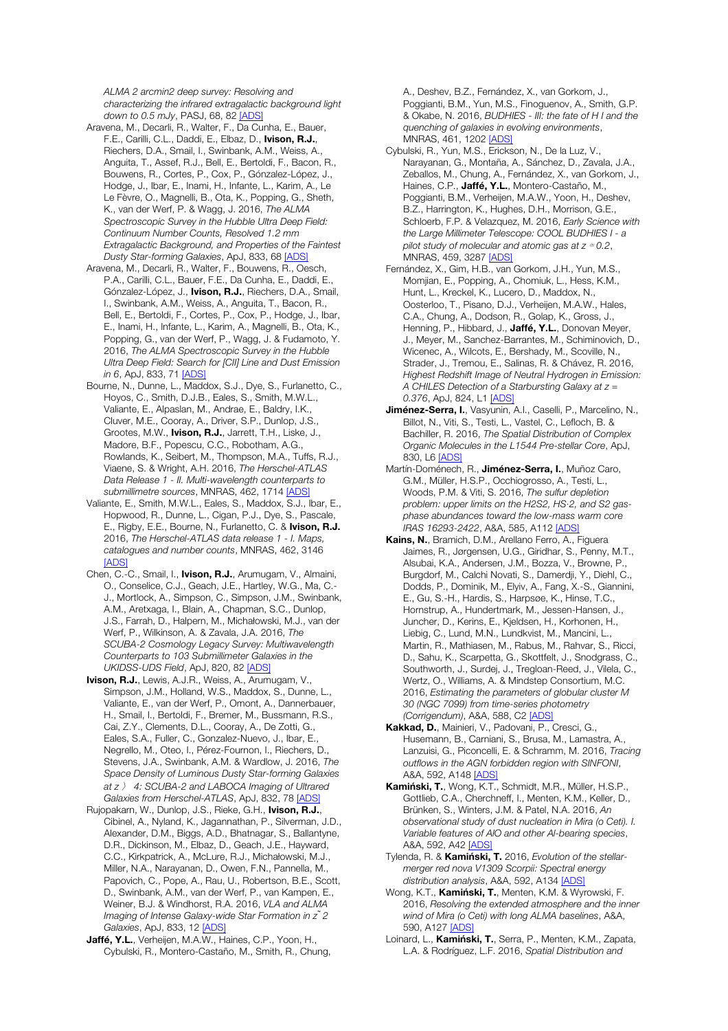*ALMA 2 arcmin2 deep survey: Resolving and characterizing the infrared extragalactic background light down to 0.5 mJy*, PASJ, 68, 82 [ADS]

Aravena, M., Decarli, R., Walter, F., Da Cunha, E., Bauer, F.E., Carilli, C.L., Daddi, E., Elbaz, D., **Ivison, R.J.**, Riechers, D.A., Smail, I., Swinbank, A.M., Weiss, A., Anguita, T., Assef, R.J., Bell, E., Bertoldi, F., Bacon, R., Bouwens, R., Cortes, P., Cox, P., Gónzalez-López, J., Hodge, J., Ibar, E., Inami, H., Infante, L., Karim, A., Le Le Fèvre, O., Magnelli, B., Ota, K., Popping, G., Sheth, K., van der Werf, P. & Wagg, J. 2016, *The ALMA Spectroscopic Survey in the Hubble Ultra Deep Field: Continuum Number Counts, Resolved 1.2 mm Extragalactic Background, and Properties of the Faintest Dusty Star-forming Galaxies*, ApJ, 833, 68 [ADS]

Aravena, M., Decarli, R., Walter, F., Bouwens, R., Oesch, P.A., Carilli, C.L., Bauer, F.E., Da Cunha, E., Daddi, E., Gónzalez-López, J., **Ivison, R.J.**, Riechers, D.A., Smail, I., Swinbank, A.M., Weiss, A., Anguita, T., Bacon, R., Bell, E., Bertoldi, F., Cortes, P., Cox, P., Hodge, J., Ibar, E., Inami, H., Infante, L., Karim, A., Magnelli, B., Ota, K., Popping, G., van der Werf, P., Wagg, J. & Fudamoto, Y. 2016, *The ALMA Spectroscopic Survey in the Hubble Ultra Deep Field: Search for [CII] Line and Dust Emission in 6*, ApJ, 833, 71 [ADS]

Bourne, N., Dunne, L., Maddox, S.J., Dye, S., Furlanetto, C., Hoyos, C., Smith, D.J.B., Eales, S., Smith, M.W.L., Valiante, E., Alpaslan, M., Andrae, E., Baldry, I.K., Cluver, M.E., Cooray, A., Driver, S.P., Dunlop, J.S., Grootes, M.W., **Ivison, R.J.**, Jarrett, T.H., Liske, J., Madore, B.F., Popescu, C.C., Robotham, A.G., Rowlands, K., Seibert, M., Thompson, M.A., Tuffs, R.J., Viaene, S. & Wright, A.H. 2016, *The Herschel-ATLAS Data Release 1 - II. Multi-wavelength counterparts to submillimetre sources*, MNRAS, 462, 1714 [ADS]

Valiante, E., Smith, M.W.L., Eales, S., Maddox, S.J., Ibar, E., Hopwood, R., Dunne, L., Cigan, P.J., Dye, S., Pascale, E., Rigby, E.E., Bourne, N., Furlanetto, C. & **Ivison, R.J.** 2016, *The Herschel-ATLAS data release 1 - I. Maps, catalogues and number counts*, MNRAS, 462, 3146 [ADS]

Chen, C.-C., Smail, I., **Ivison, R.J.**, Arumugam, V., Almaini, O., Conselice, C.J., Geach, J.E., Hartley, W.G., Ma, C.-J., Mortlock, A., Simpson, C., Simpson, J.M., Swinbank, A.M., Aretxaga, I., Blain, A., Chapman, S.C., Dunlop, J.S., Farrah, D., Halpern, M., Michałowski, M.J., van der Werf, P., Wilkinson, A. & Zavala, J.A. 2016, *The SCUBA-2 Cosmology Legacy Survey: Multiwavelength Counterparts to 103 Submillimeter Galaxies in the UKIDSS-UDS Field*, ApJ, 820, 82 [ADS]

**Ivison, R.J.**, Lewis, A.J.R., Weiss, A., Arumugam, V., Simpson, J.M., Holland, W.S., Maddox, S., Dunne, L., Valiante, E., van der Werf, P., Omont, A., Dannerbauer, H., Smail, I., Bertoldi, F., Bremer, M., Bussmann, R.S., Cai, Z.Y., Clements, D.L., Cooray, A., De Zotti, G., Eales, S.A., Fuller, C., Gonzalez-Nuevo, J., Ibar, E., Negrello, M., Oteo, I., Pérez-Fournon, I., Riechers, D., Stevens, J.A., Swinbank, A.M. & Wardlow, J. 2016, *The Space Density of Luminous Dusty Star-forming Galaxies at z 〉 4: SCUBA-2 and LABOCA Imaging of Ultrared Galaxies from Herschel-ATLAS*, ApJ, 832, 78 [ADS]

Rujopakarn, W., Dunlop, J.S., Rieke, G.H., **Ivison, R.J.**, Cibinel, A., Nyland, K., Jagannathan, P., Silverman, J.D., Alexander, D.M., Biggs, A.D., Bhatnagar, S., Ballantyne, D.R., Dickinson, M., Elbaz, D., Geach, J.E., Hayward, C.C., Kirkpatrick, A., McLure, R.J., Michałowski, M.J., Miller, N.A., Narayanan, D., Owen, F.N., Pannella, M., Papovich, C., Pope, A., Rau, U., Robertson, B.E., Scott, D., Swinbank, A.M., van der Werf, P., van Kampen, E., Weiner, B.J. & Windhorst, R.A. 2016, *VLA and ALMA Imaging of Intense Galaxy-wide Star Formation in z˜2 Galaxies*, ApJ, 833, 12 [ADS]

**Jaffé, Y.L.**, Verheijen, M.A.W., Haines, C.P., Yoon, H., Cybulski, R., Montero-Castaño, M., Smith, R., Chung, A., Deshev, B.Z., Fernández, X., van Gorkom, J., Poggianti, B.M., Yun, M.S., Finoguenov, A., Smith, G.P. & Okabe, N. 2016, *BUDHIES - III: the fate of H I and the quenching of galaxies in evolving environments*, MNRAS, 461, 1202 [ADS]

Cybulski, R., Yun, M.S., Erickson, N., De la Luz, V., Narayanan, G., Montaña, A., Sánchez, D., Zavala, J.A., Zeballos, M., Chung, A., Fernández, X., van Gorkom, J., Haines, C.P., **Jaffé, Y.L.**, Montero-Castaño, M., Poggianti, B.M., Verheijen, M.A.W., Yoon, H., Deshev, B.Z., Harrington, K., Hughes, D.H., Morrison, G.E., Schloerb, F.P. & Velazquez, M. 2016, *Early Science with the Large Millimeter Telescope: COOL BUDHIES I - a pilot study of molecular and atomic gas at z ≃ 0.2*, MNRAS, 459, 3287 [ADS]

Fernández, X., Gim, H.B., van Gorkom, J.H., Yun, M.S., Momjian, E., Popping, A., Chomiuk, L., Hess, K.M., Hunt, L., Kreckel, K., Lucero, D., Maddox, N., Oosterloo, T., Pisano, D.J., Verheijen, M.A.W., Hales, C.A., Chung, A., Dodson, R., Golap, K., Gross, J., Henning, P., Hibbard, J., **Jaffé, Y.L.**, Donovan Meyer, J., Meyer, M., Sanchez-Barrantes, M., Schiminovich, D., Wicenec, A., Wilcots, E., Bershady, M., Scoville, N., Strader, J., Tremou, E., Salinas, R. & Chávez, R. 2016, *Highest Redshift Image of Neutral Hydrogen in Emission: A CHILES Detection of a Starbursting Galaxy at z = 0.376*, ApJ, 824, L1 [ADS]

**Jiménez-Serra, I.**, Vasyunin, A.I., Caselli, P., Marcelino, N., Billot, N., Viti, S., Testi, L., Vastel, C., Lefloch, B. & Bachiller, R. 2016, *The Spatial Distribution of Complex Organic Molecules in the L1544 Pre-stellar Core*, ApJ, 830, L6 [ADS]

Martín-Doménech, R., **Jiménez-Serra, I.**, Muñoz Caro, G.M., Müller, H.S.P., Occhiogrosso, A., Testi, L., Woods, P.M. & Viti, S. 2016, *The sulfur depletion problem: upper limits on the H2S2, HS·2, and S2 gas-phase abundances toward the low-mass warm core IRAS 16293-2422*, A&A, 585, A112 [ADS]

**Kains, N.**, Bramich, D.M., Arellano Ferro, A., Figuera Jaimes, R., Jørgensen, U.G., Giridhar, S., Penny, M.T., Alsubai, K.A., Andersen, J.M., Bozza, V., Browne, P., Burgdorf, M., Calchi Novati, S., Damerdji, Y., Diehl, C., Dodds, P., Dominik, M., Elyiv, A., Fang, X.-S., Giannini, E., Gu, S.-H., Hardis, S., Harpsøe, K., Hinse, T.C., Hornstrup, A., Hundertmark, M., Jessen-Hansen, J., Juncher, D., Kerins, E., Kjeldsen, H., Korhonen, H., Liebig, C., Lund, M.N., Lundkvist, M., Mancini, L., Martin, R., Mathiasen, M., Rabus, M., Rahvar, S., Ricci, D., Sahu, K., Scarpetta, G., Skottfelt, J., Snodgrass, C., Southworth, J., Surdej, J., Tregloan-Reed, J., Vilela, C., Wertz, O., Williams, A. & Mindstep Consortium, M.C. 2016, *Estimating the parameters of globular cluster M 30 (NGC 7099) from time-series photometry (Corrigendum)*, A&A, 588, C2 [ADS]

**Kakkad, D.**, Mainieri, V., Padovani, P., Cresci, G., Husemann, B., Carniani, S., Brusa, M., Lamastra, A., Lanzuisi, G., Piconcelli, E. & Schramm, M. 2016, *Tracing outflows in the AGN forbidden region with SINFONI*, A&A, 592, A148 [ADS]

**Kamiński, T.**, Wong, K.T., Schmidt, M.R., Müller, H.S.P., Gottlieb, C.A., Cherchneff, I., Menten, K.M., Keller, D., Brünken, S., Winters, J.M. & Patel, N.A. 2016, *An observational study of dust nucleation in Mira (o Ceti). I. Variable features of AlO and other Al-bearing species*, A&A, 592, A42 [ADS]

Tylenda, R. & **Kamiński, T.** 2016, *Evolution of the stellar-merger red nova V1309 Scorpii: Spectral energy distribution analysis*, A&A, 592, A134 [ADS]

Wong, K.T., **Kamiński, T.**, Menten, K.M. & Wyrowski, F. 2016, *Resolving the extended atmosphere and the inner wind of Mira (o Ceti) with long ALMA baselines*, A&A, 590, A127 [ADS]

Loinard, L., **Kamiński, T.**, Serra, P., Menten, K.M., Zapata, L.A. & Rodríguez, L.F. 2016, *Spatial Distribution and*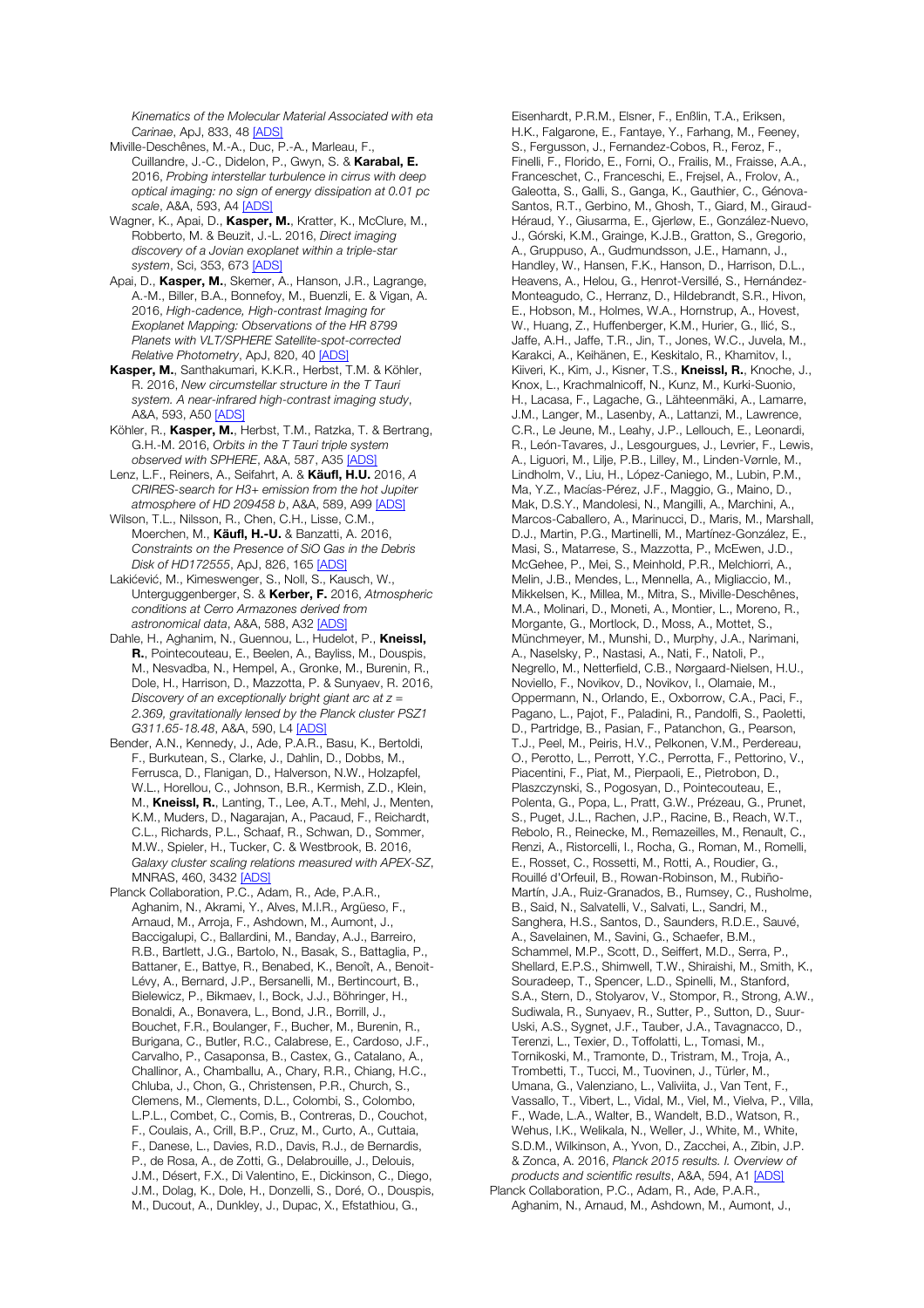*Kinematics of the Molecular Material Associated with eta Carinae*, ApJ, 833, 48 [ADS]

Miville-Deschênes, M.-A., Duc, P.-A., Marleau, F., Cuillandre, J.-C., Didelon, P., Gwyn, S. & **Karabal, E.** 2016, *Probing interstellar turbulence in cirrus with deep optical imaging: no sign of energy dissipation at 0.01 pc scale*, A&A, 593, A4 [ADS]

Wagner, K., Apai, D., **Kasper, M.**, Kratter, K., McClure, M., Robberto, M. & Beuzit, J.-L. 2016, *Direct imaging discovery of a Jovian exoplanet within a triple-star system*, Sci, 353, 673 [ADS]

Apai, D., **Kasper, M.**, Skemer, A., Hanson, J.R., Lagrange, A.-M., Biller, B.A., Bonnefoy, M., Buenzli, E. & Vigan, A. 2016, *High-cadence, High-contrast Imaging for Exoplanet Mapping: Observations of the HR 8799 Planets with VLT/SPHERE Satellite-spot-corrected Relative Photometry*, ApJ, 820, 40 [ADS]

**Kasper, M.**, Santhakumari, K.K.R., Herbst, T.M. & Köhler, R. 2016, *New circumstellar structure in the T Tauri system. A near-infrared high-contrast imaging study*, A&A, 593, A50 [ADS]

Köhler, R., **Kasper, M.**, Herbst, T.M., Ratzka, T. & Bertrang, G.H.-M. 2016, *Orbits in the T Tauri triple system observed with SPHERE*, A&A, 587, A35 [ADS]

Lenz, L.F., Reiners, A., Seifahrt, A. & **Käufl, H.U.** 2016, *A CRIRES-search for H3+ emission from the hot Jupiter atmosphere of HD 209458 b*, A&A, 589, A99 [ADS]

Wilson, T.L., Nilsson, R., Chen, C.H., Lisse, C.M., Moerchen, M., **Käufl, H.-U.** & Banzatti, A. 2016, *Constraints on the Presence of SiO Gas in the Debris Disk of HD172555*, ApJ, 826, 165 [ADS]

Lakićević, M., Kimeswenger, S., Noll, S., Kausch, W., Unterguggenberger, S. & **Kerber, F.** 2016, *Atmospheric conditions at Cerro Armazones derived from astronomical data*, A&A, 588, A32 [ADS]

Dahle, H., Aghanim, N., Guennou, L., Hudelot, P., **Kneissl, R.**, Pointecouteau, E., Beelen, A., Bayliss, M., Douspis, M., Nesvadba, N., Hempel, A., Gronke, M., Burenin, R., Dole, H., Harrison, D., Mazzotta, P. & Sunyaev, R. 2016, *Discovery of an exceptionally bright giant arc at z = 2.369, gravitationally lensed by the Planck cluster PSZ1 G311.65-18.48*, A&A, 590, L4 [ADS]

Bender, A.N., Kennedy, J., Ade, P.A.R., Basu, K., Bertoldi, F., Burkutean, S., Clarke, J., Dahlin, D., Dobbs, M., Ferrusca, D., Flanigan, D., Halverson, N.W., Holzapfel, W.L., Horellou, C., Johnson, B.R., Kermish, Z.D., Klein, M., **Kneissl, R.**, Lanting, T., Lee, A.T., Mehl, J., Menten, K.M., Muders, D., Nagarajan, A., Pacaud, F., Reichardt, C.L., Richards, P.L., Schaaf, R., Schwan, D., Sommer, M.W., Spieler, H., Tucker, C. & Westbrook, B. 2016, *Galaxy cluster scaling relations measured with APEX-SZ*, MNRAS, 460, 3432 [ADS]

Planck Collaboration, P.C., Adam, R., Ade, P.A.R., Aghanim, N., Akrami, Y., Alves, M.I.R., Argüeso, F., Arnaud, M., Arroja, F., Ashdown, M., Aumont, J., Baccigalupi, C., Ballardini, M., Banday, A.J., Barreiro, R.B., Bartlett, J.G., Bartolo, N., Basak, S., Battaglia, P., Battaner, E., Battye, R., Benabed, K., Benoît, A., Benoit-Lévy, A., Bernard, J.P., Bersanelli, M., Bertincourt, B., Bielewicz, P., Bikmaev, I., Bock, J.J., Böhringer, H., Bonaldi, A., Bonavera, L., Bond, J.R., Borrill, J., Bouchet, F.R., Boulanger, F., Bucher, M., Burenin, R., Burigana, C., Butler, R.C., Calabrese, E., Cardoso, J.F., Carvalho, P., Casaponsa, B., Castex, G., Catalano, A., Challinor, A., Chamballu, A., Chary, R.R., Chiang, H.C., Chluba, J., Chon, G., Christensen, P.R., Church, S., Clemens, M., Clements, D.L., Colombi, S., Colombo, L.P.L., Combet, C., Comis, B., Contreras, D., Couchot, F., Coulais, A., Crill, B.P., Cruz, M., Curto, A., Cuttaia, F., Danese, L., Davies, R.D., Davis, R.J., de Bernardis, P., de Rosa, A., de Zotti, G., Delabrouille, J., Delouis, J.M., Désert, F.X., Di Valentino, E., Dickinson, C., Diego, J.M., Dolag, K., Dole, H., Donzelli, S., Doré, O., Douspis, M., Ducout, A., Dunkley, J., Dupac, X., Efstathiou, G., Eisenhardt, P.R.M., Elsner, F., Enßlin, T.A., Eriksen, H.K., Falgarone, E., Fantaye, Y., Farhang, M., Feeney, S., Fergusson, J., Fernandez-Cobos, R., Feroz, F., Finelli, F., Florido, E., Forni, O., Frailis, M., Fraisse, A.A., Franceschet, C., Franceschi, E., Frejsel, A., Frolov, A., Galeotta, S., Galli, S., Ganga, K., Gauthier, C., Génova-Santos, R.T., Gerbino, M., Ghosh, T., Giard, M., Giraud-Héraud, Y., Giusarma, E., Gjerløw, E., González-Nuevo, J., Górski, K.M., Grainge, K.J.B., Gratton, S., Gregorio, A., Gruppuso, A., Gudmundsson, J.E., Hamann, J., Handley, W., Hansen, F.K., Hanson, D., Harrison, D.L., Heavens, A., Helou, G., Henrot-Versillé, S., Hernández-Monteagudo, C., Herranz, D., Hildebrandt, S.R., Hivon, E., Hobson, M., Holmes, W.A., Hornstrup, A., Hovest, W., Huang, Z., Huffenberger, K.M., Hurier, G., Ilić, S., Jaffe, A.H., Jaffe, T.R., Jin, T., Jones, W.C., Juvela, M., Karakci, A., Keihänen, E., Keskitalo, R., Khamitov, I., Kiiveri, K., Kim, J., Kisner, T.S., **Kneissl, R.**, Knoche, J., Knox, L., Krachmalnicoff, N., Kunz, M., Kurki-Suonio, H., Lacasa, F., Lagache, G., Lähteenmäki, A., Lamarre, J.M., Langer, M., Lasenby, A., Lattanzi, M., Lawrence, C.R., Le Jeune, M., Leahy, J.P., Lellouch, E., Leonardi, R., León-Tavares, J., Lesgourgues, J., Levrier, F., Lewis, A., Liguori, M., Lilje, P.B., Lilley, M., Linden-Vørnle, M., Lindholm, V., Liu, H., López-Caniego, M., Lubin, P.M., Ma, Y.Z., Macías-Pérez, J.F., Maggio, G., Maino, D., Mak, D.S.Y., Mandolesi, N., Mangilli, A., Marchini, A., Marcos-Caballero, A., Marinucci, D., Maris, M., Marshall, D.J., Martin, P.G., Martinelli, M., Martínez-González, E., Masi, S., Matarrese, S., Mazzotta, P., McEwen, J.D., McGehee, P., Mei, S., Meinhold, P.R., Melchiorri, A., Melin, J.B., Mendes, L., Mennella, A., Migliaccio, M., Mikkelsen, K., Millea, M., Mitra, S., Miville-Deschênes, M.A., Molinari, D., Moneti, A., Montier, L., Moreno, R., Morgante, G., Mortlock, D., Moss, A., Mottet, S., Münchmeyer, M., Munshi, D., Murphy, J.A., Narimani, A., Naselsky, P., Nastasi, A., Nati, F., Natoli, P., Negrello, M., Netterfield, C.B., Nørgaard-Nielsen, H.U., Noviello, F., Novikov, D., Novikov, I., Olamaie, M., Oppermann, N., Orlando, E., Oxborrow, C.A., Paci, F., Pagano, L., Pajot, F., Paladini, R., Pandolfi, S., Paoletti, D., Partridge, B., Pasian, F., Patanchon, G., Pearson, T.J., Peel, M., Peiris, H.V., Pelkonen, V.M., Perdereau, O., Perotto, L., Perrott, Y.C., Perrotta, F., Pettorino, V., Piacentini, F., Piat, M., Pierpaoli, E., Pietrobon, D., Plaszczynski, S., Pogosyan, D., Pointecouteau, E., Polenta, G., Popa, L., Pratt, G.W., Prézeau, G., Prunet, S., Puget, J.L., Rachen, J.P., Racine, B., Reach, W.T., Rebolo, R., Reinecke, M., Remazeilles, M., Renault, C., Renzi, A., Ristorcelli, I., Rocha, G., Roman, M., Romelli, E., Rosset, C., Rossetti, M., Rotti, A., Roudier, G., Rouillé d'Orfeuil, B., Rowan-Robinson, M., Rubiño-Martín, J.A., Ruiz-Granados, B., Rumsey, C., Rusholme, B., Said, N., Salvatelli, V., Salvati, L., Sandri, M., Sanghera, H.S., Santos, D., Saunders, R.D.E., Sauvé, A., Savelainen, M., Savini, G., Schaefer, B.M., Schammel, M.P., Scott, D., Seiffert, M.D., Serra, P., Shellard, E.P.S., Shimwell, T.W., Shiraishi, M., Smith, K., Souradeep, T., Spencer, L.D., Spinelli, M., Stanford, S.A., Stern, D., Stolyarov, V., Stompor, R., Strong, A.W., Sudiwala, R., Sunyaev, R., Sutter, P., Sutton, D., Suur-Uski, A.S., Sygnet, J.F., Tauber, J.A., Tavagnacco, D., Terenzi, L., Texier, D., Toffolatti, L., Tomasi, M., Tornikoski, M., Tramonte, D., Tristram, M., Troja, A., Trombetti, T., Tucci, M., Tuovinen, J., Türler, M., Umana, G., Valenziano, L., Valiviita, J., Van Tent, F., Vassallo, T., Vibert, L., Vidal, M., Viel, M., Vielva, P., Villa, F., Wade, L.A., Walter, B., Wandelt, B.D., Watson, R., Wehus, I.K., Welikala, N., Weller, J., White, M., White, S.D.M., Wilkinson, A., Yvon, D., Zacchei, A., Zibin, J.P. & Zonca, A. 2016, *Planck 2015 results. I. Overview of products and scientific results*, A&A, 594, A1 [ADS]

Planck Collaboration, P.C., Adam, R., Ade, P.A.R., Aghanim, N., Arnaud, M., Ashdown, M., Aumont, J.,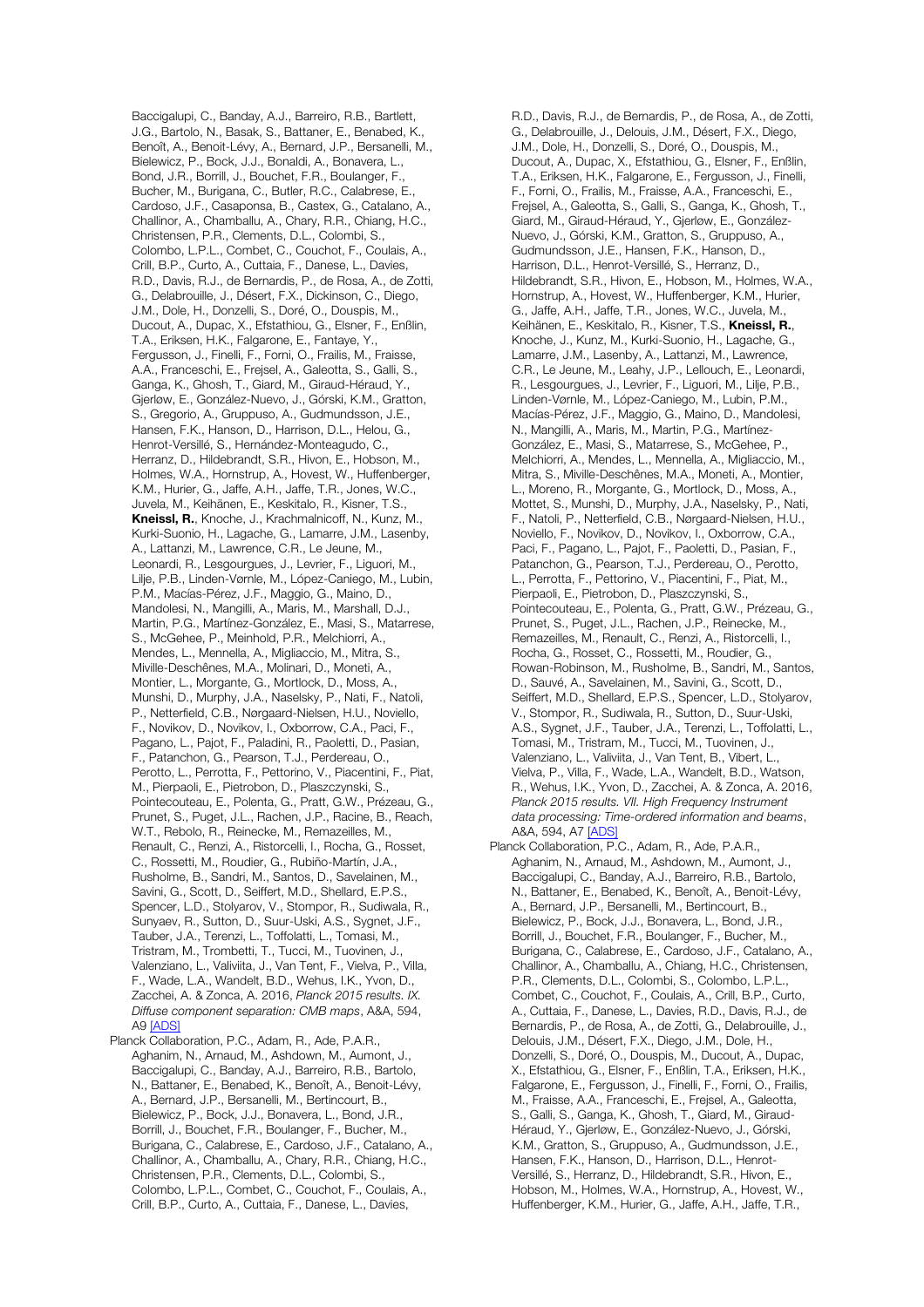Baccigalupi, C., Banday, A.J., Barreiro, R.B., Bartlett, J.G., Bartolo, N., Basak, S., Battaner, E., Benabed, K., Benoît, A., Benoit-Lévy, A., Bernard, J.P., Bersanelli, M., Bielewicz, P., Bock, J.J., Bonaldi, A., Bonavera, L., Bond, J.R., Borrill, J., Bouchet, F.R., Boulanger, F., Bucher, M., Burigana, C., Butler, R.C., Calabrese, E., Cardoso, J.F., Casaponsa, B., Castex, G., Catalano, A., Challinor, A., Chamballu, A., Chary, R.R., Chiang, H.C., Christensen, P.R., Clements, D.L., Colombi, S., Colombo, L.P.L., Combet, C., Couchot, F., Coulais, A., Crill, B.P., Curto, A., Cuttaia, F., Danese, L., Davies, R.D., Davis, R.J., de Bernardis, P., de Rosa, A., de Zotti, G., Delabrouille, J., Désert, F.X., Dickinson, C., Diego, J.M., Dole, H., Donzelli, S., Doré, O., Douspis, M., Ducout, A., Dupac, X., Efstathiou, G., Elsner, F., Enßlin, T.A., Eriksen, H.K., Falgarone, E., Fantaye, Y., Fergusson, J., Finelli, F., Forni, O., Frailis, M., Fraisse, A.A., Franceschi, E., Frejsel, A., Galeotta, S., Galli, S., Ganga, K., Ghosh, T., Giard, M., Giraud-Héraud, Y., Gjerløw, E., González-Nuevo, J., Górski, K.M., Gratton, S., Gregorio, A., Gruppuso, A., Gudmundsson, J.E., Hansen, F.K., Hanson, D., Harrison, D.L., Helou, G., Henrot-Versillé, S., Hernández-Monteagudo, C., Herranz, D., Hildebrandt, S.R., Hivon, E., Hobson, M., Holmes, W.A., Hornstrup, A., Hovest, W., Huffenberger, K.M., Hurier, G., Jaffe, A.H., Jaffe, T.R., Jones, W.C., Juvela, M., Keihänen, E., Keskitalo, R., Kisner, T.S., **Kneissl, R.**, Knoche, J., Krachmalnicoff, N., Kunz, M., Kurki-Suonio, H., Lagache, G., Lamarre, J.M., Lasenby, A., Lattanzi, M., Lawrence, C.R., Le Jeune, M., Leonardi, R., Lesgourgues, J., Levrier, F., Liguori, M., Lilje, P.B., Linden-Vørnle, M., López-Caniego, M., Lubin, P.M., Macías-Pérez, J.F., Maggio, G., Maino, D., Mandolesi, N., Mangilli, A., Maris, M., Marshall, D.J., Martin, P.G., Martínez-González, E., Masi, S., Matarrese, S., McGehee, P., Meinhold, P.R., Melchiorri, A., Mendes, L., Mennella, A., Migliaccio, M., Mitra, S., Miville-Deschênes, M.A., Molinari, D., Moneti, A., Montier, L., Morgante, G., Mortlock, D., Moss, A., Munshi, D., Murphy, J.A., Naselsky, P., Nati, F., Natoli, P., Netterfield, C.B., Nørgaard-Nielsen, H.U., Noviello, F., Novikov, D., Novikov, I., Oxborrow, C.A., Paci, F., Pagano, L., Pajot, F., Paladini, R., Paoletti, D., Pasian, F., Patanchon, G., Pearson, T.J., Perdereau, O., Perotto, L., Perrotta, F., Pettorino, V., Piacentini, F., Piat, M., Pierpaoli, E., Pietrobon, D., Plaszczynski, S., Pointecouteau, E., Polenta, G., Pratt, G.W., Prézeau, G., Prunet, S., Puget, J.L., Rachen, J.P., Racine, B., Reach, W.T., Rebolo, R., Reinecke, M., Remazeilles, M., Renault, C., Renzi, A., Ristorcelli, I., Rocha, G., Rosset, C., Rossetti, M., Roudier, G., Rubiño-Martín, J.A., Rusholme, B., Sandri, M., Santos, D., Savelainen, M., Savini, G., Scott, D., Seiffert, M.D., Shellard, E.P.S., Spencer, L.D., Stolyarov, V., Stompor, R., Sudiwala, R., Sunyaev, R., Sutton, D., Suur-Uski, A.S., Sygnet, J.F., Tauber, J.A., Terenzi, L., Toffolatti, L., Tomasi, M., Tristram, M., Trombetti, T., Tucci, M., Tuovinen, J., Valenziano, L., Valiviita, J., Van Tent, F., Vielva, P., Villa, F., Wade, L.A., Wandelt, B.D., Wehus, I.K., Yvon, D., Zacchei, A. & Zonca, A. 2016, *Planck 2015 results. IX. Diffuse component separation: CMB maps*, A&A, 594, A9 [ADS]

Planck Collaboration, P.C., Adam, R., Ade, P.A.R., Aghanim, N., Arnaud, M., Ashdown, M., Aumont, J., Baccigalupi, C., Banday, A.J., Barreiro, R.B., Bartolo, N., Battaner, E., Benabed, K., Benoît, A., Benoit-Lévy, A., Bernard, J.P., Bersanelli, M., Bertincourt, B., Bielewicz, P., Bock, J.J., Bonavera, L., Bond, J.R., Borrill, J., Bouchet, F.R., Boulanger, F., Bucher, M., Burigana, C., Calabrese, E., Cardoso, J.F., Catalano, A., Challinor, A., Chamballu, A., Chary, R.R., Chiang, H.C., Christensen, P.R., Clements, D.L., Colombi, S., Colombo, L.P.L., Combet, C., Couchot, F., Coulais, A., Crill, B.P., Curto, A., Cuttaia, F., Danese, L., Davies, R.D., Davis, R.J., de Bernardis, P., de Rosa, A., de Zotti, G., Delabrouille, J., Delouis, J.M., Désert, F.X., Diego, J.M., Dole, H., Donzelli, S., Doré, O., Douspis, M., Ducout, A., Dupac, X., Efstathiou, G., Elsner, F., Enßlin, T.A., Eriksen, H.K., Falgarone, E., Fergusson, J., Finelli, F., Forni, O., Frailis, M., Fraisse, A.A., Franceschi, E., Frejsel, A., Galeotta, S., Galli, S., Ganga, K., Ghosh, T., Giard, M., Giraud-Héraud, Y., Gjerløw, E., González-Nuevo, J., Górski, K.M., Gratton, S., Gruppuso, A., Gudmundsson, J.E., Hansen, F.K., Hanson, D., Harrison, D.L., Henrot-Versillé, S., Herranz, D., Hildebrandt, S.R., Hivon, E., Hobson, M., Holmes, W.A., Hornstrup, A., Hovest, W., Huffenberger, K.M., Hurier, G., Jaffe, A.H., Jaffe, T.R., Jones, W.C., Juvela, M., Keihänen, E., Keskitalo, R., Kisner, T.S., **Kneissl, R.**, Knoche, J., Kunz, M., Kurki-Suonio, H., Lagache, G., Lamarre, J.M., Lasenby, A., Lattanzi, M., Lawrence, C.R., Le Jeune, M., Leahy, J.P., Lellouch, E., Leonardi, R., Lesgourgues, J., Levrier, F., Liguori, M., Lilje, P.B., Linden-Vørnle, M., López-Caniego, M., Lubin, P.M., Macías-Pérez, J.F., Maggio, G., Maino, D., Mandolesi, N., Mangilli, A., Maris, M., Martin, P.G., Martínez-González, E., Masi, S., Matarrese, S., McGehee, P., Melchiorri, A., Mendes, L., Mennella, A., Migliaccio, M., Mitra, S., Miville-Deschênes, M.A., Moneti, A., Montier, L., Moreno, R., Morgante, G., Mortlock, D., Moss, A., Mottet, S., Munshi, D., Murphy, J.A., Naselsky, P., Nati, F., Natoli, P., Netterfield, C.B., Nørgaard-Nielsen, H.U., Noviello, F., Novikov, D., Novikov, I., Oxborrow, C.A., Paci, F., Pagano, L., Pajot, F., Paoletti, D., Pasian, F., Patanchon, G., Pearson, T.J., Perdereau, O., Perotto, L., Perrotta, F., Pettorino, V., Piacentini, F., Piat, M., Pierpaoli, E., Pietrobon, D., Plaszczynski, S., Pointecouteau, E., Polenta, G., Pratt, G.W., Prézeau, G., Prunet, S., Puget, J.L., Rachen, J.P., Reinecke, M., Remazeilles, M., Renault, C., Renzi, A., Ristorcelli, I., Rocha, G., Rosset, C., Rossetti, M., Roudier, G., Rowan-Robinson, M., Rusholme, B., Sandri, M., Santos, D., Sauvé, A., Savelainen, M., Savini, G., Scott, D., Seiffert, M.D., Shellard, E.P.S., Spencer, L.D., Stolyarov, V., Stompor, R., Sudiwala, R., Sutton, D., Suur-Uski, A.S., Sygnet, J.F., Tauber, J.A., Terenzi, L., Toffolatti, L., Tomasi, M., Tristram, M., Tucci, M., Tuovinen, J., Valenziano, L., Valiviita, J., Van Tent, B., Vibert, L., Vielva, P., Villa, F., Wade, L.A., Wandelt, B.D., Watson, R., Wehus, I.K., Yvon, D., Zacchei, A. & Zonca, A. 2016, *Planck 2015 results. VII. High Frequency Instrument data processing: Time-ordered information and beams*, A&A, 594, A7 [ADS]

Planck Collaboration, P.C., Adam, R., Ade, P.A.R., Aghanim, N., Arnaud, M., Ashdown, M., Aumont, J., Baccigalupi, C., Banday, A.J., Barreiro, R.B., Bartolo, N., Battaner, E., Benabed, K., Benoît, A., Benoit-Lévy, A., Bernard, J.P., Bersanelli, M., Bertincourt, B., Bielewicz, P., Bock, J.J., Bonavera, L., Bond, J.R., Borrill, J., Bouchet, F.R., Boulanger, F., Bucher, M., Burigana, C., Calabrese, E., Cardoso, J.F., Catalano, A., Challinor, A., Chamballu, A., Chiang, H.C., Christensen, P.R., Clements, D.L., Colombi, S., Colombo, L.P.L., Combet, C., Couchot, F., Coulais, A., Crill, B.P., Curto, A., Cuttaia, F., Danese, L., Davies, R.D., Davis, R.J., de Bernardis, P., de Rosa, A., de Zotti, G., Delabrouille, J., Delouis, J.M., Désert, F.X., Diego, J.M., Dole, H., Donzelli, S., Doré, O., Douspis, M., Ducout, A., Dupac, X., Efstathiou, G., Elsner, F., Enßlin, T.A., Eriksen, H.K., Falgarone, E., Fergusson, J., Finelli, F., Forni, O., Frailis, M., Fraisse, A.A., Franceschi, E., Frejsel, A., Galeotta, S., Galli, S., Ganga, K., Ghosh, T., Giard, M., Giraud-Héraud, Y., Gjerløw, E., González-Nuevo, J., Górski, K.M., Gratton, S., Gruppuso, A., Gudmundsson, J.E., Hansen, F.K., Hanson, D., Harrison, D.L., Henrot-Versillé, S., Herranz, D., Hildebrandt, S.R., Hivon, E., Hobson, M., Holmes, W.A., Hornstrup, A., Hovest, W., Huffenberger, K.M., Hurier, G., Jaffe, A.H., Jaffe, T.R.,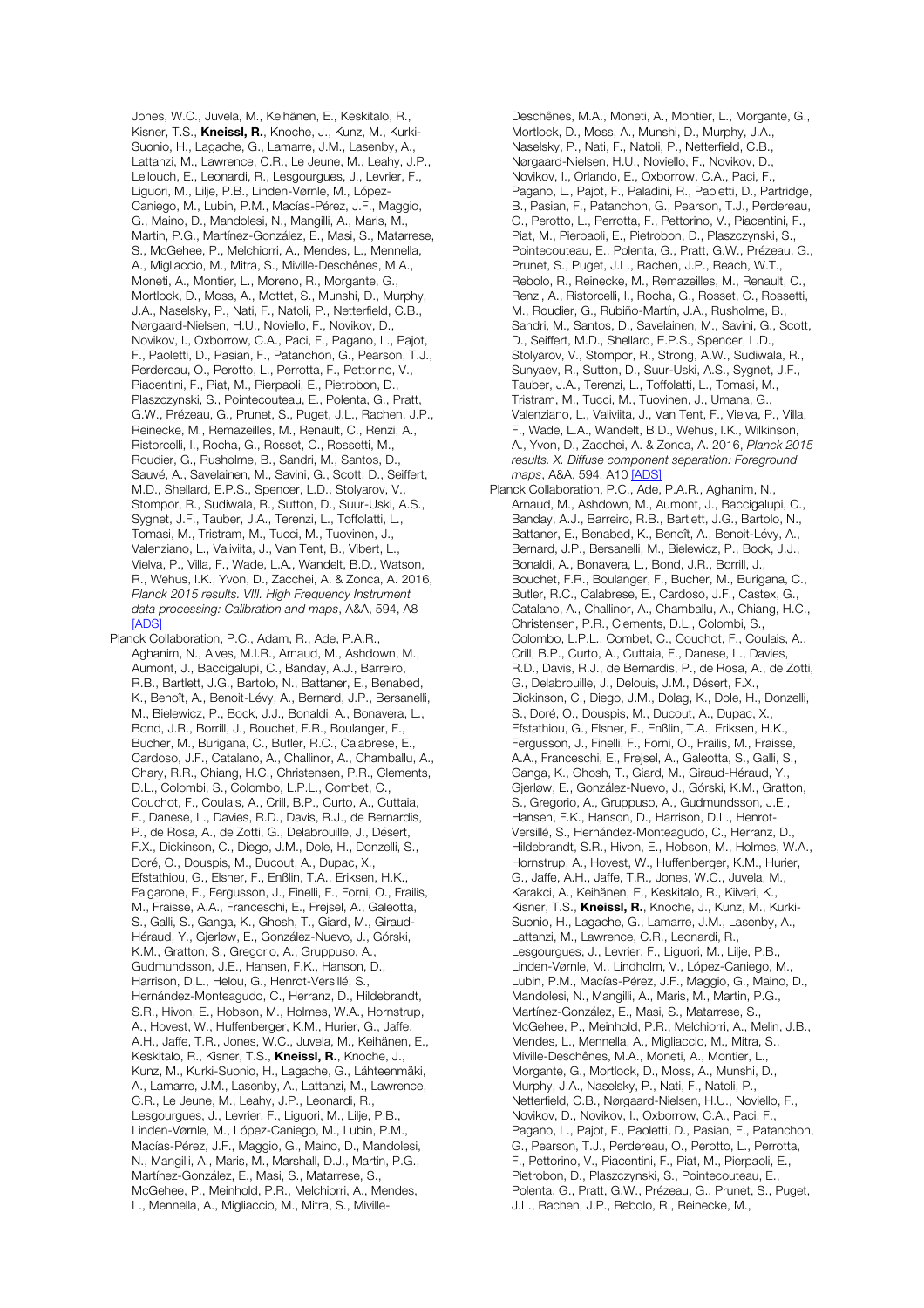Jones, W.C., Juvela, M., Keihänen, E., Keskitalo, R., Kisner, T.S., **Kneissl, R.**, Knoche, J., Kunz, M., Kurki-Suonio, H., Lagache, G., Lamarre, J.M., Lasenby, A., Lattanzi, M., Lawrence, C.R., Le Jeune, M., Leahy, J.P., Lellouch, E., Leonardi, R., Lesgourgues, J., Levrier, F., Liguori, M., Lilje, P.B., Linden-Vørnle, M., López-Caniego, M., Lubin, P.M., Macías-Pérez, J.F., Maggio, G., Maino, D., Mandolesi, N., Mangilli, A., Maris, M., Martin, P.G., Martínez-González, E., Masi, S., Matarrese, S., McGehee, P., Melchiorri, A., Mendes, L., Mennella, A., Migliaccio, M., Mitra, S., Miville-Deschênes, M.A., Moneti, A., Montier, L., Moreno, R., Morgante, G., Mortlock, D., Moss, A., Mottet, S., Munshi, D., Murphy, J.A., Naselsky, P., Nati, F., Natoli, P., Netterfield, C.B., Nørgaard-Nielsen, H.U., Noviello, F., Novikov, D., Novikov, I., Oxborrow, C.A., Paci, F., Pagano, L., Pajot, F., Paoletti, D., Pasian, F., Patanchon, G., Pearson, T.J., Perdereau, O., Perotto, L., Perrotta, F., Pettorino, V., Piacentini, F., Piat, M., Pierpaoli, E., Pietrobon, D., Plaszczynski, S., Pointecouteau, E., Polenta, G., Pratt, G.W., Prézeau, G., Prunet, S., Puget, J.L., Rachen, J.P., Reinecke, M., Remazeilles, M., Renault, C., Renzi, A., Ristorcelli, I., Rocha, G., Rosset, C., Rossetti, M., Roudier, G., Rusholme, B., Sandri, M., Santos, D., Sauvé, A., Savelainen, M., Savini, G., Scott, D., Seiffert, M.D., Shellard, E.P.S., Spencer, L.D., Stolyarov, V., Stompor, R., Sudiwala, R., Sutton, D., Suur-Uski, A.S., Sygnet, J.F., Tauber, J.A., Terenzi, L., Toffolatti, L., Tomasi, M., Tristram, M., Tucci, M., Tuovinen, J., Valenziano, L., Valiviita, J., Van Tent, B., Vibert, L., Vielva, P., Villa, F., Wade, L.A., Wandelt, B.D., Watson, R., Wehus, I.K., Yvon, D., Zacchei, A. & Zonca, A. 2016, *Planck 2015 results. VIII. High Frequency Instrument data processing: Calibration and maps*, A&A, 594, A8 [ADS]

Planck Collaboration, P.C., Adam, R., Ade, P.A.R., Aghanim, N., Alves, M.I.R., Arnaud, M., Ashdown, M., Aumont, J., Baccigalupi, C., Banday, A.J., Barreiro, R.B., Bartlett, J.G., Bartolo, N., Battaner, E., Benabed, K., Benoît, A., Benoit-Lévy, A., Bernard, J.P., Bersanelli, M., Bielewicz, P., Bock, J.J., Bonaldi, A., Bonavera, L., Bond, J.R., Borrill, J., Bouchet, F.R., Boulanger, F., Bucher, M., Burigana, C., Butler, R.C., Calabrese, E., Cardoso, J.F., Catalano, A., Challinor, A., Chamballu, A., Chary, R.R., Chiang, H.C., Christensen, P.R., Clements, D.L., Colombi, S., Colombo, L.P.L., Combet, C., Couchot, F., Coulais, A., Crill, B.P., Curto, A., Cuttaia, F., Danese, L., Davies, R.D., Davis, R.J., de Bernardis, P., de Rosa, A., de Zotti, G., Delabrouille, J., Désert, F.X., Dickinson, C., Diego, J.M., Dole, H., Donzelli, S., Doré, O., Douspis, M., Ducout, A., Dupac, X., Efstathiou, G., Elsner, F., Enßlin, T.A., Eriksen, H.K., Falgarone, E., Fergusson, J., Finelli, F., Forni, O., Frailis, M., Fraisse, A.A., Franceschi, E., Frejsel, A., Galeotta, S., Galli, S., Ganga, K., Ghosh, T., Giard, M., Giraud-Héraud, Y., Gjerløw, E., González-Nuevo, J., Górski, K.M., Gratton, S., Gregorio, A., Gruppuso, A., Gudmundsson, J.E., Hansen, F.K., Hanson, D., Harrison, D.L., Helou, G., Henrot-Versillé, S., Hernández-Monteagudo, C., Herranz, D., Hildebrandt, S.R., Hivon, E., Hobson, M., Holmes, W.A., Hornstrup, A., Hovest, W., Huffenberger, K.M., Hurier, G., Jaffe, A.H., Jaffe, T.R., Jones, W.C., Juvela, M., Keihänen, E., Keskitalo, R., Kisner, T.S., **Kneissl, R.**, Knoche, J., Kunz, M., Kurki-Suonio, H., Lagache, G., Lähteenmäki, A., Lamarre, J.M., Lasenby, A., Lattanzi, M., Lawrence, C.R., Le Jeune, M., Leahy, J.P., Leonardi, R., Lesgourgues, J., Levrier, F., Liguori, M., Lilje, P.B., Linden-Vørnle, M., López-Caniego, M., Lubin, P.M., Macías-Pérez, J.F., Maggio, G., Maino, D., Mandolesi, N., Mangilli, A., Maris, M., Marshall, D.J., Martin, P.G., Martínez-González, E., Masi, S., Matarrese, S., McGehee, P., Meinhold, P.R., Melchiorri, A., Mendes, L., Mennella, A., Migliaccio, M., Mitra, S., Miville-Deschênes, M.A., Moneti, A., Montier, L., Morgante, G., Mortlock, D., Moss, A., Munshi, D., Murphy, J.A., Naselsky, P., Nati, F., Natoli, P., Netterfield, C.B., Nørgaard-Nielsen, H.U., Noviello, F., Novikov, D., Novikov, I., Orlando, E., Oxborrow, C.A., Paci, F., Pagano, L., Pajot, F., Paladini, R., Paoletti, D., Partridge, B., Pasian, F., Patanchon, G., Pearson, T.J., Perdereau, O., Perotto, L., Perrotta, F., Pettorino, V., Piacentini, F., Piat, M., Pierpaoli, E., Pietrobon, D., Plaszczynski, S., Pointecouteau, E., Polenta, G., Pratt, G.W., Prézeau, G., Prunet, S., Puget, J.L., Rachen, J.P., Reach, W.T., Rebolo, R., Reinecke, M., Remazeilles, M., Renault, C., Renzi, A., Ristorcelli, I., Rocha, G., Rosset, C., Rossetti, M., Roudier, G., Rubiño-Martín, J.A., Rusholme, B., Sandri, M., Santos, D., Savelainen, M., Savini, G., Scott, D., Seiffert, M.D., Shellard, E.P.S., Spencer, L.D., Stolyarov, V., Stompor, R., Strong, A.W., Sudiwala, R., Sunyaev, R., Sutton, D., Suur-Uski, A.S., Sygnet, J.F., Tauber, J.A., Terenzi, L., Toffolatti, L., Tomasi, M., Tristram, M., Tucci, M., Tuovinen, J., Umana, G., Valenziano, L., Valiviita, J., Van Tent, F., Vielva, P., Villa, F., Wade, L.A., Wandelt, B.D., Wehus, I.K., Wilkinson, A., Yvon, D., Zacchei, A. & Zonca, A. 2016, *Planck 2015 results. X. Diffuse component separation: Foreground maps*, A&A, 594, A10 [ADS]

Planck Collaboration, P.C., Ade, P.A.R., Aghanim, N., Arnaud, M., Ashdown, M., Aumont, J., Baccigalupi, C., Banday, A.J., Barreiro, R.B., Bartlett, J.G., Bartolo, N., Battaner, E., Benabed, K., Benoît, A., Benoit-Lévy, A., Bernard, J.P., Bersanelli, M., Bielewicz, P., Bock, J.J., Bonaldi, A., Bonavera, L., Bond, J.R., Borrill, J., Bouchet, F.R., Boulanger, F., Bucher, M., Burigana, C., Butler, R.C., Calabrese, E., Cardoso, J.F., Castex, G., Catalano, A., Challinor, A., Chamballu, A., Chiang, H.C., Christensen, P.R., Clements, D.L., Colombi, S., Colombo, L.P.L., Combet, C., Couchot, F., Coulais, A., Crill, B.P., Curto, A., Cuttaia, F., Danese, L., Davies, R.D., Davis, R.J., de Bernardis, P., de Rosa, A., de Zotti, G., Delabrouille, J., Delouis, J.M., Désert, F.X., Dickinson, C., Diego, J.M., Dolag, K., Dole, H., Donzelli, S., Doré, O., Douspis, M., Ducout, A., Dupac, X., Efstathiou, G., Elsner, F., Enßlin, T.A., Eriksen, H.K., Fergusson, J., Finelli, F., Forni, O., Frailis, M., Fraisse, A.A., Franceschi, E., Frejsel, A., Galeotta, S., Galli, S., Ganga, K., Ghosh, T., Giard, M., Giraud-Héraud, Y., Gjerløw, E., González-Nuevo, J., Górski, K.M., Gratton, S., Gregorio, A., Gruppuso, A., Gudmundsson, J.E., Hansen, F.K., Hanson, D., Harrison, D.L., Henrot-Versillé, S., Hernández-Monteagudo, C., Herranz, D., Hildebrandt, S.R., Hivon, E., Hobson, M., Holmes, W.A., Hornstrup, A., Hovest, W., Huffenberger, K.M., Hurier, G., Jaffe, A.H., Jaffe, T.R., Jones, W.C., Juvela, M., Karakci, A., Keihänen, E., Keskitalo, R., Kiiveri, K., Kisner, T.S., **Kneissl, R.**, Knoche, J., Kunz, M., Kurki-Suonio, H., Lagache, G., Lamarre, J.M., Lasenby, A., Lattanzi, M., Lawrence, C.R., Leonardi, R., Lesgourgues, J., Levrier, F., Liguori, M., Lilje, P.B., Linden-Vørnle, M., Lindholm, V., López-Caniego, M., Lubin, P.M., Macías-Pérez, J.F., Maggio, G., Maino, D., Mandolesi, N., Mangilli, A., Maris, M., Martin, P.G., Martínez-González, E., Masi, S., Matarrese, S., McGehee, P., Meinhold, P.R., Melchiorri, A., Melin, J.B., Mendes, L., Mennella, A., Migliaccio, M., Mitra, S., Miville-Deschênes, M.A., Moneti, A., Montier, L., Morgante, G., Mortlock, D., Moss, A., Munshi, D., Murphy, J.A., Naselsky, P., Nati, F., Natoli, P., Netterfield, C.B., Nørgaard-Nielsen, H.U., Noviello, F., Novikov, D., Novikov, I., Oxborrow, C.A., Paci, F., Pagano, L., Pajot, F., Paoletti, D., Pasian, F., Patanchon, G., Pearson, T.J., Perdereau, O., Perotto, L., Perrotta, F., Pettorino, V., Piacentini, F., Piat, M., Pierpaoli, E., Pietrobon, D., Plaszczynski, S., Pointecouteau, E., Polenta, G., Pratt, G.W., Prézeau, G., Prunet, S., Puget, J.L., Rachen, J.P., Rebolo, R., Reinecke, M.,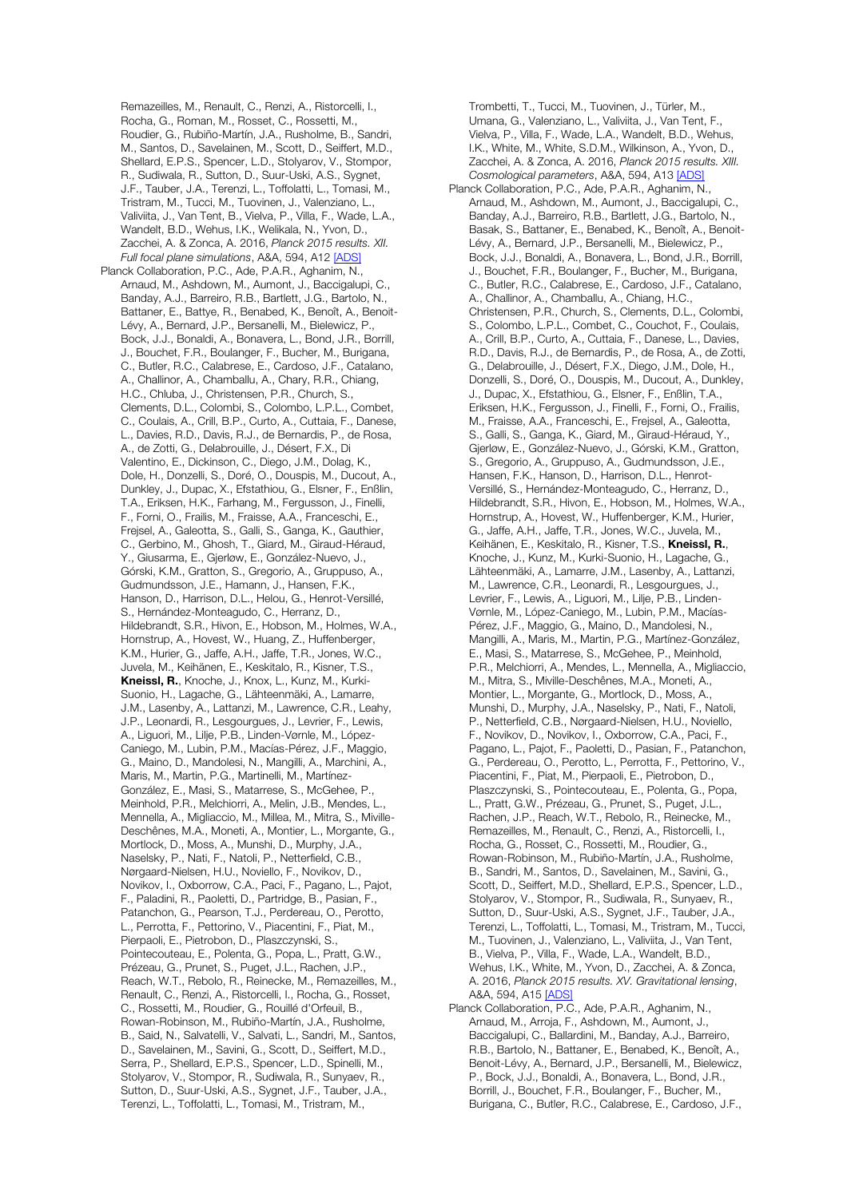Remazeilles, M., Renault, C., Renzi, A., Ristorcelli, I., Rocha, G., Roman, M., Rosset, C., Rossetti, M., Roudier, G., Rubiño-Martín, J.A., Rusholme, B., Sandri, M., Santos, D., Savelainen, M., Scott, D., Seiffert, M.D., Shellard, E.P.S., Spencer, L.D., Stolyarov, V., Stompor, R., Sudiwala, R., Sutton, D., Suur-Uski, A.S., Sygnet, J.F., Tauber, J.A., Terenzi, L., Toffolatti, L., Tomasi, M., Tristram, M., Tucci, M., Tuovinen, J., Valenziano, L., Valiviita, J., Van Tent, B., Vielva, P., Villa, F., Wade, L.A., Wandelt, B.D., Wehus, I.K., Welikala, N., Yvon, D., Zacchei, A. & Zonca, A. 2016, *Planck 2015 results. XII. Full focal plane simulations*, A&A, 594, A12 [ADS]

Planck Collaboration, P.C., Ade, P.A.R., Aghanim, N., Arnaud, M., Ashdown, M., Aumont, J., Baccigalupi, C., Banday, A.J., Barreiro, R.B., Bartlett, J.G., Bartolo, N., Battaner, E., Battye, R., Benabed, K., Benoît, A., Benoit-Lévy, A., Bernard, J.P., Bersanelli, M., Bielewicz, P., Bock, J.J., Bonaldi, A., Bonavera, L., Bond, J.R., Borrill, J., Bouchet, F.R., Boulanger, F., Bucher, M., Burigana, C., Butler, R.C., Calabrese, E., Cardoso, J.F., Catalano, A., Challinor, A., Chamballu, A., Chary, R.R., Chiang, H.C., Chluba, J., Christensen, P.R., Church, S., Clements, D.L., Colombi, S., Colombo, L.P.L., Combet, C., Coulais, A., Crill, B.P., Curto, A., Cuttaia, F., Danese, L., Davies, R.D., Davis, R.J., de Bernardis, P., de Rosa, A., de Zotti, G., Delabrouille, J., Désert, F.X., Di Valentino, E., Dickinson, C., Diego, J.M., Dolag, K., Dole, H., Donzelli, S., Doré, O., Douspis, M., Ducout, A., Dunkley, J., Dupac, X., Efstathiou, G., Elsner, F., Enßlin, T.A., Eriksen, H.K., Farhang, M., Fergusson, J., Finelli, F., Forni, O., Frailis, M., Fraisse, A.A., Franceschi, E., Frejsel, A., Galeotta, S., Galli, S., Ganga, K., Gauthier, C., Gerbino, M., Ghosh, T., Giard, M., Giraud-Héraud, Y., Giusarma, E., Gjerløw, E., González-Nuevo, J., Górski, K.M., Gratton, S., Gregorio, A., Gruppuso, A., Gudmundsson, J.E., Hamann, J., Hansen, F.K., Hanson, D., Harrison, D.L., Helou, G., Henrot-Versillé, S., Hernández-Monteagudo, C., Herranz, D., Hildebrandt, S.R., Hivon, E., Hobson, M., Holmes, W.A., Hornstrup, A., Hovest, W., Huang, Z., Huffenberger, K.M., Hurier, G., Jaffe, A.H., Jaffe, T.R., Jones, W.C., Juvela, M., Keihänen, E., Keskitalo, R., Kisner, T.S., **Kneissl, R.**, Knoche, J., Knox, L., Kunz, M., Kurki-Suonio, H., Lagache, G., Lähteenmäki, A., Lamarre, J.M., Lasenby, A., Lattanzi, M., Lawrence, C.R., Leahy, J.P., Leonardi, R., Lesgourgues, J., Levrier, F., Lewis, A., Liguori, M., Lilje, P.B., Linden-Vørnle, M., López-Caniego, M., Lubin, P.M., Macías-Pérez, J.F., Maggio, G., Maino, D., Mandolesi, N., Mangilli, A., Marchini, A., Maris, M., Martin, P.G., Martinelli, M., Martínez-González, E., Masi, S., Matarrese, S., McGehee, P., Meinhold, P.R., Melchiorri, A., Melin, J.B., Mendes, L., Mennella, A., Migliaccio, M., Millea, M., Mitra, S., Miville-Deschênes, M.A., Moneti, A., Montier, L., Morgante, G., Mortlock, D., Moss, A., Munshi, D., Murphy, J.A., Naselsky, P., Nati, F., Natoli, P., Netterfield, C.B., Nørgaard-Nielsen, H.U., Noviello, F., Novikov, D., Novikov, I., Oxborrow, C.A., Paci, F., Pagano, L., Pajot, F., Paladini, R., Paoletti, D., Partridge, B., Pasian, F., Patanchon, G., Pearson, T.J., Perdereau, O., Perotto, L., Perrotta, F., Pettorino, V., Piacentini, F., Piat, M., Pierpaoli, E., Pietrobon, D., Plaszczynski, S., Pointecouteau, E., Polenta, G., Popa, L., Pratt, G.W., Prézeau, G., Prunet, S., Puget, J.L., Rachen, J.P., Reach, W.T., Rebolo, R., Reinecke, M., Remazeilles, M., Renault, C., Renzi, A., Ristorcelli, I., Rocha, G., Rosset, C., Rossetti, M., Roudier, G., Rouillé d'Orfeuil, B., Rowan-Robinson, M., Rubiño-Martín, J.A., Rusholme, B., Said, N., Salvatelli, V., Salvati, L., Sandri, M., Santos, D., Savelainen, M., Savini, G., Scott, D., Seiffert, M.D., Serra, P., Shellard, E.P.S., Spencer, L.D., Spinelli, M., Stolyarov, V., Stompor, R., Sudiwala, R., Sunyaev, R., Sutton, D., Suur-Uski, A.S., Sygnet, J.F., Tauber, J.A., Terenzi, L., Toffolatti, L., Tomasi, M., Tristram, M., Trombetti, T., Tucci, M., Tuovinen, J., Türler, M., Umana, G., Valenziano, L., Valiviita, J., Van Tent, F., Vielva, P., Villa, F., Wade, L.A., Wandelt, B.D., Wehus, I.K., White, M., White, S.D.M., Wilkinson, A., Yvon, D., Zacchei, A. & Zonca, A. 2016, *Planck 2015 results. XIII. Cosmological parameters*, A&A, 594, A13 [ADS]

Planck Collaboration, P.C., Ade, P.A.R., Aghanim, N., Arnaud, M., Ashdown, M., Aumont, J., Baccigalupi, C., Banday, A.J., Barreiro, R.B., Bartlett, J.G., Bartolo, N., Basak, S., Battaner, E., Benabed, K., Benoît, A., Benoit-Lévy, A., Bernard, J.P., Bersanelli, M., Bielewicz, P., Bock, J.J., Bonaldi, A., Bonavera, L., Bond, J.R., Borrill, J., Bouchet, F.R., Boulanger, F., Bucher, M., Burigana, C., Butler, R.C., Calabrese, E., Cardoso, J.F., Catalano, A., Challinor, A., Chamballu, A., Chiang, H.C., Christensen, P.R., Church, S., Clements, D.L., Colombi, S., Colombo, L.P.L., Combet, C., Couchot, F., Coulais, A., Crill, B.P., Curto, A., Cuttaia, F., Danese, L., Davies, R.D., Davis, R.J., de Bernardis, P., de Rosa, A., de Zotti, G., Delabrouille, J., Désert, F.X., Diego, J.M., Dole, H., Donzelli, S., Doré, O., Douspis, M., Ducout, A., Dunkley, J., Dupac, X., Efstathiou, G., Elsner, F., Enßlin, T.A., Eriksen, H.K., Fergusson, J., Finelli, F., Forni, O., Frailis, M., Fraisse, A.A., Franceschi, E., Frejsel, A., Galeotta, S., Galli, S., Ganga, K., Giard, M., Giraud-Héraud, Y., Gjerløw, E., González-Nuevo, J., Górski, K.M., Gratton, S., Gregorio, A., Gruppuso, A., Gudmundsson, J.E., Hansen, F.K., Hanson, D., Harrison, D.L., Henrot-Versillé, S., Hernández-Monteagudo, C., Herranz, D., Hildebrandt, S.R., Hivon, E., Hobson, M., Holmes, W.A., Hornstrup, A., Hovest, W., Huffenberger, K.M., Hurier, G., Jaffe, A.H., Jaffe, T.R., Jones, W.C., Juvela, M., Keihänen, E., Keskitalo, R., Kisner, T.S., **Kneissl, R.**, Knoche, J., Kunz, M., Kurki-Suonio, H., Lagache, G., Lähteenmäki, A., Lamarre, J.M., Lasenby, A., Lattanzi, M., Lawrence, C.R., Leonardi, R., Lesgourgues, J., Levrier, F., Lewis, A., Liguori, M., Lilje, P.B., Linden-Vørnle, M., López-Caniego, M., Lubin, P.M., Macías-Pérez, J.F., Maggio, G., Maino, D., Mandolesi, N., Mangilli, A., Maris, M., Martin, P.G., Martínez-González, E., Masi, S., Matarrese, S., McGehee, P., Meinhold, P.R., Melchiorri, A., Mendes, L., Mennella, A., Migliaccio, M., Mitra, S., Miville-Deschênes, M.A., Moneti, A., Montier, L., Morgante, G., Mortlock, D., Moss, A., Munshi, D., Murphy, J.A., Naselsky, P., Nati, F., Natoli, P., Netterfield, C.B., Nørgaard-Nielsen, H.U., Noviello, F., Novikov, D., Novikov, I., Oxborrow, C.A., Paci, F., Pagano, L., Pajot, F., Paoletti, D., Pasian, F., Patanchon, G., Perdereau, O., Perotto, L., Perrotta, F., Pettorino, V., Piacentini, F., Piat, M., Pierpaoli, E., Pietrobon, D., Plaszczynski, S., Pointecouteau, E., Polenta, G., Popa, L., Pratt, G.W., Prézeau, G., Prunet, S., Puget, J.L., Rachen, J.P., Reach, W.T., Rebolo, R., Reinecke, M., Remazeilles, M., Renault, C., Renzi, A., Ristorcelli, I., Rocha, G., Rosset, C., Rossetti, M., Roudier, G., Rowan-Robinson, M., Rubiño-Martín, J.A., Rusholme, B., Sandri, M., Santos, D., Savelainen, M., Savini, G., Scott, D., Seiffert, M.D., Shellard, E.P.S., Spencer, L.D., Stolyarov, V., Stompor, R., Sudiwala, R., Sunyaev, R., Sutton, D., Suur-Uski, A.S., Sygnet, J.F., Tauber, J.A., Terenzi, L., Toffolatti, L., Tomasi, M., Tristram, M., Tucci, M., Tuovinen, J., Valenziano, L., Valiviita, J., Van Tent, B., Vielva, P., Villa, F., Wade, L.A., Wandelt, B.D., Wehus, I.K., White, M., Yvon, D., Zacchei, A. & Zonca, A. 2016, *Planck 2015 results. XV. Gravitational lensing*, A&A, 594, A15 [ADS]

Planck Collaboration, P.C., Ade, P.A.R., Aghanim, N., Arnaud, M., Arroja, F., Ashdown, M., Aumont, J., Baccigalupi, C., Ballardini, M., Banday, A.J., Barreiro, R.B., Bartolo, N., Battaner, E., Benabed, K., Benoît, A., Benoit-Lévy, A., Bernard, J.P., Bersanelli, M., Bielewicz, P., Bock, J.J., Bonaldi, A., Bonavera, L., Bond, J.R., Borrill, J., Bouchet, F.R., Boulanger, F., Bucher, M., Burigana, C., Butler, R.C., Calabrese, E., Cardoso, J.F.,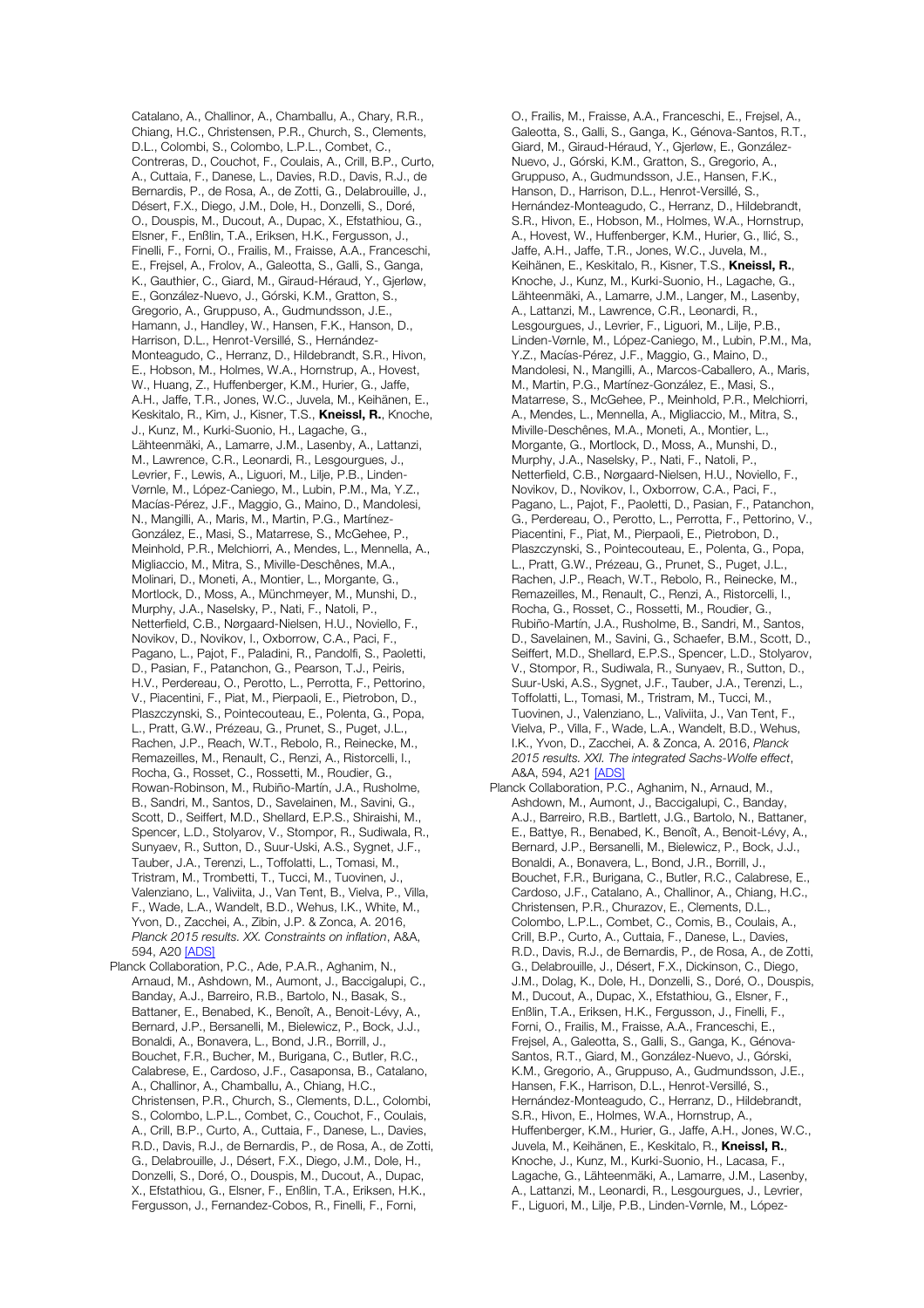Catalano, A., Challinor, A., Chamballu, A., Chary, R.R., Chiang, H.C., Christensen, P.R., Church, S., Clements, D.L., Colombi, S., Colombo, L.P.L., Combet, C., Contreras, D., Couchot, F., Coulais, A., Crill, B.P., Curto, A., Cuttaia, F., Danese, L., Davies, R.D., Davis, R.J., de Bernardis, P., de Rosa, A., de Zotti, G., Delabrouille, J., Désert, F.X., Diego, J.M., Dole, H., Donzelli, S., Doré, O., Douspis, M., Ducout, A., Dupac, X., Efstathiou, G., Elsner, F., Enßlin, T.A., Eriksen, H.K., Fergusson, J., Finelli, F., Forni, O., Frailis, M., Fraisse, A.A., Franceschi, E., Frejsel, A., Frolov, A., Galeotta, S., Galli, S., Ganga, K., Gauthier, C., Giard, M., Giraud-Héraud, Y., Gjerløw, E., González-Nuevo, J., Górski, K.M., Gratton, S., Gregorio, A., Gruppuso, A., Gudmundsson, J.E., Hamann, J., Handley, W., Hansen, F.K., Hanson, D., Harrison, D.L., Henrot-Versillé, S., Hernández-Monteagudo, C., Herranz, D., Hildebrandt, S.R., Hivon, E., Hobson, M., Holmes, W.A., Hornstrup, A., Hovest, W., Huang, Z., Huffenberger, K.M., Hurier, G., Jaffe, A.H., Jaffe, T.R., Jones, W.C., Juvela, M., Keihänen, E., Keskitalo, R., Kim, J., Kisner, T.S., **Kneissl, R.**, Knoche, J., Kunz, M., Kurki-Suonio, H., Lagache, G., Lähteenmäki, A., Lamarre, J.M., Lasenby, A., Lattanzi, M., Lawrence, C.R., Leonardi, R., Lesgourgues, J., Levrier, F., Lewis, A., Liguori, M., Lilje, P.B., Linden-Vørnle, M., López-Caniego, M., Lubin, P.M., Ma, Y.Z., Macías-Pérez, J.F., Maggio, G., Maino, D., Mandolesi, N., Mangilli, A., Maris, M., Martin, P.G., Martínez-González, E., Masi, S., Matarrese, S., McGehee, P., Meinhold, P.R., Melchiorri, A., Mendes, L., Mennella, A., Migliaccio, M., Mitra, S., Miville-Deschênes, M.A., Molinari, D., Moneti, A., Montier, L., Morgante, G., Mortlock, D., Moss, A., Münchmeyer, M., Munshi, D., Murphy, J.A., Naselsky, P., Nati, F., Natoli, P., Netterfield, C.B., Nørgaard-Nielsen, H.U., Noviello, F., Novikov, D., Novikov, I., Oxborrow, C.A., Paci, F., Pagano, L., Pajot, F., Paladini, R., Pandolfi, S., Paoletti, D., Pasian, F., Patanchon, G., Pearson, T.J., Peiris, H.V., Perdereau, O., Perotto, L., Perrotta, F., Pettorino, V., Piacentini, F., Piat, M., Pierpaoli, E., Pietrobon, D., Plaszczynski, S., Pointecouteau, E., Polenta, G., Popa, L., Pratt, G.W., Prézeau, G., Prunet, S., Puget, J.L., Rachen, J.P., Reach, W.T., Rebolo, R., Reinecke, M., Remazeilles, M., Renault, C., Renzi, A., Ristorcelli, I., Rocha, G., Rosset, C., Rossetti, M., Roudier, G., Rowan-Robinson, M., Rubiño-Martín, J.A., Rusholme, B., Sandri, M., Santos, D., Savelainen, M., Savini, G., Scott, D., Seiffert, M.D., Shellard, E.P.S., Shiraishi, M., Spencer, L.D., Stolyarov, V., Stompor, R., Sudiwala, R., Sunyaev, R., Sutton, D., Suur-Uski, A.S., Sygnet, J.F., Tauber, J.A., Terenzi, L., Toffolatti, L., Tomasi, M., Tristram, M., Trombetti, T., Tucci, M., Tuovinen, J., Valenziano, L., Valiviita, J., Van Tent, B., Vielva, P., Villa, F., Wade, L.A., Wandelt, B.D., Wehus, I.K., White, M., Yvon, D., Zacchei, A., Zibin, J.P. & Zonca, A. 2016, *Planck 2015 results. XX. Constraints on inflation*, A&A, 594, A20 [ADS]

Planck Collaboration, P.C., Ade, P.A.R., Aghanim, N., Arnaud, M., Ashdown, M., Aumont, J., Baccigalupi, C., Banday, A.J., Barreiro, R.B., Bartolo, N., Basak, S., Battaner, E., Benabed, K., Benoît, A., Benoit-Lévy, A., Bernard, J.P., Bersanelli, M., Bielewicz, P., Bock, J.J., Bonaldi, A., Bonavera, L., Bond, J.R., Borrill, J., Bouchet, F.R., Bucher, M., Burigana, C., Butler, R.C., Calabrese, E., Cardoso, J.F., Casaponsa, B., Catalano, A., Challinor, A., Chamballu, A., Chiang, H.C., Christensen, P.R., Church, S., Clements, D.L., Colombi, S., Colombo, L.P.L., Combet, C., Couchot, F., Coulais, A., Crill, B.P., Curto, A., Cuttaia, F., Danese, L., Davies, R.D., Davis, R.J., de Bernardis, P., de Rosa, A., de Zotti, G., Delabrouille, J., Désert, F.X., Diego, J.M., Dole, H., Donzelli, S., Doré, O., Douspis, M., Ducout, A., Dupac, X., Efstathiou, G., Elsner, F., Enßlin, T.A., Eriksen, H.K., Fergusson, J., Fernandez-Cobos, R., Finelli, F., Forni, O., Frailis, M., Fraisse, A.A., Franceschi, E., Frejsel, A., Galeotta, S., Galli, S., Ganga, K., Génova-Santos, R.T., Giard, M., Giraud-Héraud, Y., Gjerløw, E., González-Nuevo, J., Górski, K.M., Gratton, S., Gregorio, A., Gruppuso, A., Gudmundsson, J.E., Hansen, F.K., Hanson, D., Harrison, D.L., Henrot-Versillé, S., Hernández-Monteagudo, C., Herranz, D., Hildebrandt, S.R., Hivon, E., Hobson, M., Holmes, W.A., Hornstrup, A., Hovest, W., Huffenberger, K.M., Hurier, G., Ilić, S., Jaffe, A.H., Jaffe, T.R., Jones, W.C., Juvela, M., Keihänen, E., Keskitalo, R., Kisner, T.S., **Kneissl, R.**, Knoche, J., Kunz, M., Kurki-Suonio, H., Lagache, G., Lähteenmäki, A., Lamarre, J.M., Langer, M., Lasenby, A., Lattanzi, M., Lawrence, C.R., Leonardi, R., Lesgourgues, J., Levrier, F., Liguori, M., Lilje, P.B., Linden-Vørnle, M., López-Caniego, M., Lubin, P.M., Ma, Y.Z., Macías-Pérez, J.F., Maggio, G., Maino, D., Mandolesi, N., Mangilli, A., Marcos-Caballero, A., Maris, M., Martin, P.G., Martínez-González, E., Masi, S., Matarrese, S., McGehee, P., Meinhold, P.R., Melchiorri, A., Mendes, L., Mennella, A., Migliaccio, M., Mitra, S., Miville-Deschênes, M.A., Moneti, A., Montier, L., Morgante, G., Mortlock, D., Moss, A., Munshi, D., Murphy, J.A., Naselsky, P., Nati, F., Natoli, P., Netterfield, C.B., Nørgaard-Nielsen, H.U., Noviello, F., Novikov, D., Novikov, I., Oxborrow, C.A., Paci, F., Pagano, L., Pajot, F., Paoletti, D., Pasian, F., Patanchon, G., Perdereau, O., Perotto, L., Perrotta, F., Pettorino, V., Piacentini, F., Piat, M., Pierpaoli, E., Pietrobon, D., Plaszczynski, S., Pointecouteau, E., Polenta, G., Popa, L., Pratt, G.W., Prézeau, G., Prunet, S., Puget, J.L., Rachen, J.P., Reach, W.T., Rebolo, R., Reinecke, M., Remazeilles, M., Renault, C., Renzi, A., Ristorcelli, I., Rocha, G., Rosset, C., Rossetti, M., Roudier, G., Rubiño-Martín, J.A., Rusholme, B., Sandri, M., Santos, D., Savelainen, M., Savini, G., Schaefer, B.M., Scott, D., Seiffert, M.D., Shellard, E.P.S., Spencer, L.D., Stolyarov, V., Stompor, R., Sudiwala, R., Sunyaev, R., Sutton, D., Suur-Uski, A.S., Sygnet, J.F., Tauber, J.A., Terenzi, L., Toffolatti, L., Tomasi, M., Tristram, M., Tucci, M., Tuovinen, J., Valenziano, L., Valiviita, J., Van Tent, F., Vielva, P., Villa, F., Wade, L.A., Wandelt, B.D., Wehus, I.K., Yvon, D., Zacchei, A. & Zonca, A. 2016, *Planck 2015 results. XXI. The integrated Sachs-Wolfe effect*, A&A, 594, A21 [ADS]

Planck Collaboration, P.C., Aghanim, N., Arnaud, M., Ashdown, M., Aumont, J., Baccigalupi, C., Banday, A.J., Barreiro, R.B., Bartlett, J.G., Bartolo, N., Battaner, E., Battye, R., Benabed, K., Benoît, A., Benoit-Lévy, A., Bernard, J.P., Bersanelli, M., Bielewicz, P., Bock, J.J., Bonaldi, A., Bonavera, L., Bond, J.R., Borrill, J., Bouchet, F.R., Burigana, C., Butler, R.C., Calabrese, E., Cardoso, J.F., Catalano, A., Challinor, A., Chiang, H.C., Christensen, P.R., Churazov, E., Clements, D.L., Colombo, L.P.L., Combet, C., Comis, B., Coulais, A., Crill, B.P., Curto, A., Cuttaia, F., Danese, L., Davies, R.D., Davis, R.J., de Bernardis, P., de Rosa, A., de Zotti, G., Delabrouille, J., Désert, F.X., Dickinson, C., Diego, J.M., Dolag, K., Dole, H., Donzelli, S., Doré, O., Douspis, M., Ducout, A., Dupac, X., Efstathiou, G., Elsner, F., Enßlin, T.A., Eriksen, H.K., Fergusson, J., Finelli, F., Forni, O., Frailis, M., Fraisse, A.A., Franceschi, E., Frejsel, A., Galeotta, S., Galli, S., Ganga, K., Génova-Santos, R.T., Giard, M., González-Nuevo, J., Górski, K.M., Gregorio, A., Gruppuso, A., Gudmundsson, J.E., Hansen, F.K., Harrison, D.L., Henrot-Versillé, S., Hernández-Monteagudo, C., Herranz, D., Hildebrandt, S.R., Hivon, E., Holmes, W.A., Hornstrup, A., Huffenberger, K.M., Hurier, G., Jaffe, A.H., Jones, W.C., Juvela, M., Keihänen, E., Keskitalo, R., **Kneissl, R.**, Knoche, J., Kunz, M., Kurki-Suonio, H., Lacasa, F., Lagache, G., Lähteenmäki, A., Lamarre, J.M., Lasenby, A., Lattanzi, M., Leonardi, R., Lesgourgues, J., Levrier, F., Liguori, M., Lilje, P.B., Linden-Vørnle, M., López-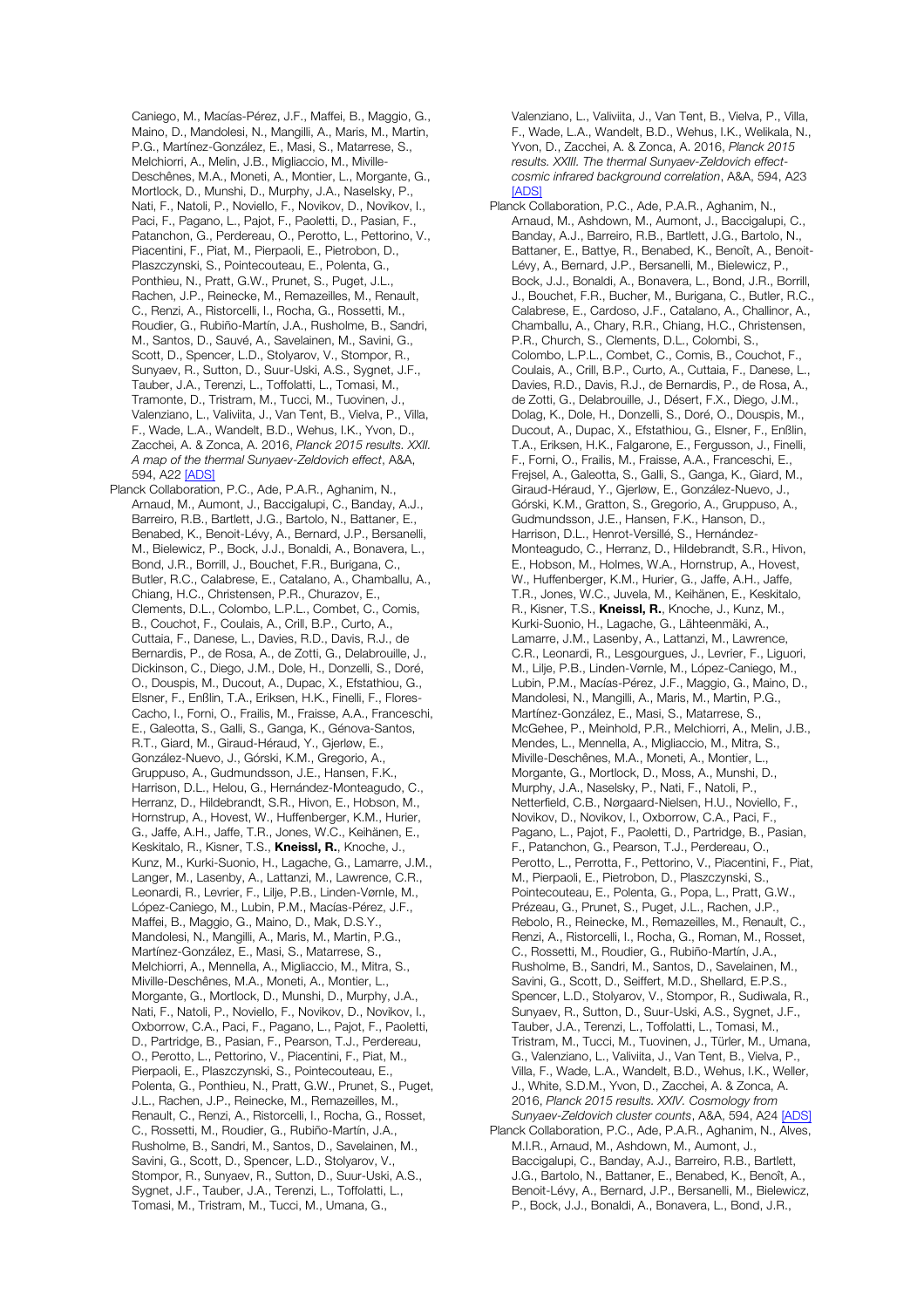Caniego, M., Macías-Pérez, J.F., Maffei, B., Maggio, G., Maino, D., Mandolesi, N., Mangilli, A., Maris, M., Martin, P.G., Martínez-González, E., Masi, S., Matarrese, S., Melchiorri, A., Melin, J.B., Migliaccio, M., Miville-Deschênes, M.A., Moneti, A., Montier, L., Morgante, G., Mortlock, D., Munshi, D., Murphy, J.A., Naselsky, P., Nati, F., Natoli, P., Noviello, F., Novikov, D., Novikov, I., Paci, F., Pagano, L., Pajot, F., Paoletti, D., Pasian, F., Patanchon, G., Perdereau, O., Perotto, L., Pettorino, V., Piacentini, F., Piat, M., Pierpaoli, E., Pietrobon, D., Plaszczynski, S., Pointecouteau, E., Polenta, G., Ponthieu, N., Pratt, G.W., Prunet, S., Puget, J.L., Rachen, J.P., Reinecke, M., Remazeilles, M., Renault, C., Renzi, A., Ristorcelli, I., Rocha, G., Rossetti, M., Roudier, G., Rubiño-Martín, J.A., Rusholme, B., Sandri, M., Santos, D., Sauvé, A., Savelainen, M., Savini, G., Scott, D., Spencer, L.D., Stolyarov, V., Stompor, R., Sunyaev, R., Sutton, D., Suur-Uski, A.S., Sygnet, J.F., Tauber, J.A., Terenzi, L., Toffolatti, L., Tomasi, M., Tramonte, D., Tristram, M., Tucci, M., Tuovinen, J., Valenziano, L., Valiviita, J., Van Tent, B., Vielva, P., Villa, F., Wade, L.A., Wandelt, B.D., Wehus, I.K., Yvon, D., Zacchei, A. & Zonca, A. 2016, *Planck 2015 results. XXII. A map of the thermal Sunyaev-Zeldovich effect*, A&A, 594, A22 [ADS]

Planck Collaboration, P.C., Ade, P.A.R., Aghanim, N., Arnaud, M., Aumont, J., Baccigalupi, C., Banday, A.J., Barreiro, R.B., Bartlett, J.G., Bartolo, N., Battaner, E., Benabed, K., Benoît-Lévy, A., Bernard, J.P., Bersanelli, M., Bielewicz, P., Bock, J.J., Bonaldi, A., Bonavera, L., Bond, J.R., Borrill, J., Bouchet, F.R., Burigana, C., Butler, R.C., Calabrese, E., Catalano, A., Chamballu, A., Chiang, H.C., Christensen, P.R., Churazov, E., Clements, D.L., Colombo, L.P.L., Combet, C., Comis, B., Couchot, F., Coulais, A., Crill, B.P., Curto, A., Cuttaia, F., Danese, L., Davies, R.D., Davis, R.J., de Bernardis, P., de Rosa, A., de Zotti, G., Delabrouille, J., Dickinson, C., Diego, J.M., Dole, H., Donzelli, S., Doré, O., Douspis, M., Ducout, A., Dupac, X., Efstathiou, G., Elsner, F., Enßlin, T.A., Eriksen, H.K., Finelli, F., Flores-Cacho, I., Forni, O., Frailis, M., Fraisse, A.A., Franceschi, E., Galeotta, S., Galli, S., Ganga, K., Génova-Santos, R.T., Giard, M., Giraud-Héraud, Y., Gjerløw, E., González-Nuevo, J., Górski, K.M., Gregorio, A., Gruppuso, A., Gudmundsson, J.E., Hansen, F.K., Harrison, D.L., Helou, G., Hernández-Monteagudo, C., Herranz, D., Hildebrandt, S.R., Hivon, E., Hobson, M., Hornstrup, A., Hovest, W., Huffenberger, K.M., Hurier, G., Jaffe, A.H., Jaffe, T.R., Jones, W.C., Keihänen, E., Keskitalo, R., Kisner, T.S., **Kneissl, R.**, Knoche, J., Kunz, M., Kurki-Suonio, H., Lagache, G., Lamarre, J.M., Langer, M., Lasenby, A., Lattanzi, M., Lawrence, C.R., Leonardi, R., Levrier, F., Lilje, P.B., Linden-Vørnle, M., López-Caniego, M., Lubin, P.M., Macías-Pérez, J.F., Maffei, B., Maggio, G., Maino, D., Mak, D.S.Y., Mandolesi, N., Mangilli, A., Maris, M., Martin, P.G., Martínez-González, E., Masi, S., Matarrese, S., Melchiorri, A., Mennella, A., Migliaccio, M., Mitra, S., Miville-Deschênes, M.A., Moneti, A., Montier, L., Morgante, G., Mortlock, D., Munshi, D., Murphy, J.A., Nati, F., Natoli, P., Noviello, F., Novikov, D., Novikov, I., Oxborrow, C.A., Paci, F., Pagano, L., Pajot, F., Paoletti, D., Partridge, B., Pasian, F., Pearson, T.J., Perdereau, O., Perotto, L., Pettorino, V., Piacentini, F., Piat, M., Pierpaoli, E., Plaszczynski, S., Pointecouteau, E., Polenta, G., Ponthieu, N., Pratt, G.W., Prunet, S., Puget, J.L., Rachen, J.P., Reinecke, M., Remazeilles, M., Renault, C., Renzi, A., Ristorcelli, I., Rocha, G., Rosset, C., Rossetti, M., Roudier, G., Rubiño-Martín, J.A., Rusholme, B., Sandri, M., Santos, D., Savelainen, M., Savini, G., Scott, D., Spencer, L.D., Stolyarov, V., Stompor, R., Sunyaev, R., Sutton, D., Suur-Uski, A.S., Sygnet, J.F., Tauber, J.A., Terenzi, L., Toffolatti, L., Tomasi, M., Tristram, M., Tucci, M., Umana, G., Valenziano, L., Valiviita, J., Van Tent, B., Vielva, P., Villa, F., Wade, L.A., Wandelt, B.D., Wehus, I.K., Welikala, N., Yvon, D., Zacchei, A. & Zonca, A. 2016, *Planck 2015 results. XXIII. The thermal Sunyaev-Zeldovich effect-cosmic infrared background correlation*, A&A, 594, A23 [ADS]

Planck Collaboration, P.C., Ade, P.A.R., Aghanim, N., Arnaud, M., Ashdown, M., Aumont, J., Baccigalupi, C., Banday, A.J., Barreiro, R.B., Bartlett, J.G., Bartolo, N., Battaner, E., Battye, R., Benabed, K., Benoît, A., Benoit-Lévy, A., Bernard, J.P., Bersanelli, M., Bielewicz, P., Bock, J.J., Bonaldi, A., Bonavera, L., Bond, J.R., Borrill, J., Bouchet, F.R., Bucher, M., Burigana, C., Butler, R.C., Calabrese, E., Cardoso, J.F., Catalano, A., Challinor, A., Chamballu, A., Chary, R.R., Chiang, H.C., Christensen, P.R., Church, S., Clements, D.L., Colombi, S., Colombo, L.P.L., Combet, C., Comis, B., Couchot, F., Coulais, A., Crill, B.P., Curto, A., Cuttaia, F., Danese, L., Davies, R.D., Davis, R.J., de Bernardis, P., de Rosa, A., de Zotti, G., Delabrouille, J., Désert, F.X., Diego, J.M., Dolag, K., Dole, H., Donzelli, S., Doré, O., Douspis, M., Ducout, A., Dupac, X., Efstathiou, G., Elsner, F., Enßlin, T.A., Eriksen, H.K., Falgarone, E., Fergusson, J., Finelli, F., Forni, O., Frailis, M., Fraisse, A.A., Franceschi, E., Frejsel, A., Galeotta, S., Galli, S., Ganga, K., Giard, M., Giraud-Héraud, Y., Gjerløw, E., González-Nuevo, J., Górski, K.M., Gratton, S., Gregorio, A., Gruppuso, A., Gudmundsson, J.E., Hansen, F.K., Hanson, D., Harrison, D.L., Henrot-Versillé, S., Hernández-Monteagudo, C., Herranz, D., Hildebrandt, S.R., Hivon, E., Hobson, M., Holmes, W.A., Hornstrup, A., Hovest, W., Huffenberger, K.M., Hurier, G., Jaffe, A.H., Jaffe, T.R., Jones, W.C., Juvela, M., Keihänen, E., Keskitalo, R., Kisner, T.S., **Kneissl, R.**, Knoche, J., Kunz, M., Kurki-Suonio, H., Lagache, G., Lähteenmäki, A., Lamarre, J.M., Lasenby, A., Lattanzi, M., Lawrence, C.R., Leonardi, R., Lesgourgues, J., Levrier, F., Liguori, M., Lilje, P.B., Linden-Vørnle, M., López-Caniego, M., Lubin, P.M., Macías-Pérez, J.F., Maggio, G., Maino, D., Mandolesi, N., Mangilli, A., Maris, M., Martin, P.G., Martínez-González, E., Masi, S., Matarrese, S., McGehee, P., Meinhold, P.R., Melchiorri, A., Melin, J.B., Mendes, L., Mennella, A., Migliaccio, M., Mitra, S., Miville-Deschênes, M.A., Moneti, A., Montier, L., Morgante, G., Mortlock, D., Moss, A., Munshi, D., Murphy, J.A., Naselsky, P., Nati, F., Natoli, P., Netterfield, C.B., Nørgaard-Nielsen, H.U., Noviello, F., Novikov, D., Novikov, I., Oxborrow, C.A., Paci, F., Pagano, L., Pajot, F., Paoletti, D., Partridge, B., Pasian, F., Patanchon, G., Pearson, T.J., Perdereau, O., Perotto, L., Perrotta, F., Pettorino, V., Piacentini, F., Piat, M., Pierpaoli, E., Pietrobon, D., Plaszczynski, S., Pointecouteau, E., Polenta, G., Popa, L., Pratt, G.W., Prézeau, G., Prunet, S., Puget, J.L., Rachen, J.P., Rebolo, R., Reinecke, M., Remazeilles, M., Renault, C., Renzi, A., Ristorcelli, I., Rocha, G., Roman, M., Rosset, C., Rossetti, M., Roudier, G., Rubiño-Martín, J.A., Rusholme, B., Sandri, M., Santos, D., Savelainen, M., Savini, G., Scott, D., Seiffert, M.D., Shellard, E.P.S., Spencer, L.D., Stolyarov, V., Stompor, R., Sudiwala, R., Sunyaev, R., Sutton, D., Suur-Uski, A.S., Sygnet, J.F., Tauber, J.A., Terenzi, L., Toffolatti, L., Tomasi, M., Tristram, M., Tucci, M., Tuovinen, J., Türler, M., Umana, G., Valenziano, L., Valiviita, J., Van Tent, B., Vielva, P., Villa, F., Wade, L.A., Wandelt, B.D., Wehus, I.K., Weller, J., White, S.D.M., Yvon, D., Zacchei, A. & Zonca, A. 2016, *Planck 2015 results. XXIV. Cosmology from Sunyaev-Zeldovich cluster counts*, A&A, 594, A24 [ADS]

Planck Collaboration, P.C., Ade, P.A.R., Aghanim, N., Alves, M.I.R., Arnaud, M., Ashdown, M., Aumont, J., Baccigalupi, C., Banday, A.J., Barreiro, R.B., Bartlett, J.G., Bartolo, N., Battaner, E., Benabed, K., Benoît, A., Benoit-Lévy, A., Bernard, J.P., Bersanelli, M., Bielewicz, P., Bock, J.J., Bonaldi, A., Bonavera, L., Bond, J.R.,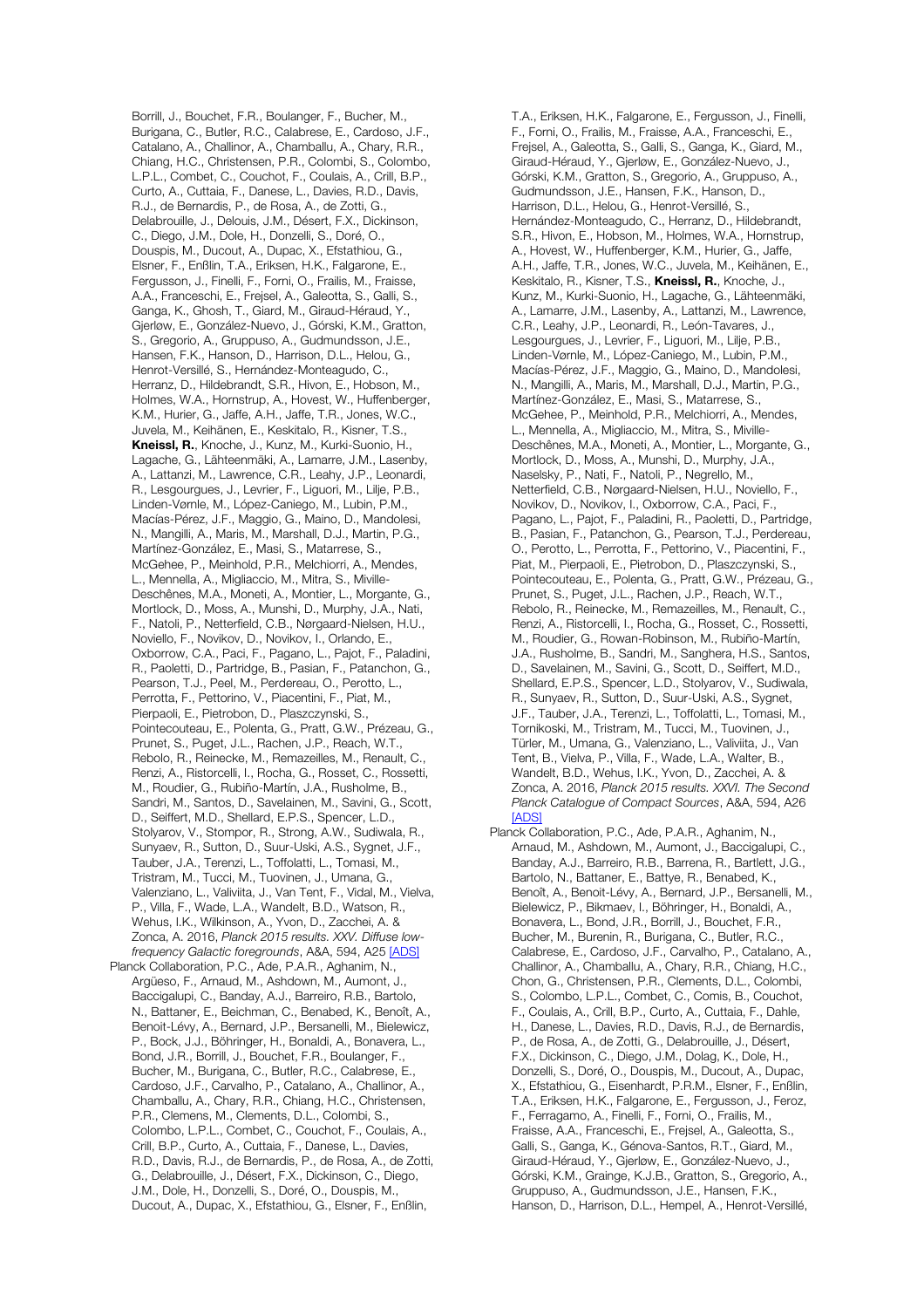Borrill, J., Bouchet, F.R., Boulanger, F., Bucher, M., Burigana, C., Butler, R.C., Calabrese, E., Cardoso, J.F., Catalano, A., Challinor, A., Chamballu, A., Chary, R.R., Chiang, H.C., Christensen, P.R., Colombi, S., Colombo, L.P.L., Combet, C., Couchot, F., Coulais, A., Crill, B.P., Curto, A., Cuttaia, F., Danese, L., Davies, R.D., Davis, R.J., de Bernardis, P., de Rosa, A., de Zotti, G., Delabrouille, J., Delouis, J.M., Désert, F.X., Dickinson, C., Diego, J.M., Dole, H., Donzelli, S., Doré, O., Douspis, M., Ducout, A., Dupac, X., Efstathiou, G., Elsner, F., Enßlin, T.A., Eriksen, H.K., Falgarone, E., Fergusson, J., Finelli, F., Forni, O., Frailis, M., Fraisse, A.A., Franceschi, E., Frejsel, A., Galeotta, S., Galli, S., Ganga, K., Ghosh, T., Giard, M., Giraud-Héraud, Y., Gjerløw, E., González-Nuevo, J., Górski, K.M., Gratton, S., Gregorio, A., Gruppuso, A., Gudmundsson, J.E., Hansen, F.K., Hanson, D., Harrison, D.L., Helou, G., Henrot-Versillé, S., Hernández-Monteagudo, C., Herranz, D., Hildebrandt, S.R., Hivon, E., Hobson, M., Holmes, W.A., Hornstrup, A., Hovest, W., Huffenberger, K.M., Hurier, G., Jaffe, A.H., Jaffe, T.R., Jones, W.C., Juvela, M., Keihänen, E., Keskitalo, R., Kisner, T.S., **Kneissl, R.**, Knoche, J., Kunz, M., Kurki-Suonio, H., Lagache, G., Lähteenmäki, A., Lamarre, J.M., Lasenby, A., Lattanzi, M., Lawrence, C.R., Leahy, J.P., Leonardi, R., Lesgourgues, J., Levrier, F., Liguori, M., Lilje, P.B., Linden-Vørnle, M., López-Caniego, M., Lubin, P.M., Macías-Pérez, J.F., Maggio, G., Maino, D., Mandolesi, N., Mangilli, A., Maris, M., Marshall, D.J., Martin, P.G., Martínez-González, E., Masi, S., Matarrese, S., McGehee, P., Meinhold, P.R., Melchiorri, A., Mendes, L., Mennella, A., Migliaccio, M., Mitra, S., Miville-Deschênes, M.A., Moneti, A., Montier, L., Morgante, G., Mortlock, D., Moss, A., Munshi, D., Murphy, J.A., Nati, F., Natoli, P., Netterfield, C.B., Nørgaard-Nielsen, H.U., Noviello, F., Novikov, D., Novikov, I., Orlando, E., Oxborrow, C.A., Paci, F., Pagano, L., Pajot, F., Paladini, R., Paoletti, D., Partridge, B., Pasian, F., Patanchon, G., Pearson, T.J., Peel, M., Perdereau, O., Perotto, L., Perrotta, F., Pettorino, V., Piacentini, F., Piat, M., Pierpaoli, E., Pietrobon, D., Plaszczynski, S., Pointecouteau, E., Polenta, G., Pratt, G.W., Prézeau, G., Prunet, S., Puget, J.L., Rachen, J.P., Reach, W.T., Rebolo, R., Reinecke, M., Remazeilles, M., Renault, C., Renzi, A., Ristorcelli, I., Rocha, G., Rosset, C., Rossetti, M., Roudier, G., Rubiño-Martín, J.A., Rusholme, B., Sandri, M., Santos, D., Savelainen, M., Savini, G., Scott, D., Seiffert, M.D., Shellard, E.P.S., Spencer, L.D., Stolyarov, V., Stompor, R., Strong, A.W., Sudiwala, R., Sunyaev, R., Sutton, D., Suur-Uski, A.S., Sygnet, J.F., Tauber, J.A., Terenzi, L., Toffolatti, L., Tomasi, M., Tristram, M., Tucci, M., Tuovinen, J., Umana, G., Valenziano, L., Valiviita, J., Van Tent, F., Vidal, M., Vielva, P., Villa, F., Wade, L.A., Wandelt, B.D., Watson, R., Wehus, I.K., Wilkinson, A., Yvon, D., Zacchei, A. & Zonca, A. 2016, *Planck 2015 results. XXV. Diffuse low-frequency Galactic foregrounds*, A&A, 594, A25 [ADS]

Planck Collaboration, P.C., Ade, P.A.R., Aghanim, N., Argüeso, F., Arnaud, M., Ashdown, M., Aumont, J., Baccigalupi, C., Banday, A.J., Barreiro, R.B., Bartolo, N., Battaner, E., Beichman, C., Benabed, K., Benoît, A., Benoit-Lévy, A., Bernard, J.P., Bersanelli, M., Bielewicz, P., Bock, J.J., Böhringer, H., Bonaldi, A., Bonavera, L., Bond, J.R., Borrill, J., Bouchet, F.R., Boulanger, F., Bucher, M., Burigana, C., Butler, R.C., Calabrese, E., Cardoso, J.F., Carvalho, P., Catalano, A., Challinor, A., Chamballu, A., Chary, R.R., Chiang, H.C., Christensen, P.R., Clemens, M., Clements, D.L., Colombi, S., Colombo, L.P.L., Combet, C., Couchot, F., Coulais, A., Crill, B.P., Curto, A., Cuttaia, F., Danese, L., Davies, R.D., Davis, R.J., de Bernardis, P., de Rosa, A., de Zotti, G., Delabrouille, J., Désert, F.X., Dickinson, C., Diego, J.M., Dole, H., Donzelli, S., Doré, O., Douspis, M., Ducout, A., Dupac, X., Efstathiou, G., Elsner, F., Enßlin, T.A., Eriksen, H.K., Falgarone, E., Fergusson, J., Finelli, F., Forni, O., Frailis, M., Fraisse, A.A., Franceschi, E., Frejsel, A., Galeotta, S., Galli, S., Ganga, K., Giard, M., Giraud-Héraud, Y., Gjerløw, E., González-Nuevo, J., Górski, K.M., Gratton, S., Gregorio, A., Gruppuso, A., Gudmundsson, J.E., Hansen, F.K., Hanson, D., Harrison, D.L., Helou, G., Henrot-Versillé, S., Hernández-Monteagudo, C., Herranz, D., Hildebrandt, S.R., Hivon, E., Hobson, M., Holmes, W.A., Hornstrup, A., Hovest, W., Huffenberger, K.M., Hurier, G., Jaffe, A.H., Jaffe, T.R., Jones, W.C., Juvela, M., Keihänen, E., Keskitalo, R., Kisner, T.S., **Kneissl, R.**, Knoche, J., Kunz, M., Kurki-Suonio, H., Lagache, G., Lähteenmäki, A., Lamarre, J.M., Lasenby, A., Lattanzi, M., Lawrence, C.R., Leahy, J.P., Leonardi, R., León-Tavares, J., Lesgourgues, J., Levrier, F., Liguori, M., Lilje, P.B., Linden-Vørnle, M., López-Caniego, M., Lubin, P.M., Macías-Pérez, J.F., Maggio, G., Maino, D., Mandolesi, N., Mangilli, A., Maris, M., Marshall, D.J., Martin, P.G., Martínez-González, E., Masi, S., Matarrese, S., McGehee, P., Meinhold, P.R., Melchiorri, A., Mendes, L., Mennella, A., Migliaccio, M., Mitra, S., Miville-Deschênes, M.A., Moneti, A., Montier, L., Morgante, G., Mortlock, D., Moss, A., Munshi, D., Murphy, J.A., Naselsky, P., Nati, F., Natoli, P., Negrello, M., Netterfield, C.B., Nørgaard-Nielsen, H.U., Noviello, F., Novikov, D., Novikov, I., Oxborrow, C.A., Paci, F., Pagano, L., Pajot, F., Paladini, R., Paoletti, D., Partridge, B., Pasian, F., Patanchon, G., Pearson, T.J., Perdereau, O., Perotto, L., Perrotta, F., Pettorino, V., Piacentini, F., Piat, M., Pierpaoli, E., Pietrobon, D., Plaszczynski, S., Pointecouteau, E., Polenta, G., Pratt, G.W., Prézeau, G., Prunet, S., Puget, J.L., Rachen, J.P., Reach, W.T., Rebolo, R., Reinecke, M., Remazeilles, M., Renault, C., Renzi, A., Ristorcelli, I., Rocha, G., Rosset, C., Rossetti, M., Roudier, G., Rowan-Robinson, M., Rubiño-Martín, J.A., Rusholme, B., Sandri, M., Sanghera, H.S., Santos, D., Savelainen, M., Savini, G., Scott, D., Seiffert, M.D., Shellard, E.P.S., Spencer, L.D., Stolyarov, V., Sudiwala, R., Sunyaev, R., Sutton, D., Suur-Uski, A.S., Sygnet, J.F., Tauber, J.A., Terenzi, L., Toffolatti, L., Tomasi, M., Tornikoski, M., Tristram, M., Tucci, M., Tuovinen, J., Türler, M., Umana, G., Valenziano, L., Valiviita, J., Van Tent, B., Vielva, P., Villa, F., Wade, L.A., Walter, B., Wandelt, B.D., Wehus, I.K., Yvon, D., Zacchei, A. & Zonca, A. 2016, *Planck 2015 results. XXVI. The Second Planck Catalogue of Compact Sources*, A&A, 594, A26 [ADS]

Planck Collaboration, P.C., Ade, P.A.R., Aghanim, N., Arnaud, M., Ashdown, M., Aumont, J., Baccigalupi, C., Banday, A.J., Barreiro, R.B., Barrena, R., Bartlett, J.G., Bartolo, N., Battaner, E., Battye, R., Benabed, K., Benoît, A., Benoit-Lévy, A., Bernard, J.P., Bersanelli, M., Bielewicz, P., Bikmaev, I., Böhringer, H., Bonaldi, A., Bonavera, L., Bond, J.R., Borrill, J., Bouchet, F.R., Bucher, M., Burenin, R., Burigana, C., Butler, R.C., Calabrese, E., Cardoso, J.F., Carvalho, P., Catalano, A., Challinor, A., Chamballu, A., Chary, R.R., Chiang, H.C., Chon, G., Christensen, P.R., Clements, D.L., Colombi, S., Colombo, L.P.L., Combet, C., Comis, B., Couchot, F., Coulais, A., Crill, B.P., Curto, A., Cuttaia, F., Dahle, H., Danese, L., Davies, R.D., Davis, R.J., de Bernardis, P., de Rosa, A., de Zotti, G., Delabrouille, J., Désert, F.X., Dickinson, C., Diego, J.M., Dolag, K., Dole, H., Donzelli, S., Doré, O., Douspis, M., Ducout, A., Dupac, X., Efstathiou, G., Eisenhardt, P.R.M., Elsner, F., Enßlin, T.A., Eriksen, H.K., Falgarone, E., Fergusson, J., Feroz, F., Ferragamo, A., Finelli, F., Forni, O., Frailis, M., Fraisse, A.A., Franceschi, E., Frejsel, A., Galeotta, S., Galli, S., Ganga, K., Génova-Santos, R.T., Giard, M., Giraud-Héraud, Y., Gjerløw, E., González-Nuevo, J., Górski, K.M., Grainge, K.J.B., Gratton, S., Gregorio, A., Gruppuso, A., Gudmundsson, J.E., Hansen, F.K., Hanson, D., Harrison, D.L., Hempel, A., Henrot-Versillé,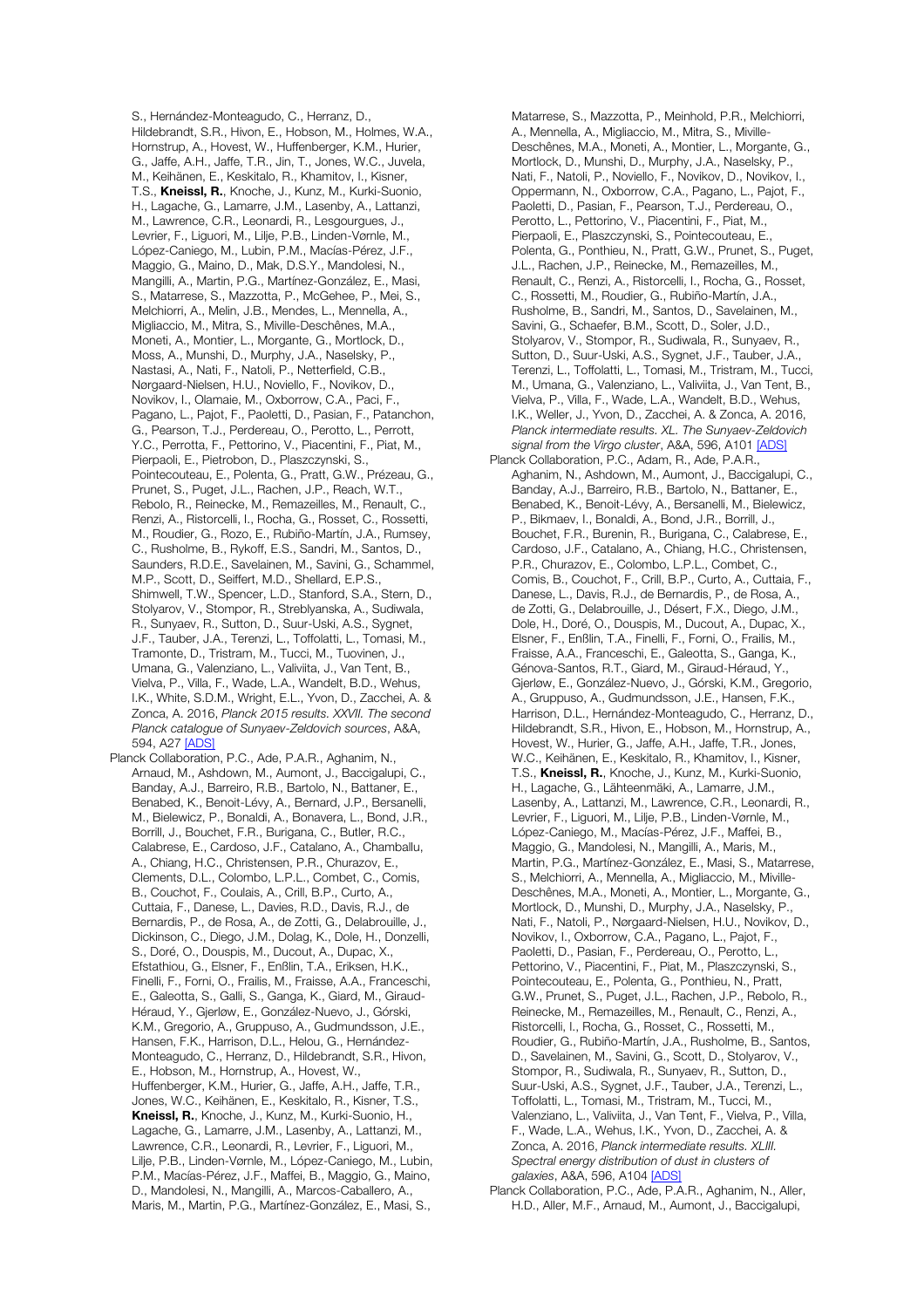S., Hernández-Monteagudo, C., Herranz, D., Hildebrandt, S.R., Hivon, E., Hobson, M., Holmes, W.A., Hornstrup, A., Hovest, W., Huffenberger, K.M., Hurier, G., Jaffe, A.H., Jaffe, T.R., Jin, T., Jones, W.C., Juvela, M., Keihänen, E., Keskitalo, R., Khamitov, I., Kisner, T.S., **Kneissl, R.**, Knoche, J., Kunz, M., Kurki-Suonio, H., Lagache, G., Lamarre, J.M., Lasenby, A., Lattanzi, M., Lawrence, C.R., Leonardi, R., Lesgourgues, J., Levrier, F., Liguori, M., Lilje, P.B., Linden-Vørnle, M., López-Caniego, M., Lubin, P.M., Macías-Pérez, J.F., Maggio, G., Maino, D., Mak, D.S.Y., Mandolesi, N., Mangilli, A., Martin, P.G., Martínez-González, E., Masi, S., Matarrese, S., Mazzotta, P., McGehee, P., Mei, S., Melchiorri, A., Melin, J.B., Mendes, L., Mennella, A., Migliaccio, M., Mitra, S., Miville-Deschênes, M.A., Moneti, A., Montier, L., Morgante, G., Mortlock, D., Moss, A., Munshi, D., Murphy, J.A., Naselsky, P., Nastasi, A., Nati, F., Natoli, P., Netterfield, C.B., Nørgaard-Nielsen, H.U., Noviello, F., Novikov, D., Novikov, I., Olamaie, M., Oxborrow, C.A., Paci, F., Pagano, L., Pajot, F., Paoletti, D., Pasian, F., Patanchon, G., Pearson, T.J., Perdereau, O., Perotto, L., Perrott, Y.C., Perrotta, F., Pettorino, V., Piacentini, F., Piat, M., Pierpaoli, E., Pietrobon, D., Plaszczynski, S., Pointecouteau, E., Polenta, G., Pratt, G.W., Prézeau, G., Prunet, S., Puget, J.L., Rachen, J.P., Reach, W.T., Rebolo, R., Reinecke, M., Remazeilles, M., Renault, C., Renzi, A., Ristorcelli, I., Rocha, G., Rosset, C., Rossetti, M., Roudier, G., Rozo, E., Rubiño-Martín, J.A., Rumsey, C., Rusholme, B., Rykoff, E.S., Sandri, M., Santos, D., Saunders, R.D.E., Savelainen, M., Savini, G., Schammel, M.P., Scott, D., Seiffert, M.D., Shellard, E.P.S., Shimwell, T.W., Spencer, L.D., Stanford, S.A., Stern, D., Stolyarov, V., Stompor, R., Streblyanska, A., Sudiwala, R., Sunyaev, R., Sutton, D., Suur-Uski, A.S., Sygnet, J.F., Tauber, J.A., Terenzi, L., Toffolatti, L., Tomasi, M., Tramonte, D., Tristram, M., Tucci, M., Tuovinen, J., Umana, G., Valenziano, L., Valiviita, J., Van Tent, B., Vielva, P., Villa, F., Wade, L.A., Wandelt, B.D., Wehus, I.K., White, S.D.M., Wright, E.L., Yvon, D., Zacchei, A. & Zonca, A. 2016, *Planck 2015 results. XXVII. The second Planck catalogue of Sunyaev-Zeldovich sources*, A&A, 594, A27 [ADS]

Planck Collaboration, P.C., Ade, P.A.R., Aghanim, N., Arnaud, M., Ashdown, M., Aumont, J., Baccigalupi, C., Banday, A.J., Barreiro, R.B., Bartolo, N., Battaner, E., Benabed, K., Benoît-Lévy, A., Bernard, J.P., Bersanelli, M., Bielewicz, P., Bonaldi, A., Bonavera, L., Bond, J.R., Borrill, J., Bouchet, F.R., Burigana, C., Butler, R.C., Calabrese, E., Cardoso, J.F., Catalano, A., Chamballu, A., Chiang, H.C., Christensen, P.R., Churazov, E., Clements, D.L., Colombo, L.P.L., Combet, C., Comis, B., Couchot, F., Coulais, A., Crill, B.P., Curto, A., Cuttaia, F., Danese, L., Davies, R.D., Davis, R.J., de Bernardis, P., de Rosa, A., de Zotti, G., Delabrouille, J., Dickinson, C., Diego, J.M., Dolag, K., Dole, H., Donzelli, S., Doré, O., Douspis, M., Ducout, A., Dupac, X., Efstathiou, G., Elsner, F., Enßlin, T.A., Eriksen, H.K., Finelli, F., Forni, O., Frailis, M., Fraisse, A.A., Franceschi, E., Galeotta, S., Galli, S., Ganga, K., Giard, M., Giraud-Héraud, Y., Gjerløw, E., González-Nuevo, J., Górski, K.M., Gregorio, A., Gruppuso, A., Gudmundsson, J.E., Hansen, F.K., Harrison, D.L., Helou, G., Hernández-Monteagudo, C., Herranz, D., Hildebrandt, S.R., Hivon, E., Hobson, M., Hornstrup, A., Hovest, W., Huffenberger, K.M., Hurier, G., Jaffe, A.H., Jaffe, T.R., Jones, W.C., Keihänen, E., Keskitalo, R., Kisner, T.S., **Kneissl, R.**, Knoche, J., Kunz, M., Kurki-Suonio, H., Lagache, G., Lamarre, J.M., Lasenby, A., Lattanzi, M., Lawrence, C.R., Leonardi, R., Levrier, F., Liguori, M., Lilje, P.B., Linden-Vørnle, M., López-Caniego, M., Lubin, P.M., Macías-Pérez, J.F., Maffei, B., Maggio, G., Maino, D., Mandolesi, N., Mangilli, A., Marcos-Caballero, A., Maris, M., Martin, P.G., Martínez-González, E., Masi, S., Matarrese, S., Mazzotta, P., Meinhold, P.R., Melchiorri, A., Mennella, A., Migliaccio, M., Mitra, S., Miville-Deschênes, M.A., Moneti, A., Montier, L., Morgante, G., Mortlock, D., Munshi, D., Murphy, J.A., Naselsky, P., Nati, F., Natoli, P., Noviello, F., Novikov, D., Novikov, I., Oppermann, N., Oxborrow, C.A., Pagano, L., Pajot, F., Paoletti, D., Pasian, F., Pearson, T.J., Perdereau, O., Perotto, L., Pettorino, V., Piacentini, F., Piat, M., Pierpaoli, E., Plaszczynski, S., Pointecouteau, E., Polenta, G., Ponthieu, N., Pratt, G.W., Prunet, S., Puget, J.L., Rachen, J.P., Reinecke, M., Remazeilles, M., Renault, C., Renzi, A., Ristorcelli, I., Rocha, G., Rosset, C., Rossetti, M., Roudier, G., Rubiño-Martín, J.A., Rusholme, B., Sandri, M., Santos, D., Savelainen, M., Savini, G., Schaefer, B.M., Scott, D., Soler, J.D., Stolyarov, V., Stompor, R., Sudiwala, R., Sunyaev, R., Sutton, D., Suur-Uski, A.S., Sygnet, J.F., Tauber, J.A., Terenzi, L., Toffolatti, L., Tomasi, M., Tristram, M., Tucci, M., Umana, G., Valenziano, L., Valiviita, J., Van Tent, B., Vielva, P., Villa, F., Wade, L.A., Wandelt, B.D., Wehus, I.K., Weller, J., Yvon, D., Zacchei, A. & Zonca, A. 2016, *Planck intermediate results. XL. The Sunyaev-Zeldovich signal from the Virgo cluster*, A&A, 596, A101 [ADS]

Planck Collaboration, P.C., Adam, R., Ade, P.A.R., Aghanim, N., Ashdown, M., Aumont, J., Baccigalupi, C., Banday, A.J., Barreiro, R.B., Bartolo, N., Battaner, E., Benabed, K., Benoit-Lévy, A., Bersanelli, M., Bielewicz, P., Bikmaev, I., Bonaldi, A., Bond, J.R., Borrill, J., Bouchet, F.R., Burenin, R., Burigana, C., Calabrese, E., Cardoso, J.F., Catalano, A., Chiang, H.C., Christensen, P.R., Churazov, E., Colombo, L.P.L., Combet, C., Comis, B., Couchot, F., Crill, B.P., Curto, A., Cuttaia, F., Danese, L., Davis, R.J., de Bernardis, P., de Rosa, A., de Zotti, G., Delabrouille, J., Désert, F.X., Diego, J.M., Dole, H., Doré, O., Douspis, M., Ducout, A., Dupac, X., Elsner, F., Enßlin, T.A., Finelli, F., Forni, O., Frailis, M., Fraisse, A.A., Franceschi, E., Galeotta, S., Ganga, K., Génova-Santos, R.T., Giard, M., Giraud-Héraud, Y., Gjerløw, E., González-Nuevo, J., Górski, K.M., Gregorio, A., Gruppuso, A., Gudmundsson, J.E., Hansen, F.K., Harrison, D.L., Hernández-Monteagudo, C., Herranz, D., Hildebrandt, S.R., Hivon, E., Hobson, M., Hornstrup, A., Hovest, W., Hurier, G., Jaffe, A.H., Jaffe, T.R., Jones, W.C., Keihänen, E., Keskitalo, R., Khamitov, I., Kisner, T.S., **Kneissl, R.**, Knoche, J., Kunz, M., Kurki-Suonio, H., Lagache, G., Lähteenmäki, A., Lamarre, J.M., Lasenby, A., Lattanzi, M., Lawrence, C.R., Leonardi, R., Levrier, F., Liguori, M., Lilje, P.B., Linden-Vørnle, M., López-Caniego, M., Macías-Pérez, J.F., Maffei, B., Maggio, G., Mandolesi, N., Mangilli, A., Maris, M., Martin, P.G., Martínez-González, E., Masi, S., Matarrese, S., Melchiorri, A., Mennella, A., Migliaccio, M., Miville-Deschênes, M.A., Moneti, A., Montier, L., Morgante, G., Mortlock, D., Munshi, D., Murphy, J.A., Naselsky, P., Nati, F., Natoli, P., Nørgaard-Nielsen, H.U., Novikov, D., Novikov, I., Oxborrow, C.A., Pagano, L., Pajot, F., Paoletti, D., Pasian, F., Perdereau, O., Perotto, L., Pettorino, V., Piacentini, F., Piat, M., Plaszczynski, S., Pointecouteau, E., Polenta, G., Ponthieu, N., Pratt, G.W., Prunet, S., Puget, J.L., Rachen, J.P., Rebolo, R., Reinecke, M., Remazeilles, M., Renault, C., Renzi, A., Ristorcelli, I., Rocha, G., Rosset, C., Rossetti, M., Roudier, G., Rubiño-Martín, J.A., Rusholme, B., Santos, D., Savelainen, M., Savini, G., Scott, D., Stolyarov, V., Stompor, R., Sudiwala, R., Sunyaev, R., Sutton, D., Suur-Uski, A.S., Sygnet, J.F., Tauber, J.A., Terenzi, L., Toffolatti, L., Tomasi, M., Tristram, M., Tucci, M., Valenziano, L., Valiviita, J., Van Tent, F., Vielva, P., Villa, F., Wade, L.A., Wehus, I.K., Yvon, D., Zacchei, A. & Zonca, A. 2016, *Planck intermediate results. XLIII. Spectral energy distribution of dust in clusters of galaxies*, A&A, 596, A104 [ADS]

Planck Collaboration, P.C., Ade, P.A.R., Aghanim, N., Aller, H.D., Aller, M.F., Arnaud, M., Aumont, J., Baccigalupi,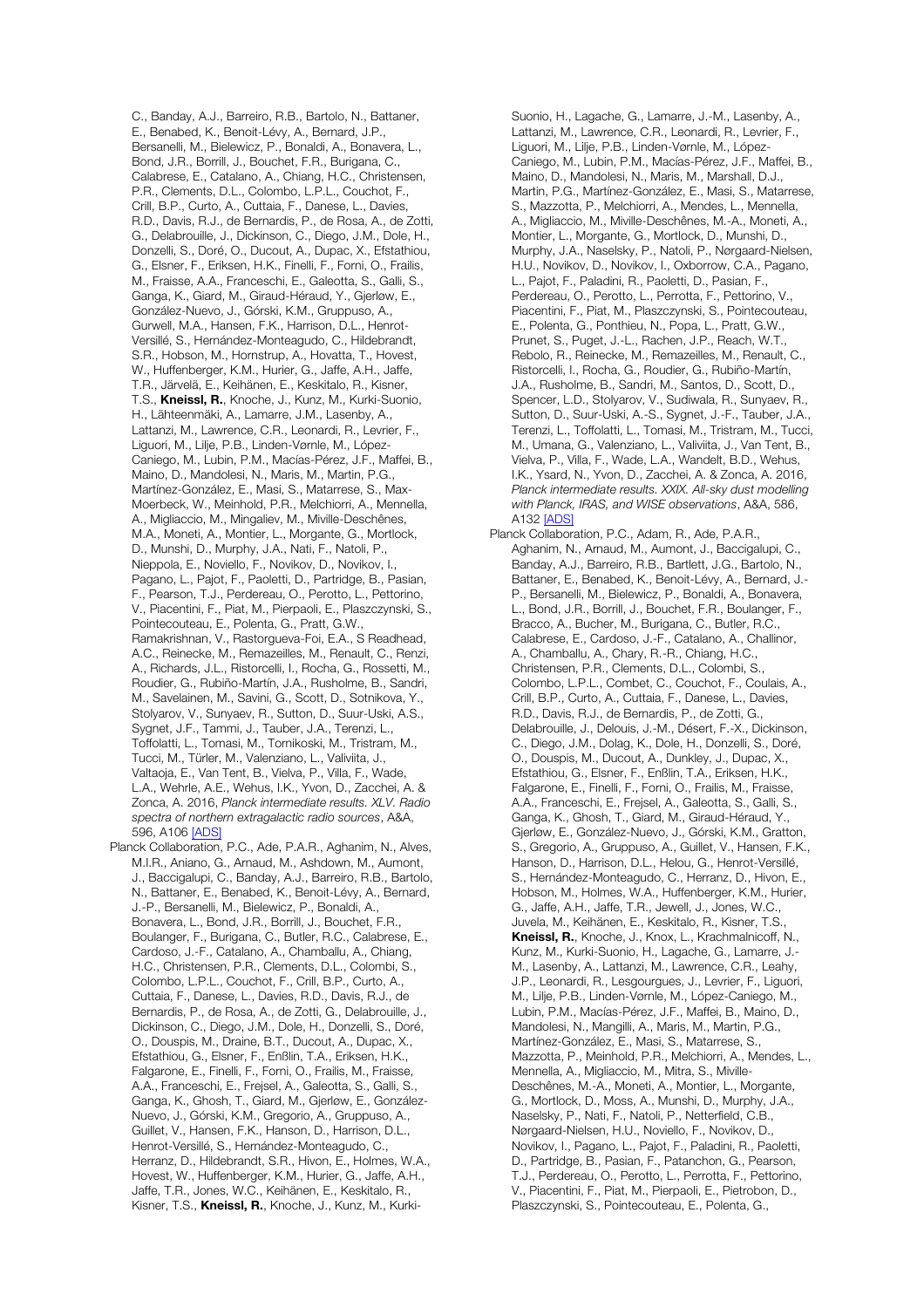C., Banday, A.J., Barreiro, R.B., Bartolo, N., Battaner, E., Benabed, K., Benoit-Lévy, A., Bernard, J.P., Bersanelli, M., Bielewicz, P., Bonaldi, A., Bonavera, L., Bond, J.R., Borrill, J., Bouchet, F.R., Burigana, C., Calabrese, E., Catalano, A., Chiang, H.C., Christensen, P.R., Clements, D.L., Colombo, L.P.L., Couchot, F., Crill, B.P., Curto, A., Cuttaia, F., Danese, L., Davies, R.D., Davis, R.J., de Bernardis, P., de Rosa, A., de Zotti, G., Delabrouille, J., Dickinson, C., Diego, J.M., Dole, H., Donzelli, S., Doré, O., Ducout, A., Dupac, X., Efstathiou, G., Elsner, F., Eriksen, H.K., Finelli, F., Forni, O., Frailis, M., Fraisse, A.A., Franceschi, E., Galeotta, S., Galli, S., Ganga, K., Giard, M., Giraud-Héraud, Y., Gjerløw, E., González-Nuevo, J., Górski, K.M., Gruppuso, A., Gurwell, M.A., Hansen, F.K., Harrison, D.L., Henrot-Versillé, S., Hernández-Monteagudo, C., Hildebrandt, S.R., Hobson, M., Hornstrup, A., Hovatta, T., Hovest, W., Huffenberger, K.M., Hurier, G., Jaffe, A.H., Jaffe, T.R., Järvelä, E., Keihänen, E., Keskitalo, R., Kisner, T.S., **Kneissl, R.**, Knoche, J., Kunz, M., Kurki-Suonio, H., Lähteenmäki, A., Lamarre, J.M., Lasenby, A., Lattanzi, M., Lawrence, C.R., Leonardi, R., Levrier, F., Liguori, M., Lilje, P.B., Linden-Vørnle, M., López-Caniego, M., Lubin, P.M., Macías-Pérez, J.F., Maffei, B., Maino, D., Mandolesi, N., Maris, M., Martin, P.G., Martínez-González, E., Masi, S., Matarrese, S., Max-Moerbeck, W., Meinhold, P.R., Melchiorri, A., Mennella, A., Migliaccio, M., Mingaliev, M., Miville-Deschênes, M.A., Moneti, A., Montier, L., Morgante, G., Mortlock, D., Munshi, D., Murphy, J.A., Nati, F., Natoli, P., Nieppola, E., Noviello, F., Novikov, D., Novikov, I., Pagano, L., Pajot, F., Paoletti, D., Partridge, B., Pasian, F., Pearson, T.J., Perdereau, O., Perotto, L., Pettorino, V., Piacentini, F., Piat, M., Pierpaoli, E., Plaszczynski, S., Pointecouteau, E., Polenta, G., Pratt, G.W., Ramakrishnan, V., Rastorgueva-Foi, E.A., S Readhead, A.C., Reinecke, M., Remazeilles, M., Renault, C., Renzi, A., Richards, J.L., Ristorcelli, I., Rocha, G., Rossetti, M., Roudier, G., Rubiño-Martín, J.A., Rusholme, B., Sandri, M., Savelainen, M., Savini, G., Scott, D., Sotnikova, Y., Stolyarov, V., Sunyaev, R., Sutton, D., Suur-Uski, A.S., Sygnet, J.F., Tammi, J., Tauber, J.A., Terenzi, L., Toffolatti, L., Tomasi, M., Tornikoski, M., Tristram, M., Tucci, M., Türler, M., Valenziano, L., Valiviita, J., Valtaoja, E., Van Tent, B., Vielva, P., Villa, F., Wade, L.A., Wehrle, A.E., Wehus, I.K., Yvon, D., Zacchei, A. & Zonca, A. 2016, *Planck intermediate results. XLV. Radio spectra of northern extragalactic radio sources*, A&A, 596, A106 [ADS]

Planck Collaboration, P.C., Ade, P.A.R., Aghanim, N., Alves, M.I.R., Aniano, G., Arnaud, M., Ashdown, M., Aumont, J., Baccigalupi, C., Banday, A.J., Barreiro, R.B., Bartolo, N., Battaner, E., Benabed, K., Benoit-Lévy, A., Bernard, J.-P., Bersanelli, M., Bielewicz, P., Bonaldi, A., Bonavera, L., Bond, J.R., Borrill, J., Bouchet, F.R., Boulanger, F., Burigana, C., Butler, R.C., Calabrese, E., Cardoso, J.-F., Catalano, A., Chamballu, A., Chiang, H.C., Christensen, P.R., Clements, D.L., Colombi, S., Colombo, L.P.L., Couchot, F., Crill, B.P., Curto, A., Cuttaia, F., Danese, L., Davies, R.D., Davis, R.J., de Bernardis, P., de Rosa, A., de Zotti, G., Delabrouille, J., Dickinson, C., Diego, J.M., Dole, H., Donzelli, S., Doré, O., Douspis, M., Draine, B.T., Ducout, A., Dupac, X., Efstathiou, G., Elsner, F., Enßlin, T.A., Eriksen, H.K., Falgarone, E., Finelli, F., Forni, O., Frailis, M., Fraisse, A.A., Franceschi, E., Frejsel, A., Galeotta, S., Galli, S., Ganga, K., Ghosh, T., Giard, M., Gjerløw, E., González-Nuevo, J., Górski, K.M., Gregorio, A., Gruppuso, A., Guillet, V., Hansen, F.K., Hanson, D., Harrison, D.L., Henrot-Versillé, S., Hernández-Monteagudo, C., Herranz, D., Hildebrandt, S.R., Hivon, E., Holmes, W.A., Hovest, W., Huffenberger, K.M., Hurier, G., Jaffe, A.H., Jaffe, T.R., Jones, W.C., Keihänen, E., Keskitalo, R., Kisner, T.S., **Kneissl, R.**, Knoche, J., Kunz, M., Kurki-Suonio, H., Lagache, G., Lamarre, J.-M., Lasenby, A., Lattanzi, M., Lawrence, C.R., Leonardi, R., Levrier, F., Liguori, M., Lilje, P.B., Linden-Vørnle, M., López-Caniego, M., Lubin, P.M., Macías-Pérez, J.F., Maffei, B., Maino, D., Mandolesi, N., Maris, M., Marshall, D.J., Martin, P.G., Martínez-González, E., Masi, S., Matarrese, S., Mazzotta, P., Melchiorri, A., Mendes, L., Mennella, A., Migliaccio, M., Miville-Deschênes, M.-A., Moneti, A., Montier, L., Morgante, G., Mortlock, D., Munshi, D., Murphy, J.A., Naselsky, P., Natoli, P., Nørgaard-Nielsen, H.U., Novikov, D., Novikov, I., Oxborrow, C.A., Pagano, L., Pajot, F., Paladini, R., Paoletti, D., Pasian, F., Perdereau, O., Perotto, L., Perrotta, F., Pettorino, V., Piacentini, F., Piat, M., Plaszczynski, S., Pointecouteau, E., Polenta, G., Ponthieu, N., Popa, L., Pratt, G.W., Prunet, S., Puget, J.-L., Rachen, J.P., Reach, W.T., Rebolo, R., Reinecke, M., Remazeilles, M., Renault, C., Ristorcelli, I., Rocha, G., Roudier, G., Rubiño-Martín, J.A., Rusholme, B., Sandri, M., Santos, D., Scott, D., Spencer, L.D., Stolyarov, V., Sudiwala, R., Sunyaev, R., Sutton, D., Suur-Uski, A.-S., Sygnet, J.-F., Tauber, J.A., Terenzi, L., Toffolatti, L., Tomasi, M., Tristram, M., Tucci, M., Umana, G., Valenziano, L., Valiviita, J., Van Tent, B., Vielva, P., Villa, F., Wade, L.A., Wandelt, B.D., Wehus, I.K., Ysard, N., Yvon, D., Zacchei, A. & Zonca, A. 2016, *Planck intermediate results. XXIX. All-sky dust modelling with Planck, IRAS, and WISE observations*, A&A, 586, A132 [ADS]

Planck Collaboration, P.C., Adam, R., Ade, P.A.R., Aghanim, N., Arnaud, M., Aumont, J., Baccigalupi, C., Banday, A.J., Barreiro, R.B., Bartlett, J.G., Bartolo, N., Battaner, E., Benabed, K., Benoit-Lévy, A., Bernard, J.-P., Bersanelli, M., Bielewicz, P., Bonaldi, A., Bonavera, L., Bond, J.R., Borrill, J., Bouchet, F.R., Boulanger, F., Bracco, A., Bucher, M., Burigana, C., Butler, R.C., Calabrese, E., Cardoso, J.-F., Catalano, A., Challinor, A., Chamballu, A., Chary, R.-R., Chiang, H.C., Christensen, P.R., Clements, D.L., Colombi, S., Colombo, L.P.L., Combet, C., Couchot, F., Coulais, A., Crill, B.P., Curto, A., Cuttaia, F., Danese, L., Davies, R.D., Davis, R.J., de Bernardis, P., de Zotti, G., Delabrouille, J., Delouis, J.-M., Désert, F.-X., Dickinson, C., Diego, J.M., Dolag, K., Dole, H., Donzelli, S., Doré, O., Douspis, M., Ducout, A., Dunkley, J., Dupac, X., Efstathiou, G., Elsner, F., Enßlin, T.A., Eriksen, H.K., Falgarone, E., Finelli, F., Forni, O., Frailis, M., Fraisse, A.A., Franceschi, E., Frejsel, A., Galeotta, S., Galli, S., Ganga, K., Ghosh, T., Giard, M., Giraud-Héraud, Y., Gjerløw, E., González-Nuevo, J., Górski, K.M., Gratton, S., Gregorio, A., Gruppuso, A., Guillet, V., Hansen, F.K., Hanson, D., Harrison, D.L., Helou, G., Henrot-Versillé, S., Hernández-Monteagudo, C., Herranz, D., Hivon, E., Hobson, M., Holmes, W.A., Huffenberger, K.M., Hurier, G., Jaffe, A.H., Jaffe, T.R., Jewell, J., Jones, W.C., Juvela, M., Keihänen, E., Keskitalo, R., Kisner, T.S., **Kneissl, R.**, Knoche, J., Knox, L., Krachmalnicoff, N., Kunz, M., Kurki-Suonio, H., Lagache, G., Lamarre, J.-M., Lasenby, A., Lattanzi, M., Lawrence, C.R., Leahy, J.P., Leonardi, R., Lesgourgues, J., Levrier, F., Liguori, M., Lilje, P.B., Linden-Vørnle, M., López-Caniego, M., Lubin, P.M., Macías-Pérez, J.F., Maffei, B., Maino, D., Mandolesi, N., Mangilli, A., Maris, M., Martin, P.G., Martínez-González, E., Masi, S., Matarrese, S., Mazzotta, P., Meinhold, P.R., Melchiorri, A., Mendes, L., Mennella, A., Migliaccio, M., Mitra, S., Miville-Deschênes, M.-A., Moneti, A., Montier, L., Morgante, G., Mortlock, D., Moss, A., Munshi, D., Murphy, J.A., Naselsky, P., Nati, F., Natoli, P., Netterfield, C.B., Nørgaard-Nielsen, H.U., Noviello, F., Novikov, D., Novikov, I., Pagano, L., Pajot, F., Paladini, R., Paoletti, D., Partridge, B., Pasian, F., Patanchon, G., Pearson, T.J., Perdereau, O., Perotto, L., Perrotta, F., Pettorino, V., Piacentini, F., Piat, M., Pierpaoli, E., Pietrobon, D., Plaszczynski, S., Pointecouteau, E., Polenta, G.,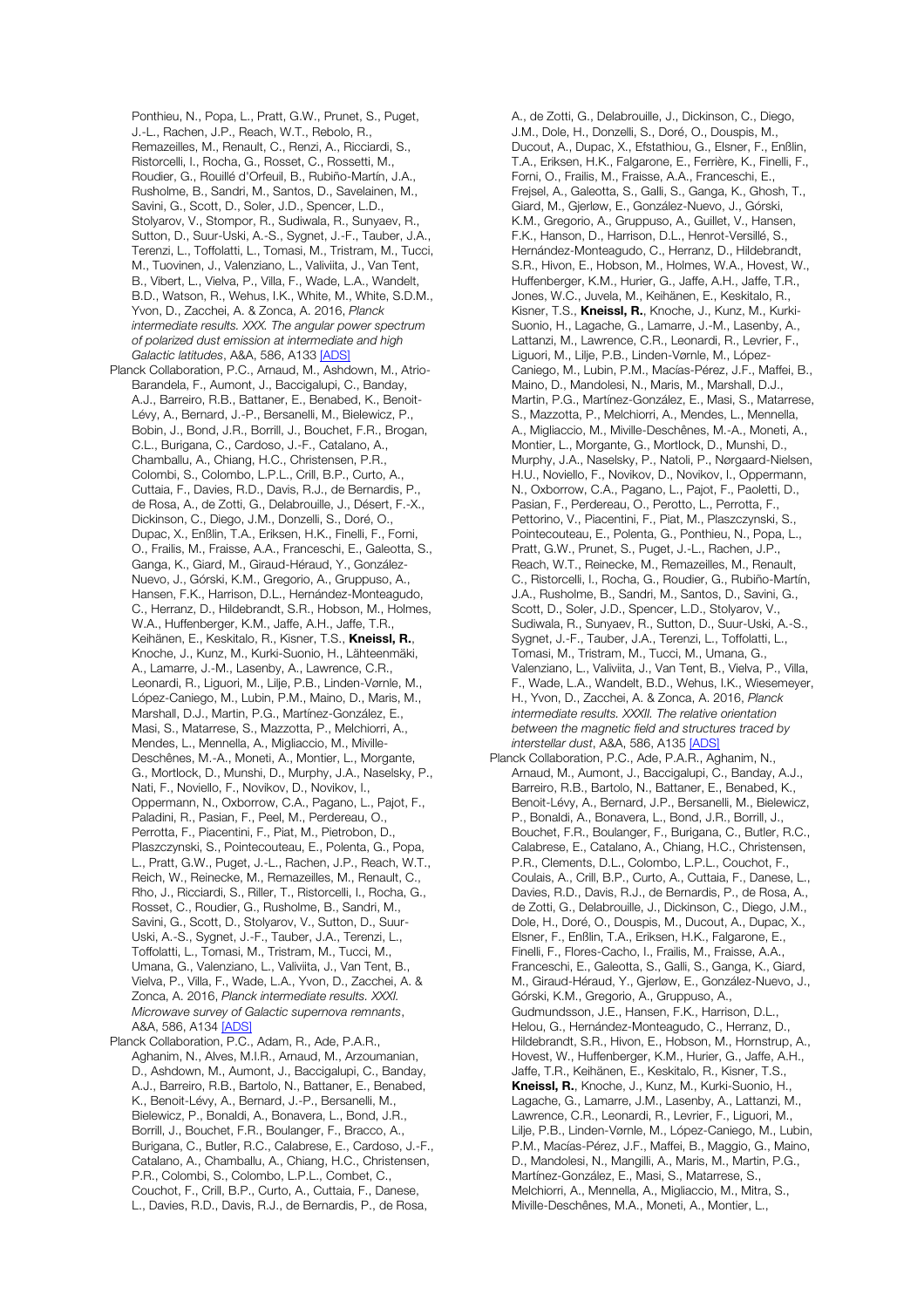Ponthieu, N., Popa, L., Pratt, G.W., Prunet, S., Puget, J.-L., Rachen, J.P., Reach, W.T., Rebolo, R., Remazeilles, M., Renault, C., Renzi, A., Ricciardi, S., Ristorcelli, I., Rocha, G., Rosset, C., Rossetti, M., Roudier, G., Rouillé d'Orfeuil, B., Rubiño-Martín, J.A., Rusholme, B., Sandri, M., Santos, D., Savelainen, M., Savini, G., Scott, D., Soler, J.D., Spencer, L.D., Stolyarov, V., Stompor, R., Sudiwala, R., Sunyaev, R., Sutton, D., Suur-Uski, A.-S., Sygnet, J.-F., Tauber, J.A., Terenzi, L., Toffolatti, L., Tomasi, M., Tristram, M., Tucci, M., Tuovinen, J., Valenziano, L., Valiviita, J., Van Tent, B., Vibert, L., Vielva, P., Villa, F., Wade, L.A., Wandelt, B.D., Watson, R., Wehus, I.K., White, M., White, S.D.M., Yvon, D., Zacchei, A. & Zonca, A. 2016, *Planck intermediate results. XXX. The angular power spectrum of polarized dust emission at intermediate and high Galactic latitudes*, A&A, 586, A133 [ADS]

Planck Collaboration, P.C., Arnaud, M., Ashdown, M., Atrio-Barandela, F., Aumont, J., Baccigalupi, C., Banday, A.J., Barreiro, R.B., Battaner, E., Benabed, K., Benoit-Lévy, A., Bernard, J.-P., Bersanelli, M., Bielewicz, P., Bobin, J., Bond, J.R., Borrill, J., Bouchet, F.R., Brogan, C.L., Burigana, C., Cardoso, J.-F., Catalano, A., Chamballu, A., Chiang, H.C., Christensen, P.R., Colombi, S., Colombo, L.P.L., Crill, B.P., Curto, A., Cuttaia, F., Davies, R.D., Davis, R.J., de Bernardis, P., de Rosa, A., de Zotti, G., Delabrouille, J., Désert, F.-X., Dickinson, C., Diego, J.M., Donzelli, S., Doré, O., Dupac, X., Enßlin, T.A., Eriksen, H.K., Finelli, F., Forni, O., Frailis, M., Fraisse, A.A., Franceschi, E., Galeotta, S., Ganga, K., Giard, M., Giraud-Héraud, Y., González-Nuevo, J., Górski, K.M., Gregorio, A., Gruppuso, A., Hansen, F.K., Harrison, D.L., Hernández-Monteagudo, C., Herranz, D., Hildebrandt, S.R., Hobson, M., Holmes, W.A., Huffenberger, K.M., Jaffe, A.H., Jaffe, T.R., Keihänen, E., Keskitalo, R., Kisner, T.S., **Kneissl, R.**, Knoche, J., Kunz, M., Kurki-Suonio, H., Lähteenmäki, A., Lamarre, J.-M., Lasenby, A., Lawrence, C.R., Leonardi, R., Liguori, M., Lilje, P.B., Linden-Vørnle, M., López-Caniego, M., Lubin, P.M., Maino, D., Maris, M., Marshall, D.J., Martin, P.G., Martínez-González, E., Masi, S., Matarrese, S., Mazzotta, P., Melchiorri, A., Mendes, L., Mennella, A., Migliaccio, M., Miville-Deschênes, M.-A., Moneti, A., Montier, L., Morgante, G., Mortlock, D., Munshi, D., Murphy, J.A., Naselsky, P., Nati, F., Noviello, F., Novikov, D., Novikov, I., Oppermann, N., Oxborrow, C.A., Pagano, L., Pajot, F., Paladini, R., Pasian, F., Peel, M., Perdereau, O., Perrotta, F., Piacentini, F., Piat, M., Pietrobon, D., Plaszczynski, S., Pointecouteau, E., Polenta, G., Popa, L., Pratt, G.W., Puget, J.-L., Rachen, J.P., Reach, W.T., Reich, W., Reinecke, M., Remazeilles, M., Renault, C., Rho, J., Ricciardi, S., Riller, T., Ristorcelli, I., Rocha, G., Rosset, C., Roudier, G., Rusholme, B., Sandri, M., Savini, G., Scott, D., Stolyarov, V., Sutton, D., Suur-Uski, A.-S., Sygnet, J.-F., Tauber, J.A., Terenzi, L., Toffolatti, L., Tomasi, M., Tristram, M., Tucci, M., Umana, G., Valenziano, L., Valiviita, J., Van Tent, B., Vielva, P., Villa, F., Wade, L.A., Yvon, D., Zacchei, A. & Zonca, A. 2016, *Planck intermediate results. XXXI. Microwave survey of Galactic supernova remnants*, A&A, 586, A134 [ADS]

Planck Collaboration, P.C., Adam, R., Ade, P.A.R., Aghanim, N., Alves, M.I.R., Arnaud, M., Arzoumanian, D., Ashdown, M., Aumont, J., Baccigalupi, C., Banday, A.J., Barreiro, R.B., Bartolo, N., Battaner, E., Benabed, K., Benoit-Lévy, A., Bernard, J.-P., Bersanelli, M., Bielewicz, P., Bonaldi, A., Bonavera, L., Bond, J.R., Borrill, J., Bouchet, F.R., Boulanger, F., Bracco, A., Burigana, C., Butler, R.C., Calabrese, E., Cardoso, J.-F., Catalano, A., Chamballu, A., Chiang, H.C., Christensen, P.R., Colombi, S., Colombo, L.P.L., Combet, C., Couchot, F., Crill, B.P., Curto, A., Cuttaia, F., Danese, L., Davies, R.D., Davis, R.J., de Bernardis, P., de Rosa, A., de Zotti, G., Delabrouille, J., Dickinson, C., Diego, J.M., Dole, H., Donzelli, S., Doré, O., Douspis, M., Ducout, A., Dupac, X., Efstathiou, G., Elsner, F., Enßlin, T.A., Eriksen, H.K., Falgarone, E., Ferrière, K., Finelli, F., Forni, O., Frailis, M., Fraisse, A.A., Franceschi, E., Frejsel, A., Galeotta, S., Galli, S., Ganga, K., Ghosh, T., Giard, M., Gjerløw, E., González-Nuevo, J., Górski, K.M., Gregorio, A., Gruppuso, A., Guillet, V., Hansen, F.K., Hanson, D., Harrison, D.L., Henrot-Versillé, S., Hernández-Monteagudo, C., Herranz, D., Hildebrandt, S.R., Hivon, E., Hobson, M., Holmes, W.A., Hovest, W., Huffenberger, K.M., Hurier, G., Jaffe, A.H., Jaffe, T.R., Jones, W.C., Juvela, M., Keihänen, E., Keskitalo, R., Kisner, T.S., **Kneissl, R.**, Knoche, J., Kunz, M., Kurki-Suonio, H., Lagache, G., Lamarre, J.-M., Lasenby, A., Lattanzi, M., Lawrence, C.R., Leonardi, R., Levrier, F., Liguori, M., Lilje, P.B., Linden-Vørnle, M., López-Caniego, M., Lubin, P.M., Macías-Pérez, J.F., Maffei, B., Maino, D., Mandolesi, N., Maris, M., Marshall, D.J., Martin, P.G., Martínez-González, E., Masi, S., Matarrese, S., Mazzotta, P., Melchiorri, A., Mendes, L., Mennella, A., Migliaccio, M., Miville-Deschênes, M.-A., Moneti, A., Montier, L., Morgante, G., Mortlock, D., Munshi, D., Murphy, J.A., Naselsky, P., Natoli, P., Nørgaard-Nielsen, H.U., Noviello, F., Novikov, D., Novikov, I., Oppermann, N., Oxborrow, C.A., Pagano, L., Pajot, F., Paoletti, D., Pasian, F., Perdereau, O., Perotto, L., Perrotta, F., Pettorino, V., Piacentini, F., Piat, M., Plaszczynski, S., Pointecouteau, E., Polenta, G., Ponthieu, N., Popa, L., Pratt, G.W., Prunet, S., Puget, J.-L., Rachen, J.P., Reach, W.T., Reinecke, M., Remazeilles, M., Renault, C., Ristorcelli, I., Rocha, G., Roudier, G., Rubiño-Martín, J.A., Rusholme, B., Sandri, M., Santos, D., Savini, G., Scott, D., Soler, J.D., Spencer, L.D., Stolyarov, V., Sudiwala, R., Sunyaev, R., Sutton, D., Suur-Uski, A.-S., Sygnet, J.-F., Tauber, J.A., Terenzi, L., Toffolatti, L., Tomasi, M., Tristram, M., Tucci, M., Umana, G., Valenziano, L., Valiviita, J., Van Tent, B., Vielva, P., Villa, F., Wade, L.A., Wandelt, B.D., Wehus, I.K., Wiesemeyer, H., Yvon, D., Zacchei, A. & Zonca, A. 2016, *Planck intermediate results. XXXII. The relative orientation between the magnetic field and structures traced by interstellar dust*, A&A, 586, A135 [ADS]

Planck Collaboration, P.C., Ade, P.A.R., Aghanim, N., Arnaud, M., Aumont, J., Baccigalupi, C., Banday, A.J., Barreiro, R.B., Bartolo, N., Battaner, E., Benabed, K., Benoit-Lévy, A., Bernard, J.P., Bersanelli, M., Bielewicz, P., Bonaldi, A., Bonavera, L., Bond, J.R., Borrill, J., Bouchet, F.R., Boulanger, F., Burigana, C., Butler, R.C., Calabrese, E., Catalano, A., Chiang, H.C., Christensen, P.R., Clements, D.L., Colombo, L.P.L., Couchot, F., Coulais, A., Crill, B.P., Curto, A., Cuttaia, F., Danese, L., Davies, R.D., Davis, R.J., de Bernardis, P., de Rosa, A., de Zotti, G., Delabrouille, J., Dickinson, C., Diego, J.M., Dole, H., Doré, O., Douspis, M., Ducout, A., Dupac, X., Elsner, F., Enßlin, T.A., Eriksen, H.K., Falgarone, E., Finelli, F., Flores-Cacho, I., Frailis, M., Fraisse, A.A., Franceschi, E., Galeotta, S., Galli, S., Ganga, K., Giard, M., Giraud-Héraud, Y., Gjerløw, E., González-Nuevo, J., Górski, K.M., Gregorio, A., Gruppuso, A., Gudmundsson, J.E., Hansen, F.K., Harrison, D.L., Helou, G., Hernández-Monteagudo, C., Herranz, D., Hildebrandt, S.R., Hivon, E., Hobson, M., Hornstrup, A., Hovest, W., Huffenberger, K.M., Hurier, G., Jaffe, A.H., Jaffe, T.R., Keihänen, E., Keskitalo, R., Kisner, T.S., **Kneissl, R.**, Knoche, J., Kunz, M., Kurki-Suonio, H., Lagache, G., Lamarre, J.M., Lasenby, A., Lattanzi, M., Lawrence, C.R., Leonardi, R., Levrier, F., Liguori, M., Lilje, P.B., Linden-Vørnle, M., López-Caniego, M., Lubin, P.M., Macías-Pérez, J.F., Maffei, B., Maggio, G., Maino, D., Mandolesi, N., Mangilli, A., Maris, M., Martin, P.G., Martínez-González, E., Masi, S., Matarrese, S., Melchiorri, A., Mennella, A., Migliaccio, M., Mitra, S., Miville-Deschênes, M.A., Moneti, A., Montier, L.,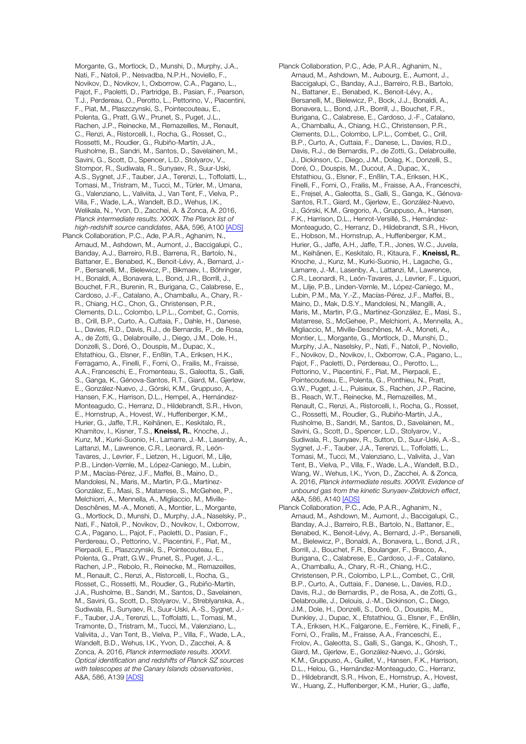Morgante, G., Mortlock, D., Munshi, D., Murphy, J.A., Nati, F., Natoli, P., Nesvadba, N.P.H., Noviello, F., Novikov, D., Novikov, I., Oxborrow, C.A., Pagano, L., Pajot, F., Paoletti, D., Partridge, B., Pasian, F., Pearson, T.J., Perdereau, O., Perotto, L., Pettorino, V., Piacentini, F., Piat, M., Plaszczynski, S., Pointecouteau, E., Polenta, G., Pratt, G.W., Prunet, S., Puget, J.L., Rachen, J.P., Reinecke, M., Remazeilles, M., Renault, C., Renzi, A., Ristorcelli, I., Rocha, G., Rosset, C., Rossetti, M., Roudier, G., Rubiño-Martín, J.A., Rusholme, B., Sandri, M., Santos, D., Savelainen, M., Savini, G., Scott, D., Spencer, L.D., Stolyarov, V., Stompor, R., Sudiwala, R., Sunyaev, R., Suur-Uski, A.S., Sygnet, J.F., Tauber, J.A., Terenzi, L., Toffolatti, L., Tomasi, M., Tristram, M., Tucci, M., Türler, M., Umana, G., Valenziano, L., Valiviita, J., Van Tent, F., Vielva, P., Villa, F., Wade, L.A., Wandelt, B.D., Wehus, I.K., Welikala, N., Yvon, D., Zacchei, A. & Zonca, A. 2016, *Planck intermediate results. XXXIX. The Planck list of high-redshift source candidates*, A&A, 596, A100 [ADS]

Planck Collaboration, P.C., Ade, P.A.R., Aghanim, N., Arnaud, M., Ashdown, M., Aumont, J., Baccigalupi, C., Banday, A.J., Barreiro, R.B., Barrena, R., Bartolo, N., Battaner, E., Benabed, K., Benoit-Lévy, A., Bernard, J.-P., Bersanelli, M., Bielewicz, P., Bikmaev, I., Böhringer, H., Bonaldi, A., Bonavera, L., Bond, J.R., Borrill, J., Bouchet, F.R., Burenin, R., Burigana, C., Calabrese, E., Cardoso, J.-F., Catalano, A., Chamballu, A., Chary, R.-R., Chiang, H.C., Chon, G., Christensen, P.R., Clements, D.L., Colombo, L.P.L., Combet, C., Comis, B., Crill, B.P., Curto, A., Cuttaia, F., Dahle, H., Danese, L., Davies, R.D., Davis, R.J., de Bernardis, P., de Rosa, A., de Zotti, G., Delabrouille, J., Diego, J.M., Dole, H., Donzelli, S., Doré, O., Douspis, M., Dupac, X., Efstathiou, G., Elsner, F., Enßlin, T.A., Eriksen, H.K., Ferragamo, A., Finelli, F., Forni, O., Frailis, M., Fraisse, A.A., Franceschi, E., Fromenteau, S., Galeotta, S., Galli, S., Ganga, K., Génova-Santos, R.T., Giard, M., Gjerløw, E., González-Nuevo, J., Górski, K.M., Gruppuso, A., Hansen, F.K., Harrison, D.L., Hempel, A., Hernández-Monteagudo, C., Herranz, D., Hildebrandt, S.R., Hivon, E., Hornstrup, A., Hovest, W., Huffenberger, K.M., Hurier, G., Jaffe, T.R., Keihänen, E., Keskitalo, R., Khamitov, I., Kisner, T.S., **Kneissl, R.**, Knoche, J., Kunz, M., Kurki-Suonio, H., Lamarre, J.-M., Lasenby, A., Lattanzi, M., Lawrence, C.R., Leonardi, R., León-Tavares, J., Levrier, F., Lietzen, H., Liguori, M., Lilje, P.B., Linden-Vørnle, M., López-Caniego, M., Lubin, P.M., Macías-Pérez, J.F., Maffei, B., Maino, D., Mandolesi, N., Maris, M., Martin, P.G., Martínez-González, E., Masi, S., Matarrese, S., McGehee, P., Melchiorri, A., Mennella, A., Migliaccio, M., Miville-Deschênes, M.-A., Moneti, A., Montier, L., Morgante, G., Mortlock, D., Munshi, D., Murphy, J.A., Naselsky, P., Nati, F., Natoli, P., Novikov, D., Novikov, I., Oxborrow, C.A., Pagano, L., Pajot, F., Paoletti, D., Pasian, F., Perdereau, O., Pettorino, V., Piacentini, F., Piat, M., Pierpaoli, E., Plaszczynski, S., Pointecouteau, E., Polenta, G., Pratt, G.W., Prunet, S., Puget, J.-L., Rachen, J.P., Rebolo, R., Reinecke, M., Remazeilles, M., Renault, C., Renzi, A., Ristorcelli, I., Rocha, G., Rosset, C., Rossetti, M., Roudier, G., Rubiño-Martín, J.A., Rusholme, B., Sandri, M., Santos, D., Savelainen, M., Savini, G., Scott, D., Stolyarov, V., Streblyanska, A., Sudiwala, R., Sunyaev, R., Suur-Uski, A.-S., Sygnet, J.-F., Tauber, J.A., Terenzi, L., Toffolatti, L., Tomasi, M., Tramonte, D., Tristram, M., Tucci, M., Valenziano, L., Valiviita, J., Van Tent, B., Vielva, P., Villa, F., Wade, L.A., Wandelt, B.D., Wehus, I.K., Yvon, D., Zacchei, A. & Zonca, A. 2016, *Planck intermediate results. XXXVI. Optical identification and redshifts of Planck SZ sources with telescopes at the Canary Islands observatories*, A&A, 586, A139 [ADS]

Planck Collaboration, P.C., Ade, P.A.R., Aghanim, N., Arnaud, M., Ashdown, M., Aubourg, E., Aumont, J., Baccigalupi, C., Banday, A.J., Barreiro, R.B., Bartolo, N., Battaner, E., Benabed, K., Benoit-Lévy, A., Bersanelli, M., Bielewicz, P., Bock, J.J., Bonaldi, A., Bonavera, L., Bond, J.R., Borrill, J., Bouchet, F.R., Burigana, C., Calabrese, E., Cardoso, J.-F., Catalano, A., Chamballu, A., Chiang, H.C., Christensen, P.R., Clements, D.L., Colombo, L.P.L., Combet, C., Crill, B.P., Curto, A., Cuttaia, F., Danese, L., Davies, R.D., Davis, R.J., de Bernardis, P., de Zotti, G., Delabrouille, J., Dickinson, C., Diego, J.M., Dolag, K., Donzelli, S., Doré, O., Douspis, M., Ducout, A., Dupac, X., Efstathiou, G., Elsner, F., Enßlin, T.A., Eriksen, H.K., Finelli, F., Forni, O., Frailis, M., Fraisse, A.A., Franceschi, E., Frejsel, A., Galeotta, S., Galli, S., Ganga, K., Génova-Santos, R.T., Giard, M., Gjerløw, E., González-Nuevo, J., Górski, K.M., Gregorio, A., Gruppuso, A., Hansen, F.K., Harrison, D.L., Henrot-Versillé, S., Hernández-Monteagudo, C., Herranz, D., Hildebrandt, S.R., Hivon, E., Hobson, M., Hornstrup, A., Huffenberger, K.M., Hurier, G., Jaffe, A.H., Jaffe, T.R., Jones, W.C., Juvela, M., Keihänen, E., Keskitalo, R., Kitaura, F., **Kneissl, R.**, Knoche, J., Kunz, M., Kurki-Suonio, H., Lagache, G., Lamarre, J.-M., Lasenby, A., Lattanzi, M., Lawrence, C.R., Leonardi, R., León-Tavares, J., Levrier, F., Liguori, M., Lilje, P.B., Linden-Vørnle, M., López-Caniego, M., Lubin, P.M., Ma, Y.-Z., Macías-Pérez, J.F., Maffei, B., Maino, D., Mak, D.S.Y., Mandolesi, N., Mangilli, A., Maris, M., Martin, P.G., Martínez-González, E., Masi, S., Matarrese, S., McGehee, P., Melchiorri, A., Mennella, A., Migliaccio, M., Miville-Deschênes, M.-A., Moneti, A., Montier, L., Morgante, G., Mortlock, D., Munshi, D., Murphy, J.A., Naselsky, P., Nati, F., Natoli, P., Noviello, F., Novikov, D., Novikov, I., Oxborrow, C.A., Pagano, L., Pajot, F., Paoletti, D., Perdereau, O., Perotto, L., Pettorino, V., Piacentini, F., Piat, M., Pierpaoli, E., Pointecouteau, E., Polenta, G., Ponthieu, N., Pratt, G.W., Puget, J.-L., Puisieux, S., Rachen, J.P., Racine, B., Reach, W.T., Reinecke, M., Remazeilles, M., Renault, C., Renzi, A., Ristorcelli, I., Rocha, G., Rosset, C., Rossetti, M., Roudier, G., Rubiño-Martín, J.A., Rusholme, B., Sandri, M., Santos, D., Savelainen, M., Savini, G., Scott, D., Spencer, L.D., Stolyarov, V., Sudiwala, R., Sunyaev, R., Sutton, D., Suur-Uski, A.-S., Sygnet, J.-F., Tauber, J.A., Terenzi, L., Toffolatti, L., Tomasi, M., Tucci, M., Valenziano, L., Valiviita, J., Van Tent, B., Vielva, P., Villa, F., Wade, L.A., Wandelt, B.D., Wang, W., Wehus, I.K., Yvon, D., Zacchei, A. & Zonca, A. 2016, *Planck intermediate results. XXXVII. Evidence of unbound gas from the kinetic Sunyaev-Zeldovich effect*, A&A, 586, A140 [ADS]

Planck Collaboration, P.C., Ade, P.A.R., Aghanim, N., Arnaud, M., Ashdown, M., Aumont, J., Baccigalupi, C., Banday, A.J., Barreiro, R.B., Bartolo, N., Battaner, E., Benabed, K., Benoit-Lévy, A., Bernard, J.-P., Bersanelli, M., Bielewicz, P., Bonaldi, A., Bonavera, L., Bond, J.R., Borrill, J., Bouchet, F.R., Boulanger, F., Bracco, A., Burigana, C., Calabrese, E., Cardoso, J.-F., Catalano, A., Chamballu, A., Chary, R.-R., Chiang, H.C., Christensen, P.R., Colombo, L.P.L., Combet, C., Crill, B.P., Curto, A., Cuttaia, F., Danese, L., Davies, R.D., Davis, R.J., de Bernardis, P., de Rosa, A., de Zotti, G., Delabrouille, J., Delouis, J.-M., Dickinson, C., Diego, J.M., Dole, H., Donzelli, S., Doré, O., Douspis, M., Dunkley, J., Dupac, X., Efstathiou, G., Elsner, F., Enßlin, T.A., Eriksen, H.K., Falgarone, E., Ferrière, K., Finelli, F., Forni, O., Frailis, M., Fraisse, A.A., Franceschi, E., Frolov, A., Galeotta, S., Galli, S., Ganga, K., Ghosh, T., Giard, M., Gjerløw, E., González-Nuevo, J., Górski, K.M., Gruppuso, A., Guillet, V., Hansen, F.K., Harrison, D.L., Helou, G., Hernández-Monteagudo, C., Herranz, D., Hildebrandt, S.R., Hivon, E., Hornstrup, A., Hovest, W., Huang, Z., Huffenberger, K.M., Hurier, G., Jaffe,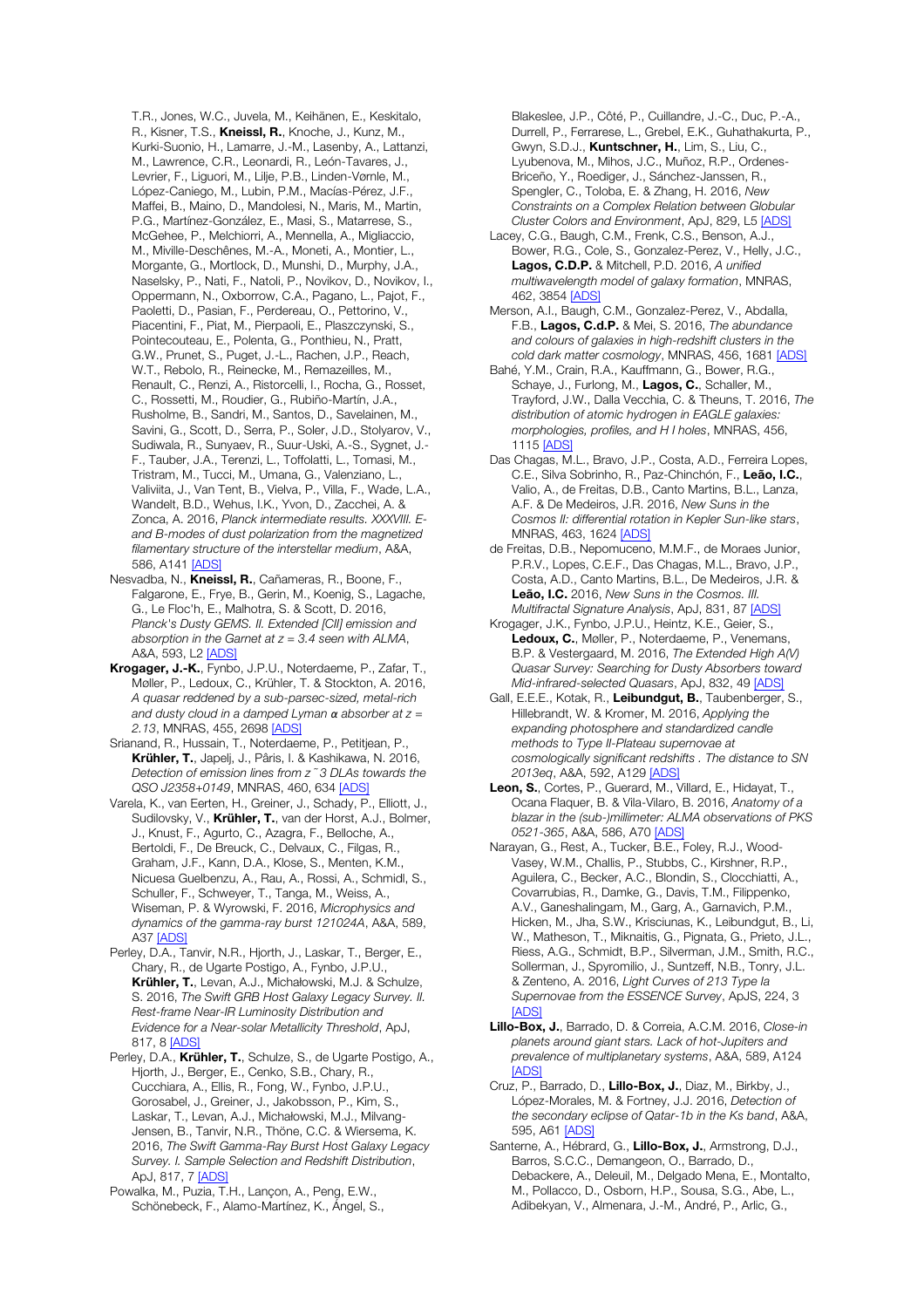T.R., Jones, W.C., Juvela, M., Keihänen, E., Keskitalo, R., Kisner, T.S., **Kneissl, R.**, Knoche, J., Kunz, M., Kurki-Suonio, H., Lamarre, J.-M., Lasenby, A., Lattanzi, M., Lawrence, C.R., Leonardi, R., León-Tavares, J., Levrier, F., Liguori, M., Lilje, P.B., Linden-Vørnle, M., López-Caniego, M., Lubin, P.M., Macías-Pérez, J.F., Maffei, B., Maino, D., Mandolesi, N., Maris, M., Martin, P.G., Martínez-González, E., Masi, S., Matarrese, S., McGehee, P., Melchiorri, A., Mennella, A., Migliaccio, M., Miville-Deschênes, M.-A., Moneti, A., Montier, L., Morgante, G., Mortlock, D., Munshi, D., Murphy, J.A., Naselsky, P., Nati, F., Natoli, P., Novikov, D., Novikov, I., Oppermann, N., Oxborrow, C.A., Pagano, L., Pajot, F., Paoletti, D., Pasian, F., Perdereau, O., Pettorino, V., Piacentini, F., Piat, M., Pierpaoli, E., Plaszczynski, S., Pointecouteau, E., Polenta, G., Ponthieu, N., Pratt, G.W., Prunet, S., Puget, J.-L., Rachen, J.P., Reach, W.T., Rebolo, R., Reinecke, M., Remazeilles, M., Renault, C., Renzi, A., Ristorcelli, I., Rocha, G., Rosset, C., Rossetti, M., Roudier, G., Rubiño-Martín, J.A., Rusholme, B., Sandri, M., Santos, D., Savelainen, M., Savini, G., Scott, D., Serra, P., Soler, J.D., Stolyarov, V., Sudiwala, R., Sunyaev, R., Suur-Uski, A.-S., Sygnet, J.-F., Tauber, J.A., Terenzi, L., Toffolatti, L., Tomasi, M., Tristram, M., Tucci, M., Umana, G., Valenziano, L., Valiviita, J., Van Tent, B., Vielva, P., Villa, F., Wade, L.A., Wandelt, B.D., Wehus, I.K., Yvon, D., Zacchei, A. & Zonca, A. 2016, *Planck intermediate results. XXXVIII. E- and B-modes of dust polarization from the magnetized filamentary structure of the interstellar medium*, A&A, 586, A141 [ADS]

Nesvadba, N., **Kneissl, R.**, Cañameras, R., Boone, F., Falgarone, E., Frye, B., Gerin, M., Koenig, S., Lagache, G., Le Floc'h, E., Malhotra, S. & Scott, D. 2016, *Planck's Dusty GEMS. II. Extended [CII] emission and absorption in the Garnet at z = 3.4 seen with ALMA*, A&A, 593, L2 [ADS]

**Krogager, J.-K.**, Fynbo, J.P.U., Noterdaeme, P., Zafar, T., Møller, P., Ledoux, C., Krühler, T. & Stockton, A. 2016, *A quasar reddened by a sub-parsec-sized, metal-rich and dusty cloud in a damped Lyman α absorber at z = 2.13*, MNRAS, 455, 2698 [ADS]

Srianand, R., Hussain, T., Noterdaeme, P., Petitjean, P., **Krühler, T.**, Japelj, J., Pâris, I. & Kashikawa, N. 2016, *Detection of emission lines from z ~3 DLAs towards the QSO J2358+0149*, MNRAS, 460, 634 [ADS]

Varela, K., van Eerten, H., Greiner, J., Schady, P., Elliott, J., Sudilovsky, V., **Krühler, T.**, van der Horst, A.J., Bolmer, J., Knust, F., Agurto, C., Azagra, F., Belloche, A., Bertoldi, F., De Breuck, C., Delvaux, C., Filgas, R., Graham, J.F., Kann, D.A., Klose, S., Menten, K.M., Nicuesa Guelbenzu, A., Rau, A., Rossi, A., Schmidl, S., Schuller, F., Schweyer, T., Tanga, M., Weiss, A., Wiseman, P. & Wyrowski, F. 2016, *Microphysics and dynamics of the gamma-ray burst 121024A*, A&A, 589, A37 [ADS]

Perley, D.A., Tanvir, N.R., Hjorth, J., Laskar, T., Berger, E., Chary, R., de Ugarte Postigo, A., Fynbo, J.P.U., **Krühler, T.**, Levan, A.J., Michałowski, M.J. & Schulze, S. 2016, *The Swift GRB Host Galaxy Legacy Survey. II. Rest-frame Near-IR Luminosity Distribution and Evidence for a Near-solar Metallicity Threshold*, ApJ, 817, 8 [ADS]

Perley, D.A., **Krühler, T.**, Schulze, S., de Ugarte Postigo, A., Hjorth, J., Berger, E., Cenko, S.B., Chary, R., Cucchiara, A., Ellis, R., Fong, W., Fynbo, J.P.U., Gorosabel, J., Greiner, J., Jakobsson, P., Kim, S., Laskar, T., Levan, A.J., Michałowski, M.J., Milvang-Jensen, B., Tanvir, N.R., Thöne, C.C. & Wiersema, K. 2016, *The Swift Gamma-Ray Burst Host Galaxy Legacy Survey. I. Sample Selection and Redshift Distribution*, ApJ, 817, 7 [ADS]

Powalka, M., Puzia, T.H., Lançon, A., Peng, E.W., Schönebeck, F., Alamo-Martínez, K., Ángel, S., Blakeslee, J.P., Côté, P., Cuillandre, J.-C., Duc, P.-A., Durrell, P., Ferrarese, L., Grebel, E.K., Guhathakurta, P., Gwyn, S.D.J., **Kuntschner, H.**, Lim, S., Liu, C., Lyubenova, M., Mihos, J.C., Muñoz, R.P., Ordenes-Briceño, Y., Roediger, J., Sánchez-Janssen, R., Spengler, C., Toloba, E. & Zhang, H. 2016, *New Constraints on a Complex Relation between Globular Cluster Colors and Environment*, ApJ, 829, L5 [ADS]

Lacey, C.G., Baugh, C.M., Frenk, C.S., Benson, A.J., Bower, R.G., Cole, S., Gonzalez-Perez, V., Helly, J.C., **Lagos, C.D.P.** & Mitchell, P.D. 2016, *A unified multiwavelength model of galaxy formation*, MNRAS, 462, 3854 [ADS]

Merson, A.I., Baugh, C.M., Gonzalez-Perez, V., Abdalla, F.B., **Lagos, C.d.P.** & Mei, S. 2016, *The abundance and colours of galaxies in high-redshift clusters in the cold dark matter cosmology*, MNRAS, 456, 1681 [ADS]

Bahé, Y.M., Crain, R.A., Kauffmann, G., Bower, R.G., Schaye, J., Furlong, M., **Lagos, C.**, Schaller, M., Trayford, J.W., Dalla Vecchia, C. & Theuns, T. 2016, *The distribution of atomic hydrogen in EAGLE galaxies: morphologies, profiles, and H I holes*, MNRAS, 456, 1115 [ADS]

Das Chagas, M.L., Bravo, J.P., Costa, A.D., Ferreira Lopes, C.E., Silva Sobrinho, R., Paz-Chinchón, F., **Leão, I.C.**, Valio, A., de Freitas, D.B., Canto Martins, B.L., Lanza, A.F. & De Medeiros, J.R. 2016, *New Suns in the Cosmos II: differential rotation in Kepler Sun-like stars*, MNRAS, 463, 1624 [ADS]

de Freitas, D.B., Nepomuceno, M.M.F., de Moraes Junior, P.R.V., Lopes, C.E.F., Das Chagas, M.L., Bravo, J.P., Costa, A.D., Canto Martins, B.L., De Medeiros, J.R. & **Leão, I.C.** 2016, *New Suns in the Cosmos. III. Multifractal Signature Analysis*, ApJ, 831, 87 [ADS]

Krogager, J.K., Fynbo, J.P.U., Heintz, K.E., Geier, S., **Ledoux, C.**, Møller, P., Noterdaeme, P., Venemans, B.P. & Vestergaard, M. 2016, *The Extended High A(V) Quasar Survey: Searching for Dusty Absorbers toward Mid-infrared-selected Quasars*, ApJ, 832, 49 [ADS]

Gall, E.E.E., Kotak, R., **Leibundgut, B.**, Taubenberger, S., Hillebrandt, W. & Kromer, M. 2016, *Applying the expanding photosphere and standardized candle methods to Type II-Plateau supernovae at cosmologically significant redshifts . The distance to SN 2013eq*, A&A, 592, A129 [ADS]

**Leon, S.**, Cortes, P., Guerard, M., Villard, E., Hidayat, T., Ocana Flaquer, B. & Vila-Vilaro, B. 2016, *Anatomy of a blazar in the (sub-)millimeter: ALMA observations of PKS 0521-365*, A&A, 586, A70 [ADS]

Narayan, G., Rest, A., Tucker, B.E., Foley, R.J., Wood-Vasey, W.M., Challis, P., Stubbs, C., Kirshner, R.P., Aguilera, C., Becker, A.C., Blondin, S., Clocchiatti, A., Covarrubias, R., Damke, G., Davis, T.M., Filippenko, A.V., Ganeshalingam, M., Garg, A., Garnavich, P.M., Hicken, M., Jha, S.W., Krisciunas, K., Leibundgut, B., Li, W., Matheson, T., Miknaitis, G., Pignata, G., Prieto, J.L., Riess, A.G., Schmidt, B.P., Silverman, J.M., Smith, R.C., Sollerman, J., Spyromilio, J., Suntzeff, N.B., Tonry, J.L. & Zenteno, A. 2016, *Light Curves of 213 Type Ia Supernovae from the ESSENCE Survey*, ApJS, 224, 3 [ADS]

**Lillo-Box, J.**, Barrado, D. & Correia, A.C.M. 2016, *Close-in planets around giant stars. Lack of hot-Jupiters and prevalence of multiplanetary systems*, A&A, 589, A124 [ADS]

Cruz, P., Barrado, D., **Lillo-Box, J.**, Diaz, M., Birkby, J., López-Morales, M. & Fortney, J.J. 2016, *Detection of the secondary eclipse of Qatar-1b in the Ks band*, A&A, 595, A61 [ADS]

Santerne, A., Hébrard, G., **Lillo-Box, J.**, Armstrong, D.J., Barros, S.C.C., Demangeon, O., Barrado, D., Debackere, A., Deleuil, M., Delgado Mena, E., Montalto, M., Pollacco, D., Osborn, H.P., Sousa, S.G., Abe, L., Adibekyan, V., Almenara, J.-M., André, P., Arlic, G.,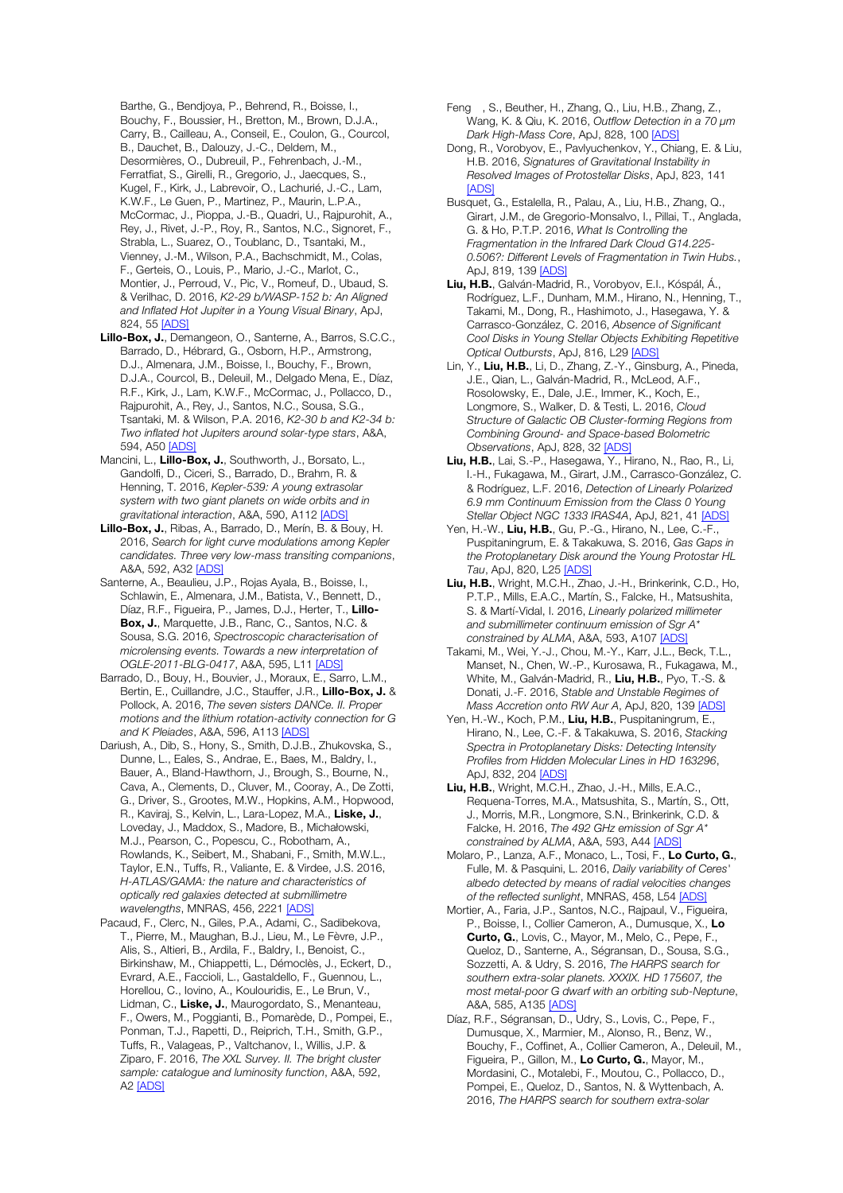Barthe, G., Bendjoya, P., Behrend, R., Boisse, I., Bouchy, F., Boussier, H., Bretton, M., Brown, D.J.A., Carry, B., Cailleau, A., Conseil, E., Coulon, G., Courcol, B., Dauchet, B., Dalouzy, J.-C., Deldem, M., Desormières, O., Dubreuil, P., Fehrenbach, J.-M., Ferratfiat, S., Girelli, R., Gregorio, J., Jaecques, S., Kugel, F., Kirk, J., Labrevoir, O., Lachurié, J.-C., Lam, K.W.F., Le Guen, P., Martinez, P., Maurin, L.P.A., McCormac, J., Pioppa, J.-B., Quadri, U., Rajpurohit, A., Rey, J., Rivet, J.-P., Roy, R., Santos, N.C., Signoret, F., Strabla, L., Suarez, O., Toublanc, D., Tsantaki, M., Vienney, J.-M., Wilson, P.A., Bachschmidt, M., Colas, F., Gerteis, O., Louis, P., Mario, J.-C., Marlot, C., Montier, J., Perroud, V., Pic, V., Romeuf, D., Ubaud, S. & Verilhac, D. 2016, *K2-29 b/WASP-152 b: An Aligned and Inflated Hot Jupiter in a Young Visual Binary*, ApJ, 824, 55 [ADS]

**Lillo-Box, J.**, Demangeon, O., Santerne, A., Barros, S.C.C., Barrado, D., Hébrard, G., Osborn, H.P., Armstrong, D.J., Almenara, J.M., Boisse, I., Bouchy, F., Brown, D.J.A., Courcol, B., Deleuil, M., Delgado Mena, E., Díaz, R.F., Kirk, J., Lam, K.W.F., McCormac, J., Pollacco, D., Rajpurohit, A., Rey, J., Santos, N.C., Sousa, S.G., Tsantaki, M. & Wilson, P.A. 2016, *K2-30 b and K2-34 b: Two inflated hot Jupiters around solar-type stars*, A&A, 594, A50 [ADS]

Mancini, L., **Lillo-Box, J.**, Southworth, J., Borsato, L., Gandolfi, D., Ciceri, S., Barrado, D., Brahm, R. & Henning, T. 2016, *Kepler-539: A young extrasolar system with two giant planets on wide orbits and in gravitational interaction*, A&A, 590, A112 [ADS]

**Lillo-Box, J.**, Ribas, A., Barrado, D., Merín, B. & Bouy, H. 2016, *Search for light curve modulations among Kepler candidates. Three very low-mass transiting companions*, A&A, 592, A32 [ADS]

Santerne, A., Beaulieu, J.P., Rojas Ayala, B., Boisse, I., Schlawin, E., Almenara, J.M., Batista, V., Bennett, D., Díaz, R.F., Figueira, P., James, D.J., Herter, T., **Lillo-Box, J.**, Marquette, J.B., Ranc, C., Santos, N.C. & Sousa, S.G. 2016, *Spectroscopic characterisation of microlensing events. Towards a new interpretation of OGLE-2011-BLG-0417*, A&A, 595, L11 [ADS]

Barrado, D., Bouy, H., Bouvier, J., Moraux, E., Sarro, L.M., Bertin, E., Cuillandre, J.C., Stauffer, J.R., **Lillo-Box, J.** & Pollock, A. 2016, *The seven sisters DANCe. II. Proper motions and the lithium rotation-activity connection for G and K Pleiades*, A&A, 596, A113 [ADS]

Dariush, A., Dib, S., Hony, S., Smith, D.J.B., Zhukovska, S., Dunne, L., Eales, S., Andrae, E., Baes, M., Baldry, I., Bauer, A., Bland-Hawthorn, J., Brough, S., Bourne, N., Cava, A., Clements, D., Cluver, M., Cooray, A., De Zotti, G., Driver, S., Grootes, M.W., Hopkins, A.M., Hopwood, R., Kaviraj, S., Kelvin, L., Lara-Lopez, M.A., **Liske, J.**, Loveday, J., Maddox, S., Madore, B., Michałowski, M.J., Pearson, C., Popescu, C., Robotham, A., Rowlands, K., Seibert, M., Shabani, F., Smith, M.W.L., Taylor, E.N., Tuffs, R., Valiante, E. & Virdee, J.S. 2016, *H-ATLAS/GAMA: the nature and characteristics of optically red galaxies detected at submillimetre wavelengths*, MNRAS, 456, 2221 [ADS]

Pacaud, F., Clerc, N., Giles, P.A., Adami, C., Sadibekova, T., Pierre, M., Maughan, B.J., Lieu, M., Le Fèvre, J.P., Alis, S., Altieri, B., Ardila, F., Baldry, I., Benoist, C., Birkinshaw, M., Chiappetti, L., Démoclès, J., Eckert, D., Evrard, A.E., Faccioli, L., Gastaldello, F., Guennou, L., Horellou, C., Iovino, A., Koulouridis, E., Le Brun, V., Lidman, C., **Liske, J.**, Maurogordato, S., Menanteau, F., Owers, M., Poggianti, B., Pomarède, D., Pompei, E., Ponman, T.J., Rapetti, D., Reiprich, T.H., Smith, G.P., Tuffs, R., Valageas, P., Valtchanov, I., Willis, J.P. & Ziparo, F. 2016, *The XXL Survey. II. The bright cluster sample: catalogue and luminosity function*, A&A, 592, A2 [ADS]

Feng , S., Beuther, H., Zhang, Q., Liu, H.B., Zhang, Z., Wang, K. & Qiu, K. 2016, *Outflow Detection in a 70 μm Dark High-Mass Core*, ApJ, 828, 100 [ADS]

Dong, R., Vorobyov, E., Pavlyuchenkov, Y., Chiang, E. & Liu, H.B. 2016, *Signatures of Gravitational Instability in Resolved Images of Protostellar Disks*, ApJ, 823, 141 [ADS]

Busquet, G., Estalella, R., Palau, A., Liu, H.B., Zhang, Q., Girart, J.M., de Gregorio-Monsalvo, I., Pillai, T., Anglada, G. & Ho, P.T.P. 2016, *What Is Controlling the Fragmentation in the Infrared Dark Cloud G14.225-0.506?: Different Levels of Fragmentation in Twin Hubs.*, ApJ, 819, 139 [ADS]

**Liu, H.B.**, Galván-Madrid, R., Vorobyov, E.I., Kóspál, Á., Rodríguez, L.F., Dunham, M.M., Hirano, N., Henning, T., Takami, M., Dong, R., Hashimoto, J., Hasegawa, Y. & Carrasco-González, C. 2016, *Absence of Significant Cool Disks in Young Stellar Objects Exhibiting Repetitive Optical Outbursts*, ApJ, 816, L29 [ADS]

Lin, Y., **Liu, H.B.**, Li, D., Zhang, Z.-Y., Ginsburg, A., Pineda, J.E., Qian, L., Galván-Madrid, R., McLeod, A.F., Rosolowsky, E., Dale, J.E., Immer, K., Koch, E., Longmore, S., Walker, D. & Testi, L. 2016, *Cloud Structure of Galactic OB Cluster-forming Regions from Combining Ground- and Space-based Bolometric Observations*, ApJ, 828, 32 [ADS]

**Liu, H.B.**, Lai, S.-P., Hasegawa, Y., Hirano, N., Rao, R., Li, I.-H., Fukagawa, M., Girart, J.M., Carrasco-González, C. & Rodríguez, L.F. 2016, *Detection of Linearly Polarized 6.9 mm Continuum Emission from the Class 0 Young Stellar Object NGC 1333 IRAS4A*, ApJ, 821, 41 [ADS]

Yen, H.-W., **Liu, H.B.**, Gu, P.-G., Hirano, N., Lee, C.-F., Puspitaningrum, E. & Takakuwa, S. 2016, *Gas Gaps in the Protoplanetary Disk around the Young Protostar HL Tau*, ApJ, 820, L25 [ADS]

**Liu, H.B.**, Wright, M.C.H., Zhao, J.-H., Brinkerink, C.D., Ho, P.T.P., Mills, E.A.C., Martín, S., Falcke, H., Matsushita, S. & Martí-Vidal, I. 2016, *Linearly polarized millimeter and submillimeter continuum emission of Sgr A\* constrained by ALMA*, A&A, 593, A107 [ADS]

Takami, M., Wei, Y.-J., Chou, M.-Y., Karr, J.L., Beck, T.L., Manset, N., Chen, W.-P., Kurosawa, R., Fukagawa, M., White, M., Galván-Madrid, R., **Liu, H.B.**, Pyo, T.-S. & Donati, J.-F. 2016, *Stable and Unstable Regimes of Mass Accretion onto RW Aur A*, ApJ, 820, 139 [ADS]

Yen, H.-W., Koch, P.M., **Liu, H.B.**, Puspitaningrum, E., Hirano, N., Lee, C.-F. & Takakuwa, S. 2016, *Stacking Spectra in Protoplanetary Disks: Detecting Intensity Profiles from Hidden Molecular Lines in HD 163296*, ApJ, 832, 204 [ADS]

**Liu, H.B.**, Wright, M.C.H., Zhao, J.-H., Mills, E.A.C., Requena-Torres, M.A., Matsushita, S., Martín, S., Ott, J., Morris, M.R., Longmore, S.N., Brinkerink, C.D. & Falcke, H. 2016, *The 492 GHz emission of Sgr A\* constrained by ALMA*, A&A, 593, A44 [ADS]

Molaro, P., Lanza, A.F., Monaco, L., Tosi, F., **Lo Curto, G.**, Fulle, M. & Pasquini, L. 2016, *Daily variability of Ceres' albedo detected by means of radial velocities changes of the reflected sunlight*, MNRAS, 458, L54 [ADS]

Mortier, A., Faria, J.P., Santos, N.C., Rajpaul, V., Figueira, P., Boisse, I., Collier Cameron, A., Dumusque, X., **Lo Curto, G.**, Lovis, C., Mayor, M., Melo, C., Pepe, F., Queloz, D., Santerne, A., Ségransan, D., Sousa, S.G., Sozzetti, A. & Udry, S. 2016, *The HARPS search for southern extra-solar planets. XXXIX. HD 175607, the most metal-poor G dwarf with an orbiting sub-Neptune*, A&A, 585, A135 [ADS]

Díaz, R.F., Ségransan, D., Udry, S., Lovis, C., Pepe, F., Dumusque, X., Marmier, M., Alonso, R., Benz, W., Bouchy, F., Coffinet, A., Collier Cameron, A., Deleuil, M., Figueira, P., Gillon, M., **Lo Curto, G.**, Mayor, M., Mordasini, C., Motalebi, F., Moutou, C., Pollacco, D., Pompei, E., Queloz, D., Santos, N. & Wyttenbach, A. 2016, *The HARPS search for southern extra-solar*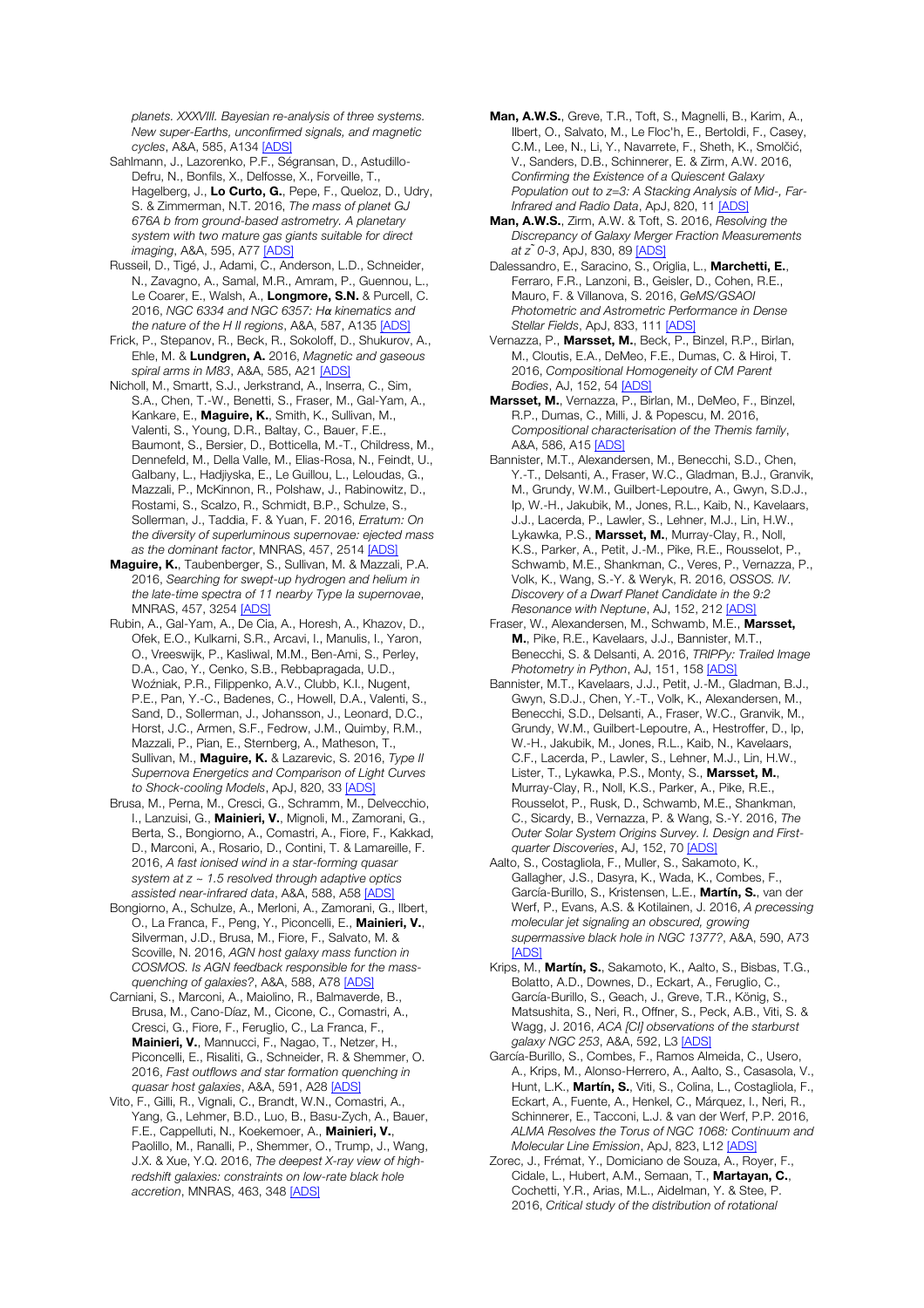*planets. XXXVIII. Bayesian re-analysis of three systems. New super-Earths, unconfirmed signals, and magnetic cycles*, A&A, 585, A134 [ADS]

Sahlmann, J., Lazorenko, P.F., Ségransan, D., Astudillo-Defru, N., Bonfils, X., Delfosse, X., Forveille, T., Hagelberg, J., **Lo Curto, G.**, Pepe, F., Queloz, D., Udry, S. & Zimmerman, N.T. 2016, *The mass of planet GJ 676A b from ground-based astrometry. A planetary system with two mature gas giants suitable for direct imaging*, A&A, 595, A77 [ADS]

Russeil, D., Tigé, J., Adami, C., Anderson, L.D., Schneider, N., Zavagno, A., Samal, M.R., Amram, P., Guennou, L., Le Coarer, E., Walsh, A., **Longmore, S.N.** & Purcell, C. 2016, *NGC 6334 and NGC 6357: Hα kinematics and the nature of the H II regions*, A&A, 587, A135 [ADS]

Frick, P., Stepanov, R., Beck, R., Sokoloff, D., Shukurov, A., Ehle, M. & **Lundgren, A.** 2016, *Magnetic and gaseous spiral arms in M83*, A&A, 585, A21 [ADS]

Nicholl, M., Smartt, S.J., Jerkstrand, A., Inserra, C., Sim, S.A., Chen, T.-W., Benetti, S., Fraser, M., Gal-Yam, A., Kankare, E., **Maguire, K.**, Smith, K., Sullivan, M., Valenti, S., Young, D.R., Baltay, C., Bauer, F.E., Baumont, S., Bersier, D., Botticella, M.-T., Childress, M., Dennefeld, M., Della Valle, M., Elias-Rosa, N., Feindt, U., Galbany, L., Hadjiyska, E., Le Guillou, L., Leloudas, G., Mazzali, P., McKinnon, R., Polshaw, J., Rabinowitz, D., Rostami, S., Scalzo, R., Schmidt, B.P., Schulze, S., Sollerman, J., Taddia, F. & Yuan, F. 2016, *Erratum: On the diversity of superluminous supernovae: ejected mass as the dominant factor*, MNRAS, 457, 2514 [ADS]

**Maguire, K.**, Taubenberger, S., Sullivan, M. & Mazzali, P.A. 2016, *Searching for swept-up hydrogen and helium in the late-time spectra of 11 nearby Type Ia supernovae*, MNRAS, 457, 3254 [ADS]

Rubin, A., Gal-Yam, A., De Cia, A., Horesh, A., Khazov, D., Ofek, E.O., Kulkarni, S.R., Arcavi, I., Manulis, I., Yaron, O., Vreeswijk, P., Kasliwal, M.M., Ben-Ami, S., Perley, D.A., Cao, Y., Cenko, S.B., Rebbapragada, U.D., Woźniak, P.R., Filippenko, A.V., Clubb, K.I., Nugent, P.E., Pan, Y.-C., Badenes, C., Howell, D.A., Valenti, S., Sand, D., Sollerman, J., Johansson, J., Leonard, D.C., Horst, J.C., Armen, S.F., Fedrow, J.M., Quimby, R.M., Mazzali, P., Pian, E., Sternberg, A., Matheson, T., Sullivan, M., **Maguire, K.** & Lazarevic, S. 2016, *Type II Supernova Energetics and Comparison of Light Curves to Shock-cooling Models*, ApJ, 820, 33 [ADS]

Brusa, M., Perna, M., Cresci, G., Schramm, M., Delvecchio, I., Lanzuisi, G., **Mainieri, V.**, Mignoli, M., Zamorani, G., Berta, S., Bongiorno, A., Comastri, A., Fiore, F., Kakkad, D., Marconi, A., Rosario, D., Contini, T. & Lamareille, F. 2016, *A fast ionised wind in a star-forming quasar system at z ~ 1.5 resolved through adaptive optics assisted near-infrared data*, A&A, 588, A58 [ADS]

Bongiorno, A., Schulze, A., Merloni, A., Zamorani, G., Ilbert, O., La Franca, F., Peng, Y., Piconcelli, E., **Mainieri, V.**, Silverman, J.D., Brusa, M., Fiore, F., Salvato, M. & Scoville, N. 2016, *AGN host galaxy mass function in COSMOS. Is AGN feedback responsible for the mass-quenching of galaxies?*, A&A, 588, A78 [ADS]

Carniani, S., Marconi, A., Maiolino, R., Balmaverde, B., Brusa, M., Cano-Díaz, M., Cicone, C., Comastri, A., Cresci, G., Fiore, F., Feruglio, C., La Franca, F., **Mainieri, V.**, Mannucci, F., Nagao, T., Netzer, H., Piconcelli, E., Risaliti, G., Schneider, R. & Shemmer, O. 2016, *Fast outflows and star formation quenching in quasar host galaxies*, A&A, 591, A28 [ADS]

Vito, F., Gilli, R., Vignali, C., Brandt, W.N., Comastri, A., Yang, G., Lehmer, B.D., Luo, B., Basu-Zych, A., Bauer, F.E., Cappelluti, N., Koekemoer, A., **Mainieri, V.**, Paolillo, M., Ranalli, P., Shemmer, O., Trump, J., Wang, J.X. & Xue, Y.Q. 2016, *The deepest X-ray view of high-redshift galaxies: constraints on low-rate black hole accretion*, MNRAS, 463, 348 [ADS]

**Man, A.W.S.**, Greve, T.R., Toft, S., Magnelli, B., Karim, A., Ilbert, O., Salvato, M., Le Floc'h, E., Bertoldi, F., Casey, C.M., Lee, N., Li, Y., Navarrete, F., Sheth, K., Smolčić, V., Sanders, D.B., Schinnerer, E. & Zirm, A.W. 2016, *Confirming the Existence of a Quiescent Galaxy Population out to z=3: A Stacking Analysis of Mid-, Far-Infrared and Radio Data*, ApJ, 820, 11 [ADS]

**Man, A.W.S.**, Zirm, A.W. & Toft, S. 2016, *Resolving the Discrepancy of Galaxy Merger Fraction Measurements at z̃ 0-3*, ApJ, 830, 89 [ADS]

Dalessandro, E., Saracino, S., Origlia, L., **Marchetti, E.**, Ferraro, F.R., Lanzoni, B., Geisler, D., Cohen, R.E., Mauro, F. & Villanova, S. 2016, *GeMS/GSAOI Photometric and Astrometric Performance in Dense Stellar Fields*, ApJ, 833, 111 [ADS]

Vernazza, P., **Marsset, M.**, Beck, P., Binzel, R.P., Birlan, M., Cloutis, E.A., DeMeo, F.E., Dumas, C. & Hiroi, T. 2016, *Compositional Homogeneity of CM Parent Bodies*, AJ, 152, 54 [ADS]

**Marsset, M.**, Vernazza, P., Birlan, M., DeMeo, F., Binzel, R.P., Dumas, C., Milli, J. & Popescu, M. 2016, *Compositional characterisation of the Themis family*, A&A, 586, A15 [ADS]

Bannister, M.T., Alexandersen, M., Benecchi, S.D., Chen, Y.-T., Delsanti, A., Fraser, W.C., Gladman, B.J., Granvik, M., Grundy, W.M., Guilbert-Lepoutre, A., Gwyn, S.D.J., Ip, W.-H., Jakubik, M., Jones, R.L., Kaib, N., Kavelaars, J.J., Lacerda, P., Lawler, S., Lehner, M.J., Lin, H.W., Lykawka, P.S., **Marsset, M.**, Murray-Clay, R., Noll, K.S., Parker, A., Petit, J.-M., Pike, R.E., Rousselot, P., Schwamb, M.E., Shankman, C., Veres, P., Vernazza, P., Volk, K., Wang, S.-Y. & Weryk, R. 2016, *OSSOS. IV. Discovery of a Dwarf Planet Candidate in the 9:2 Resonance with Neptune*, AJ, 152, 212 [ADS]

Fraser, W., Alexandersen, M., Schwamb, M.E., **Marsset, M.**, Pike, R.E., Kavelaars, J.J., Bannister, M.T., Benecchi, S. & Delsanti, A. 2016, *TRIPPy: Trailed Image Photometry in Python*, AJ, 151, 158 [ADS]

Bannister, M.T., Kavelaars, J.J., Petit, J.-M., Gladman, B.J., Gwyn, S.D.J., Chen, Y.-T., Volk, K., Alexandersen, M., Benecchi, S.D., Delsanti, A., Fraser, W.C., Granvik, M., Grundy, W.M., Guilbert-Lepoutre, A., Hestroffer, D., Ip, W.-H., Jakubik, M., Jones, R.L., Kaib, N., Kavelaars, C.F., Lacerda, P., Lawler, S., Lehner, M.J., Lin, H.W., Lister, T., Lykawka, P.S., Monty, S., **Marsset, M.**, Murray-Clay, R., Noll, K.S., Parker, A., Pike, R.E., Rousselot, P., Rusk, D., Schwamb, M.E., Shankman, C., Sicardy, B., Vernazza, P. & Wang, S.-Y. 2016, *The Outer Solar System Origins Survey. I. Design and First-quarter Discoveries*, AJ, 152, 70 [ADS]

Aalto, S., Costagliola, F., Muller, S., Sakamoto, K., Gallagher, J.S., Dasyra, K., Wada, K., Combes, F., García-Burillo, S., Kristensen, L.E., **Martín, S.**, van der Werf, P., Evans, A.S. & Kotilainen, J. 2016, *A precessing molecular jet signaling an obscured, growing supermassive black hole in NGC 1377?*, A&A, 590, A73 [ADS]

Krips, M., **Martín, S.**, Sakamoto, K., Aalto, S., Bisbas, T.G., Bolatto, A.D., Downes, D., Eckart, A., Feruglio, C., García-Burillo, S., Geach, J., Greve, T.R., König, S., Matsushita, S., Neri, R., Offner, S., Peck, A.B., Viti, S. & Wagg, J. 2016, *ACA [CI] observations of the starburst galaxy NGC 253*, A&A, 592, L3 [ADS]

García-Burillo, S., Combes, F., Ramos Almeida, C., Usero, A., Krips, M., Alonso-Herrero, A., Aalto, S., Casasola, V., Hunt, L.K., **Martín, S.**, Viti, S., Colina, L., Costagliola, F., Eckart, A., Fuente, A., Henkel, C., Márquez, I., Neri, R., Schinnerer, E., Tacconi, L.J. & van der Werf, P.P. 2016, *ALMA Resolves the Torus of NGC 1068: Continuum and Molecular Line Emission*, ApJ, 823, L12 [ADS]

Zorec, J., Frémat, Y., Domiciano de Souza, A., Royer, F., Cidale, L., Hubert, A.M., Semaan, T., **Martayan, C.**, Cochetti, Y.R., Arias, M.L., Aidelman, Y. & Stee, P. 2016, *Critical study of the distribution of rotational*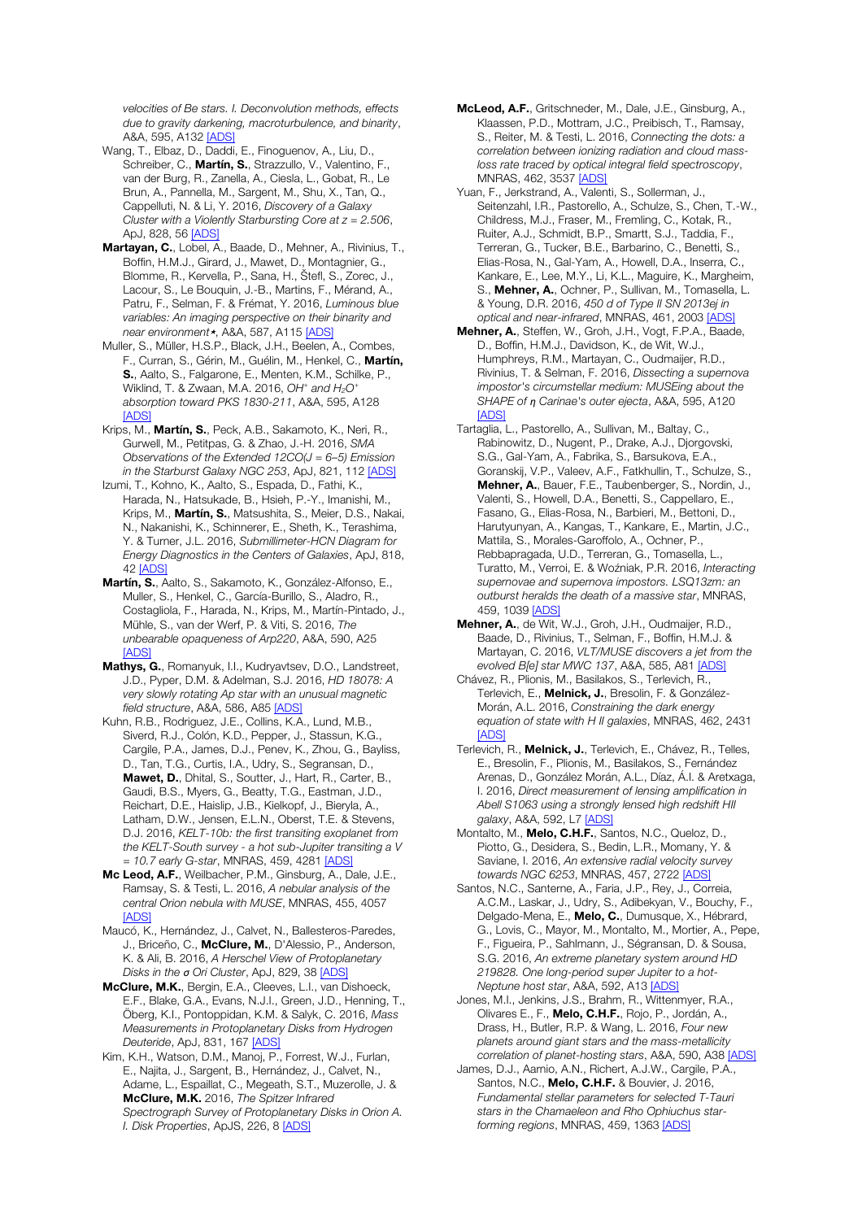*velocities of Be stars. I. Deconvolution methods, effects due to gravity darkening, macroturbulence, and binarity*, A&A, 595, A132 [ADS]

Wang, T., Elbaz, D., Daddi, E., Finoguenov, A., Liu, D., Schreiber, C., **Martín, S.**, Strazzullo, V., Valentino, F., van der Burg, R., Zanella, A., Ciesla, L., Gobat, R., Le Brun, A., Pannella, M., Sargent, M., Shu, X., Tan, Q., Cappelluti, N. & Li, Y. 2016, *Discovery of a Galaxy Cluster with a Violently Starbursting Core at z = 2.506*, ApJ, 828, 56 [ADS]

**Martayan, C.**, Lobel, A., Baade, D., Mehner, A., Rivinius, T., Boffin, H.M.J., Girard, J., Mawet, D., Montagnier, G., Blomme, R., Kervella, P., Sana, H., Štefl, S., Zorec, J., Lacour, S., Le Bouquin, J.-B., Martins, F., Mérand, A., Patru, F., Selman, F. & Frémat, Y. 2016, *Luminous blue variables: An imaging perspective on their binarity and near environment*★, A&A, 587, A115 [ADS]

Muller, S., Müller, H.S.P., Black, J.H., Beelen, A., Combes, F., Curran, S., Gérin, M., Guélin, M., Henkel, C., **Martín, S.**, Aalto, S., Falgarone, E., Menten, K.M., Schilke, P., Wiklind, T. & Zwaan, M.A. 2016, *$OH^+$ and $H_2O^+$ absorption toward PKS 1830-211*, A&A, 595, A128 [ADS]

Krips, M., **Martín, S.**, Peck, A.B., Sakamoto, K., Neri, R., Gurwell, M., Petitpas, G. & Zhao, J.-H. 2016, *SMA Observations of the Extended 12CO(J = 6–5) Emission in the Starburst Galaxy NGC 253*, ApJ, 821, 112 [ADS]

Izumi, T., Kohno, K., Aalto, S., Espada, D., Fathi, K., Harada, N., Hatsukade, B., Hsieh, P.-Y., Imanishi, M., Krips, M., **Martín, S.**, Matsushita, S., Meier, D.S., Nakai, N., Nakanishi, K., Schinnerer, E., Sheth, K., Terashima, Y. & Turner, J.L. 2016, *Submillimeter-HCN Diagram for Energy Diagnostics in the Centers of Galaxies*, ApJ, 818, 42 [ADS]

**Martín, S.**, Aalto, S., Sakamoto, K., González-Alfonso, E., Muller, S., Henkel, C., García-Burillo, S., Aladro, R., Costagliola, F., Harada, N., Krips, M., Martín-Pintado, J., Mühle, S., van der Werf, P. & Viti, S. 2016, *The unbearable opaqueness of Arp220*, A&A, 590, A25 [ADS]

**Mathys, G.**, Romanyuk, I.I., Kudryavtsev, D.O., Landstreet, J.D., Pyper, D.M. & Adelman, S.J. 2016, *HD 18078: A very slowly rotating Ap star with an unusual magnetic field structure*, A&A, 586, A85 [ADS]

Kuhn, R.B., Rodriguez, J.E., Collins, K.A., Lund, M.B., Siverd, R.J., Colón, K.D., Pepper, J., Stassun, K.G., Cargile, P.A., James, D.J., Penev, K., Zhou, G., Bayliss, D., Tan, T.G., Curtis, I.A., Udry, S., Segransan, D., **Mawet, D.**, Dhital, S., Soutter, J., Hart, R., Carter, B., Gaudi, B.S., Myers, G., Beatty, T.G., Eastman, J.D., Reichart, D.E., Haislip, J.B., Kielkopf, J., Bieryla, A., Latham, D.W., Jensen, E.L.N., Oberst, T.E. & Stevens, D.J. 2016, *KELT-10b: the first transiting exoplanet from the KELT-South survey - a hot sub-Jupiter transiting a V = 10.7 early G-star*, MNRAS, 459, 4281 [ADS]

**Mc Leod, A.F.**, Weilbacher, P.M., Ginsburg, A., Dale, J.E., Ramsay, S. & Testi, L. 2016, *A nebular analysis of the central Orion nebula with MUSE*, MNRAS, 455, 4057 [ADS]

Maucó, K., Hernández, J., Calvet, N., Ballesteros-Paredes, J., Briceño, C., **McClure, M.**, D'Alessio, P., Anderson, K. & Ali, B. 2016, *A Herschel View of Protoplanetary Disks in the σ Ori Cluster*, ApJ, 829, 38 [ADS]

**McClure, M.K.**, Bergin, E.A., Cleeves, L.I., van Dishoeck, E.F., Blake, G.A., Evans, N.J.I., Green, J.D., Henning, T., Öberg, K.I., Pontoppidan, K.M. & Salyk, C. 2016, *Mass Measurements in Protoplanetary Disks from Hydrogen Deuteride*, ApJ, 831, 167 [ADS]

Kim, K.H., Watson, D.M., Manoj, P., Forrest, W.J., Furlan, E., Najita, J., Sargent, B., Hernández, J., Calvet, N., Adame, L., Espaillat, C., Megeath, S.T., Muzerolle, J. & **McClure, M.K.** 2016, *The Spitzer Infrared Spectrograph Survey of Protoplanetary Disks in Orion A. I. Disk Properties*, ApJS, 226, 8 [ADS]

**McLeod, A.F.**, Gritschneder, M., Dale, J.E., Ginsburg, A., Klaassen, P.D., Mottram, J.C., Preibisch, T., Ramsay, S., Reiter, M. & Testi, L. 2016, *Connecting the dots: a correlation between ionizing radiation and cloud mass-loss rate traced by optical integral field spectroscopy*, MNRAS, 462, 3537 [ADS]

Yuan, F., Jerkstrand, A., Valenti, S., Sollerman, J., Seitenzahl, I.R., Pastorello, A., Schulze, S., Chen, T.-W., Childress, M.J., Fraser, M., Fremling, C., Kotak, R., Ruiter, A.J., Schmidt, B.P., Smartt, S.J., Taddia, F., Terreran, G., Tucker, B.E., Barbarino, C., Benetti, S., Elias-Rosa, N., Gal-Yam, A., Howell, D.A., Inserra, C., Kankare, E., Lee, M.Y., Li, K.L., Maguire, K., Margheim, S., **Mehner, A.**, Ochner, P., Sullivan, M., Tomasella, L. & Young, D.R. 2016, *450 d of Type II SN 2013ej in optical and near-infrared*, MNRAS, 461, 2003 [ADS]

**Mehner, A.**, Steffen, W., Groh, J.H., Vogt, F.P.A., Baade, D., Boffin, H.M.J., Davidson, K., de Wit, W.J., Humphreys, R.M., Martayan, C., Oudmaijer, R.D., Rivinius, T. & Selman, F. 2016, *Dissecting a supernova impostor's circumstellar medium: MUSEing about the SHAPE of η Carinae's outer ejecta*, A&A, 595, A120 [ADS]

Tartaglia, L., Pastorello, A., Sullivan, M., Baltay, C., Rabinowitz, D., Nugent, P., Drake, A.J., Djorgovski, S.G., Gal-Yam, A., Fabrika, S., Barsukova, E.A., Goranskij, V.P., Valeev, A.F., Fatkhullin, T., Schulze, S., **Mehner, A.**, Bauer, F.E., Taubenberger, S., Nordin, J., Valenti, S., Howell, D.A., Benetti, S., Cappellaro, E., Fasano, G., Elias-Rosa, N., Barbieri, M., Bettoni, D., Harutyunyan, A., Kangas, T., Kankare, E., Martin, J.C., Mattila, S., Morales-Garoffolo, A., Ochner, P., Rebbapragada, U.D., Terreran, G., Tomasella, L., Turatto, M., Verroi, E. & Woźniak, P.R. 2016, *Interacting supernovae and supernova impostors. LSQ13zm: an outburst heralds the death of a massive star*, MNRAS, 459, 1039 [ADS]

**Mehner, A.**, de Wit, W.J., Groh, J.H., Oudmaijer, R.D., Baade, D., Rivinius, T., Selman, F., Boffin, H.M.J. & Martayan, C. 2016, *VLT/MUSE discovers a jet from the evolved B[e] star MWC 137*, A&A, 585, A81 [ADS]

Chávez, R., Plionis, M., Basilakos, S., Terlevich, R., Terlevich, E., **Melnick, J.**, Bresolin, F. & González-Morán, A.L. 2016, *Constraining the dark energy equation of state with H II galaxies*, MNRAS, 462, 2431 [ADS]

Terlevich, R., **Melnick, J.**, Terlevich, E., Chávez, R., Telles, E., Bresolin, F., Plionis, M., Basilakos, S., Fernández Arenas, D., González Morán, A.L., Díaz, Á.I. & Aretxaga, I. 2016, *Direct measurement of lensing amplification in Abell S1063 using a strongly lensed high redshift HII galaxy*, A&A, 592, L7 [ADS]

Montalto, M., **Melo, C.H.F.**, Santos, N.C., Queloz, D., Piotto, G., Desidera, S., Bedin, L.R., Momany, Y. & Saviane, I. 2016, *An extensive radial velocity survey towards NGC 6253*, MNRAS, 457, 2722 [ADS]

Santos, N.C., Santerne, A., Faria, J.P., Rey, J., Correia, A.C.M., Laskar, J., Udry, S., Adibekyan, V., Bouchy, F., Delgado-Mena, E., **Melo, C.**, Dumusque, X., Hébrard, G., Lovis, C., Mayor, M., Montalto, M., Mortier, A., Pepe, F., Figueira, P., Sahlmann, J., Ségransan, D. & Sousa, S.G. 2016, *An extreme planetary system around HD 219828. One long-period super Jupiter to a hot-Neptune host star*, A&A, 592, A13 [ADS]

Jones, M.I., Jenkins, J.S., Brahm, R., Wittenmyer, R.A., Olivares E., F., **Melo, C.H.F.**, Rojo, P., Jordán, A., Drass, H., Butler, R.P. & Wang, L. 2016, *Four new planets around giant stars and the mass-metallicity correlation of planet-hosting stars*, A&A, 590, A38 [ADS]

James, D.J., Aarnio, A.N., Richert, A.J.W., Cargile, P.A., Santos, N.C., **Melo, C.H.F.** & Bouvier, J. 2016, *Fundamental stellar parameters for selected T-Tauri stars in the Chamaeleon and Rho Ophiuchus star-forming regions*, MNRAS, 459, 1363 [ADS]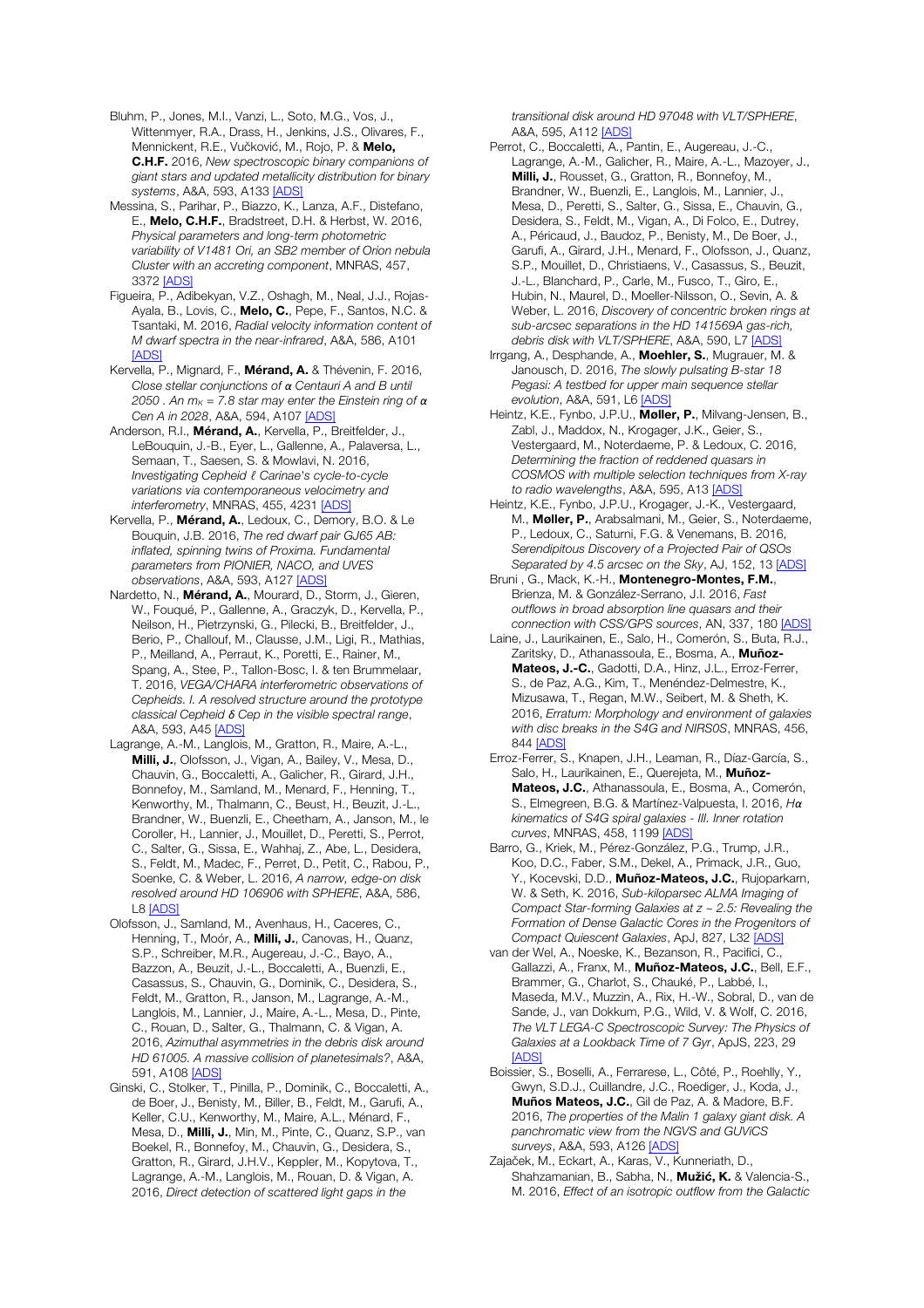Bluhm, P., Jones, M.I., Vanzi, L., Soto, M.G., Vos, J., Wittenmyer, R.A., Drass, H., Jenkins, J.S., Olivares, F., Mennickent, R.E., Vučković, M., Rojo, P. & **Melo, C.H.F.** 2016, *New spectroscopic binary companions of giant stars and updated metallicity distribution for binary systems*, A&A, 593, A133 [ADS]

Messina, S., Parihar, P., Biazzo, K., Lanza, A.F., Distefano, E., **Melo, C.H.F.**, Bradstreet, D.H. & Herbst, W. 2016, *Physical parameters and long-term photometric variability of V1481 Ori, an SB2 member of Orion nebula Cluster with an accreting component*, MNRAS, 457, 3372 [ADS]

Figueira, P., Adibekyan, V.Z., Oshagh, M., Neal, J.J., Rojas-Ayala, B., Lovis, C., **Melo, C.**, Pepe, F., Santos, N.C. & Tsantaki, M. 2016, *Radial velocity information content of M dwarf spectra in the near-infrared*, A&A, 586, A101 [ADS]

Kervella, P., Mignard, F., **Mérand, A.** & Thévenin, F. 2016, *Close stellar conjunctions of α Centauri A and B until 2050 . An $m_K$ = 7.8 star may enter the Einstein ring of α Cen A in 2028*, A&A, 594, A107 [ADS]

Anderson, R.I., **Mérand, A.**, Kervella, P., Breitfelder, J., LeBouquin, J.-B., Eyer, L., Gallenne, A., Palaversa, L., Semaan, T., Saesen, S. & Mowlavi, N. 2016, *Investigating Cepheid ℓ Carinae's cycle-to-cycle variations via contemporaneous velocimetry and interferometry*, MNRAS, 455, 4231 [ADS]

Kervella, P., **Mérand, A.**, Ledoux, C., Demory, B.O. & Le Bouquin, J.B. 2016, *The red dwarf pair GJ65 AB: inflated, spinning twins of Proxima. Fundamental parameters from PIONIER, NACO, and UVES observations*, A&A, 593, A127 [ADS]

Nardetto, N., **Mérand, A.**, Mourard, D., Storm, J., Gieren, W., Fouqué, P., Gallenne, A., Graczyk, D., Kervella, P., Neilson, H., Pietrzynski, G., Pilecki, B., Breitfelder, J., Berio, P., Challouf, M., Clausse, J.M., Ligi, R., Mathias, P., Meilland, A., Perraut, K., Poretti, E., Rainer, M., Spang, A., Stee, P., Tallon-Bosc, I. & ten Brummelaar, T. 2016, *VEGA/CHARA interferometric observations of Cepheids. I. A resolved structure around the prototype classical Cepheid δ Cep in the visible spectral range*, A&A, 593, A45 [ADS]

Lagrange, A.-M., Langlois, M., Gratton, R., Maire, A.-L., **Milli, J.**, Olofsson, J., Vigan, A., Bailey, V., Mesa, D., Chauvin, G., Boccaletti, A., Galicher, R., Girard, J.H., Bonnefoy, M., Samland, M., Menard, F., Henning, T., Kenworthy, M., Thalmann, C., Beust, H., Beuzit, J.-L., Brandner, W., Buenzli, E., Cheetham, A., Janson, M., le Coroller, H., Lannier, J., Mouillet, D., Peretti, S., Perrot, C., Salter, G., Sissa, E., Wahhaj, Z., Abe, L., Desidera, S., Feldt, M., Madec, F., Perret, D., Petit, C., Rabou, P., Soenke, C. & Weber, L. 2016, *A narrow, edge-on disk resolved around HD 106906 with SPHERE*, A&A, 586, L8 [ADS]

Olofsson, J., Samland, M., Avenhaus, H., Caceres, C., Henning, T., Moór, A., **Milli, J.**, Canovas, H., Quanz, S.P., Schreiber, M.R., Augereau, J.-C., Bayo, A., Bazzon, A., Beuzit, J.-L., Boccaletti, A., Buenzli, E., Casassus, S., Chauvin, G., Dominik, C., Desidera, S., Feldt, M., Gratton, R., Janson, M., Lagrange, A.-M., Langlois, M., Lannier, J., Maire, A.-L., Mesa, D., Pinte, C., Rouan, D., Salter, G., Thalmann, C. & Vigan, A. 2016, *Azimuthal asymmetries in the debris disk around HD 61005. A massive collision of planetesimals?*, A&A, 591, A108 [ADS]

Ginski, C., Stolker, T., Pinilla, P., Dominik, C., Boccaletti, A., de Boer, J., Benisty, M., Biller, B., Feldt, M., Garufi, A., Keller, C.U., Kenworthy, M., Maire, A.L., Ménard, F., Mesa, D., **Milli, J.**, Min, M., Pinte, C., Quanz, S.P., van Boekel, R., Bonnefoy, M., Chauvin, G., Desidera, S., Gratton, R., Girard, J.H.V., Keppler, M., Kopytova, T., Lagrange, A.-M., Langlois, M., Rouan, D. & Vigan, A. 2016, *Direct detection of scattered light gaps in the transitional disk around HD 97048 with VLT/SPHERE*, A&A, 595, A112 [ADS]

Perrot, C., Boccaletti, A., Pantin, E., Augereau, J.-C., Lagrange, A.-M., Galicher, R., Maire, A.-L., Mazoyer, J., **Milli, J.**, Rousset, G., Gratton, R., Bonnefoy, M., Brandner, W., Buenzli, E., Langlois, M., Lannier, J., Mesa, D., Peretti, S., Salter, G., Sissa, E., Chauvin, G., Desidera, S., Feldt, M., Vigan, A., Di Folco, E., Dutrey, A., Péricaud, J., Baudoz, P., Benisty, M., De Boer, J., Garufi, A., Girard, J.H., Menard, F., Olofsson, J., Quanz, S.P., Mouillet, D., Christiaens, V., Casassus, S., Beuzit, J.-L., Blanchard, P., Carle, M., Fusco, T., Giro, E., Hubin, N., Maurel, D., Moeller-Nilsson, O., Sevin, A. & Weber, L. 2016, *Discovery of concentric broken rings at sub-arcsec separations in the HD 141569A gas-rich, debris disk with VLT/SPHERE*, A&A, 590, L7 [ADS]

Irrgang, A., Desphande, A., **Moehler, S.**, Mugrauer, M. & Janousch, D. 2016, *The slowly pulsating B-star 18 Pegasi: A testbed for upper main sequence stellar evolution*, A&A, 591, L6 [ADS]

Heintz, K.E., Fynbo, J.P.U., **Møller, P.**, Milvang-Jensen, B., Zabl, J., Maddox, N., Krogager, J.K., Geier, S., Vestergaard, M., Noterdaeme, P. & Ledoux, C. 2016, *Determining the fraction of reddened quasars in COSMOS with multiple selection techniques from X-ray to radio wavelengths*, A&A, 595, A13 [ADS]

Heintz, K.E., Fynbo, J.P.U., Krogager, J.-K., Vestergaard, M., **Møller, P.**, Arabsalmani, M., Geier, S., Noterdaeme, P., Ledoux, C., Saturni, F.G. & Venemans, B. 2016, *Serendipitous Discovery of a Projected Pair of QSOs Separated by 4.5 arcsec on the Sky*, AJ, 152, 13 [ADS]

Bruni , G., Mack, K.-H., **Montenegro-Montes, F.M.**, Brienza, M. & González-Serrano, J.I. 2016, *Fast outflows in broad absorption line quasars and their connection with CSS/GPS sources*, AN, 337, 180 [ADS]

Laine, J., Laurikainen, E., Salo, H., Comerón, S., Buta, R.J., Zaritsky, D., Athanassoula, E., Bosma, A., **Muñoz-Mateos, J.-C.**, Gadotti, D.A., Hinz, J.L., Erroz-Ferrer, S., de Paz, A.G., Kim, T., Menéndez-Delmestre, K., Mizusawa, T., Regan, M.W., Seibert, M. & Sheth, K. 2016, *Erratum: Morphology and environment of galaxies with disc breaks in the S4G and NIRS0S*, MNRAS, 456, 844 [ADS]

Erroz-Ferrer, S., Knapen, J.H., Leaman, R., Díaz-García, S., Salo, H., Laurikainen, E., Querejeta, M., **Muñoz-Mateos, J.C.**, Athanassoula, E., Bosma, A., Comerón, S., Elmegreen, B.G. & Martínez-Valpuesta, I. 2016, *Hα kinematics of S4G spiral galaxies - III. Inner rotation curves*, MNRAS, 458, 1199 [ADS]

Barro, G., Kriek, M., Pérez-González, P.G., Trump, J.R., Koo, D.C., Faber, S.M., Dekel, A., Primack, J.R., Guo, Y., Kocevski, D.D., **Muñoz-Mateos, J.C.**, Rujoparkarn, W. & Seth, K. 2016, *Sub-kiloparsec ALMA Imaging of Compact Star-forming Galaxies at z ~ 2.5: Revealing the Formation of Dense Galactic Cores in the Progenitors of Compact Quiescent Galaxies*, ApJ, 827, L32 [ADS]

van der Wel, A., Noeske, K., Bezanson, R., Pacifici, C., Gallazzi, A., Franx, M., **Muñoz-Mateos, J.C.**, Bell, E.F., Brammer, G., Charlot, S., Chauké, P., Labbé, I., Maseda, M.V., Muzzin, A., Rix, H.-W., Sobral, D., van de Sande, J., van Dokkum, P.G., Wild, V. & Wolf, C. 2016, *The VLT LEGA-C Spectroscopic Survey: The Physics of Galaxies at a Lookback Time of 7 Gyr*, ApJS, 223, 29 [ADS]

Boissier, S., Boselli, A., Ferrarese, L., Côté, P., Roehlly, Y., Gwyn, S.D.J., Cuillandre, J.C., Roediger, J., Koda, J., **Muños Mateos, J.C.**, Gil de Paz, A. & Madore, B.F. 2016, *The properties of the Malin 1 galaxy giant disk. A panchromatic view from the NGVS and GUViCS surveys*, A&A, 593, A126 [ADS]

Zajaček, M., Eckart, A., Karas, V., Kunneriath, D., Shahzamanian, B., Sabha, N., **Mužić, K.** & Valencia-S., M. 2016, *Effect of an isotropic outflow from the Galactic*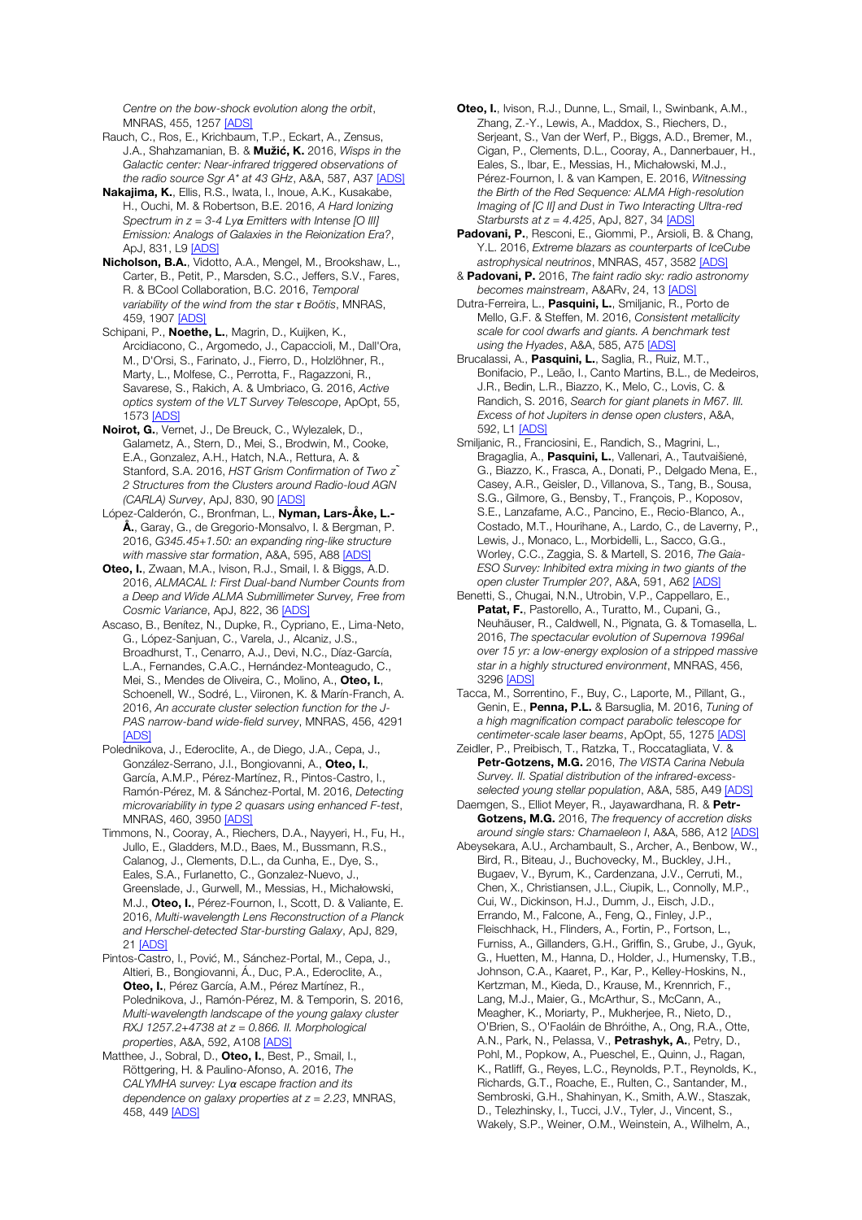*Centre on the bow-shock evolution along the orbit*, MNRAS, 455, 1257 [ADS]

Rauch, C., Ros, E., Krichbaum, T.P., Eckart, A., Zensus, J.A., Shahzamanian, B. & **Mužić, K.** 2016, *Wisps in the Galactic center: Near-infrared triggered observations of the radio source Sgr A* at 43 GHz*, A&A, 587, A37 [ADS]

**Nakajima, K.**, Ellis, R.S., Iwata, I., Inoue, A.K., Kusakabe, H., Ouchi, M. & Robertson, B.E. 2016, *A Hard Ionizing Spectrum in z = 3-4 Lyα Emitters with Intense [O III] Emission: Analogs of Galaxies in the Reionization Era?*, ApJ, 831, L9 [ADS]

**Nicholson, B.A.**, Vidotto, A.A., Mengel, M., Brookshaw, L., Carter, B., Petit, P., Marsden, S.C., Jeffers, S.V., Fares, R. & BCool Collaboration, B.C. 2016, *Temporal variability of the wind from the star τ Boötis*, MNRAS, 459, 1907 [ADS]

Schipani, P., **Noethe, L.**, Magrin, D., Kuijken, K., Arcidiacono, C., Argomedo, J., Capaccioli, M., Dall'Ora, M., D'Orsi, S., Farinato, J., Fierro, D., Holzlöhner, R., Marty, L., Molfese, C., Perrotta, F., Ragazzoni, R., Savarese, S., Rakich, A. & Umbriaco, G. 2016, *Active optics system of the VLT Survey Telescope*, ApOpt, 55, 1573 [ADS]

**Noirot, G.**, Vernet, J., De Breuck, C., Wylezalek, D., Galametz, A., Stern, D., Mei, S., Brodwin, M., Cooke, E.A., Gonzalez, A.H., Hatch, N.A., Rettura, A. & Stanford, S.A. 2016, *HST Grism Confirmation of Two z ~ 2 Structures from the Clusters around Radio-loud AGN (CARLA) Survey*, ApJ, 830, 90 [ADS]

López-Calderón, C., Bronfman, L., **Nyman, Lars-Åke, L.-Å.**, Garay, G., de Gregorio-Monsalvo, I. & Bergman, P. 2016, *G345.45+1.50: an expanding ring-like structure with massive star formation*, A&A, 595, A88 [ADS]

**Oteo, I.**, Zwaan, M.A., Ivison, R.J., Smail, I. & Biggs, A.D. 2016, *ALMACAL I: First Dual-band Number Counts from a Deep and Wide ALMA Submillimeter Survey, Free from Cosmic Variance*, ApJ, 822, 36 [ADS]

Ascaso, B., Benítez, N., Dupke, R., Cypriano, E., Lima-Neto, G., López-Sanjuan, C., Varela, J., Alcaniz, J.S., Broadhurst, T., Cenarro, A.J., Devi, N.C., Díaz-García, L.A., Fernandes, C.A.C., Hernández-Monteagudo, C., Mei, S., Mendes de Oliveira, C., Molino, A., **Oteo, I.**, Schoenell, W., Sodré, L., Viironen, K. & Marín-Franch, A. 2016, *An accurate cluster selection function for the J-PAS narrow-band wide-field survey*, MNRAS, 456, 4291 [ADS]

Polednikova, J., Ederoclite, A., de Diego, J.A., Cepa, J., González-Serrano, J.I., Bongiovanni, A., **Oteo, I.**, García, A.M.P., Pérez-Martínez, R., Pintos-Castro, I., Ramón-Pérez, M. & Sánchez-Portal, M. 2016, *Detecting microvariability in type 2 quasars using enhanced F-test*, MNRAS, 460, 3950 [ADS]

Timmons, N., Cooray, A., Riechers, D.A., Nayyeri, H., Fu, H., Jullo, E., Gladders, M.D., Baes, M., Bussmann, R.S., Calanog, J., Clements, D.L., da Cunha, E., Dye, S., Eales, S.A., Furlanetto, C., Gonzalez-Nuevo, J., Greenslade, J., Gurwell, M., Messias, H., Michałowski, M.J., **Oteo, I.**, Pérez-Fournon, I., Scott, D. & Valiante, E. 2016, *Multi-wavelength Lens Reconstruction of a Planck and Herschel-detected Star-bursting Galaxy*, ApJ, 829, 21 [ADS]

Pintos-Castro, I., Pović, M., Sánchez-Portal, M., Cepa, J., Altieri, B., Bongiovanni, Á., Duc, P.A., Ederoclite, A., **Oteo, I.**, Pérez García, A.M., Pérez Martínez, R., Polednikova, J., Ramón-Pérez, M. & Temporin, S. 2016, *Multi-wavelength landscape of the young galaxy cluster RXJ 1257.2+4738 at z = 0.866. II. Morphological properties*, A&A, 592, A108 [ADS]

Matthee, J., Sobral, D., **Oteo, I.**, Best, P., Smail, I., Röttgering, H. & Paulino-Afonso, A. 2016, *The CALYMHA survey: Lyα escape fraction and its dependence on galaxy properties at z = 2.23*, MNRAS, 458, 449 [ADS]

**Oteo, I.**, Ivison, R.J., Dunne, L., Smail, I., Swinbank, A.M., Zhang, Z.-Y., Lewis, A., Maddox, S., Riechers, D., Serjeant, S., Van der Werf, P., Biggs, A.D., Bremer, M., Cigan, P., Clements, D.L., Cooray, A., Dannerbauer, H., Eales, S., Ibar, E., Messias, H., Michałowski, M.J., Pérez-Fournon, I. & van Kampen, E. 2016, *Witnessing the Birth of the Red Sequence: ALMA High-resolution Imaging of [C II] and Dust in Two Interacting Ultra-red Starbursts at z = 4.425*, ApJ, 827, 34 [ADS]

**Padovani, P.**, Resconi, E., Giommi, P., Arsioli, B. & Chang, Y.L. 2016, *Extreme blazars as counterparts of IceCube astrophysical neutrinos*, MNRAS, 457, 3582 [ADS]

& **Padovani, P.** 2016, *The faint radio sky: radio astronomy becomes mainstream*, A&ARv, 24, 13 [ADS]

Dutra-Ferreira, L., **Pasquini, L.**, Smiljanic, R., Porto de Mello, G.F. & Steffen, M. 2016, *Consistent metallicity scale for cool dwarfs and giants. A benchmark test using the Hyades*, A&A, 585, A75 [ADS]

Brucalassi, A., **Pasquini, L.**, Saglia, R., Ruiz, M.T., Bonifacio, P., Leão, I., Canto Martins, B.L., de Medeiros, J.R., Bedin, L.R., Biazzo, K., Melo, C., Lovis, C. & Randich, S. 2016, *Search for giant planets in M67. III. Excess of hot Jupiters in dense open clusters*, A&A, 592, L1 [ADS]

Smiljanic, R., Franciosini, E., Randich, S., Magrini, L., Bragaglia, A., **Pasquini, L.**, Vallenari, A., Tautvaišienė, G., Biazzo, K., Frasca, A., Donati, P., Delgado Mena, E., Casey, A.R., Geisler, D., Villanova, S., Tang, B., Sousa, S.G., Gilmore, G., Bensby, T., François, P., Koposov, S.E., Lanzafame, A.C., Pancino, E., Recio-Blanco, A., Costado, M.T., Hourihane, A., Lardo, C., de Laverny, P., Lewis, J., Monaco, L., Morbidelli, L., Sacco, G.G., Worley, C.C., Zaggia, S. & Martell, S. 2016, *The Gaia-ESO Survey: Inhibited extra mixing in two giants of the open cluster Trumpler 20?*, A&A, 591, A62 [ADS]

Benetti, S., Chugai, N.N., Utrobin, V.P., Cappellaro, E., **Patat, F.**, Pastorello, A., Turatto, M., Cupani, G., Neuhäuser, R., Caldwell, N., Pignata, G. & Tomasella, L. 2016, *The spectacular evolution of Supernova 1996al over 15 yr: a low-energy explosion of a stripped massive star in a highly structured environment*, MNRAS, 456, 3296 [ADS]

Tacca, M., Sorrentino, F., Buy, C., Laporte, M., Pillant, G., Genin, E., **Penna, P.L.** & Barsuglia, M. 2016, *Tuning of a high magnification compact parabolic telescope for centimeter-scale laser beams*, ApOpt, 55, 1275 [ADS]

Zeidler, P., Preibisch, T., Ratzka, T., Roccatagliata, V. & **Petr-Gotzens, M.G.** 2016, *The VISTA Carina Nebula Survey. II. Spatial distribution of the infrared-excess-selected young stellar population*, A&A, 585, A49 [ADS]

Daemgen, S., Elliot Meyer, R., Jayawardhana, R. & **Petr-Gotzens, M.G.** 2016, *The frequency of accretion disks around single stars: Chamaeleon I*, A&A, 586, A12 [ADS]

Abeysekara, A.U., Archambault, S., Archer, A., Benbow, W., Bird, R., Biteau, J., Buchovecky, M., Buckley, J.H., Bugaev, V., Byrum, K., Cardenzana, J.V., Cerruti, M., Chen, X., Christiansen, J.L., Ciupik, L., Connolly, M.P., Cui, W., Dickinson, H.J., Dumm, J., Eisch, J.D., Errando, M., Falcone, A., Feng, Q., Finley, J.P., Fleischhack, H., Flinders, A., Fortin, P., Fortson, L., Furniss, A., Gillanders, G.H., Griffin, S., Grube, J., Gyuk, G., Huetten, M., Hanna, D., Holder, J., Humensky, T.B., Johnson, C.A., Kaaret, P., Kar, P., Kelley-Hoskins, N., Kertzman, M., Kieda, D., Krause, M., Krennrich, F., Lang, M.J., Maier, G., McArthur, S., McCann, A., Meagher, K., Moriarty, P., Mukherjee, R., Nieto, D., O'Brien, S., O'Faoláin de Bhróithe, A., Ong, R.A., Otte, A.N., Park, N., Pelassa, V., **Petrashyk, A.**, Petry, D., Pohl, M., Popkow, A., Pueschel, E., Quinn, J., Ragan, K., Ratliff, G., Reyes, L.C., Reynolds, P.T., Reynolds, K., Richards, G.T., Roache, E., Rulten, C., Santander, M., Sembroski, G.H., Shahinyan, K., Smith, A.W., Staszak, D., Telezhinsky, I., Tucci, J.V., Tyler, J., Vincent, S., Wakely, S.P., Weiner, O.M., Weinstein, A., Wilhelm, A.,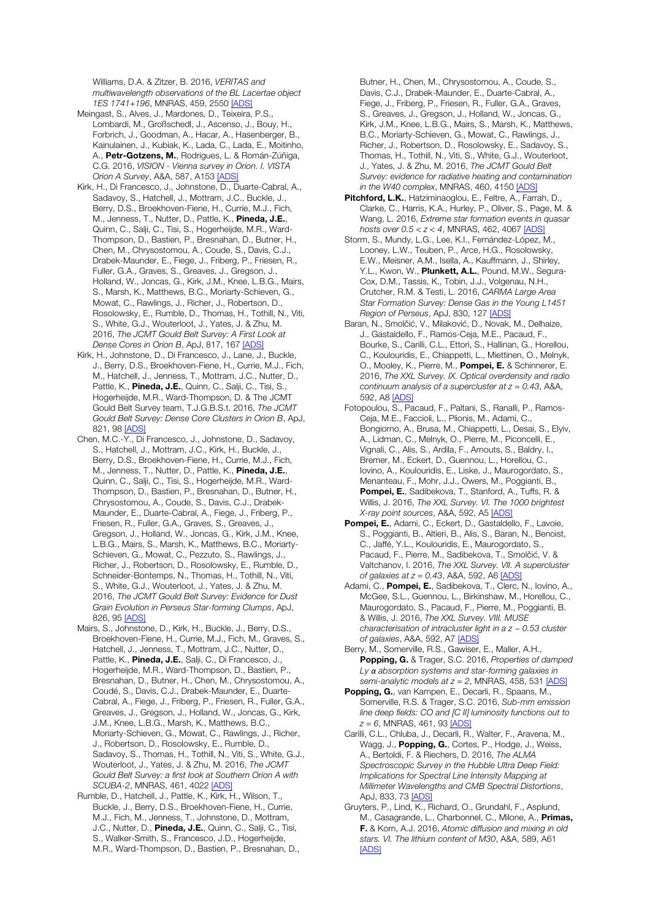Williams, D.A. & Zitzer, B. 2016, *VERITAS and multiwavelength observations of the BL Lacertae object 1ES 1741+196*, MNRAS, 459, 2550 [ADS]

Meingast, S., Alves, J., Mardones, D., Teixeira, P.S., Lombardi, M., Großschedl, J., Ascenso, J., Bouy, H., Forbrich, J., Goodman, A., Hacar, A., Hasenberger, B., Kainulainen, J., Kubiak, K., Lada, C., Lada, E., Moitinho, A., **Petr-Gotzens, M.**, Rodrigues, L. & Román-Zúñiga, C.G. 2016, *VISION - Vienna survey in Orion. I. VISTA Orion A Survey*, A&A, 587, A153 [ADS]

Kirk, H., Di Francesco, J., Johnstone, D., Duarte-Cabral, A., Sadavoy, S., Hatchell, J., Mottram, J.C., Buckle, J., Berry, D.S., Broekhoven-Fiene, H., Currie, M.J., Fich, M., Jenness, T., Nutter, D., Pattle, K., **Pineda, J.E.**, Quinn, C., Salji, C., Tisi, S., Hogerheijde, M.R., Ward-Thompson, D., Bastien, P., Bresnahan, D., Butner, H., Chen, M., Chrysostomou, A., Coude, S., Davis, C.J., Drabek-Maunder, E., Fiege, J., Friberg, P., Friesen, R., Fuller, G.A., Graves, S., Greaves, J., Gregson, J., Holland, W., Joncas, G., Kirk, J.M., Knee, L.B.G., Mairs, S., Marsh, K., Matthews, B.C., Moriarty-Schieven, G., Mowat, C., Rawlings, J., Richer, J., Robertson, D., Rosolowsky, E., Rumble, D., Thomas, H., Tothill, N., Viti, S., White, G.J., Wouterloot, J., Yates, J. & Zhu, M. 2016, *The JCMT Gould Belt Survey: A First Look at Dense Cores in Orion B*, ApJ, 817, 167 [ADS]

Kirk, H., Johnstone, D., Di Francesco, J., Lane, J., Buckle, J., Berry, D.S., Broekhoven-Fiene, H., Currie, M.J., Fich, M., Hatchell, J., Jenness, T., Mottram, J.C., Nutter, D., Pattle, K., **Pineda, J.E.**, Quinn, C., Salji, C., Tisi, S., Hogerheijde, M.R., Ward-Thompson, D. & The JCMT Gould Belt Survey team, T.J.G.B.S.t. 2016, *The JCMT Gould Belt Survey: Dense Core Clusters in Orion B*, ApJ, 821, 98 [ADS]

Chen, M.C.-Y., Di Francesco, J., Johnstone, D., Sadavoy, S., Hatchell, J., Mottram, J.C., Kirk, H., Buckle, J., Berry, D.S., Broekhoven-Fiene, H., Currie, M.J., Fich, M., Jenness, T., Nutter, D., Pattle, K., **Pineda, J.E.**, Quinn, C., Salji, C., Tisi, S., Hogerheijde, M.R., Ward-Thompson, D., Bastien, P., Bresnahan, D., Butner, H., Chrysostomou, A., Coude, S., Davis, C.J., Drabek-Maunder, E., Duarte-Cabral, A., Fiege, J., Friberg, P., Friesen, R., Fuller, G.A., Graves, S., Greaves, J., Gregson, J., Holland, W., Joncas, G., Kirk, J.M., Knee, L.B.G., Mairs, S., Marsh, K., Matthews, B.C., Moriarty-Schieven, G., Mowat, C., Pezzuto, S., Rawlings, J., Richer, J., Robertson, D., Rosolowsky, E., Rumble, D., Schneider-Bontemps, N., Thomas, H., Tothill, N., Viti, S., White, G.J., Wouterloot, J., Yates, J. & Zhu, M. 2016, *The JCMT Gould Belt Survey: Evidence for Dust Grain Evolution in Perseus Star-forming Clumps*, ApJ, 826, 95 [ADS]

Mairs, S., Johnstone, D., Kirk, H., Buckle, J., Berry, D.S., Broekhoven-Fiene, H., Currie, M.J., Fich, M., Graves, S., Hatchell, J., Jenness, T., Mottram, J.C., Nutter, D., Pattle, K., **Pineda, J.E.**, Salji, C., Di Francesco, J., Hogerheijde, M.R., Ward-Thompson, D., Bastien, P., Bresnahan, D., Butner, H., Chen, M., Chrysostomou, A., Coudé, S., Davis, C.J., Drabek-Maunder, E., Duarte-Cabral, A., Fiege, J., Friberg, P., Friesen, R., Fuller, G.A., Greaves, J., Gregson, J., Holland, W., Joncas, G., Kirk, J.M., Knee, L.B.G., Marsh, K., Matthews, B.C., Moriarty-Schieven, G., Mowat, C., Rawlings, J., Richer, J., Robertson, D., Rosolowsky, E., Rumble, D., Sadavoy, S., Thomas, H., Tothill, N., Viti, S., White, G.J., Wouterloot, J., Yates, J. & Zhu, M. 2016, *The JCMT Gould Belt Survey: a first look at Southern Orion A with SCUBA-2*, MNRAS, 461, 4022 [ADS]

Rumble, D., Hatchell, J., Pattle, K., Kirk, H., Wilson, T., Buckle, J., Berry, D.S., Broekhoven-Fiene, H., Currie, M.J., Fich, M., Jenness, T., Johnstone, D., Mottram, J.C., Nutter, D., **Pineda, J.E.**, Quinn, C., Salji, C., Tisi, S., Walker-Smith, S., Francesco, J.D., Hogerheijde, M.R., Ward-Thompson, D., Bastien, P., Bresnahan, D., Butner, H., Chen, M., Chrysostomou, A., Coude, S., Davis, C.J., Drabek-Maunder, E., Duarte-Cabral, A., Fiege, J., Friberg, P., Friesen, R., Fuller, G.A., Graves, S., Greaves, J., Gregson, J., Holland, W., Joncas, G., Kirk, J.M., Knee, L.B.G., Mairs, S., Marsh, K., Matthews, B.C., Moriarty-Schieven, G., Mowat, C., Rawlings, J., Richer, J., Robertson, D., Rosolowsky, E., Sadavoy, S., Thomas, H., Tothill, N., Viti, S., White, G.J., Wouterloot, J., Yates, J. & Zhu, M. 2016, *The JCMT Gould Belt Survey: evidence for radiative heating and contamination in the W40 complex*, MNRAS, 460, 4150 [ADS]

**Pitchford, L.K.**, Hatziminaoglou, E., Feltre, A., Farrah, D., Clarke, C., Harris, K.A., Hurley, P., Oliver, S., Page, M. & Wang, L. 2016, *Extreme star formation events in quasar hosts over $0.5 < z < 4$*, MNRAS, 462, 4067 [ADS]

Storm, S., Mundy, L.G., Lee, K.I., Fernández-López, M., Looney, L.W., Teuben, P., Arce, H.G., Rosolowsky, E.W., Meisner, A.M., Isella, A., Kauffmann, J., Shirley, Y.L., Kwon, W., **Plunkett, A.L.**, Pound, M.W., Segura-Cox, D.M., Tassis, K., Tobin, J.J., Volgenau, N.H., Crutcher, R.M. & Testi, L. 2016, *CARMA Large Area Star Formation Survey: Dense Gas in the Young L1451 Region of Perseus*, ApJ, 830, 127 [ADS]

Baran, N., Smolčić, V., Milaković, D., Novak, M., Delhaize, J., Gastaldello, F., Ramos-Ceja, M.E., Pacaud, F., Bourke, S., Carilli, C.L., Ettori, S., Hallinan, G., Horellou, C., Koulouridis, E., Chiappetti, L., Miettinen, O., Melnyk, O., Mooley, K., Pierre, M., **Pompei, E.** & Schinnerer, E. 2016, *The XXL Survey. IX. Optical overdensity and radio continuum analysis of a supercluster at $z = 0.43$*, A&A, 592, A8 [ADS]

Fotopoulou, S., Pacaud, F., Paltani, S., Ranalli, P., Ramos-Ceja, M.E., Faccioli, L., Plionis, M., Adami, C., Bongiorno, A., Brusa, M., Chiappetti, L., Desai, S., Elyiv, A., Lidman, C., Melnyk, O., Pierre, M., Piconcelli, E., Vignali, C., Alis, S., Ardila, F., Arnouts, S., Baldry, I., Bremer, M., Eckert, D., Guennou, L., Horellou, C., Iovino, A., Koulouridis, E., Liske, J., Maurogordato, S., Menanteau, F., Mohr, J.J., Owers, M., Poggianti, B., **Pompei, E.**, Sadibekova, T., Stanford, A., Tuffs, R. & Willis, J. 2016, *The XXL Survey. VI. The 1000 brightest X-ray point sources*, A&A, 592, A5 [ADS]

**Pompei, E.**, Adami, C., Eckert, D., Gastaldello, F., Lavoie, S., Poggianti, B., Altieri, B., Alis, S., Baran, N., Benoist, C., Jaffé, Y.L., Koulouridis, E., Maurogordato, S., Pacaud, F., Pierre, M., Sadibekova, T., Smolčić, V. & Valtchanov, I. 2016, *The XXL Survey. VII. A supercluster of galaxies at $z = 0.43$*, A&A, 592, A6 [ADS]

Adami, C., **Pompei, E.**, Sadibekova, T., Clerc, N., Iovino, A., McGee, S.L., Guennou, L., Birkinshaw, M., Horellou, C., Maurogordato, S., Pacaud, F., Pierre, M., Poggianti, B. & Willis, J. 2016, *The XXL Survey. VIII. MUSE characterisation of intracluster light in a $z \sim 0.53$ cluster of galaxies*, A&A, 592, A7 [ADS]

Berry, M., Somerville, R.S., Gawiser, E., Maller, A.H., **Popping, G.** & Trager, S.C. 2016, *Properties of damped Ly $\alpha$ absorption systems and star-forming galaxies in semi-analytic models at $z = 2$*, MNRAS, 458, 531 [ADS]

**Popping, G.**, van Kampen, E., Decarli, R., Spaans, M., Somerville, R.S. & Trager, S.C. 2016, *Sub-mm emission line deep fields: CO and [C II] luminosity functions out to $z = 6$*, MNRAS, 461, 93 [ADS]

Carilli, C.L., Chluba, J., Decarli, R., Walter, F., Aravena, M., Wagg, J., **Popping, G.**, Cortes, P., Hodge, J., Weiss, A., Bertoldi, F. & Riechers, D. 2016, *The ALMA Spectroscopic Survey in the Hubble Ultra Deep Field: Implications for Spectral Line Intensity Mapping at Millimeter Wavelengths and CMB Spectral Distortions*, ApJ, 833, 73 [ADS]

Gruyters, P., Lind, K., Richard, O., Grundahl, F., Asplund, M., Casagrande, L., Charbonnel, C., Milone, A., **Primas, F.** & Korn, A.J. 2016, *Atomic diffusion and mixing in old stars. VI. The lithium content of M30*, A&A, 589, A61 [ADS]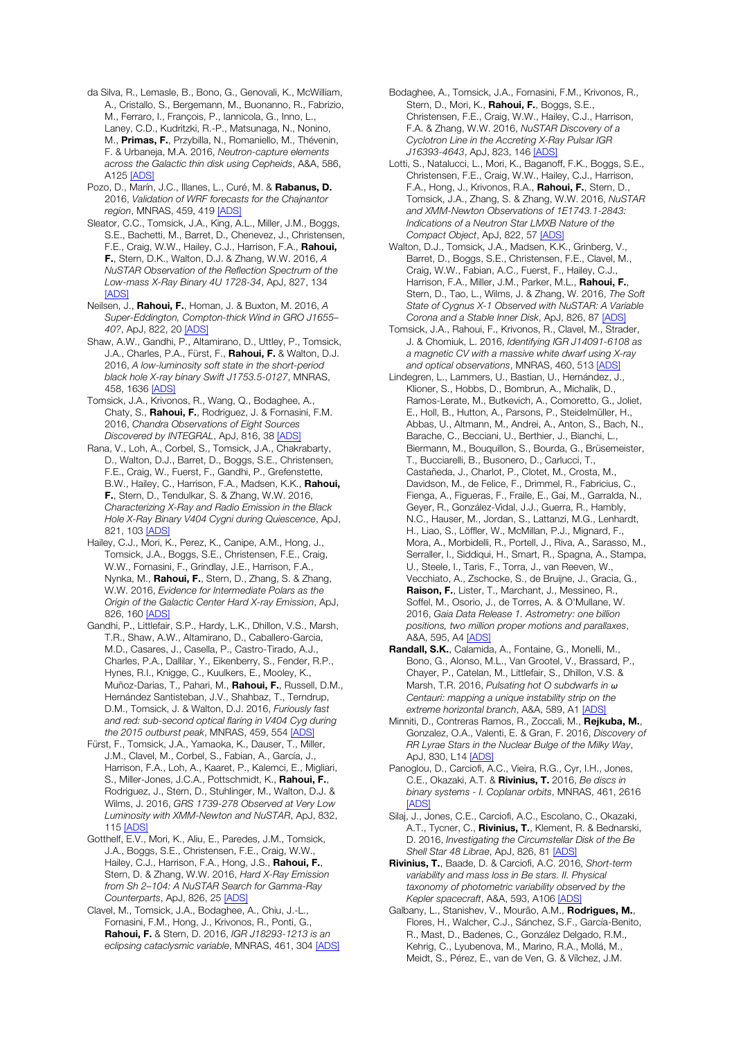da Silva, R., Lemasle, B., Bono, G., Genovali, K., McWilliam, A., Cristallo, S., Bergemann, M., Buonanno, R., Fabrizio, M., Ferraro, I., François, P., Iannicola, G., Inno, L., Laney, C.D., Kudritzki, R.-P., Matsunaga, N., Nonino, M., **Primas, F.**, Przybilla, N., Romaniello, M., Thévenin, F. & Urbaneja, M.A. 2016, *Neutron-capture elements across the Galactic thin disk using Cepheids*, A&A, 586, A125 [ADS]

Pozo, D., Marín, J.C., Illanes, L., Curé, M. & **Rabanus, D.** 2016, *Validation of WRF forecasts for the Chajnantor region*, MNRAS, 459, 419 [ADS]

Sleator, C.C., Tomsick, J.A., King, A.L., Miller, J.M., Boggs, S.E., Bachetti, M., Barret, D., Chenevez, J., Christensen, F.E., Craig, W.W., Hailey, C.J., Harrison, F.A., **Rahoui, F.**, Stern, D.K., Walton, D.J. & Zhang, W.W. 2016, *A NuSTAR Observation of the Reflection Spectrum of the Low-mass X-Ray Binary 4U 1728-34*, ApJ, 827, 134 [ADS]

Neilsen, J., **Rahoui, F.**, Homan, J. & Buxton, M. 2016, *A Super-Eddington, Compton-thick Wind in GRO J1655–40?*, ApJ, 822, 20 [ADS]

Shaw, A.W., Gandhi, P., Altamirano, D., Uttley, P., Tomsick, J.A., Charles, P.A., Fürst, F., **Rahoui, F.** & Walton, D.J. 2016, *A low-luminosity soft state in the short-period black hole X-ray binary Swift J1753.5-0127*, MNRAS, 458, 1636 [ADS]

Tomsick, J.A., Krivonos, R., Wang, Q., Bodaghee, A., Chaty, S., **Rahoui, F.**, Rodriguez, J. & Fornasini, F.M. 2016, *Chandra Observations of Eight Sources Discovered by INTEGRAL*, ApJ, 816, 38 [ADS]

Rana, V., Loh, A., Corbel, S., Tomsick, J.A., Chakrabarty, D., Walton, D.J., Barret, D., Boggs, S.E., Christensen, F.E., Craig, W., Fuerst, F., Gandhi, P., Grefenstette, B.W., Hailey, C., Harrison, F.A., Madsen, K.K., **Rahoui, F.**, Stern, D., Tendulkar, S. & Zhang, W.W. 2016, *Characterizing X-Ray and Radio Emission in the Black Hole X-Ray Binary V404 Cygni during Quiescence*, ApJ, 821, 103 [ADS]

Hailey, C.J., Mori, K., Perez, K., Canipe, A.M., Hong, J., Tomsick, J.A., Boggs, S.E., Christensen, F.E., Craig, W.W., Fornasini, F., Grindlay, J.E., Harrison, F.A., Nynka, M., **Rahoui, F.**, Stern, D., Zhang, S. & Zhang, W.W. 2016, *Evidence for Intermediate Polars as the Origin of the Galactic Center Hard X-ray Emission*, ApJ, 826, 160 [ADS]

Gandhi, P., Littlefair, S.P., Hardy, L.K., Dhillon, V.S., Marsh, T.R., Shaw, A.W., Altamirano, D., Caballero-Garcia, M.D., Casares, J., Casella, P., Castro-Tirado, A.J., Charles, P.A., Dallilar, Y., Eikenberry, S., Fender, R.P., Hynes, R.I., Knigge, C., Kuulkers, E., Mooley, K., Muñoz-Darias, T., Pahari, M., **Rahoui, F.**, Russell, D.M., Hernández Santisteban, J.V., Shahbaz, T., Terndrup, D.M., Tomsick, J. & Walton, D.J. 2016, *Furiously fast and red: sub-second optical flaring in V404 Cyg during the 2015 outburst peak*, MNRAS, 459, 554 [ADS]

Fürst, F., Tomsick, J.A., Yamaoka, K., Dauser, T., Miller, J.M., Clavel, M., Corbel, S., Fabian, A., García, J., Harrison, F.A., Loh, A., Kaaret, P., Kalemci, E., Migliari, S., Miller-Jones, J.C.A., Pottschmidt, K., **Rahoui, F.**, Rodriguez, J., Stern, D., Stuhlinger, M., Walton, D.J. & Wilms, J. 2016, *GRS 1739-278 Observed at Very Low Luminosity with XMM-Newton and NuSTAR*, ApJ, 832, 115 [ADS]

Gotthelf, E.V., Mori, K., Aliu, E., Paredes, J.M., Tomsick, J.A., Boggs, S.E., Christensen, F.E., Craig, W.W., Hailey, C.J., Harrison, F.A., Hong, J.S., **Rahoui, F.**, Stern, D. & Zhang, W.W. 2016, *Hard X-Ray Emission from Sh 2–104: A NuSTAR Search for Gamma-Ray Counterparts*, ApJ, 826, 25 [ADS]

Clavel, M., Tomsick, J.A., Bodaghee, A., Chiu, J.-L., Fornasini, F.M., Hong, J., Krivonos, R., Ponti, G., **Rahoui, F.** & Stern, D. 2016, *IGR J18293-1213 is an eclipsing cataclysmic variable*, MNRAS, 461, 304 [ADS]

Bodaghee, A., Tomsick, J.A., Fornasini, F.M., Krivonos, R., Stern, D., Mori, K., **Rahoui, F.**, Boggs, S.E., Christensen, F.E., Craig, W.W., Hailey, C.J., Harrison, F.A. & Zhang, W.W. 2016, *NuSTAR Discovery of a Cyclotron Line in the Accreting X-Ray Pulsar IGR J16393-4643*, ApJ, 823, 146 [ADS]

Lotti, S., Natalucci, L., Mori, K., Baganoff, F.K., Boggs, S.E., Christensen, F.E., Craig, W.W., Hailey, C.J., Harrison, F.A., Hong, J., Krivonos, R.A., **Rahoui, F.**, Stern, D., Tomsick, J.A., Zhang, S. & Zhang, W.W. 2016, *NuSTAR and XMM-Newton Observations of 1E1743.1-2843: Indications of a Neutron Star LMXB Nature of the Compact Object*, ApJ, 822, 57 [ADS]

Walton, D.J., Tomsick, J.A., Madsen, K.K., Grinberg, V., Barret, D., Boggs, S.E., Christensen, F.E., Clavel, M., Craig, W.W., Fabian, A.C., Fuerst, F., Hailey, C.J., Harrison, F.A., Miller, J.M., Parker, M.L., **Rahoui, F.**, Stern, D., Tao, L., Wilms, J. & Zhang, W.W. 2016, *The Soft State of Cygnus X-1 Observed with NuSTAR: A Variable Corona and a Stable Inner Disk*, ApJ, 826, 87 [ADS]

Tomsick, J.A., Rahoui, F., Krivonos, R., Clavel, M., Strader, J. & Chomiuk, L. 2016, *Identifying IGR J14091-6108 as a magnetic CV with a massive white dwarf using X-ray and optical observations*, MNRAS, 460, 513 [ADS]

Lindegren, L., Lammers, U., Bastian, U., Hernández, J., Klioner, S., Hobbs, D., Bombrun, A., Michalik, D., Ramos-Lerate, M., Butkevich, A., Comoretto, G., Joliet, E., Holl, B., Hutton, A., Parsons, P., Steidelmüller, H., Abbas, U., Altmann, M., Andrei, A., Anton, S., Bach, N., Barache, C., Becciani, U., Berthier, J., Bianchi, L., Biermann, M., Bouquillon, S., Bourda, G., Brüsemeister, T., Bucciarelli, B., Busonero, D., Carlucci, T., Castañeda, J., Charlot, P., Clotet, M., Crosta, M., Davidson, M., de Felice, F., Drimmel, R., Fabricius, C., Fienga, A., Figueras, F., Fraile, E., Gai, M., Garralda, N., Geyer, R., González-Vidal, J.J., Guerra, R., Hambly, N.C., Hauser, M., Jordan, S., Lattanzi, M.G., Lenhardt, H., Liao, S., Löffler, W., McMillan, P.J., Mignard, F., Mora, A., Morbidelli, R., Portell, J., Riva, A., Sarasso, M., Serraller, I., Siddiqui, H., Smart, R., Spagna, A., Stampa, U., Steele, I., Taris, F., Torra, J., van Reeven, W., Vecchiato, A., Zschocke, S., de Bruijne, J., Gracia, G., **Raison, F.**, Lister, T., Marchant, J., Messineo, R., Soffel, M., Osorio, J., de Torres, A. & O'Mullane, W. 2016, *Gaia Data Release 1. Astrometry: one billion positions, two million proper motions and parallaxes*, A&A, 595, A4 [ADS]

**Randall, S.K.**, Calamida, A., Fontaine, G., Monelli, M., Bono, G., Alonso, M.L., Van Grootel, V., Brassard, P., Chayer, P., Catelan, M., Littlefair, S., Dhillon, V.S. & Marsh, T.R. 2016, *Pulsating hot O subdwarfs in ω Centauri: mapping a unique instability strip on the extreme horizontal branch*, A&A, 589, A1 [ADS]

Minniti, D., Contreras Ramos, R., Zoccali, M., **Rejkuba, M.**, Gonzalez, O.A., Valenti, E. & Gran, F. 2016, *Discovery of RR Lyrae Stars in the Nuclear Bulge of the Milky Way*, ApJ, 830, L14 [ADS]

Panoglou, D., Carciofi, A.C., Vieira, R.G., Cyr, I.H., Jones, C.E., Okazaki, A.T. & **Rivinius, T.** 2016, *Be discs in binary systems - I. Coplanar orbits*, MNRAS, 461, 2616 [ADS]

Silaj, J., Jones, C.E., Carciofi, A.C., Escolano, C., Okazaki, A.T., Tycner, C., **Rivinius, T.**, Klement, R. & Bednarski, D. 2016, *Investigating the Circumstellar Disk of the Be Shell Star 48 Librae*, ApJ, 826, 81 [ADS]

**Rivinius, T.**, Baade, D. & Carciofi, A.C. 2016, *Short-term variability and mass loss in Be stars. II. Physical taxonomy of photometric variability observed by the Kepler spacecraft*, A&A, 593, A106 [ADS]

Galbany, L., Stanishev, V., Mourão, A.M., **Rodrigues, M.**, Flores, H., Walcher, C.J., Sánchez, S.F., García-Benito, R., Mast, D., Badenes, C., González Delgado, R.M., Kehrig, C., Lyubenova, M., Marino, R.A., Mollá, M., Meidt, S., Pérez, E., van de Ven, G. & Vílchez, J.M.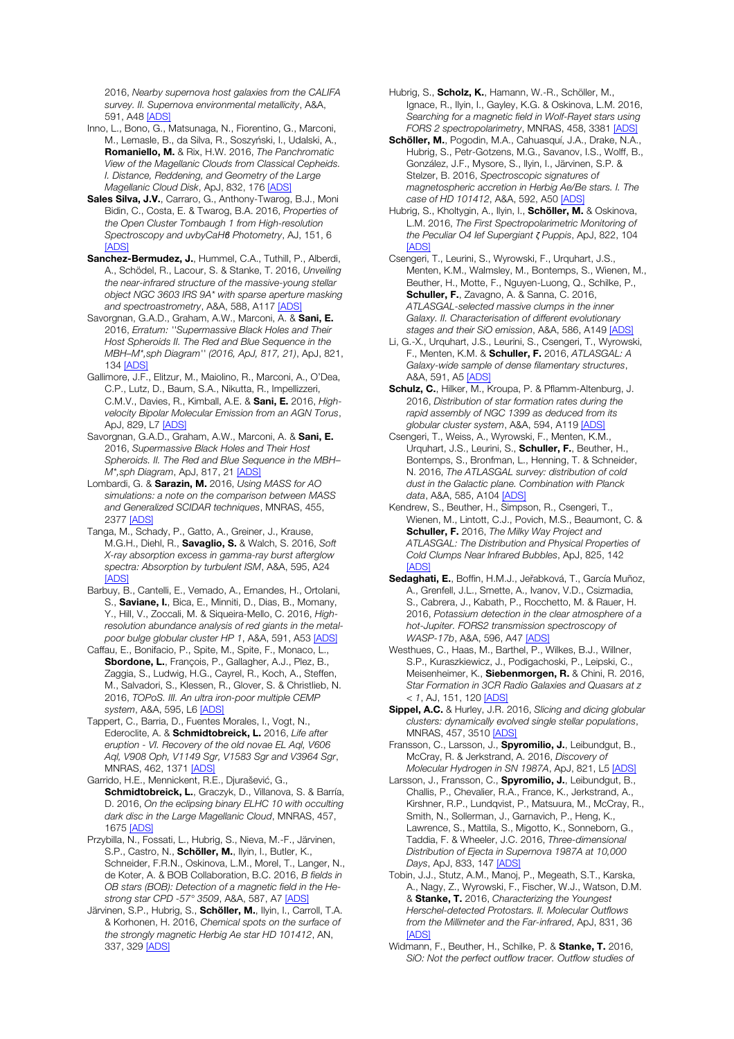2016, *Nearby supernova host galaxies from the CALIFA survey. II. Supernova environmental metallicity*, A&A, 591, A48 [ADS]

Inno, L., Bono, G., Matsunaga, N., Fiorentino, G., Marconi, M., Lemasle, B., da Silva, R., Soszyński, I., Udalski, A., **Romaniello, M.** & Rix, H.W. 2016, *The Panchromatic View of the Magellanic Clouds from Classical Cepheids. I. Distance, Reddening, and Geometry of the Large Magellanic Cloud Disk*, ApJ, 832, 176 [ADS]

**Sales Silva, J.V.**, Carraro, G., Anthony-Twarog, B.J., Moni Bidin, C., Costa, E. & Twarog, B.A. 2016, *Properties of the Open Cluster Tombaugh 1 from High-resolution Spectroscopy and uvbyCaHβ Photometry*, AJ, 151, 6 [ADS]

**Sanchez-Bermudez, J.**, Hummel, C.A., Tuthill, P., Alberdi, A., Schödel, R., Lacour, S. & Stanke, T. 2016, *Unveiling the near-infrared structure of the massive-young stellar object NGC 3603 IRS 9A\* with sparse aperture masking and spectroastrometry*, A&A, 588, A117 [ADS]

Savorgnan, G.A.D., Graham, A.W., Marconi, A. & **Sani, E.** 2016, *Erratum: "Supermassive Black Holes and Their Host Spheroids II. The Red and Blue Sequence in the MBH–M\*,sph Diagram" (2016, ApJ, 817, 21)*, ApJ, 821, 134 [ADS]

Gallimore, J.F., Elitzur, M., Maiolino, R., Marconi, A., O'Dea, C.P., Lutz, D., Baum, S.A., Nikutta, R., Impellizzeri, C.M.V., Davies, R., Kimball, A.E. & **Sani, E.** 2016, *High-velocity Bipolar Molecular Emission from an AGN Torus*, ApJ, 829, L7 [ADS]

Savorgnan, G.A.D., Graham, A.W., Marconi, A. & **Sani, E.** 2016, *Supermassive Black Holes and Their Host Spheroids. II. The Red and Blue Sequence in the MBH–M\*,sph Diagram*, ApJ, 817, 21 [ADS]

Lombardi, G. & **Sarazin, M.** 2016, *Using MASS for AO simulations: a note on the comparison between MASS and Generalized SCIDAR techniques*, MNRAS, 455, 2377 [ADS]

Tanga, M., Schady, P., Gatto, A., Greiner, J., Krause, M.G.H., Diehl, R., **Savaglio, S.** & Walch, S. 2016, *Soft X-ray absorption excess in gamma-ray burst afterglow spectra: Absorption by turbulent ISM*, A&A, 595, A24 [ADS]

Barbuy, B., Cantelli, E., Vemado, A., Ernandes, H., Ortolani, S., **Saviane, I.**, Bica, E., Minniti, D., Dias, B., Momany, Y., Hill, V., Zoccali, M. & Siqueira-Mello, C. 2016, *High-resolution abundance analysis of red giants in the metal-poor bulge globular cluster HP 1*, A&A, 591, A53 [ADS]

Caffau, E., Bonifacio, P., Spite, M., Spite, F., Monaco, L., **Sbordone, L.**, François, P., Gallagher, A.J., Plez, B., Zaggia, S., Ludwig, H.G., Cayrel, R., Koch, A., Steffen, M., Salvadori, S., Klessen, R., Glover, S. & Christlieb, N. 2016, *TOPoS. III. An ultra iron-poor multiple CEMP system*, A&A, 595, L6 [ADS]

Tappert, C., Barria, D., Fuentes Morales, I., Vogt, N., Ederoclite, A. & **Schmidtobreick, L.** 2016, *Life after eruption - VI. Recovery of the old novae EL Aql, V606 Aql, V908 Oph, V1149 Sgr, V1583 Sgr and V3964 Sgr*, MNRAS, 462, 1371 [ADS]

Garrido, H.E., Mennickent, R.E., Djurašević, G., **Schmidtobreick, L.**, Graczyk, D., Villanova, S. & Barría, D. 2016, *On the eclipsing binary ELHC 10 with occulting dark disc in the Large Magellanic Cloud*, MNRAS, 457, 1675 [ADS]

Przybilla, N., Fossati, L., Hubrig, S., Nieva, M.-F., Järvinen, S.P., Castro, N., **Schöller, M.**, Ilyin, I., Butler, K., Schneider, F.R.N., Oskinova, L.M., Morel, T., Langer, N., de Koter, A. & BOB Collaboration, B.C. 2016, *B fields in OB stars (BOB): Detection of a magnetic field in the He-strong star CPD -57° 3509*, A&A, 587, A7 [ADS]

Järvinen, S.P., Hubrig, S., **Schöller, M.**, Ilyin, I., Carroll, T.A. & Korhonen, H. 2016, *Chemical spots on the surface of the strongly magnetic Herbig Ae star HD 101412*, AN, 337, 329 [ADS]

Hubrig, S., **Scholz, K.**, Hamann, W.-R., Schöller, M., Ignace, R., Ilyin, I., Gayley, K.G. & Oskinova, L.M. 2016, *Searching for a magnetic field in Wolf-Rayet stars using FORS 2 spectropolarimetry*, MNRAS, 458, 3381 [ADS]

**Schöller, M.**, Pogodin, M.A., Cahuasquí, J.A., Drake, N.A., Hubrig, S., Petr-Gotzens, M.G., Savanov, I.S., Wolff, B., González, J.F., Mysore, S., Ilyin, I., Järvinen, S.P. & Stelzer, B. 2016, *Spectroscopic signatures of magnetospheric accretion in Herbig Ae/Be stars. I. The case of HD 101412*, A&A, 592, A50 [ADS]

Hubrig, S., Kholtygin, A., Ilyin, I., **Schöller, M.** & Oskinova, L.M. 2016, *The First Spectropolarimetric Monitoring of the Peculiar O4 Ief Supergiant ζ Puppis*, ApJ, 822, 104 [ADS]

Csengeri, T., Leurini, S., Wyrowski, F., Urquhart, J.S., Menten, K.M., Walmsley, M., Bontemps, S., Wienen, M., Beuther, H., Motte, F., Nguyen-Luong, Q., Schilke, P., **Schuller, F.**, Zavagno, A. & Sanna, C. 2016, *ATLASGAL-selected massive clumps in the inner Galaxy. II. Characterisation of different evolutionary stages and their SiO emission*, A&A, 586, A149 [ADS]

Li, G.-X., Urquhart, J.S., Leurini, S., Csengeri, T., Wyrowski, F., Menten, K.M. & **Schuller, F.** 2016, *ATLASGAL: A Galaxy-wide sample of dense filamentary structures*, A&A, 591, A5 [ADS]

**Schulz, C.**, Hilker, M., Kroupa, P. & Pflamm-Altenburg, J. 2016, *Distribution of star formation rates during the rapid assembly of NGC 1399 as deduced from its globular cluster system*, A&A, 594, A119 [ADS]

Csengeri, T., Weiss, A., Wyrowski, F., Menten, K.M., Urquhart, J.S., Leurini, S., **Schuller, F.**, Beuther, H., Bontemps, S., Bronfman, L., Henning, T. & Schneider, N. 2016, *The ATLASGAL survey: distribution of cold dust in the Galactic plane. Combination with Planck data*, A&A, 585, A104 [ADS]

Kendrew, S., Beuther, H., Simpson, R., Csengeri, T., Wienen, M., Lintott, C.J., Povich, M.S., Beaumont, C. & **Schuller, F.** 2016, *The Milky Way Project and ATLASGAL: The Distribution and Physical Properties of Cold Clumps Near Infrared Bubbles*, ApJ, 825, 142 [ADS]

**Sedaghati, E.**, Boffin, H.M.J., Jeřabková, T., García Muñoz, A., Grenfell, J.L., Smette, A., Ivanov, V.D., Csizmadia, S., Cabrera, J., Kabath, P., Rocchetto, M. & Rauer, H. 2016, *Potassium detection in the clear atmosphere of a hot-Jupiter. FORS2 transmission spectroscopy of WASP-17b*, A&A, 596, A47 [ADS]

Westhues, C., Haas, M., Barthel, P., Wilkes, B.J., Willner, S.P., Kuraszkiewicz, J., Podigachoski, P., Leipski, C., Meisenheimer, K., **Siebenmorgen, R.** & Chini, R. 2016, *Star Formation in 3CR Radio Galaxies and Quasars at z < 1*, AJ, 151, 120 [ADS]

**Sippel, A.C.** & Hurley, J.R. 2016, *Slicing and dicing globular clusters: dynamically evolved single stellar populations*, MNRAS, 457, 3510 [ADS]

Fransson, C., Larsson, J., **Spyromilio, J.**, Leibundgut, B., McCray, R. & Jerkstrand, A. 2016, *Discovery of Molecular Hydrogen in SN 1987A*, ApJ, 821, L5 [ADS]

Larsson, J., Fransson, C., **Spyromilio, J.**, Leibundgut, B., Challis, P., Chevalier, R.A., France, K., Jerkstrand, A., Kirshner, R.P., Lundqvist, P., Matsuura, M., McCray, R., Smith, N., Sollerman, J., Garnavich, P., Heng, K., Lawrence, S., Mattila, S., Migotto, K., Sonneborn, G., Taddia, F. & Wheeler, J.C. 2016, *Three-dimensional Distribution of Ejecta in Supernova 1987A at 10,000 Days*, ApJ, 833, 147 [ADS]

Tobin, J.J., Stutz, A.M., Manoj, P., Megeath, S.T., Karska, A., Nagy, Z., Wyrowski, F., Fischer, W.J., Watson, D.M. & **Stanke, T.** 2016, *Characterizing the Youngest Herschel-detected Protostars. II. Molecular Outflows from the Millimeter and the Far-infrared*, ApJ, 831, 36 [ADS]

Widmann, F., Beuther, H., Schilke, P. & **Stanke, T.** 2016, *SiO: Not the perfect outflow tracer. Outflow studies of*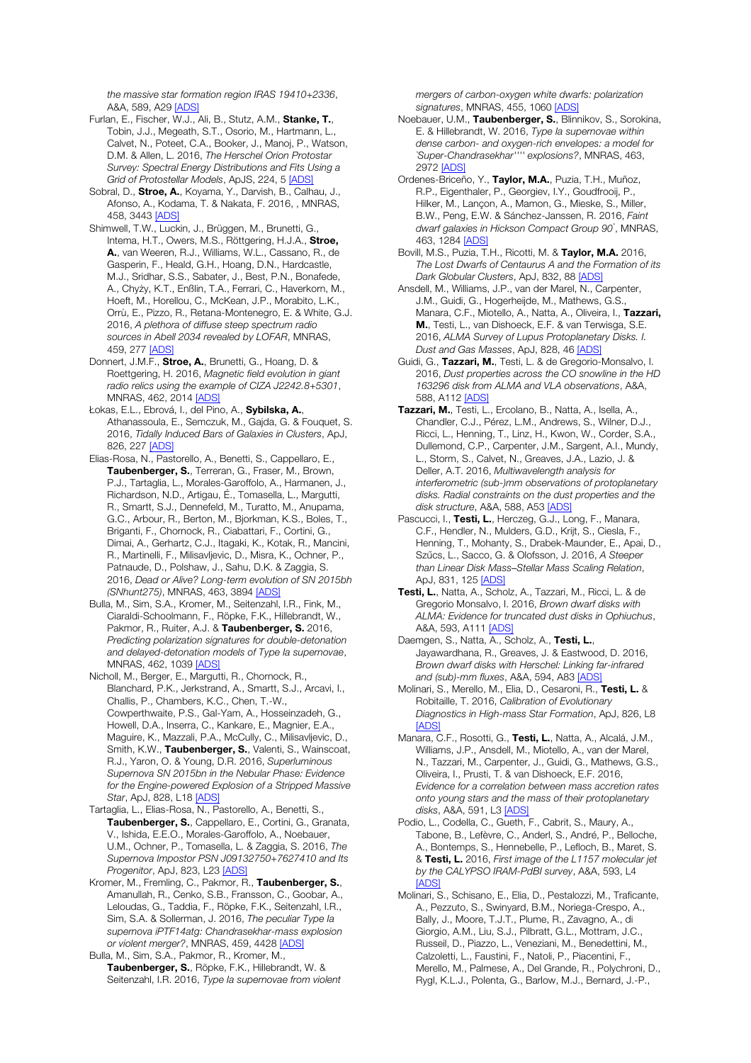*the massive star formation region IRAS 19410+2336*, A&A, 589, A29 [ADS]

Furlan, E., Fischer, W.J., Ali, B., Stutz, A.M., **Stanke, T.**, Tobin, J.J., Megeath, S.T., Osorio, M., Hartmann, L., Calvet, N., Poteet, C.A., Booker, J., Manoj, P., Watson, D.M. & Allen, L. 2016, *The Herschel Orion Protostar Survey: Spectral Energy Distributions and Fits Using a Grid of Protostellar Models*, ApJS, 224, 5 [ADS]

Sobral, D., **Stroe, A.**, Koyama, Y., Darvish, B., Calhau, J., Afonso, A., Kodama, T. & Nakata, F. 2016, , MNRAS, 458, 3443 [ADS]

Shimwell, T.W., Luckin, J., Brüggen, M., Brunetti, G., Intema, H.T., Owers, M.S., Röttgering, H.J.A., **Stroe, A.**, van Weeren, R.J., Williams, W.L., Cassano, R., de Gasperin, F., Heald, G.H., Hoang, D.N., Hardcastle, M.J., Sridhar, S.S., Sabater, J., Best, P.N., Bonafede, A., Chyży, K.T., Enßlin, T.A., Ferrari, C., Haverkorn, M., Hoeft, M., Horellou, C., McKean, J.P., Morabito, L.K., Orrù, E., Pizzo, R., Retana-Montenegro, E. & White, G.J. 2016, *A plethora of diffuse steep spectrum radio sources in Abell 2034 revealed by LOFAR*, MNRAS, 459, 277 [ADS]

Donnert, J.M.F., **Stroe, A.**, Brunetti, G., Hoang, D. & Roettgering, H. 2016, *Magnetic field evolution in giant radio relics using the example of CIZA J2242.8+5301*, MNRAS, 462, 2014 [ADS]

Łokas, E.L., Ebrová, I., del Pino, A., **Sybilska, A.**, Athanassoula, E., Semczuk, M., Gajda, G. & Fouquet, S. 2016, *Tidally Induced Bars of Galaxies in Clusters*, ApJ, 826, 227 [ADS]

Elias-Rosa, N., Pastorello, A., Benetti, S., Cappellaro, E., **Taubenberger, S.**, Terreran, G., Fraser, M., Brown, P.J., Tartaglia, L., Morales-Garoffolo, A., Harmanen, J., Richardson, N.D., Artigau, É., Tomasella, L., Margutti, R., Smartt, S.J., Dennefeld, M., Turatto, M., Anupama, G.C., Arbour, R., Berton, M., Bjorkman, K.S., Boles, T., Briganti, F., Chornock, R., Ciabattari, F., Cortini, G., Dimai, A., Gerhartz, C.J., Itagaki, K., Kotak, R., Mancini, R., Martinelli, F., Milisavljevic, D., Misra, K., Ochner, P., Patnaude, D., Polshaw, J., Sahu, D.K. & Zaggia, S. 2016, *Dead or Alive? Long-term evolution of SN 2015bh (SNhunt275)*, MNRAS, 463, 3894 [ADS]

Bulla, M., Sim, S.A., Kromer, M., Seitenzahl, I.R., Fink, M., Ciaraldi-Schoolmann, F., Röpke, F.K., Hillebrandt, W., Pakmor, R., Ruiter, A.J. & **Taubenberger, S.** 2016, *Predicting polarization signatures for double-detonation and delayed-detonation models of Type Ia supernovae*, MNRAS, 462, 1039 [ADS]

Nicholl, M., Berger, E., Margutti, R., Chornock, R., Blanchard, P.K., Jerkstrand, A., Smartt, S.J., Arcavi, I., Challis, P., Chambers, K.C., Chen, T.-W., Cowperthwaite, P.S., Gal-Yam, A., Hosseinzadeh, G., Howell, D.A., Inserra, C., Kankare, E., Magnier, E.A., Maguire, K., Mazzali, P.A., McCully, C., Milisavljevic, D., Smith, K.W., **Taubenberger, S.**, Valenti, S., Wainscoat, R.J., Yaron, O. & Young, D.R. 2016, *Superluminous Supernova SN 2015bn in the Nebular Phase: Evidence for the Engine-powered Explosion of a Stripped Massive Star*, ApJ, 828, L18 [ADS]

Tartaglia, L., Elias-Rosa, N., Pastorello, A., Benetti, S., **Taubenberger, S.**, Cappellaro, E., Cortini, G., Granata, V., Ishida, E.E.O., Morales-Garoffolo, A., Noebauer, U.M., Ochner, P., Tomasella, L. & Zaggia, S. 2016, *The Supernova Impostor PSN J09132750+7627410 and Its Progenitor*, ApJ, 823, L23 [ADS]

Kromer, M., Fremling, C., Pakmor, R., **Taubenberger, S.**, Amanullah, R., Cenko, S.B., Fransson, C., Goobar, A., Leloudas, G., Taddia, F., Röpke, F.K., Seitenzahl, I.R., Sim, S.A. & Sollerman, J. 2016, *The peculiar Type Ia supernova iPTF14atg: Chandrasekhar-mass explosion or violent merger?*, MNRAS, 459, 4428 [ADS]

Bulla, M., Sim, S.A., Pakmor, R., Kromer, M., **Taubenberger, S.**, Röpke, F.K., Hillebrandt, W. & Seitenzahl, I.R. 2016, *Type Ia supernovae from violent mergers of carbon-oxygen white dwarfs: polarization signatures*, MNRAS, 455, 1060 [ADS]

Noebauer, U.M., **Taubenberger, S.**, Blinnikov, S., Sorokina, E. & Hillebrandt, W. 2016, *Type Ia supernovae within dense carbon- and oxygen-rich envelopes: a model for `Super-Chandrasekhar'''' explosions?*, MNRAS, 463, 2972 [ADS]

Ordenes-Briceño, Y., **Taylor, M.A.**, Puzia, T.H., Muñoz, R.P., Eigenthaler, P., Georgiev, I.Y., Goudfrooij, P., Hilker, M., Lançon, A., Mamon, G., Mieske, S., Miller, B.W., Peng, E.W. & Sánchez-Janssen, R. 2016, *Faint dwarf galaxies in Hickson Compact Group 90`*, MNRAS, 463, 1284 [ADS]

Bovill, M.S., Puzia, T.H., Ricotti, M. & **Taylor, M.A.** 2016, *The Lost Dwarfs of Centaurus A and the Formation of its Dark Globular Clusters*, ApJ, 832, 88 [ADS]

Ansdell, M., Williams, J.P., van der Marel, N., Carpenter, J.M., Guidi, G., Hogerheijde, M., Mathews, G.S., Manara, C.F., Miotello, A., Natta, A., Oliveira, I., **Tazzari, M.**, Testi, L., van Dishoeck, E.F. & van Terwisga, S.E. 2016, *ALMA Survey of Lupus Protoplanetary Disks. I. Dust and Gas Masses*, ApJ, 828, 46 [ADS]

Guidi, G., **Tazzari, M.**, Testi, L. & de Gregorio-Monsalvo, I. 2016, *Dust properties across the CO snowline in the HD 163296 disk from ALMA and VLA observations*, A&A, 588, A112 [ADS]

**Tazzari, M.**, Testi, L., Ercolano, B., Natta, A., Isella, A., Chandler, C.J., Pérez, L.M., Andrews, S., Wilner, D.J., Ricci, L., Henning, T., Linz, H., Kwon, W., Corder, S.A., Dullemond, C.P., Carpenter, J.M., Sargent, A.I., Mundy, L., Storm, S., Calvet, N., Greaves, J.A., Lazio, J. & Deller, A.T. 2016, *Multiwavelength analysis for interferometric (sub-)mm observations of protoplanetary disks. Radial constraints on the dust properties and the disk structure*, A&A, 588, A53 [ADS]

Pascucci, I., **Testi, L.**, Herczeg, G.J., Long, F., Manara, C.F., Hendler, N., Mulders, G.D., Krijt, S., Ciesla, F., Henning, T., Mohanty, S., Drabek-Maunder, E., Apai, D., Szűcs, L., Sacco, G. & Olofsson, J. 2016, *A Steeper than Linear Disk Mass–Stellar Mass Scaling Relation*, ApJ, 831, 125 [ADS]

**Testi, L.**, Natta, A., Scholz, A., Tazzari, M., Ricci, L. & de Gregorio Monsalvo, I. 2016, *Brown dwarf disks with ALMA: Evidence for truncated dust disks in Ophiuchus*, A&A, 593, A111 [ADS]

Daemgen, S., Natta, A., Scholz, A., **Testi, L.**, Jayawardhana, R., Greaves, J. & Eastwood, D. 2016, *Brown dwarf disks with Herschel: Linking far-infrared and (sub)-mm fluxes*, A&A, 594, A83 [ADS]

Molinari, S., Merello, M., Elia, D., Cesaroni, R., **Testi, L.** & Robitaille, T. 2016, *Calibration of Evolutionary Diagnostics in High-mass Star Formation*, ApJ, 826, L8 [ADS]

Manara, C.F., Rosotti, G., **Testi, L.**, Natta, A., Alcalá, J.M., Williams, J.P., Ansdell, M., Miotello, A., van der Marel, N., Tazzari, M., Carpenter, J., Guidi, G., Mathews, G.S., Oliveira, I., Prusti, T. & van Dishoeck, E.F. 2016, *Evidence for a correlation between mass accretion rates onto young stars and the mass of their protoplanetary disks*, A&A, 591, L3 [ADS]

Podio, L., Codella, C., Gueth, F., Cabrit, S., Maury, A., Tabone, B., Lefèvre, C., Anderl, S., André, P., Belloche, A., Bontemps, S., Hennebelle, P., Lefloch, B., Maret, S. & **Testi, L.** 2016, *First image of the L1157 molecular jet by the CALYPSO IRAM-PdBI survey*, A&A, 593, L4 [ADS]

Molinari, S., Schisano, E., Elia, D., Pestalozzi, M., Traficante, A., Pezzuto, S., Swinyard, B.M., Noriega-Crespo, A., Bally, J., Moore, T.J.T., Plume, R., Zavagno, A., di Giorgio, A.M., Liu, S.J., Pilbratt, G.L., Mottram, J.C., Russeil, D., Piazzo, L., Veneziani, M., Benedettini, M., Calzoletti, L., Faustini, F., Natoli, P., Piacentini, F., Merello, M., Palmese, A., Del Grande, R., Polychroni, D., Rygl, K.L.J., Polenta, G., Barlow, M.J., Bernard, J.-P.,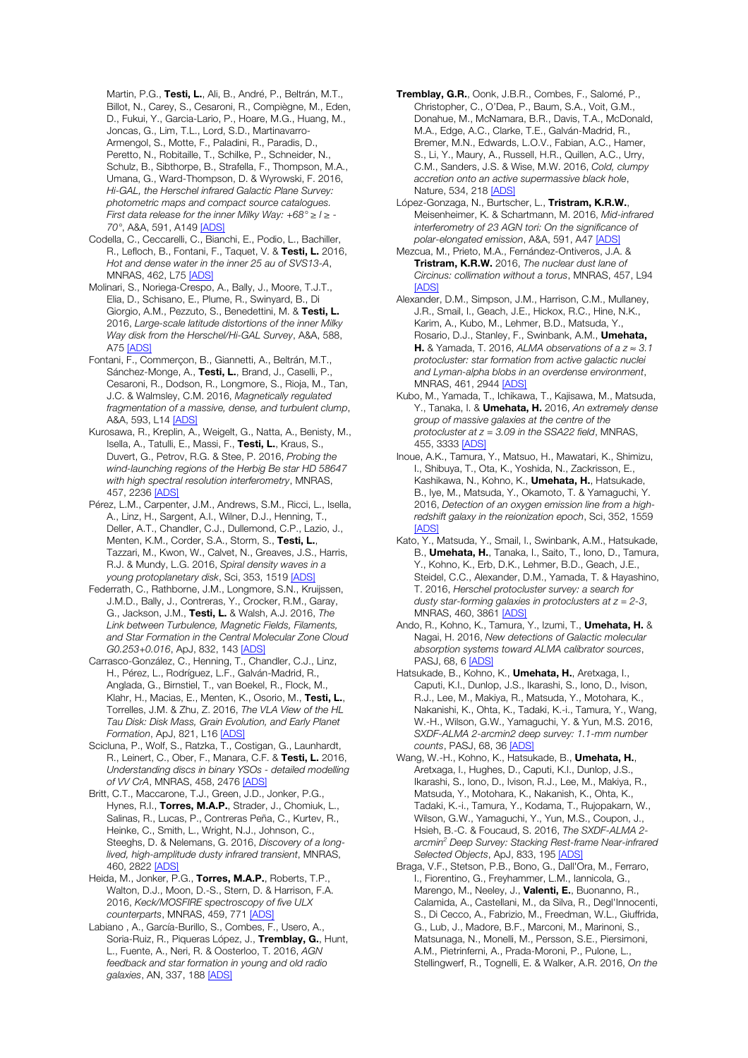Martin, P.G., **Testi, L.**, Ali, B., André, P., Beltrán, M.T., Billot, N., Carey, S., Cesaroni, R., Compiègne, M., Eden, D., Fukui, Y., Garcia-Lario, P., Hoare, M.G., Huang, M., Joncas, G., Lim, T.L., Lord, S.D., Martinavarro-Armengol, S., Motte, F., Paladini, R., Paradis, D., Peretto, N., Robitaille, T., Schilke, P., Schneider, N., Schulz, B., Sibthorpe, B., Strafella, F., Thompson, M.A., Umana, G., Ward-Thompson, D. & Wyrowski, F. 2016, *Hi-GAL, the Herschel infrared Galactic Plane Survey: photometric maps and compact source catalogues. First data release for the inner Milky Way: +68° ≥ l ≥ -70°*, A&A, 591, A149 [ADS]

Codella, C., Ceccarelli, C., Bianchi, E., Podio, L., Bachiller, R., Lefloch, B., Fontani, F., Taquet, V. & **Testi, L.** 2016, *Hot and dense water in the inner 25 au of SVS13-A*, MNRAS, 462, L75 [ADS]

Molinari, S., Noriega-Crespo, A., Bally, J., Moore, T.J.T., Elia, D., Schisano, E., Plume, R., Swinyard, B., Di Giorgio, A.M., Pezzuto, S., Benedettini, M. & **Testi, L.** 2016, *Large-scale latitude distortions of the inner Milky Way disk from the Herschel/Hi-GAL Survey*, A&A, 588, A75 [ADS]

Fontani, F., Commerçon, B., Giannetti, A., Beltrán, M.T., Sánchez-Monge, A., **Testi, L.**, Brand, J., Caselli, P., Cesaroni, R., Dodson, R., Longmore, S., Rioja, M., Tan, J.C. & Walmsley, C.M. 2016, *Magnetically regulated fragmentation of a massive, dense, and turbulent clump*, A&A, 593, L14 [ADS]

Kurosawa, R., Kreplin, A., Weigelt, G., Natta, A., Benisty, M., Isella, A., Tatulli, E., Massi, F., **Testi, L.**, Kraus, S., Duvert, G., Petrov, R.G. & Stee, P. 2016, *Probing the wind-launching regions of the Herbig Be star HD 58647 with high spectral resolution interferometry*, MNRAS, 457, 2236 [ADS]

Pérez, L.M., Carpenter, J.M., Andrews, S.M., Ricci, L., Isella, A., Linz, H., Sargent, A.I., Wilner, D.J., Henning, T., Deller, A.T., Chandler, C.J., Dullemond, C.P., Lazio, J., Menten, K.M., Corder, S.A., Storm, S., **Testi, L.**, Tazzari, M., Kwon, W., Calvet, N., Greaves, J.S., Harris, R.J. & Mundy, L.G. 2016, *Spiral density waves in a young protoplanetary disk*, Sci, 353, 1519 [ADS]

Federrath, C., Rathborne, J.M., Longmore, S.N., Kruijssen, J.M.D., Bally, J., Contreras, Y., Crocker, R.M., Garay, G., Jackson, J.M., **Testi, L.** & Walsh, A.J. 2016, *The Link between Turbulence, Magnetic Fields, Filaments, and Star Formation in the Central Molecular Zone Cloud G0.253+0.016*, ApJ, 832, 143 [ADS]

Carrasco-González, C., Henning, T., Chandler, C.J., Linz, H., Pérez, L., Rodríguez, L.F., Galván-Madrid, R., Anglada, G., Birnstiel, T., van Boekel, R., Flock, M., Klahr, H., Macias, E., Menten, K., Osorio, M., **Testi, L.**, Torrelles, J.M. & Zhu, Z. 2016, *The VLA View of the HL Tau Disk: Disk Mass, Grain Evolution, and Early Planet Formation*, ApJ, 821, L16 [ADS]

Sciclu na, P., Wolf, S., Ratzka, T., Costigan, G., Launhardt, R., Leinert, C., Ober, F., Manara, C.F. & **Testi, L.** 2016, *Understanding discs in binary YSOs - detailed modelling of VV CrA*, MNRAS, 458, 2476 [ADS]

Britt, C.T., Maccarone, T.J., Green, J.D., Jonker, P.G., Hynes, R.I., **Torres, M.A.P.**, Strader, J., Chomiuk, L., Salinas, R., Lucas, P., Contreras Peña, C., Kurtev, R., Heinke, C., Smith, L., Wright, N.J., Johnson, C., Steeghs, D. & Nelemans, G. 2016, *Discovery of a long-lived, high-amplitude dusty infrared transient*, MNRAS, 460, 2822 [ADS]

Heida, M., Jonker, P.G., **Torres, M.A.P.**, Roberts, T.P., Walton, D.J., Moon, D.-S., Stern, D. & Harrison, F.A. 2016, *Keck/MOSFIRE spectroscopy of five ULX counterparts*, MNRAS, 459, 771 [ADS]

Labiano , A., García-Burillo, S., Combes, F., Usero, A., Soria-Ruiz, R., Piqueras López, J., **Tremblay, G.**, Hunt, L., Fuente, A., Neri, R. & Oosterloo, T. 2016, *AGN feedback and star formation in young and old radio galaxies*, AN, 337, 188 [ADS]

**Tremblay, G.R.**, Oonk, J.B.R., Combes, F., Salomé, P., Christopher, C., O'Dea, P., Baum, S.A., Voit, G.M., Donahue, M., McNamara, B.R., Davis, T.A., McDonald, M.A., Edge, A.C., Clarke, T.E., Galván-Madrid, R., Bremer, M.N., Edwards, L.O.V., Fabian, A.C., Hamer, S., Li, Y., Maury, A., Russell, H.R., Quillen, A.C., Urry, C.M., Sanders, J.S. & Wise, M.W. 2016, *Cold, clumpy accretion onto an active supermassive black hole*, Nature, 534, 218 [ADS]

López-Gonzaga, N., Burtscher, L., **Tristram, K.R.W.**, Meisenheimer, K. & Schartmann, M. 2016, *Mid-infrared interferometry of 23 AGN tori: On the significance of polar-elongated emission*, A&A, 591, A47 [ADS]

Mezcua, M., Prieto, M.A., Fernández-Ontiveros, J.A. & **Tristram, K.R.W.** 2016, *The nuclear dust lane of Circinus: collimation without a torus*, MNRAS, 457, L94 [ADS]

Alexander, D.M., Simpson, J.M., Harrison, C.M., Mullaney, J.R., Smail, I., Geach, J.E., Hickox, R.C., Hine, N.K., Karim, A., Kubo, M., Lehmer, B.D., Matsuda, Y., Rosario, D.J., Stanley, F., Swinbank, A.M., **Umehata, H.** & Yamada, T. 2016, *ALMA observations of a z ≈ 3.1 protocluster: star formation from active galactic nuclei and Lyman-alpha blobs in an overdense environment*, MNRAS, 461, 2944 [ADS]

Kubo, M., Yamada, T., Ichikawa, T., Kajisawa, M., Matsuda, Y., Tanaka, I. & **Umehata, H.** 2016, *An extremely dense group of massive galaxies at the centre of the protocluster at z = 3.09 in the SSA22 field*, MNRAS, 455, 3333 [ADS]

Inoue, A.K., Tamura, Y., Matsuo, H., Mawatari, K., Shimizu, I., Shibuya, T., Ota, K., Yoshida, N., Zackrisson, E., Kashikawa, N., Kohno, K., **Umehata, H.**, Hatsukade, B., Iye, M., Matsuda, Y., Okamoto, T. & Yamaguchi, Y. 2016, *Detection of an oxygen emission line from a high-redshift galaxy in the reionization epoch*, Sci, 352, 1559 [ADS]

Kato, Y., Matsuda, Y., Smail, I., Swinbank, A.M., Hatsukade, B., **Umehata, H.**, Tanaka, I., Saito, T., Iono, D., Tamura, Y., Kohno, K., Erb, D.K., Lehmer, B.D., Geach, J.E., Steidel, C.C., Alexander, D.M., Yamada, T. & Hayashino, T. 2016, *Herschel protocluster survey: a search for dusty star-forming galaxies in protoclusters at z = 2-3*, MNRAS, 460, 3861 [ADS]

Ando, R., Kohno, K., Tamura, Y., Izumi, T., **Umehata, H.** & Nagai, H. 2016, *New detections of Galactic molecular absorption systems toward ALMA calibrator sources*, PASJ, 68, 6 [ADS]

Hatsukade, B., Kohno, K., **Umehata, H.**, Aretxaga, I., Caputi, K.I., Dunlop, J.S., Ikarashi, S., Iono, D., Ivison, R.J., Lee, M., Makiya, R., Matsuda, Y., Motohara, K., Nakanishi, K., Ohta, K., Tadaki, K.-i., Tamura, Y., Wang, W.-H., Wilson, G.W., Yamaguchi, Y. & Yun, M.S. 2016, *SXDF-ALMA 2-arcmin2 deep survey: 1.1-mm number counts*, PASJ, 68, 36 [ADS]

Wang, W.-H., Kohno, K., Hatsukade, B., **Umehata, H.**, Aretxaga, I., Hughes, D., Caputi, K.I., Dunlop, J.S., Ikarashi, S., Iono, D., Ivison, R.J., Lee, M., Makiya, R., Matsuda, Y., Motohara, K., Nakanishi, K., Ohta, K., Tadaki, K.-i., Tamura, Y., Kodama, T., Rujopakarn, W., Wilson, G.W., Yamaguchi, Y., Yun, M.S., Coupon, J., Hsieh, B.-C. & Foucaud, S. 2016, *The SXDF-ALMA 2-arcmin$^2$ Deep Survey: Stacking Rest-frame Near-infrared Selected Objects*, ApJ, 833, 195 [ADS]

Braga, V.F., Stetson, P.B., Bono, G., Dall'Ora, M., Ferraro, I., Fiorentino, G., Freyhammer, L.M., Iannicola, G., Marengo, M., Neeley, J., **Valenti, E.**, Buonanno, R., Calamida, A., Castellani, M., da Silva, R., Degl'Innocenti, S., Di Cecco, A., Fabrizio, M., Freedman, W.L., Giuffrida, G., Lub, J., Madore, B.F., Marconi, M., Marinoni, S., Matsunaga, N., Monelli, M., Persson, S.E., Piersimoni, A.M., Pietrinferni, A., Prada-Moroni, P., Pulone, L., Stellingwerf, R., Tognelli, E. & Walker, A.R. 2016, *On the*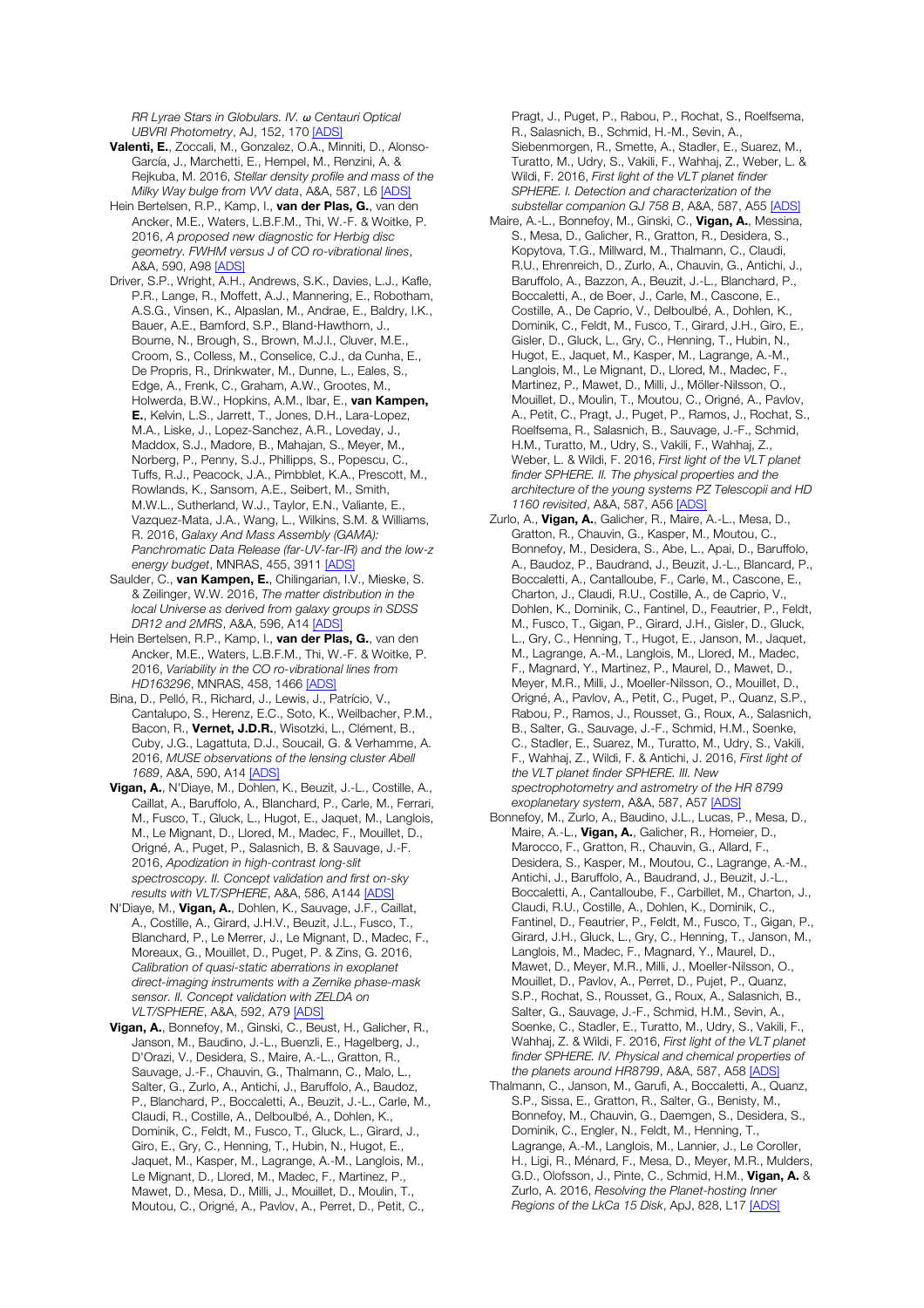*RR Lyrae Stars in Globulars. IV. ω Centauri Optical UBVRI Photometry*, AJ, 152, 170 [ADS]

**Valenti, E.**, Zoccali, M., Gonzalez, O.A., Minniti, D., Alonso-García, J., Marchetti, E., Hempel, M., Renzini, A. & Rejkuba, M. 2016, *Stellar density profile and mass of the Milky Way bulge from VVV data*, A&A, 587, L6 [ADS]

Hein Bertelsen, R.P., Kamp, I., **van der Plas, G.**, van den Ancker, M.E., Waters, L.B.F.M., Thi, W.-F. & Woitke, P. 2016, *A proposed new diagnostic for Herbig disc geometry. FWHM versus J of CO ro-vibrational lines*, A&A, 590, A98 [ADS]

Driver, S.P., Wright, A.H., Andrews, S.K., Davies, L.J., Kafle, P.R., Lange, R., Moffett, A.J., Mannering, E., Robotham, A.S.G., Vinsen, K., Alpaslan, M., Andrae, E., Baldry, I.K., Bauer, A.E., Bamford, S.P., Bland-Hawthorn, J., Bourne, N., Brough, S., Brown, M.J.I., Cluver, M.E., Croom, S., Colless, M., Conselice, C.J., da Cunha, E., De Propris, R., Drinkwater, M., Dunne, L., Eales, S., Edge, A., Frenk, C., Graham, A.W., Grootes, M., Holwerda, B.W., Hopkins, A.M., Ibar, E., **van Kampen, E.**, Kelvin, L.S., Jarrett, T., Jones, D.H., Lara-Lopez, M.A., Liske, J., Lopez-Sanchez, A.R., Loveday, J., Maddox, S.J., Madore, B., Mahajan, S., Meyer, M., Norberg, P., Penny, S.J., Phillipps, S., Popescu, C., Tuffs, R.J., Peacock, J.A., Pimbblet, K.A., Prescott, M., Rowlands, K., Sansom, A.E., Seibert, M., Smith, M.W.L., Sutherland, W.J., Taylor, E.N., Valiante, E., Vazquez-Mata, J.A., Wang, L., Wilkins, S.M. & Williams, R. 2016, *Galaxy And Mass Assembly (GAMA): Panchromatic Data Release (far-UV-far-IR) and the low-z energy budget*, MNRAS, 455, 3911 [ADS]

Saulder, C., **van Kampen, E.**, Chilingarian, I.V., Mieske, S. & Zeilinger, W.W. 2016, *The matter distribution in the local Universe as derived from galaxy groups in SDSS DR12 and 2MRS*, A&A, 596, A14 [ADS]

Hein Bertelsen, R.P., Kamp, I., **van der Plas, G.**, van den Ancker, M.E., Waters, L.B.F.M., Thi, W.-F. & Woitke, P. 2016, *Variability in the CO ro-vibrational lines from HD163296*, MNRAS, 458, 1466 [ADS]

Bina, D., Pelló, R., Richard, J., Lewis, J., Patrício, V., Cantalupo, S., Herenz, E.C., Soto, K., Weilbacher, P.M., Bacon, R., **Vernet, J.D.R.**, Wisotzki, L., Clément, B., Cuby, J.G., Lagattuta, D.J., Soucail, G. & Verhamme, A. 2016, *MUSE observations of the lensing cluster Abell 1689*, A&A, 590, A14 [ADS]

**Vigan, A.**, N'Diaye, M., Dohlen, K., Beuzit, J.-L., Costille, A., Caillat, A., Baruffolo, A., Blanchard, P., Carle, M., Ferrari, M., Fusco, T., Gluck, L., Hugot, E., Jaquet, M., Langlois, M., Le Mignant, D., Llored, M., Madec, F., Mouillet, D., Origné, A., Puget, P., Salasnich, B. & Sauvage, J.-F. 2016, *Apodization in high-contrast long-slit spectroscopy. II. Concept validation and first on-sky results with VLT/SPHERE*, A&A, 586, A144 [ADS]

N'Diaye, M., **Vigan, A.**, Dohlen, K., Sauvage, J.F., Caillat, A., Costille, A., Girard, J.H.V., Beuzit, J.L., Fusco, T., Blanchard, P., Le Merrer, J., Le Mignant, D., Madec, F., Moreaux, G., Mouillet, D., Puget, P. & Zins, G. 2016, *Calibration of quasi-static aberrations in exoplanet direct-imaging instruments with a Zernike phase-mask sensor. II. Concept validation with ZELDA on VLT/SPHERE*, A&A, 592, A79 [ADS]

**Vigan, A.**, Bonnefoy, M., Ginski, C., Beust, H., Galicher, R., Janson, M., Baudino, J.-L., Buenzli, E., Hagelberg, J., D'Orazi, V., Desidera, S., Maire, A.-L., Gratton, R., Sauvage, J.-F., Chauvin, G., Thalmann, C., Malo, L., Salter, G., Zurlo, A., Antichi, J., Baruffolo, A., Baudoz, P., Blanchard, P., Boccaletti, A., Beuzit, J.-L., Carle, M., Claudi, R., Costille, A., Delboulbé, A., Dohlen, K., Dominik, C., Feldt, M., Fusco, T., Gluck, L., Girard, J., Giro, E., Gry, C., Henning, T., Hubin, N., Hugot, E., Jaquet, M., Kasper, M., Lagrange, A.-M., Langlois, M., Le Mignant, D., Llored, M., Madec, F., Martinez, P., Mawet, D., Mesa, D., Milli, J., Mouillet, D., Moulin, T., Moutou, C., Origné, A., Pavlov, A., Perret, D., Petit, C., Pragt, J., Puget, P., Rabou, P., Rochat, S., Roelfsema, R., Salasnich, B., Schmid, H.-M., Sevin, A., Siebenmorgen, R., Smette, A., Stadler, E., Suarez, M., Turatto, M., Udry, S., Vakili, F., Wahhaj, Z., Weber, L. & Wildi, F. 2016, *First light of the VLT planet finder SPHERE. I. Detection and characterization of the substellar companion GJ 758 B*, A&A, 587, A55 [ADS]

Maire, A.-L., Bonnefoy, M., Ginski, C., **Vigan, A.**, Messina, S., Mesa, D., Galicher, R., Gratton, R., Desidera, S., Kopytova, T.G., Millward, M., Thalmann, C., Claudi, R.U., Ehrenreich, D., Zurlo, A., Chauvin, G., Antichi, J., Baruffolo, A., Bazzon, A., Beuzit, J.-L., Blanchard, P., Boccaletti, A., de Boer, J., Carle, M., Cascone, E., Costille, A., De Caprio, V., Delboulbé, A., Dohlen, K., Dominik, C., Feldt, M., Fusco, T., Girard, J.H., Giro, E., Gisler, D., Gluck, L., Gry, C., Henning, T., Hubin, N., Hugot, E., Jaquet, M., Kasper, M., Lagrange, A.-M., Langlois, M., Le Mignant, D., Llored, M., Madec, F., Martinez, P., Mawet, D., Milli, J., Möller-Nilsson, O., Mouillet, D., Moulin, T., Moutou, C., Origné, A., Pavlov, A., Petit, C., Pragt, J., Puget, P., Ramos, J., Rochat, S., Roelfsema, R., Salasnich, B., Sauvage, J.-F., Schmid, H.M., Turatto, M., Udry, S., Vakili, F., Wahhaj, Z., Weber, L. & Wildi, F. 2016, *First light of the VLT planet finder SPHERE. II. The physical properties and the architecture of the young systems PZ Telescopii and HD 1160 revisited*, A&A, 587, A56 [ADS]

Zurlo, A., **Vigan, A.**, Galicher, R., Maire, A.-L., Mesa, D., Gratton, R., Chauvin, G., Kasper, M., Moutou, C., Bonnefoy, M., Desidera, S., Abe, L., Apai, D., Baruffolo, A., Baudoz, P., Baudrand, J., Beuzit, J.-L., Blancard, P., Boccaletti, A., Cantalloube, F., Carle, M., Cascone, E., Charton, J., Claudi, R.U., Costille, A., de Caprio, V., Dohlen, K., Dominik, C., Fantinel, D., Feautrier, P., Feldt, M., Fusco, T., Gigan, P., Girard, J.H., Gisler, D., Gluck, L., Gry, C., Henning, T., Hugot, E., Janson, M., Jaquet, M., Lagrange, A.-M., Langlois, M., Llored, M., Madec, F., Magnard, Y., Martinez, P., Maurel, D., Mawet, D., Meyer, M.R., Milli, J., Moeller-Nilsson, O., Mouillet, D., Origné, A., Pavlov, A., Petit, C., Puget, P., Quanz, S.P., Rabou, P., Ramos, J., Rousset, G., Roux, A., Salasnich, B., Salter, G., Sauvage, J.-F., Schmid, H.M., Soenke, C., Stadler, E., Suarez, M., Turatto, M., Udry, S., Vakili, F., Wahhaj, Z., Wildi, F. & Antichi, J. 2016, *First light of the VLT planet finder SPHERE. III. New spectrophotometry and astrometry of the HR 8799 exoplanetary system*, A&A, 587, A57 [ADS]

Bonnefoy, M., Zurlo, A., Baudino, J.L., Lucas, P., Mesa, D., Maire, A.-L., **Vigan, A.**, Galicher, R., Homeier, D., Marocco, F., Gratton, R., Chauvin, G., Allard, F., Desidera, S., Kasper, M., Moutou, C., Lagrange, A.-M., Antichi, J., Baruffolo, A., Baudrand, J., Beuzit, J.-L., Boccaletti, A., Cantalloube, F., Carbillet, M., Charton, J., Claudi, R.U., Costille, A., Dohlen, K., Dominik, C., Fantinel, D., Feautrier, P., Feldt, M., Fusco, T., Gigan, P., Girard, J.H., Gluck, L., Gry, C., Henning, T., Janson, M., Langlois, M., Madec, F., Magnard, Y., Maurel, D., Mawet, D., Meyer, M.R., Milli, J., Moeller-Nilsson, O., Mouillet, D., Pavlov, A., Perret, D., Pujet, P., Quanz, S.P., Rochat, S., Rousset, G., Roux, A., Salasnich, B., Salter, G., Sauvage, J.-F., Schmid, H.M., Sevin, A., Soenke, C., Stadler, E., Turatto, M., Udry, S., Vakili, F., Wahhaj, Z. & Wildi, F. 2016, *First light of the VLT planet finder SPHERE. IV. Physical and chemical properties of the planets around HR8799*, A&A, 587, A58 [ADS]

Thalmann, C., Janson, M., Garufi, A., Boccaletti, A., Quanz, S.P., Sissa, E., Gratton, R., Salter, G., Benisty, M., Bonnefoy, M., Chauvin, G., Daemgen, S., Desidera, S., Dominik, C., Engler, N., Feldt, M., Henning, T., Lagrange, A.-M., Langlois, M., Lannier, J., Le Coroller, H., Ligi, R., Ménard, F., Mesa, D., Meyer, M.R., Mulders, G.D., Olofsson, J., Pinte, C., Schmid, H.M., **Vigan, A.** & Zurlo, A. 2016, *Resolving the Planet-hosting Inner Regions of the LkCa 15 Disk*, ApJ, 828, L17 [ADS]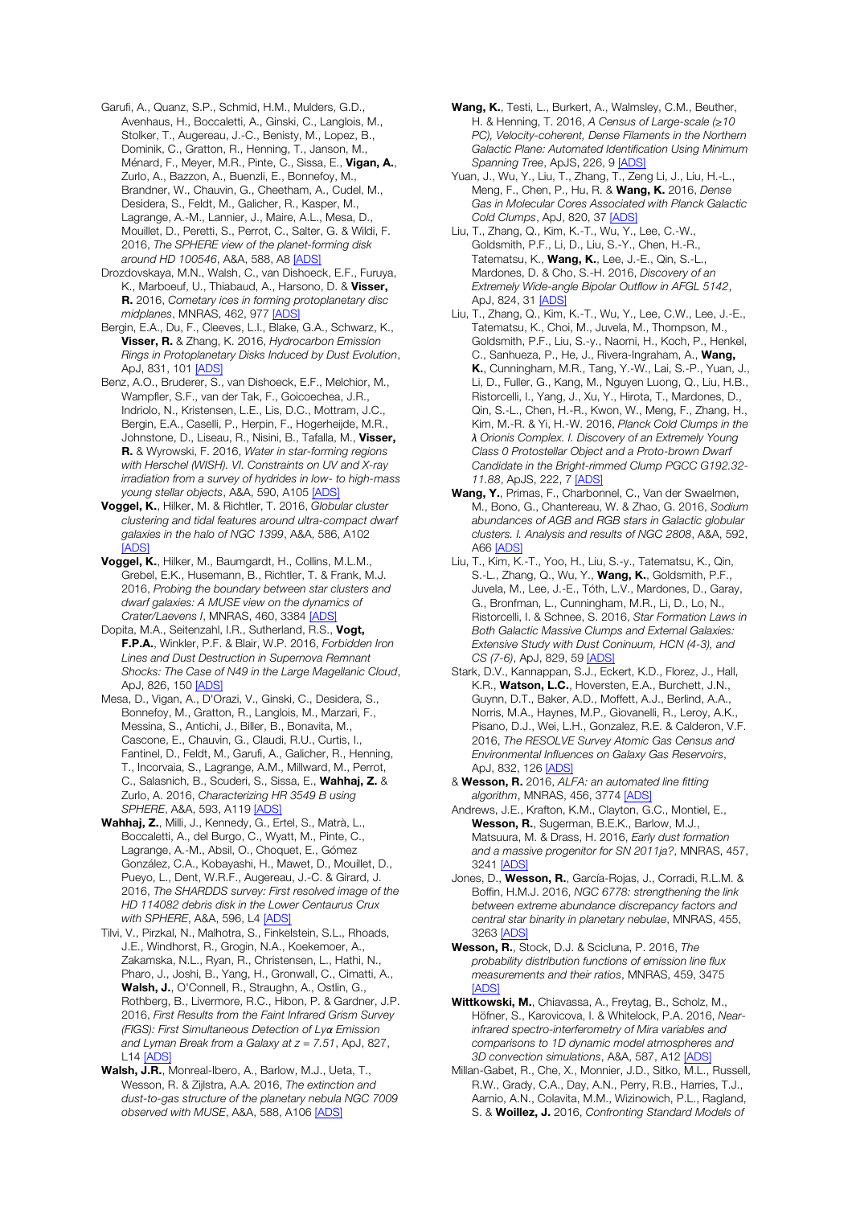Garufi, A., Quanz, S.P., Schmid, H.M., Mulders, G.D., Avenhaus, H., Boccaletti, A., Ginski, C., Langlois, M., Stolker, T., Augereau, J.-C., Benisty, M., Lopez, B., Dominik, C., Gratton, R., Henning, T., Janson, M., Ménard, F., Meyer, M.R., Pinte, C., Sissa, E., **Vigan, A.**, Zurlo, A., Bazzon, A., Buenzli, E., Bonnefoy, M., Brandner, W., Chauvin, G., Cheetham, A., Cudel, M., Desidera, S., Feldt, M., Galicher, R., Kasper, M., Lagrange, A.-M., Lannier, J., Maire, A.L., Mesa, D., Mouillet, D., Peretti, S., Perrot, C., Salter, G. & Wildi, F. 2016, *The SPHERE view of the planet-forming disk around HD 100546*, A&A, 588, A8 [ADS]

Drozdovskaya, M.N., Walsh, C., van Dishoeck, E.F., Furuya, K., Marboeuf, U., Thiabaud, A., Harsono, D. & **Visser, R.** 2016, *Cometary ices in forming protoplanetary disc midplanes*, MNRAS, 462, 977 [ADS]

Bergin, E.A., Du, F., Cleeves, L.I., Blake, G.A., Schwarz, K., **Visser, R.** & Zhang, K. 2016, *Hydrocarbon Emission Rings in Protoplanetary Disks Induced by Dust Evolution*, ApJ, 831, 101 [ADS]

Benz, A.O., Bruderer, S., van Dishoeck, E.F., Melchior, M., Wampfler, S.F., van der Tak, F., Goicoechea, J.R., Indriolo, N., Kristensen, L.E., Lis, D.C., Mottram, J.C., Bergin, E.A., Caselli, P., Herpin, F., Hogerheijde, M.R., Johnstone, D., Liseau, R., Nisini, B., Tafalla, M., **Visser, R.** & Wyrowski, F. 2016, *Water in star-forming regions with Herschel (WISH). VI. Constraints on UV and X-ray irradiation from a survey of hydrides in low- to high-mass young stellar objects*, A&A, 590, A105 [ADS]

**Voggel, K.**, Hilker, M. & Richtler, T. 2016, *Globular cluster clustering and tidal features around ultra-compact dwarf galaxies in the halo of NGC 1399*, A&A, 586, A102 [ADS]

**Voggel, K.**, Hilker, M., Baumgardt, H., Collins, M.L.M., Grebel, E.K., Husemann, B., Richtler, T. & Frank, M.J. 2016, *Probing the boundary between star clusters and dwarf galaxies: A MUSE view on the dynamics of Crater/Laevens I*, MNRAS, 460, 3384 [ADS]

Dopita, M.A., Seitenzahl, I.R., Sutherland, R.S., **Vogt, F.P.A.**, Winkler, P.F. & Blair, W.P. 2016, *Forbidden Iron Lines and Dust Destruction in Supernova Remnant Shocks: The Case of N49 in the Large Magellanic Cloud*, ApJ, 826, 150 [ADS]

Mesa, D., Vigan, A., D'Orazi, V., Ginski, C., Desidera, S., Bonnefoy, M., Gratton, R., Langlois, M., Marzari, F., Messina, S., Antichi, J., Biller, B., Bonavita, M., Cascone, E., Chauvin, G., Claudi, R.U., Curtis, I., Fantinel, D., Feldt, M., Garufi, A., Galicher, R., Henning, T., Incorvaia, S., Lagrange, A.M., Millward, M., Perrot, C., Salasnich, B., Scuderi, S., Sissa, E., **Wahhaj, Z.** & Zurlo, A. 2016, *Characterizing HR 3549 B using SPHERE*, A&A, 593, A119 [ADS]

**Wahhaj, Z.**, Milli, J., Kennedy, G., Ertel, S., Matrà, L., Boccaletti, A., del Burgo, C., Wyatt, M., Pinte, C., Lagrange, A.-M., Absil, O., Choquet, E., Gómez González, C.A., Kobayashi, H., Mawet, D., Mouillet, D., Pueyo, L., Dent, W.R.F., Augereau, J.-C. & Girard, J. 2016, *The SHARDDS survey: First resolved image of the HD 114082 debris disk in the Lower Centaurus Crux with SPHERE*, A&A, 596, L4 [ADS]

Tilvi, V., Pirzkal, N., Malhotra, S., Finkelstein, S.L., Rhoads, J.E., Windhorst, R., Grogin, N.A., Koekemoer, A., Zakamska, N.L., Ryan, R., Christensen, L., Hathi, N., Pharo, J., Joshi, B., Yang, H., Gronwall, C., Cimatti, A., **Walsh, J.**, O'Connell, R., Straughn, A., Ostlin, G., Rothberg, B., Livermore, R.C., Hibon, P. & Gardner, J.P. 2016, *First Results from the Faint Infrared Grism Survey (FIGS): First Simultaneous Detection of Lyα Emission and Lyman Break from a Galaxy at z = 7.51*, ApJ, 827, L14 [ADS]

**Walsh, J.R.**, Monreal-Ibero, A., Barlow, M.J., Ueta, T., Wesson, R. & Zijlstra, A.A. 2016, *The extinction and dust-to-gas structure of the planetary nebula NGC 7009 observed with MUSE*, A&A, 588, A106 [ADS]

**Wang, K.**, Testi, L., Burkert, A., Walmsley, C.M., Beuther, H. & Henning, T. 2016, *A Census of Large-scale (≥10 PC), Velocity-coherent, Dense Filaments in the Northern Galactic Plane: Automated Identification Using Minimum Spanning Tree*, ApJS, 226, 9 [ADS]

Yuan, J., Wu, Y., Liu, T., Zhang, T., Zeng Li, J., Liu, H.-L., Meng, F., Chen, P., Hu, R. & **Wang, K.** 2016, *Dense Gas in Molecular Cores Associated with Planck Galactic Cold Clumps*, ApJ, 820, 37 [ADS]

Liu, T., Zhang, Q., Kim, K.-T., Wu, Y., Lee, C.-W., Goldsmith, P.F., Li, D., Liu, S.-Y., Chen, H.-R., Tatematsu, K., **Wang, K.**, Lee, J.-E., Qin, S.-L., Mardones, D. & Cho, S.-H. 2016, *Discovery of an Extremely Wide-angle Bipolar Outflow in AFGL 5142*, ApJ, 824, 31 [ADS]

Liu, T., Zhang, Q., Kim, K.-T., Wu, Y., Lee, C.W., Lee, J.-E., Tatematsu, K., Choi, M., Juvela, M., Thompson, M., Goldsmith, P.F., Liu, S.-y., Naomi, H., Koch, P., Henkel, C., Sanhueza, P., He, J., Rivera-Ingraham, A., **Wang, K.**, Cunningham, M.R., Tang, Y.-W., Lai, S.-P., Yuan, J., Li, D., Fuller, G., Kang, M., Nguyen Luong, Q., Liu, H.B., Ristorcelli, I., Yang, J., Xu, Y., Hirota, T., Mardones, D., Qin, S.-L., Chen, H.-R., Kwon, W., Meng, F., Zhang, H., Kim, M.-R. & Yi, H.-W. 2016, *Planck Cold Clumps in the λ Orionis Complex. I. Discovery of an Extremely Young Class 0 Protostellar Object and a Proto-brown Dwarf Candidate in the Bright-rimmed Clump PGCC G192.32-11.88*, ApJS, 222, 7 [ADS]

**Wang, Y.**, Primas, F., Charbonnel, C., Van der Swaelmen, M., Bono, G., Chantereau, W. & Zhao, G. 2016, *Sodium abundances of AGB and RGB stars in Galactic globular clusters. I. Analysis and results of NGC 2808*, A&A, 592, A66 [ADS]

Liu, T., Kim, K.-T., Yoo, H., Liu, S.-y., Tatematsu, K., Qin, S.-L., Zhang, Q., Wu, Y., **Wang, K.**, Goldsmith, P.F., Juvela, M., Lee, J.-E., Tóth, L.V., Mardones, D., Garay, G., Bronfman, L., Cunningham, M.R., Li, D., Lo, N., Ristorcelli, I. & Schnee, S. 2016, *Star Formation Laws in Both Galactic Massive Clumps and External Galaxies: Extensive Study with Dust Coninuum, HCN (4-3), and CS (7-6)*, ApJ, 829, 59 [ADS]

Stark, D.V., Kannappan, S.J., Eckert, K.D., Florez, J., Hall, K.R., **Watson, L.C.**, Hoversten, E.A., Burchett, J.N., Guynn, D.T., Baker, A.D., Moffett, A.J., Berlind, A.A., Norris, M.A., Haynes, M.P., Giovanelli, R., Leroy, A.K., Pisano, D.J., Wei, L.H., Gonzalez, R.E. & Calderon, V.F. 2016, *The RESOLVE Survey Atomic Gas Census and Environmental Influences on Galaxy Gas Reservoirs*, ApJ, 832, 126 [ADS]

& **Wesson, R.** 2016, *ALFA: an automated line fitting algorithm*, MNRAS, 456, 3774 [ADS]

Andrews, J.E., Krafton, K.M., Clayton, G.C., Montiel, E., **Wesson, R.**, Sugerman, B.E.K., Barlow, M.J., Matsuura, M. & Drass, H. 2016, *Early dust formation and a massive progenitor for SN 2011ja?*, MNRAS, 457, 3241 [ADS]

Jones, D., **Wesson, R.**, García-Rojas, J., Corradi, R.L.M. & Boffin, H.M.J. 2016, *NGC 6778: strengthening the link between extreme abundance discrepancy factors and central star binarity in planetary nebulae*, MNRAS, 455, 3263 [ADS]

**Wesson, R.**, Stock, D.J. & Scicluna, P. 2016, *The probability distribution functions of emission line flux measurements and their ratios*, MNRAS, 459, 3475 [ADS]

**Wittkowski, M.**, Chiavassa, A., Freytag, B., Scholz, M., Höfner, S., Karovicova, I. & Whitelock, P.A. 2016, *Near-infrared spectro-interferometry of Mira variables and comparisons to 1D dynamic model atmospheres and 3D convection simulations*, A&A, 587, A12 [ADS]

Millan-Gabet, R., Che, X., Monnier, J.D., Sitko, M.L., Russell, R.W., Grady, C.A., Day, A.N., Perry, R.B., Harries, T.J., Aarnio, A.N., Colavita, M.M., Wizinowich, P.L., Ragland, S. & **Woillez, J.** 2016, *Confronting Standard Models of*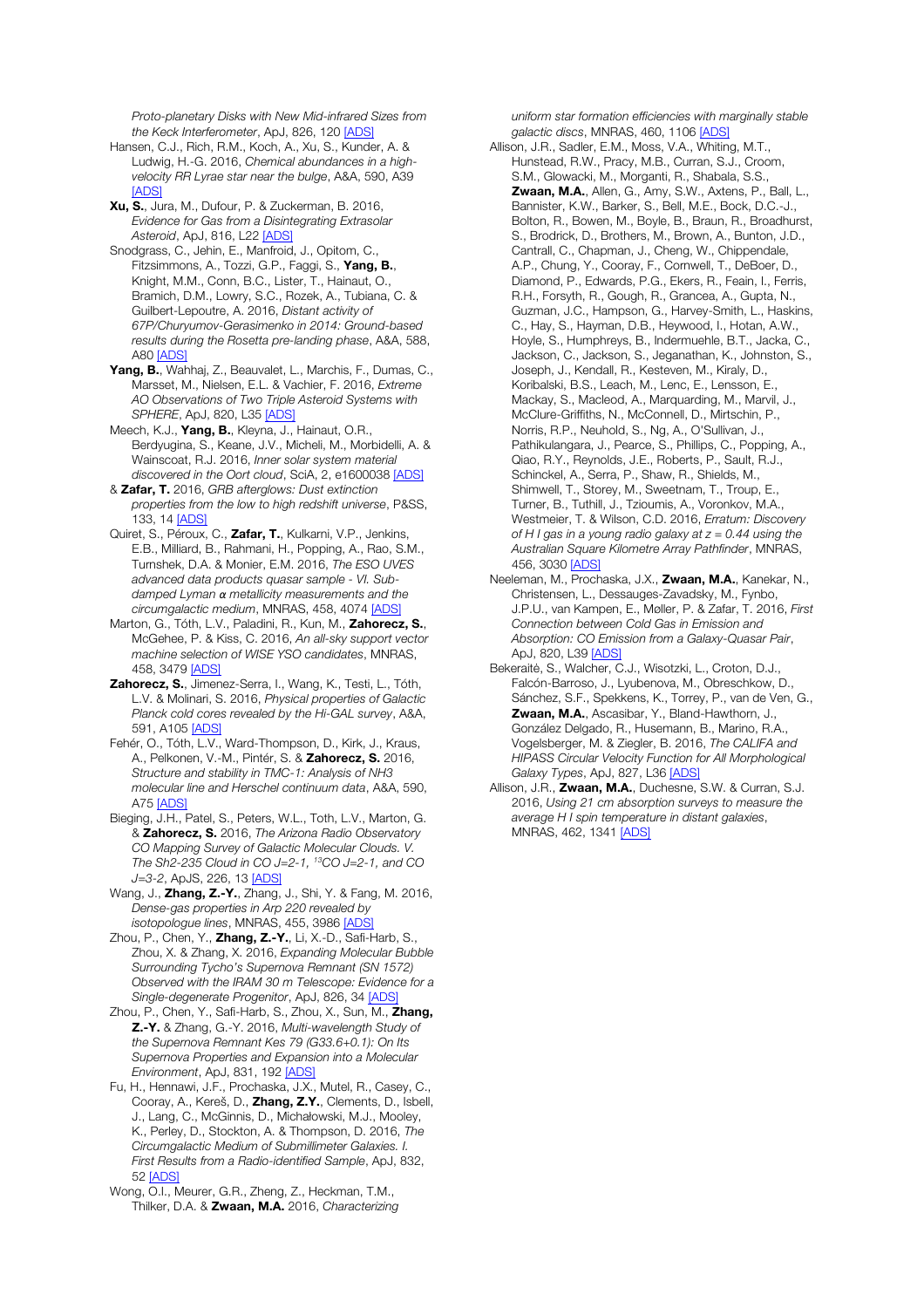*Proto-planetary Disks with New Mid-infrared Sizes from the Keck Interferometer*, ApJ, 826, 120 [ADS]

Hansen, C.J., Rich, R.M., Koch, A., Xu, S., Kunder, A. & Ludwig, H.-G. 2016, *Chemical abundances in a high-velocity RR Lyrae star near the bulge*, A&A, 590, A39 [ADS]

**Xu, S.**, Jura, M., Dufour, P. & Zuckerman, B. 2016, *Evidence for Gas from a Disintegrating Extrasolar Asteroid*, ApJ, 816, L22 [ADS]

Snodgrass, C., Jehin, E., Manfroid, J., Opitom, C., Fitzsimmons, A., Tozzi, G.P., Faggi, S., **Yang, B.**, Knight, M.M., Conn, B.C., Lister, T., Hainaut, O., Bramich, D.M., Lowry, S.C., Rozek, A., Tubiana, C. & Guilbert-Lepoutre, A. 2016, *Distant activity of 67P/Churyumov-Gerasimenko in 2014: Ground-based results during the Rosetta pre-landing phase*, A&A, 588, A80 [ADS]

**Yang, B.**, Wahhaj, Z., Beauvalet, L., Marchis, F., Dumas, C., Marsset, M., Nielsen, E.L. & Vachier, F. 2016, *Extreme AO Observations of Two Triple Asteroid Systems with SPHERE*, ApJ, 820, L35 [ADS]

Meech, K.J., **Yang, B.**, Kleyna, J., Hainaut, O.R., Berdyugina, S., Keane, J.V., Micheli, M., Morbidelli, A. & Wainscoat, R.J. 2016, *Inner solar system material discovered in the Oort cloud*, SciA, 2, e1600038 [ADS]

& **Zafar, T.** 2016, *GRB afterglows: Dust extinction properties from the low to high redshift universe*, P&SS, 133, 14 [ADS]

Quiret, S., Péroux, C., **Zafar, T.**, Kulkarni, V.P., Jenkins, E.B., Milliard, B., Rahmani, H., Popping, A., Rao, S.M., Turnshek, D.A. & Monier, E.M. 2016, *The ESO UVES advanced data products quasar sample - VI. Sub-damped Lyman α metallicity measurements and the circumgalactic medium*, MNRAS, 458, 4074 [ADS]

Marton, G., Tóth, L.V., Paladini, R., Kun, M., **Zahorecz, S.**, McGehee, P. & Kiss, C. 2016, *An all-sky support vector machine selection of WISE YSO candidates*, MNRAS, 458, 3479 [ADS]

**Zahorecz, S.**, Jimenez-Serra, I., Wang, K., Testi, L., Tóth, L.V. & Molinari, S. 2016, *Physical properties of Galactic Planck cold cores revealed by the Hi-GAL survey*, A&A, 591, A105 [ADS]

Fehér, O., Tóth, L.V., Ward-Thompson, D., Kirk, J., Kraus, A., Pelkonen, V.-M., Pintér, S. & **Zahorecz, S.** 2016, *Structure and stability in TMC-1: Analysis of NH3 molecular line and Herschel continuum data*, A&A, 590, A75 [ADS]

Bieging, J.H., Patel, S., Peters, W.L., Toth, L.V., Marton, G. & **Zahorecz, S.** 2016, *The Arizona Radio Observatory CO Mapping Survey of Galactic Molecular Clouds. V. The Sh2-235 Cloud in CO J=2-1, $^{13}$CO J=2-1, and CO J=3-2*, ApJS, 226, 13 [ADS]

Wang, J., **Zhang, Z.-Y.**, Zhang, J., Shi, Y. & Fang, M. 2016, *Dense-gas properties in Arp 220 revealed by isotopologue lines*, MNRAS, 455, 3986 [ADS]

Zhou, P., Chen, Y., **Zhang, Z.-Y.**, Li, X.-D., Safi-Harb, S., Zhou, X. & Zhang, X. 2016, *Expanding Molecular Bubble Surrounding Tycho's Supernova Remnant (SN 1572) Observed with the IRAM 30 m Telescope: Evidence for a Single-degenerate Progenitor*, ApJ, 826, 34 [ADS]

Zhou, P., Chen, Y., Safi-Harb, S., Zhou, X., Sun, M., **Zhang, Z.-Y.** & Zhang, G.-Y. 2016, *Multi-wavelength Study of the Supernova Remnant Kes 79 (G33.6+0.1): On Its Supernova Properties and Expansion into a Molecular Environment*, ApJ, 831, 192 [ADS]

Fu, H., Hennawi, J.F., Prochaska, J.X., Mutel, R., Casey, C., Cooray, A., Kereš, D., **Zhang, Z.Y.**, Clements, D., Isbell, J., Lang, C., McGinnis, D., Michałowski, M.J., Mooley, K., Perley, D., Stockton, A. & Thompson, D. 2016, *The Circumgalactic Medium of Submillimeter Galaxies. I. First Results from a Radio-identified Sample*, ApJ, 832, 52 [ADS]

Wong, O.I., Meurer, G.R., Zheng, Z., Heckman, T.M., Thilker, D.A. & **Zwaan, M.A.** 2016, *Characterizing uniform star formation efficiencies with marginally stable galactic discs*, MNRAS, 460, 1106 [ADS]

Allison, J.R., Sadler, E.M., Moss, V.A., Whiting, M.T., Hunstead, R.W., Pracy, M.B., Curran, S.J., Croom, S.M., Glowacki, M., Morganti, R., Shabala, S.S., **Zwaan, M.A.**, Allen, G., Amy, S.W., Axtens, P., Ball, L., Bannister, K.W., Barker, S., Bell, M.E., Bock, D.C.-J., Bolton, R., Bowen, M., Boyle, B., Braun, R., Broadhurst, S., Brodrick, D., Brothers, M., Brown, A., Bunton, J.D., Cantrall, C., Chapman, J., Cheng, W., Chippendale, A.P., Chung, Y., Cooray, F., Cornwell, T., DeBoer, D., Diamond, P., Edwards, P.G., Ekers, R., Feain, I., Ferris, R.H., Forsyth, R., Gough, R., Grancea, A., Gupta, N., Guzman, J.C., Hampson, G., Harvey-Smith, L., Haskins, C., Hay, S., Hayman, D.B., Heywood, I., Hotan, A.W., Hoyle, S., Humphreys, B., Indermuehle, B.T., Jacka, C., Jackson, C., Jackson, S., Jeganathan, K., Johnston, S., Joseph, J., Kendall, R., Kesteven, M., Kiraly, D., Koribalski, B.S., Leach, M., Lenc, E., Lensson, E., Mackay, S., Macleod, A., Marquarding, M., Marvil, J., McClure-Griffiths, N., McConnell, D., Mirtschin, P., Norris, R.P., Neuhold, S., Ng, A., O'Sullivan, J., Pathikulangara, J., Pearce, S., Phillips, C., Popping, A., Qiao, R.Y., Reynolds, J.E., Roberts, P., Sault, R.J., Schinckel, A., Serra, P., Shaw, R., Shields, M., Shimwell, T., Storey, M., Sweetnam, T., Troup, E., Turner, B., Tuthill, J., Tzioumis, A., Voronkov, M.A., Westmeier, T. & Wilson, C.D. 2016, *Erratum: Discovery of H I gas in a young radio galaxy at z = 0.44 using the Australian Square Kilometre Array Pathfinder*, MNRAS, 456, 3030 [ADS]

Neeleman, M., Prochaska, J.X., **Zwaan, M.A.**, Kanekar, N., Christensen, L., Dessauges-Zavadsky, M., Fynbo, J.P.U., van Kampen, E., Møller, P. & Zafar, T. 2016, *First Connection between Cold Gas in Emission and Absorption: CO Emission from a Galaxy-Quasar Pair*, ApJ, 820, L39 [ADS]

Bekeraitė, S., Walcher, C.J., Wisotzki, L., Croton, D.J., Falcón-Barroso, J., Lyubenova, M., Obreschkow, D., Sánchez, S.F., Spekkens, K., Torrey, P., van de Ven, G., **Zwaan, M.A.**, Ascasibar, Y., Bland-Hawthorn, J., González Delgado, R., Husemann, B., Marino, R.A., Vogelsberger, M. & Ziegler, B. 2016, *The CALIFA and HIPASS Circular Velocity Function for All Morphological Galaxy Types*, ApJ, 827, L36 [ADS]

Allison, J.R., **Zwaan, M.A.**, Duchesne, S.W. & Curran, S.J. 2016, *Using 21 cm absorption surveys to measure the average H I spin temperature in distant galaxies*, MNRAS, 462, 1341 [ADS]